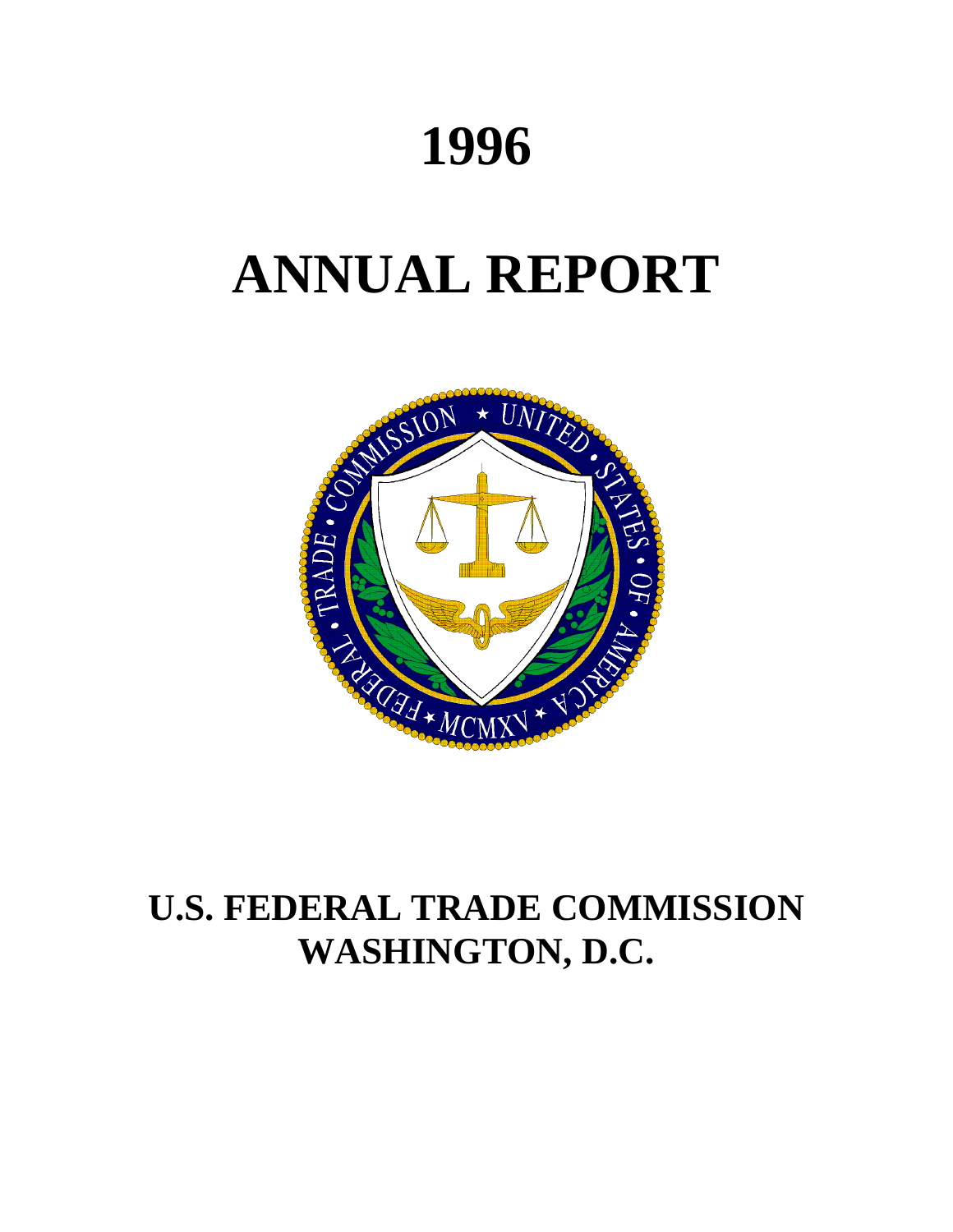# 1996

# ANNUAL REPORT

## U.S. FEDERAL TRADE COMMISSION
## WASHINGTON, D.C.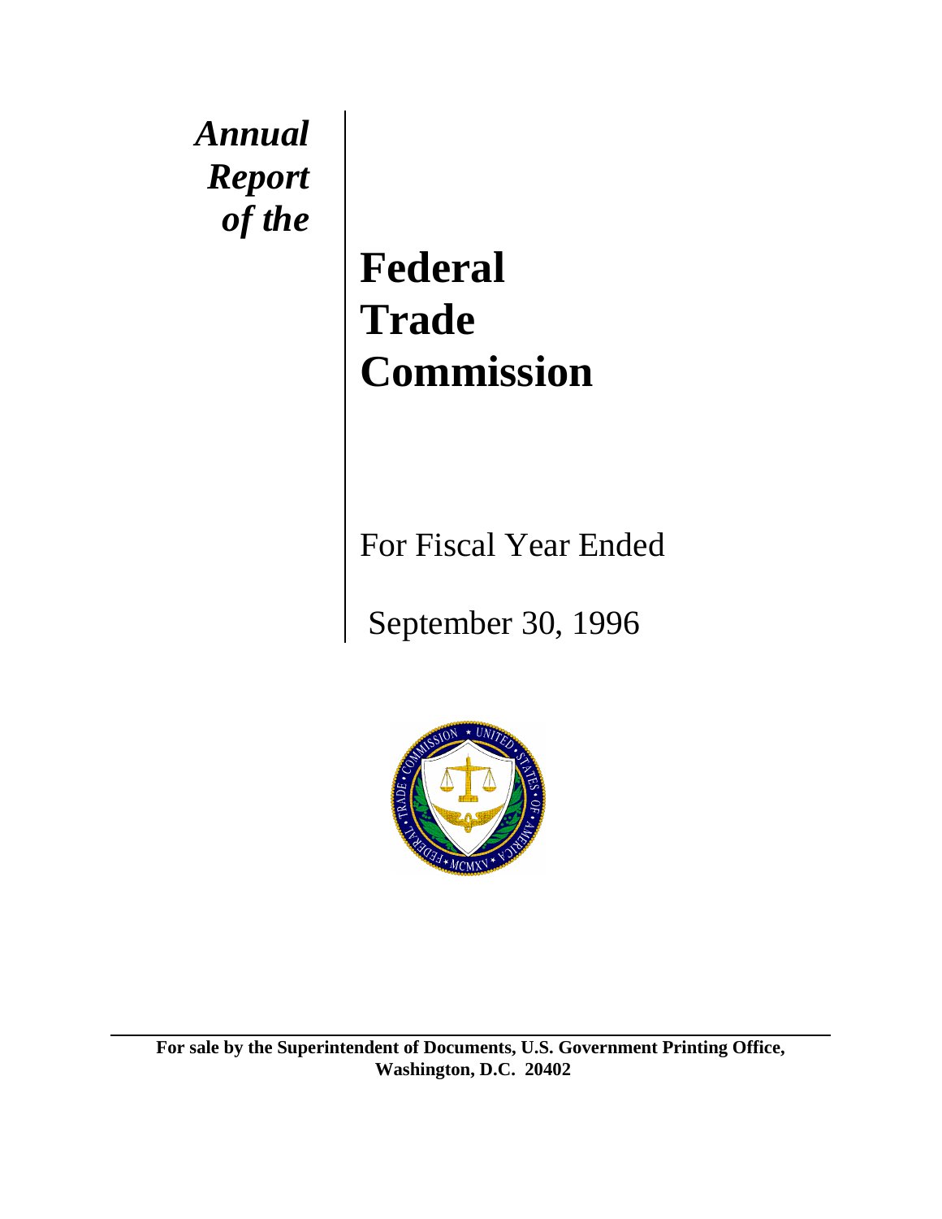*Annual Report of the*

# Federal Trade Commission

For Fiscal Year Ended

September 30, 1996

**For sale by the Superintendent of Documents, U.S. Government Printing Office, Washington, D.C. 20402**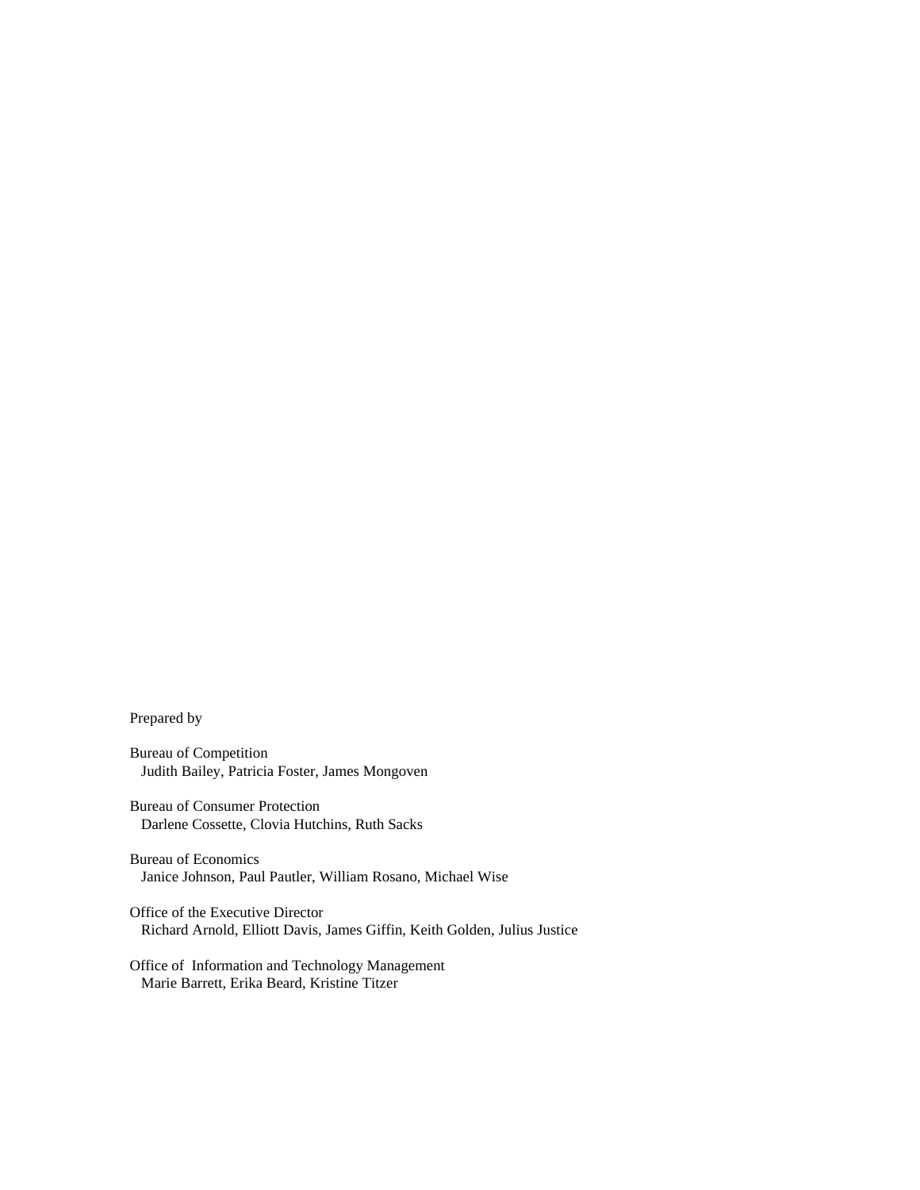Prepared by

Bureau of Competition
Judith Bailey, Patricia Foster, James Mongoven

Bureau of Consumer Protection
Darlene Cossette, Clovia Hutchins, Ruth Sacks

Bureau of Economics
Janice Johnson, Paul Pautler, William Rosano, Michael Wise

Office of the Executive Director
Richard Arnold, Elliott Davis, James Giffin, Keith Golden, Julius Justice

Office of Information and Technology Management
Marie Barrett, Erika Beard, Kristine Titzer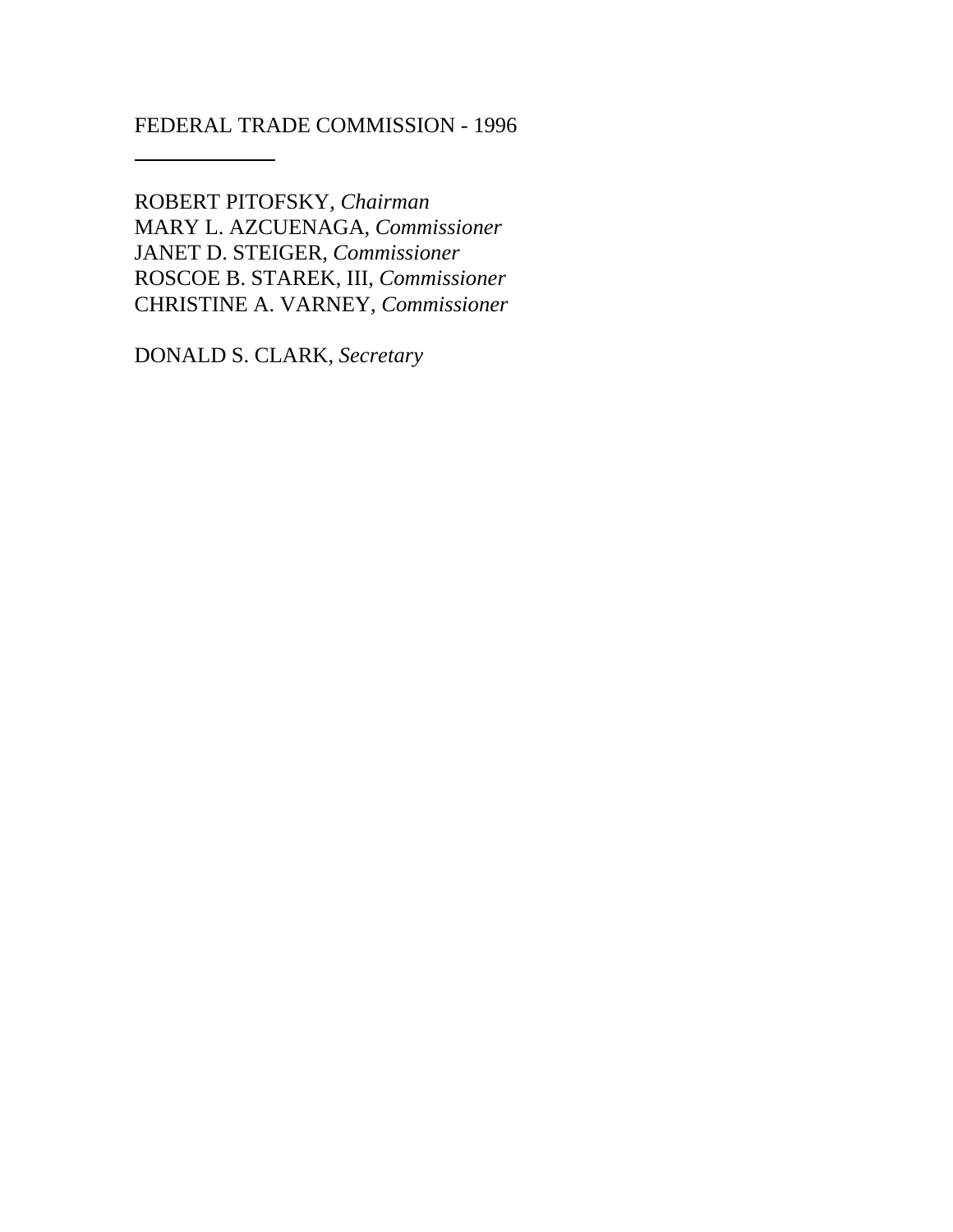FEDERAL TRADE COMMISSION - 1996

---

ROBERT PITOFSKY, *Chairman*
MARY L. AZCUENAGA, *Commissioner*
JANET D. STEIGER, *Commissioner*
ROSCOE B. STAREK, III, *Commissioner*
CHRISTINE A. VARNEY, *Commissioner*

DONALD S. CLARK, *Secretary*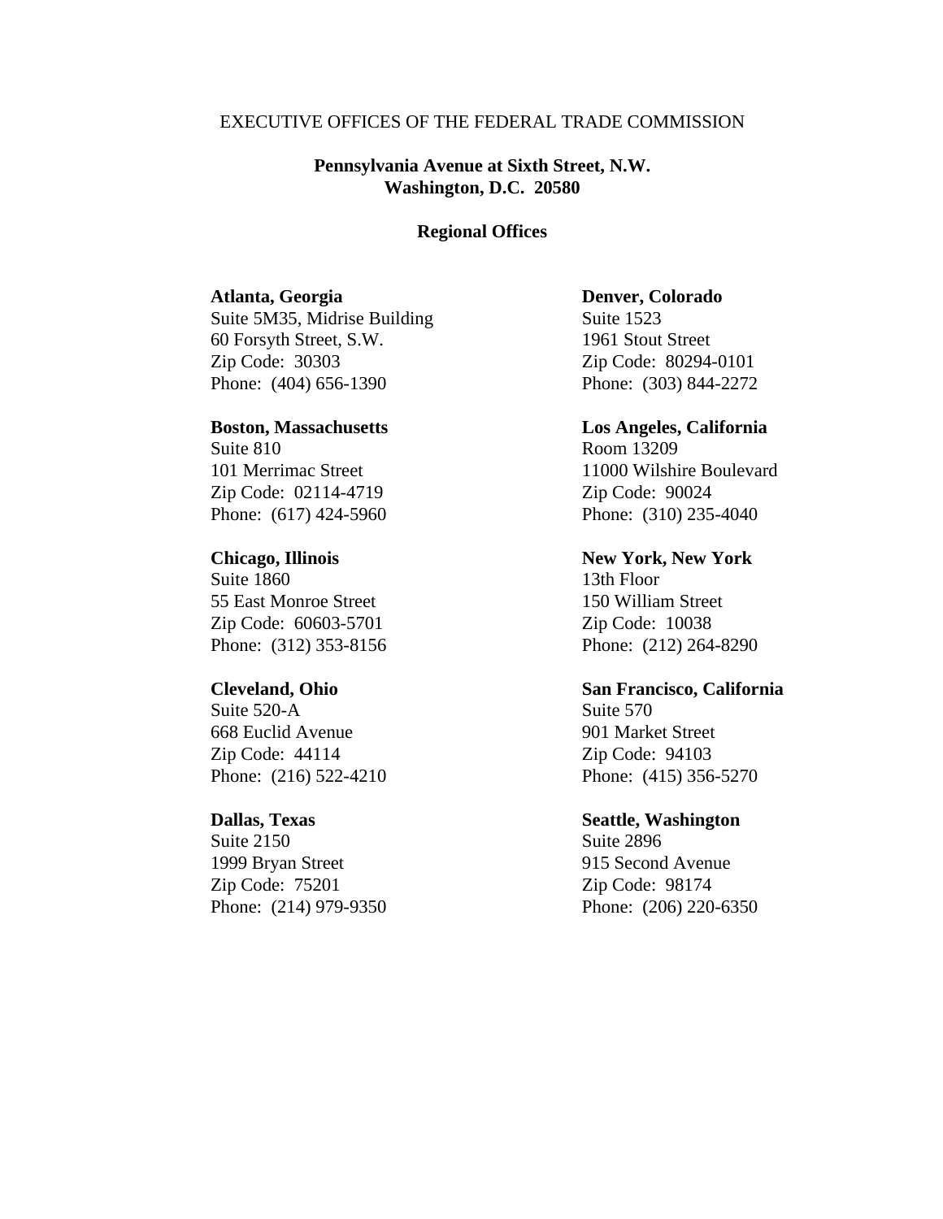EXECUTIVE OFFICES OF THE FEDERAL TRADE COMMISSION

**Pennsylvania Avenue at Sixth Street, N.W.**
**Washington, D.C. 20580**

## Regional Offices

**Atlanta, Georgia**
Suite 5M35, Midrise Building
60 Forsyth Street, S.W.
Zip Code: 30303
Phone: (404) 656-1390

**Boston, Massachusetts**
Suite 810
101 Merrimac Street
Zip Code: 02114-4719
Phone: (617) 424-5960

**Chicago, Illinois**
Suite 1860
55 East Monroe Street
Zip Code: 60603-5701
Phone: (312) 353-8156

**Cleveland, Ohio**
Suite 520-A
668 Euclid Avenue
Zip Code: 44114
Phone: (216) 522-4210

**Dallas, Texas**
Suite 2150
1999 Bryan Street
Zip Code: 75201
Phone: (214) 979-9350

**Denver, Colorado**
Suite 1523
1961 Stout Street
Zip Code: 80294-0101
Phone: (303) 844-2272

**Los Angeles, California**
Room 13209
11000 Wilshire Boulevard
Zip Code: 90024
Phone: (310) 235-4040

**New York, New York**
13th Floor
150 William Street
Zip Code: 10038
Phone: (212) 264-8290

**San Francisco, California**
Suite 570
901 Market Street
Zip Code: 94103
Phone: (415) 356-5270

**Seattle, Washington**
Suite 2896
915 Second Avenue
Zip Code: 98174
Phone: (206) 220-6350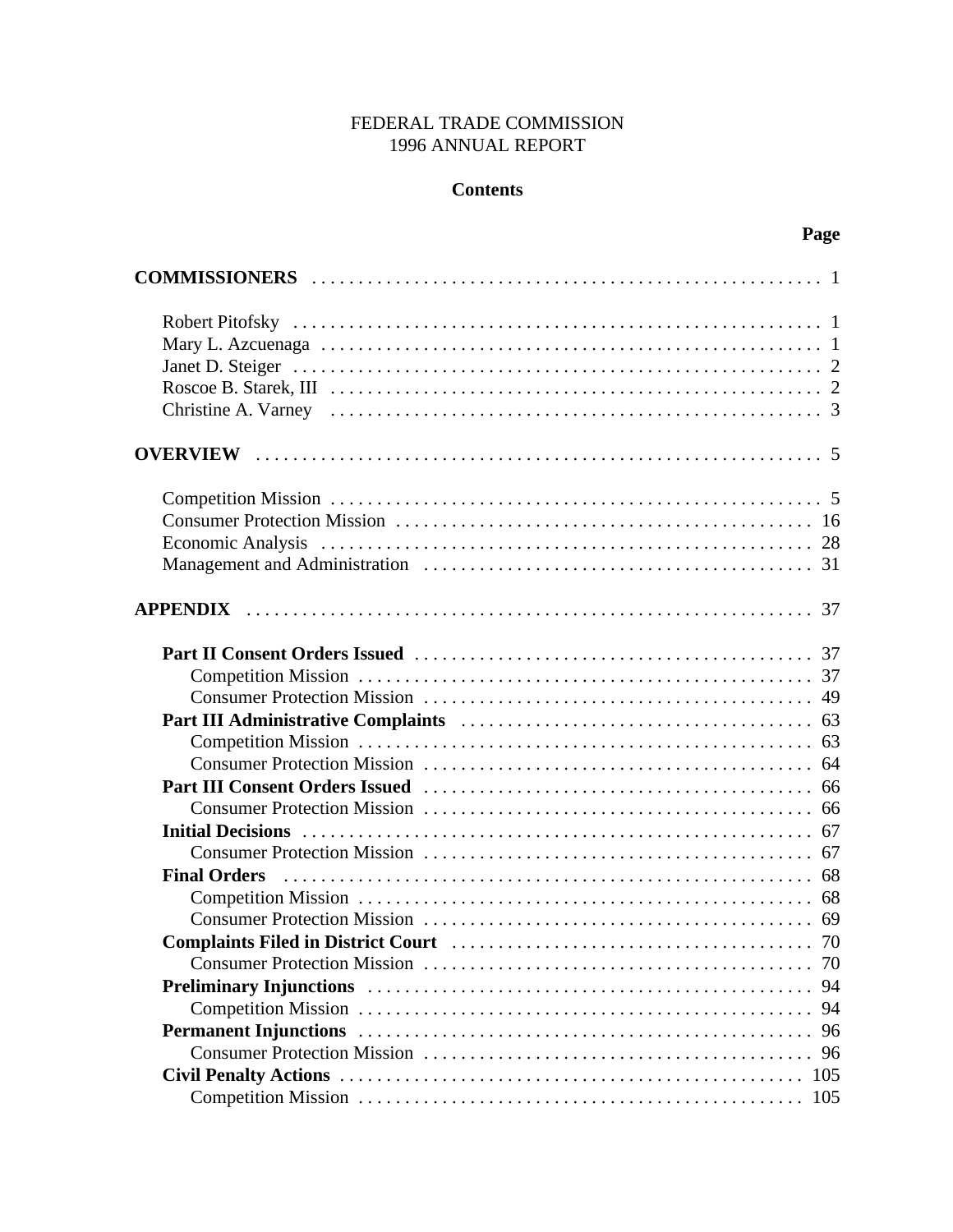FEDERAL TRADE COMMISSION
1996 ANNUAL REPORT

## Contents

| | Page |
|---|---|
| **COMMISSIONERS** | 1 |
| Robert Pitofsky | 1 |
| Mary L. Azcuenaga | 1 |
| Janet D. Steiger | 2 |
| Roscoe B. Starek, III | 2 |
| Christine A. Varney | 3 |
| **OVERVIEW** | 5 |
| Competition Mission | 5 |
| Consumer Protection Mission | 16 |
| Economic Analysis | 28 |
| Management and Administration | 31 |
| **APPENDIX** | 37 |
| **Part II Consent Orders Issued** | 37 |
| Competition Mission | 37 |
| Consumer Protection Mission | 49 |
| **Part III Administrative Complaints** | 63 |
| Competition Mission | 63 |
| Consumer Protection Mission | 64 |
| **Part III Consent Orders Issued** | 66 |
| Consumer Protection Mission | 66 |
| **Initial Decisions** | 67 |
| Consumer Protection Mission | 67 |
| **Final Orders** | 68 |
| Competition Mission | 68 |
| Consumer Protection Mission | 69 |
| **Complaints Filed in District Court** | 70 |
| Consumer Protection Mission | 70 |
| **Preliminary Injunctions** | 94 |
| Competition Mission | 94 |
| **Permanent Injunctions** | 96 |
| Consumer Protection Mission | 96 |
| **Civil Penalty Actions** | 105 |
| Competition Mission | 105 |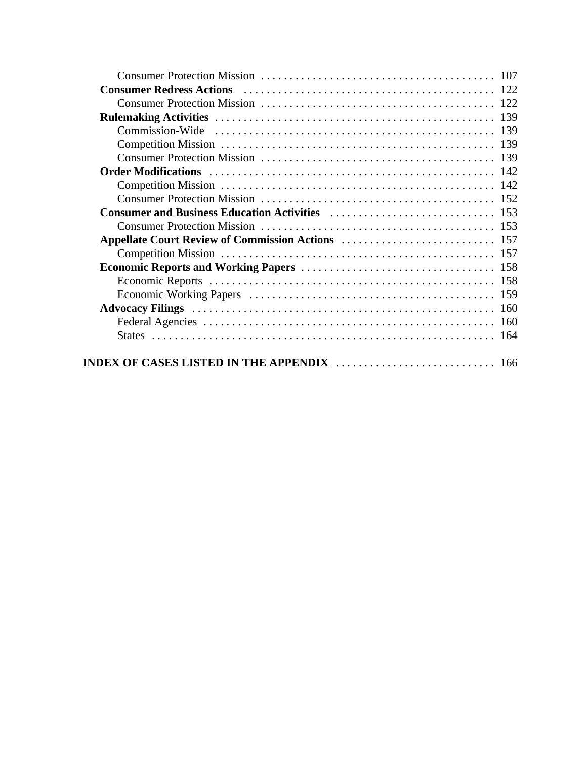Consumer Protection Mission . . . . . . . . . . . . . . . . . . . . . . . . . . . . . . . . . . . . . . . . 107

**Consumer Redress Actions** . . . . . . . . . . . . . . . . . . . . . . . . . . . . . . . . . . . . . . . . . . . 122

Consumer Protection Mission . . . . . . . . . . . . . . . . . . . . . . . . . . . . . . . . . . . . . . . . 122

**Rulemaking Activities** . . . . . . . . . . . . . . . . . . . . . . . . . . . . . . . . . . . . . . . . . . . . . . . 139

Commission-Wide . . . . . . . . . . . . . . . . . . . . . . . . . . . . . . . . . . . . . . . . . . . . . . . . 139

Competition Mission . . . . . . . . . . . . . . . . . . . . . . . . . . . . . . . . . . . . . . . . . . . . . . . 139

Consumer Protection Mission . . . . . . . . . . . . . . . . . . . . . . . . . . . . . . . . . . . . . . . . 139

**Order Modifications** . . . . . . . . . . . . . . . . . . . . . . . . . . . . . . . . . . . . . . . . . . . . . . . . . 142

Competition Mission . . . . . . . . . . . . . . . . . . . . . . . . . . . . . . . . . . . . . . . . . . . . . . . 142

Consumer Protection Mission . . . . . . . . . . . . . . . . . . . . . . . . . . . . . . . . . . . . . . . . 152

**Consumer and Business Education Activities** . . . . . . . . . . . . . . . . . . . . . . . . . . . . 153

Consumer Protection Mission . . . . . . . . . . . . . . . . . . . . . . . . . . . . . . . . . . . . . . . . 153

**Appellate Court Review of Commission Actions** . . . . . . . . . . . . . . . . . . . . . . . . . . 157

Competition Mission . . . . . . . . . . . . . . . . . . . . . . . . . . . . . . . . . . . . . . . . . . . . . . . 157

**Economic Reports and Working Papers** . . . . . . . . . . . . . . . . . . . . . . . . . . . . . . . . . 158

Economic Reports . . . . . . . . . . . . . . . . . . . . . . . . . . . . . . . . . . . . . . . . . . . . . . . . . 158

Economic Working Papers . . . . . . . . . . . . . . . . . . . . . . . . . . . . . . . . . . . . . . . . . . 159

**Advocacy Filings** . . . . . . . . . . . . . . . . . . . . . . . . . . . . . . . . . . . . . . . . . . . . . . . . . . . . 160

Federal Agencies . . . . . . . . . . . . . . . . . . . . . . . . . . . . . . . . . . . . . . . . . . . . . . . . . . 160

States . . . . . . . . . . . . . . . . . . . . . . . . . . . . . . . . . . . . . . . . . . . . . . . . . . . . . . . . . . . . 164

**INDEX OF CASES LISTED IN THE APPENDIX** . . . . . . . . . . . . . . . . . . . . . . . . . . . . 166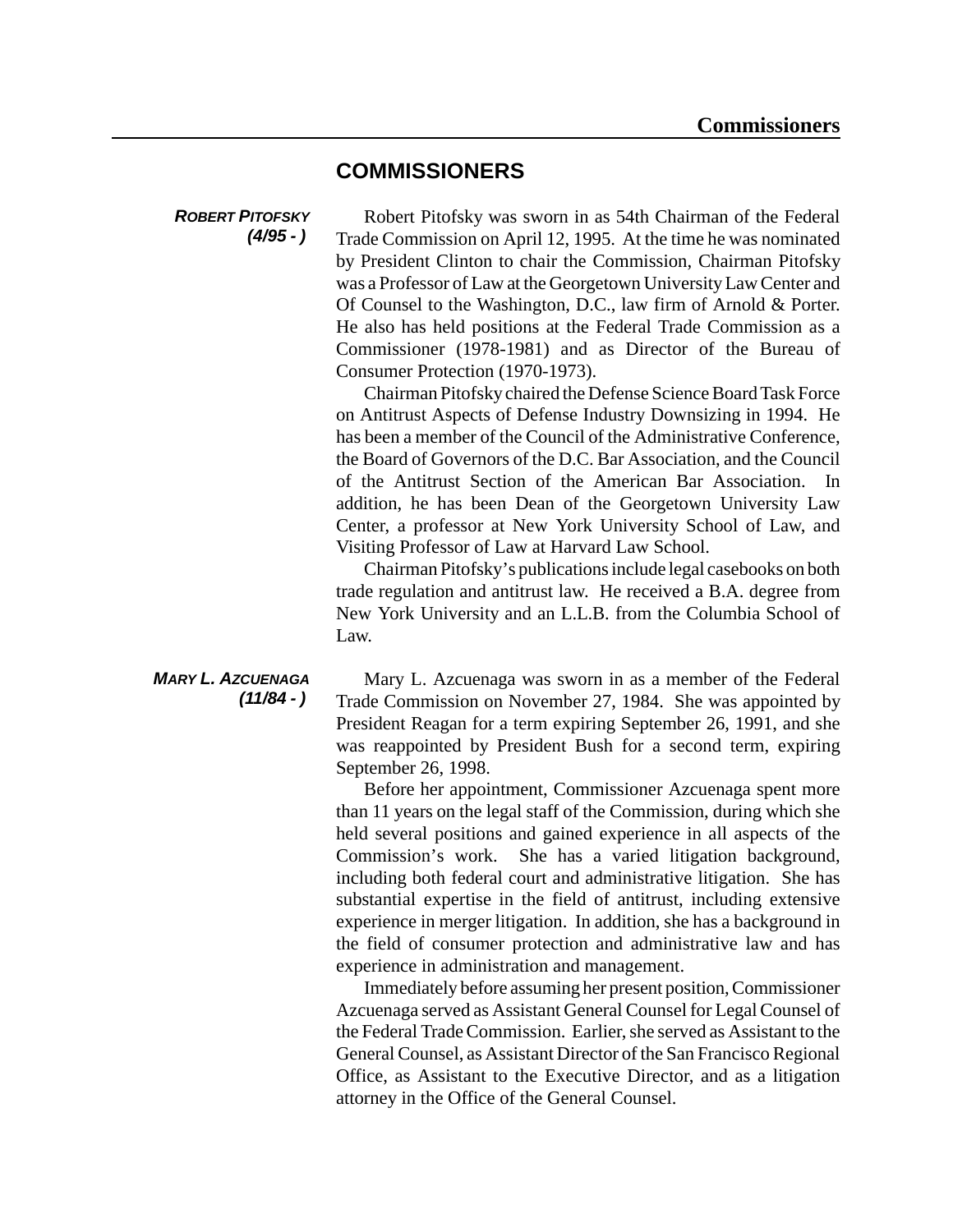## COMMISSIONERS

***ROBERT PITOFSKY (4/95 - )***

Robert Pitofsky was sworn in as 54th Chairman of the Federal Trade Commission on April 12, 1995. At the time he was nominated by President Clinton to chair the Commission, Chairman Pitofsky was a Professor of Law at the Georgetown University Law Center and Of Counsel to the Washington, D.C., law firm of Arnold & Porter. He also has held positions at the Federal Trade Commission as a Commissioner (1978-1981) and as Director of the Bureau of Consumer Protection (1970-1973).

Chairman Pitofsky chaired the Defense Science Board Task Force on Antitrust Aspects of Defense Industry Downsizing in 1994. He has been a member of the Council of the Administrative Conference, the Board of Governors of the D.C. Bar Association, and the Council of the Antitrust Section of the American Bar Association. In addition, he has been Dean of the Georgetown University Law Center, a professor at New York University School of Law, and Visiting Professor of Law at Harvard Law School.

Chairman Pitofsky's publications include legal casebooks on both trade regulation and antitrust law. He received a B.A. degree from New York University and an L.L.B. from the Columbia School of Law.

***MARY L. AZCUENAGA (11/84 - )***

Mary L. Azcuenaga was sworn in as a member of the Federal Trade Commission on November 27, 1984. She was appointed by President Reagan for a term expiring September 26, 1991, and she was reappointed by President Bush for a second term, expiring September 26, 1998.

Before her appointment, Commissioner Azcuenaga spent more than 11 years on the legal staff of the Commission, during which she held several positions and gained experience in all aspects of the Commission's work. She has a varied litigation background, including both federal court and administrative litigation. She has substantial expertise in the field of antitrust, including extensive experience in merger litigation. In addition, she has a background in the field of consumer protection and administrative law and has experience in administration and management.

Immediately before assuming her present position, Commissioner Azcuenaga served as Assistant General Counsel for Legal Counsel of the Federal Trade Commission. Earlier, she served as Assistant to the General Counsel, as Assistant Director of the San Francisco Regional Office, as Assistant to the Executive Director, and as a litigation attorney in the Office of the General Counsel.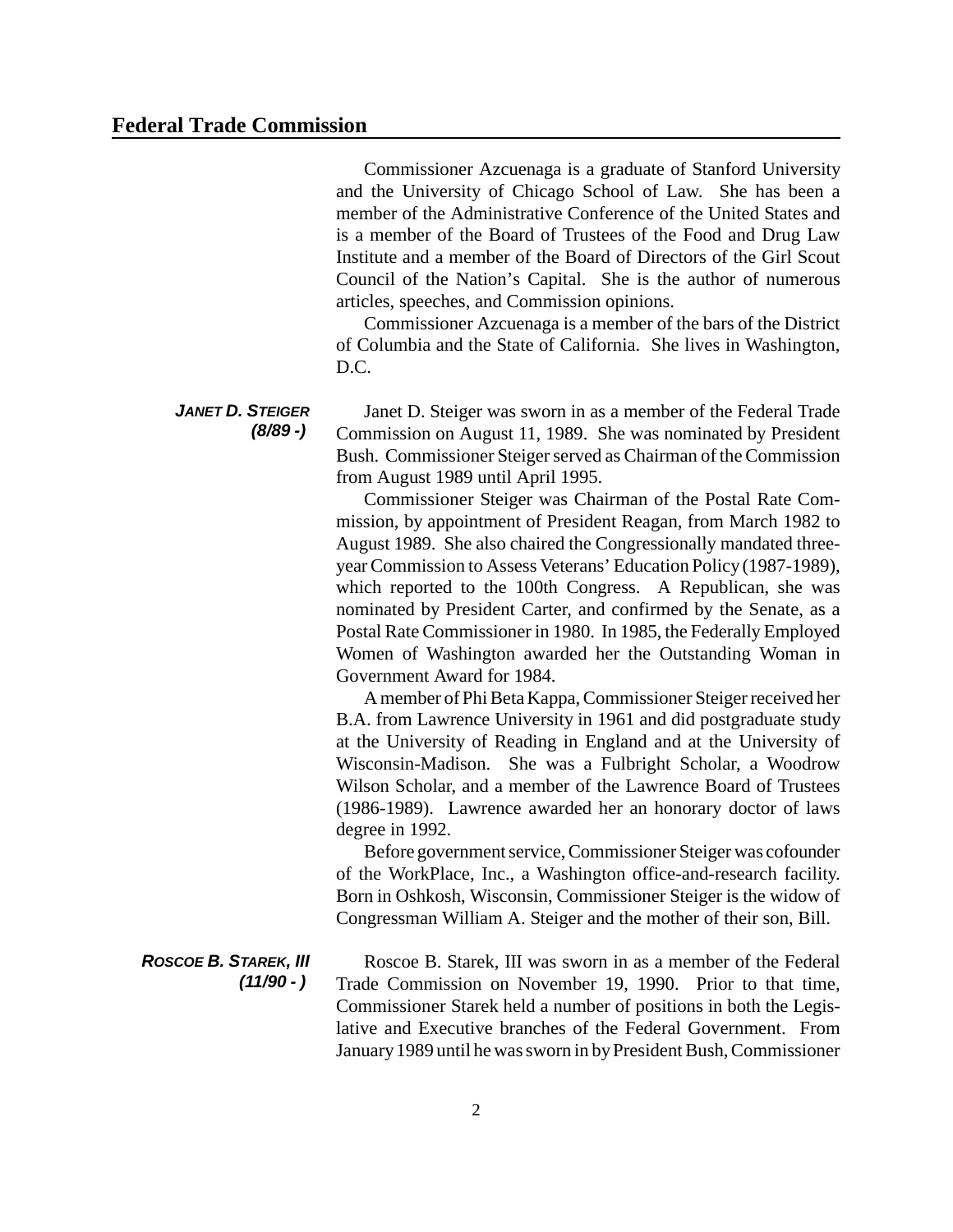Commissioner Azcuenaga is a graduate of Stanford University and the University of Chicago School of Law. She has been a member of the Administrative Conference of the United States and is a member of the Board of Trustees of the Food and Drug Law Institute and a member of the Board of Directors of the Girl Scout Council of the Nation's Capital. She is the author of numerous articles, speeches, and Commission opinions.

Commissioner Azcuenaga is a member of the bars of the District of Columbia and the State of California. She lives in Washington, D.C.

***JANET D. STEIGER (8/89 -)***

Janet D. Steiger was sworn in as a member of the Federal Trade Commission on August 11, 1989. She was nominated by President Bush. Commissioner Steiger served as Chairman of the Commission from August 1989 until April 1995.

Commissioner Steiger was Chairman of the Postal Rate Commission, by appointment of President Reagan, from March 1982 to August 1989. She also chaired the Congressionally mandated three-year Commission to Assess Veterans' Education Policy (1987-1989), which reported to the 100th Congress. A Republican, she was nominated by President Carter, and confirmed by the Senate, as a Postal Rate Commissioner in 1980. In 1985, the Federally Employed Women of Washington awarded her the Outstanding Woman in Government Award for 1984.

A member of Phi Beta Kappa, Commissioner Steiger received her B.A. from Lawrence University in 1961 and did postgraduate study at the University of Reading in England and at the University of Wisconsin-Madison. She was a Fulbright Scholar, a Woodrow Wilson Scholar, and a member of the Lawrence Board of Trustees (1986-1989). Lawrence awarded her an honorary doctor of laws degree in 1992.

Before government service, Commissioner Steiger was cofounder of the WorkPlace, Inc., a Washington office-and-research facility. Born in Oshkosh, Wisconsin, Commissioner Steiger is the widow of Congressman William A. Steiger and the mother of their son, Bill.

***ROSCOE B. STAREK, III (11/90 - )***

Roscoe B. Starek, III was sworn in as a member of the Federal Trade Commission on November 19, 1990. Prior to that time, Commissioner Starek held a number of positions in both the Legislative and Executive branches of the Federal Government. From January 1989 until he was sworn in by President Bush, Commissioner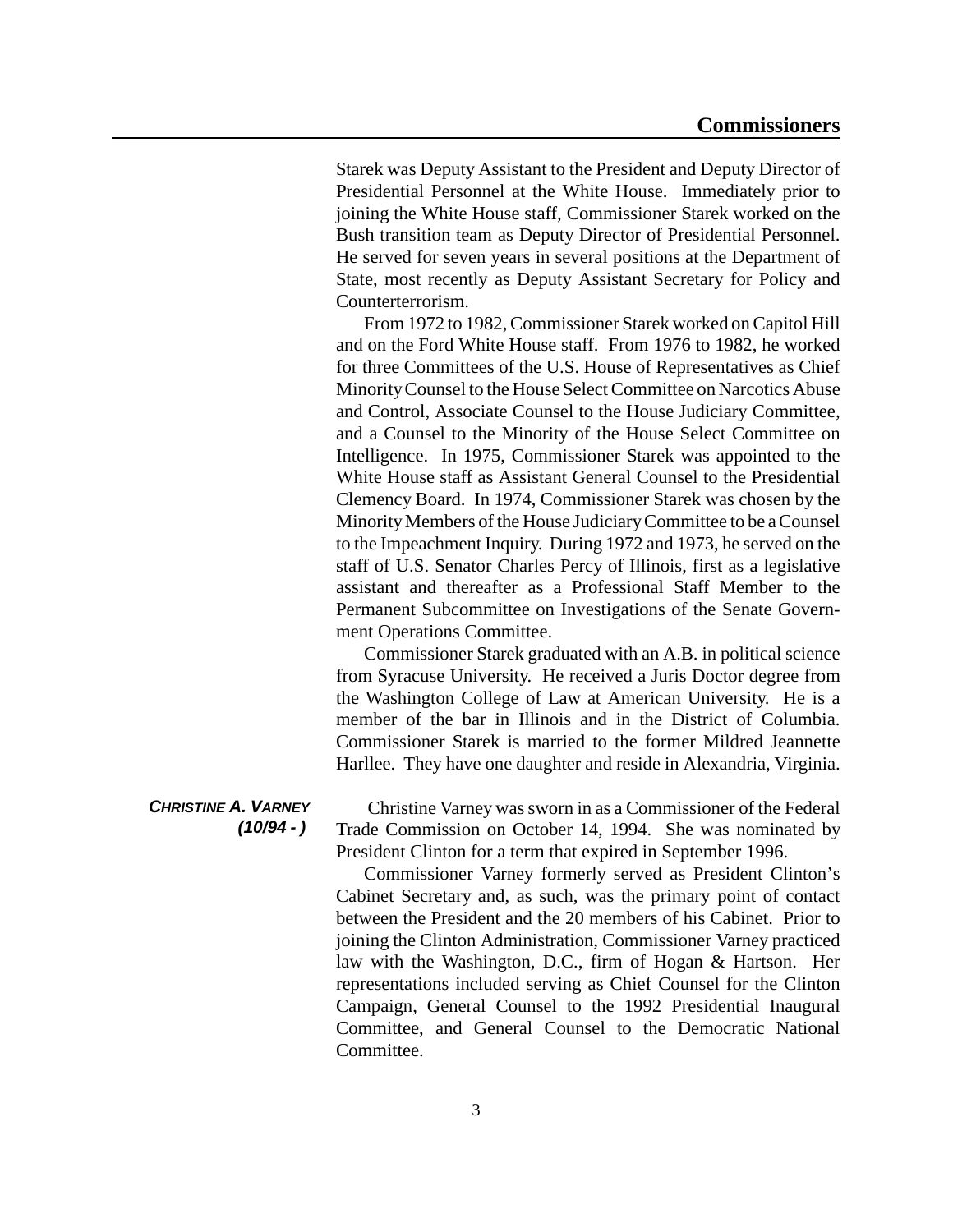Starek was Deputy Assistant to the President and Deputy Director of Presidential Personnel at the White House. Immediately prior to joining the White House staff, Commissioner Starek worked on the Bush transition team as Deputy Director of Presidential Personnel. He served for seven years in several positions at the Department of State, most recently as Deputy Assistant Secretary for Policy and Counterterrorism.

From 1972 to 1982, Commissioner Starek worked on Capitol Hill and on the Ford White House staff. From 1976 to 1982, he worked for three Committees of the U.S. House of Representatives as Chief Minority Counsel to the House Select Committee on Narcotics Abuse and Control, Associate Counsel to the House Judiciary Committee, and a Counsel to the Minority of the House Select Committee on Intelligence. In 1975, Commissioner Starek was appointed to the White House staff as Assistant General Counsel to the Presidential Clemency Board. In 1974, Commissioner Starek was chosen by the Minority Members of the House Judiciary Committee to be a Counsel to the Impeachment Inquiry. During 1972 and 1973, he served on the staff of U.S. Senator Charles Percy of Illinois, first as a legislative assistant and thereafter as a Professional Staff Member to the Permanent Subcommittee on Investigations of the Senate Government Operations Committee.

Commissioner Starek graduated with an A.B. in political science from Syracuse University. He received a Juris Doctor degree from the Washington College of Law at American University. He is a member of the bar in Illinois and in the District of Columbia. Commissioner Starek is married to the former Mildred Jeannette Harllee. They have one daughter and reside in Alexandria, Virginia.

***CHRISTINE A. VARNEY (10/94 - )***

Christine Varney was sworn in as a Commissioner of the Federal Trade Commission on October 14, 1994. She was nominated by President Clinton for a term that expired in September 1996.

Commissioner Varney formerly served as President Clinton's Cabinet Secretary and, as such, was the primary point of contact between the President and the 20 members of his Cabinet. Prior to joining the Clinton Administration, Commissioner Varney practiced law with the Washington, D.C., firm of Hogan & Hartson. Her representations included serving as Chief Counsel for the Clinton Campaign, General Counsel to the 1992 Presidential Inaugural Committee, and General Counsel to the Democratic National Committee.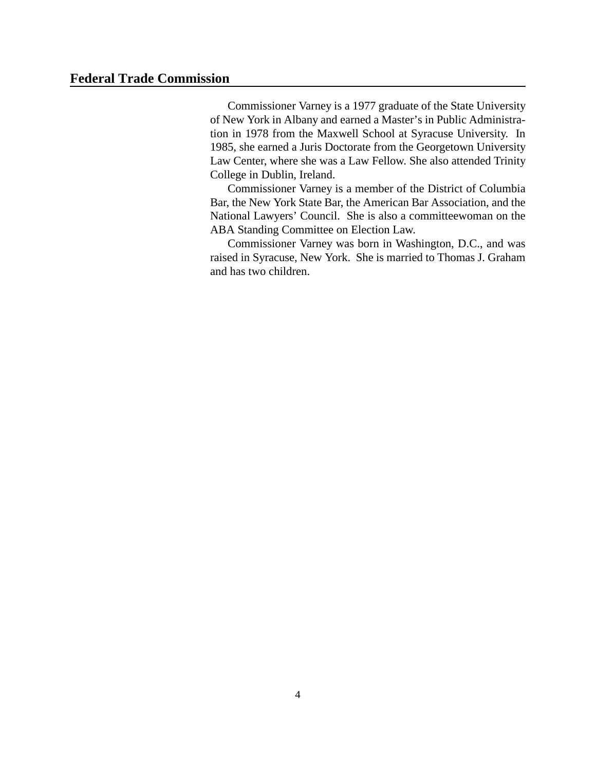Commissioner Varney is a 1977 graduate of the State University of New York in Albany and earned a Master's in Public Administration in 1978 from the Maxwell School at Syracuse University. In 1985, she earned a Juris Doctorate from the Georgetown University Law Center, where she was a Law Fellow. She also attended Trinity College in Dublin, Ireland.

Commissioner Varney is a member of the District of Columbia Bar, the New York State Bar, the American Bar Association, and the National Lawyers' Council. She is also a committeewoman on the ABA Standing Committee on Election Law.

Commissioner Varney was born in Washington, D.C., and was raised in Syracuse, New York. She is married to Thomas J. Graham and has two children.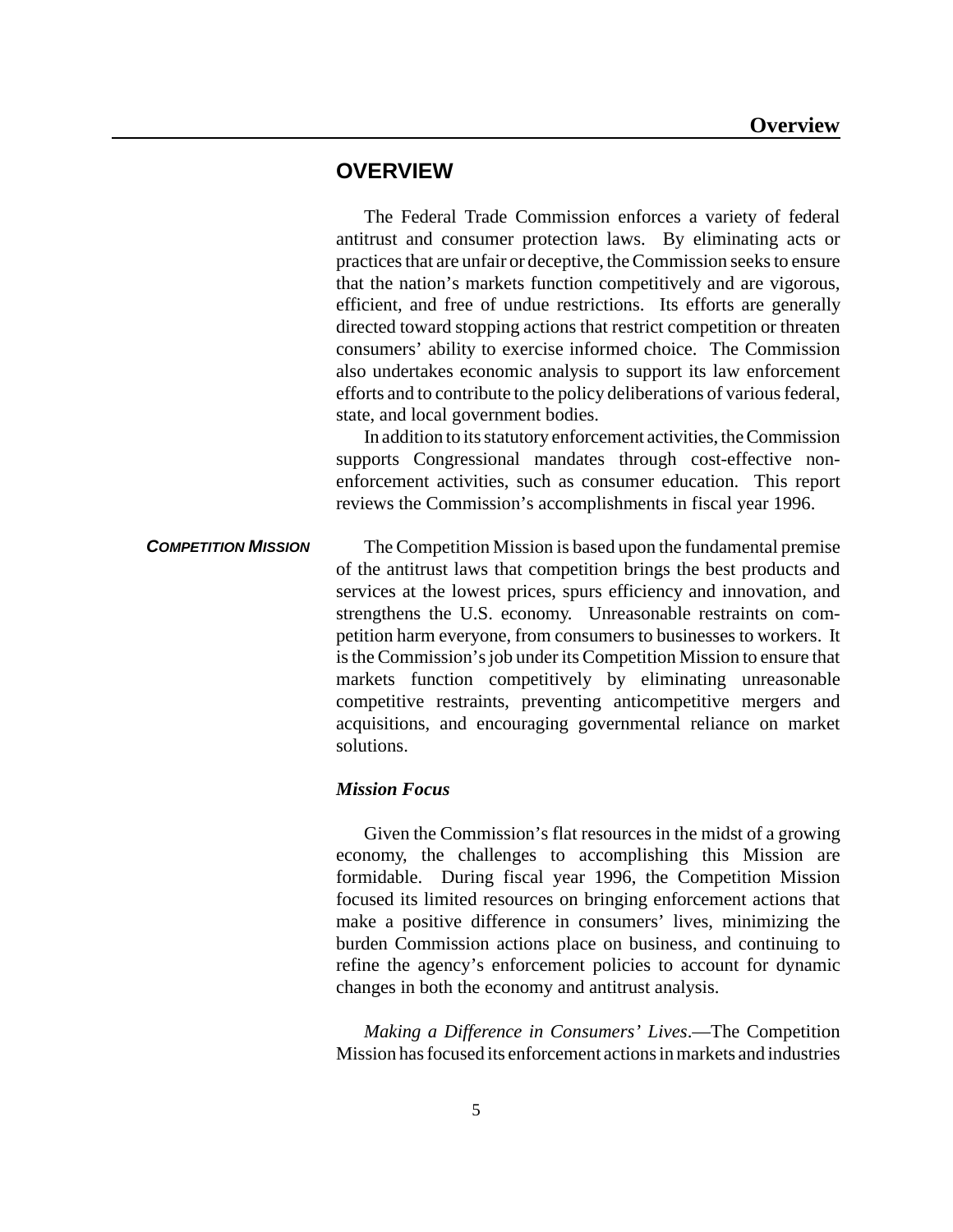# OVERVIEW

The Federal Trade Commission enforces a variety of federal antitrust and consumer protection laws. By eliminating acts or practices that are unfair or deceptive, the Commission seeks to ensure that the nation's markets function competitively and are vigorous, efficient, and free of undue restrictions. Its efforts are generally directed toward stopping actions that restrict competition or threaten consumers' ability to exercise informed choice. The Commission also undertakes economic analysis to support its law enforcement efforts and to contribute to the policy deliberations of various federal, state, and local government bodies.

In addition to its statutory enforcement activities, the Commission supports Congressional mandates through cost-effective non-enforcement activities, such as consumer education. This report reviews the Commission's accomplishments in fiscal year 1996.

## *COMPETITION MISSION*

The Competition Mission is based upon the fundamental premise of the antitrust laws that competition brings the best products and services at the lowest prices, spurs efficiency and innovation, and strengthens the U.S. economy. Unreasonable restraints on competition harm everyone, from consumers to businesses to workers. It is the Commission's job under its Competition Mission to ensure that markets function competitively by eliminating unreasonable competitive restraints, preventing anticompetitive mergers and acquisitions, and encouraging governmental reliance on market solutions.

### *Mission Focus*

Given the Commission's flat resources in the midst of a growing economy, the challenges to accomplishing this Mission are formidable. During fiscal year 1996, the Competition Mission focused its limited resources on bringing enforcement actions that make a positive difference in consumers' lives, minimizing the burden Commission actions place on business, and continuing to refine the agency's enforcement policies to account for dynamic changes in both the economy and antitrust analysis.

*Making a Difference in Consumers' Lives*.—The Competition Mission has focused its enforcement actions in markets and industries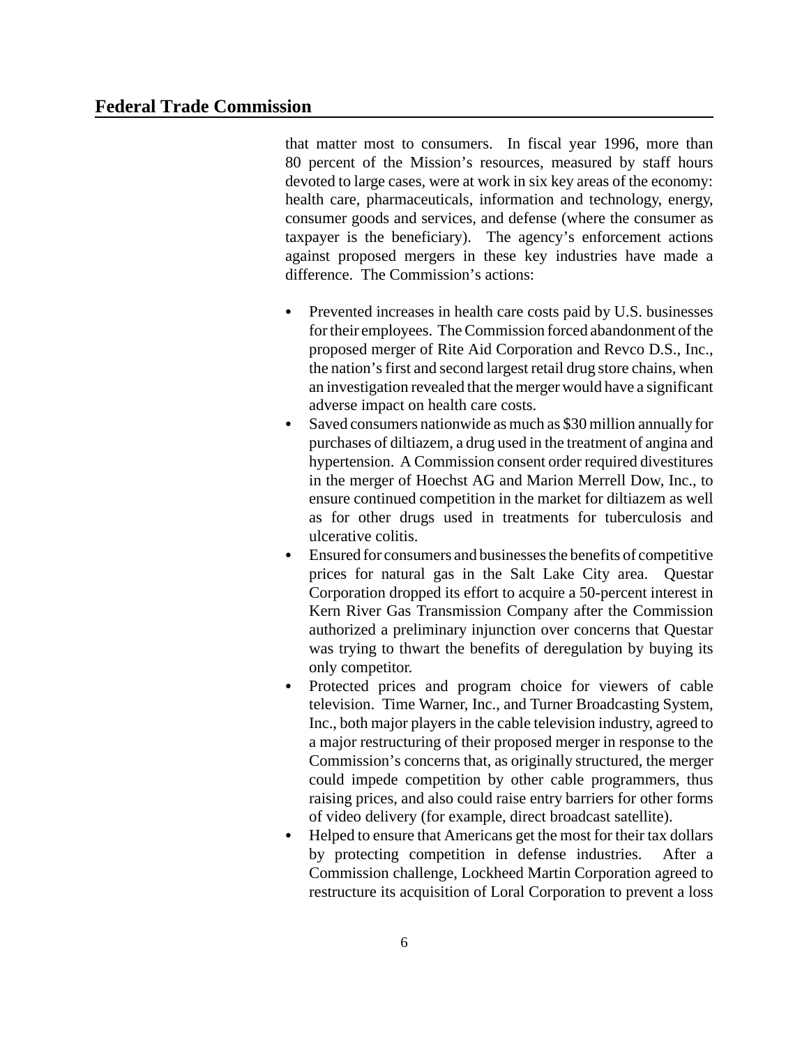that matter most to consumers. In fiscal year 1996, more than 80 percent of the Mission's resources, measured by staff hours devoted to large cases, were at work in six key areas of the economy: health care, pharmaceuticals, information and technology, energy, consumer goods and services, and defense (where the consumer as taxpayer is the beneficiary). The agency's enforcement actions against proposed mergers in these key industries have made a difference. The Commission's actions:

- Prevented increases in health care costs paid by U.S. businesses for their employees. The Commission forced abandonment of the proposed merger of Rite Aid Corporation and Revco D.S., Inc., the nation's first and second largest retail drug store chains, when an investigation revealed that the merger would have a significant adverse impact on health care costs.
- Saved consumers nationwide as much as $30 million annually for purchases of diltiazem, a drug used in the treatment of angina and hypertension. A Commission consent order required divestitures in the merger of Hoechst AG and Marion Merrell Dow, Inc., to ensure continued competition in the market for diltiazem as well as for other drugs used in treatments for tuberculosis and ulcerative colitis.
- Ensured for consumers and businesses the benefits of competitive prices for natural gas in the Salt Lake City area. Questar Corporation dropped its effort to acquire a 50-percent interest in Kern River Gas Transmission Company after the Commission authorized a preliminary injunction over concerns that Questar was trying to thwart the benefits of deregulation by buying its only competitor.
- Protected prices and program choice for viewers of cable television. Time Warner, Inc., and Turner Broadcasting System, Inc., both major players in the cable television industry, agreed to a major restructuring of their proposed merger in response to the Commission's concerns that, as originally structured, the merger could impede competition by other cable programmers, thus raising prices, and also could raise entry barriers for other forms of video delivery (for example, direct broadcast satellite).
- Helped to ensure that Americans get the most for their tax dollars by protecting competition in defense industries. After a Commission challenge, Lockheed Martin Corporation agreed to restructure its acquisition of Loral Corporation to prevent a loss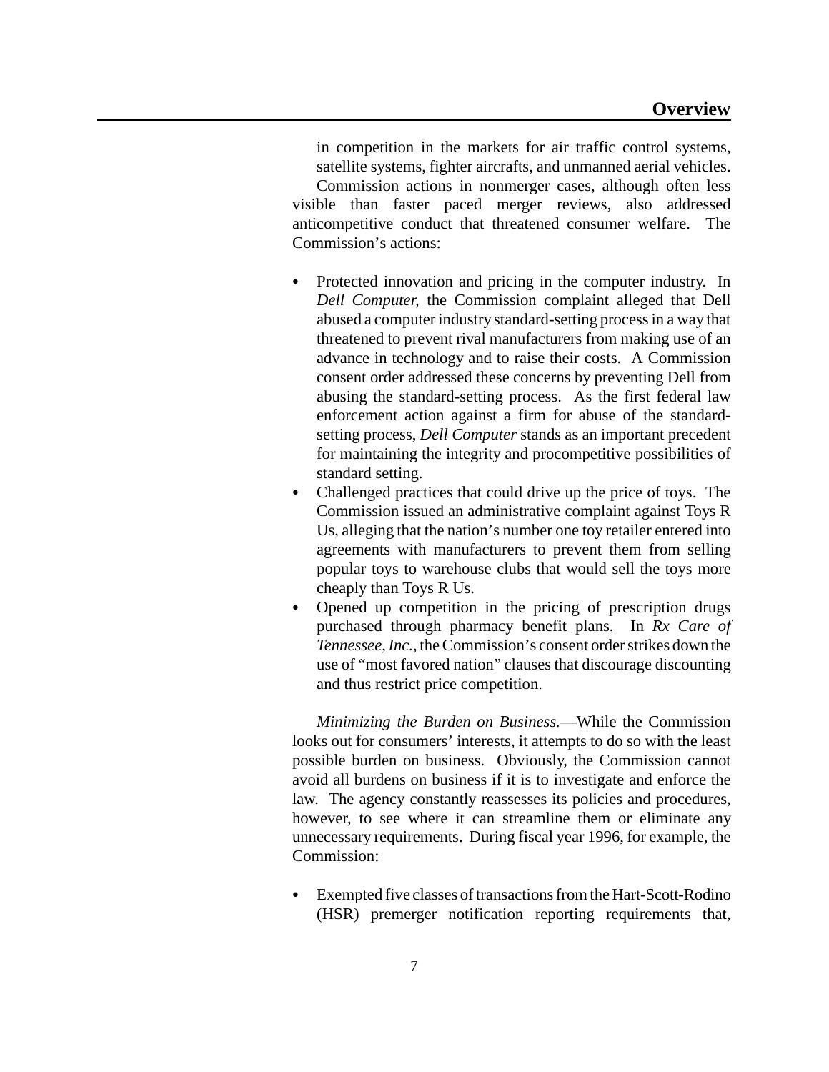in competition in the markets for air traffic control systems, satellite systems, fighter aircrafts, and unmanned aerial vehicles.

Commission actions in nonmerger cases, although often less visible than faster paced merger reviews, also addressed anticompetitive conduct that threatened consumer welfare. The Commission's actions:

- Protected innovation and pricing in the computer industry. In *Dell Computer*, the Commission complaint alleged that Dell abused a computer industry standard-setting process in a way that threatened to prevent rival manufacturers from making use of an advance in technology and to raise their costs. A Commission consent order addressed these concerns by preventing Dell from abusing the standard-setting process. As the first federal law enforcement action against a firm for abuse of the standard-setting process, *Dell Computer* stands as an important precedent for maintaining the integrity and procompetitive possibilities of standard setting.
- Challenged practices that could drive up the price of toys. The Commission issued an administrative complaint against Toys R Us, alleging that the nation's number one toy retailer entered into agreements with manufacturers to prevent them from selling popular toys to warehouse clubs that would sell the toys more cheaply than Toys R Us.
- Opened up competition in the pricing of prescription drugs purchased through pharmacy benefit plans. In *Rx Care of Tennessee, Inc.*, the Commission's consent order strikes down the use of "most favored nation" clauses that discourage discounting and thus restrict price competition.

*Minimizing the Burden on Business.*—While the Commission looks out for consumers' interests, it attempts to do so with the least possible burden on business. Obviously, the Commission cannot avoid all burdens on business if it is to investigate and enforce the law. The agency constantly reassesses its policies and procedures, however, to see where it can streamline them or eliminate any unnecessary requirements. During fiscal year 1996, for example, the Commission:

- Exempted five classes of transactions from the Hart-Scott-Rodino (HSR) premerger notification reporting requirements that,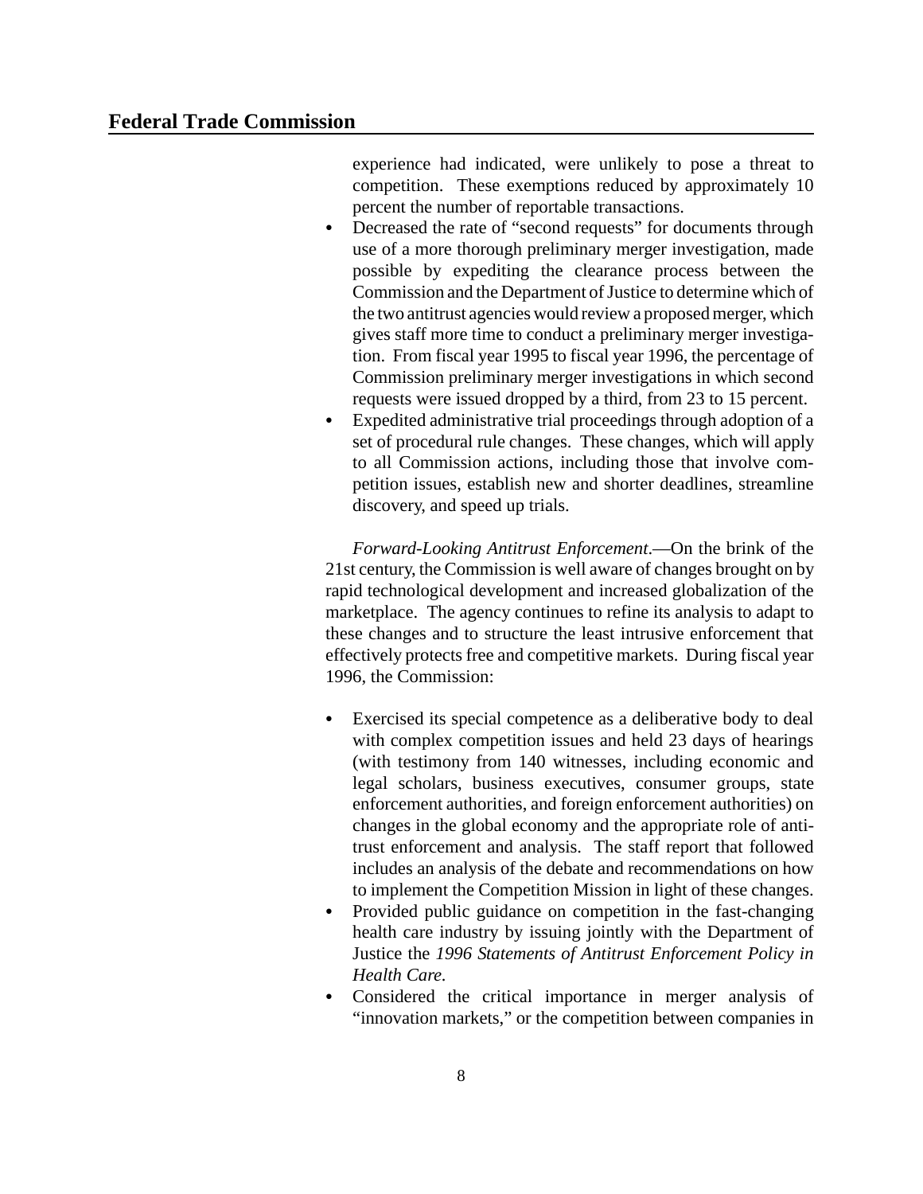experience had indicated, were unlikely to pose a threat to competition. These exemptions reduced by approximately 10 percent the number of reportable transactions.

- Decreased the rate of "second requests" for documents through use of a more thorough preliminary merger investigation, made possible by expediting the clearance process between the Commission and the Department of Justice to determine which of the two antitrust agencies would review a proposed merger, which gives staff more time to conduct a preliminary merger investigation. From fiscal year 1995 to fiscal year 1996, the percentage of Commission preliminary merger investigations in which second requests were issued dropped by a third, from 23 to 15 percent.
- Expedited administrative trial proceedings through adoption of a set of procedural rule changes. These changes, which will apply to all Commission actions, including those that involve competition issues, establish new and shorter deadlines, streamline discovery, and speed up trials.

*Forward-Looking Antitrust Enforcement*.—On the brink of the 21st century, the Commission is well aware of changes brought on by rapid technological development and increased globalization of the marketplace. The agency continues to refine its analysis to adapt to these changes and to structure the least intrusive enforcement that effectively protects free and competitive markets. During fiscal year 1996, the Commission:

- Exercised its special competence as a deliberative body to deal with complex competition issues and held 23 days of hearings (with testimony from 140 witnesses, including economic and legal scholars, business executives, consumer groups, state enforcement authorities, and foreign enforcement authorities) on changes in the global economy and the appropriate role of antitrust enforcement and analysis. The staff report that followed includes an analysis of the debate and recommendations on how to implement the Competition Mission in light of these changes.
- Provided public guidance on competition in the fast-changing health care industry by issuing jointly with the Department of Justice the *1996 Statements of Antitrust Enforcement Policy in Health Care*.
- Considered the critical importance in merger analysis of "innovation markets," or the competition between companies in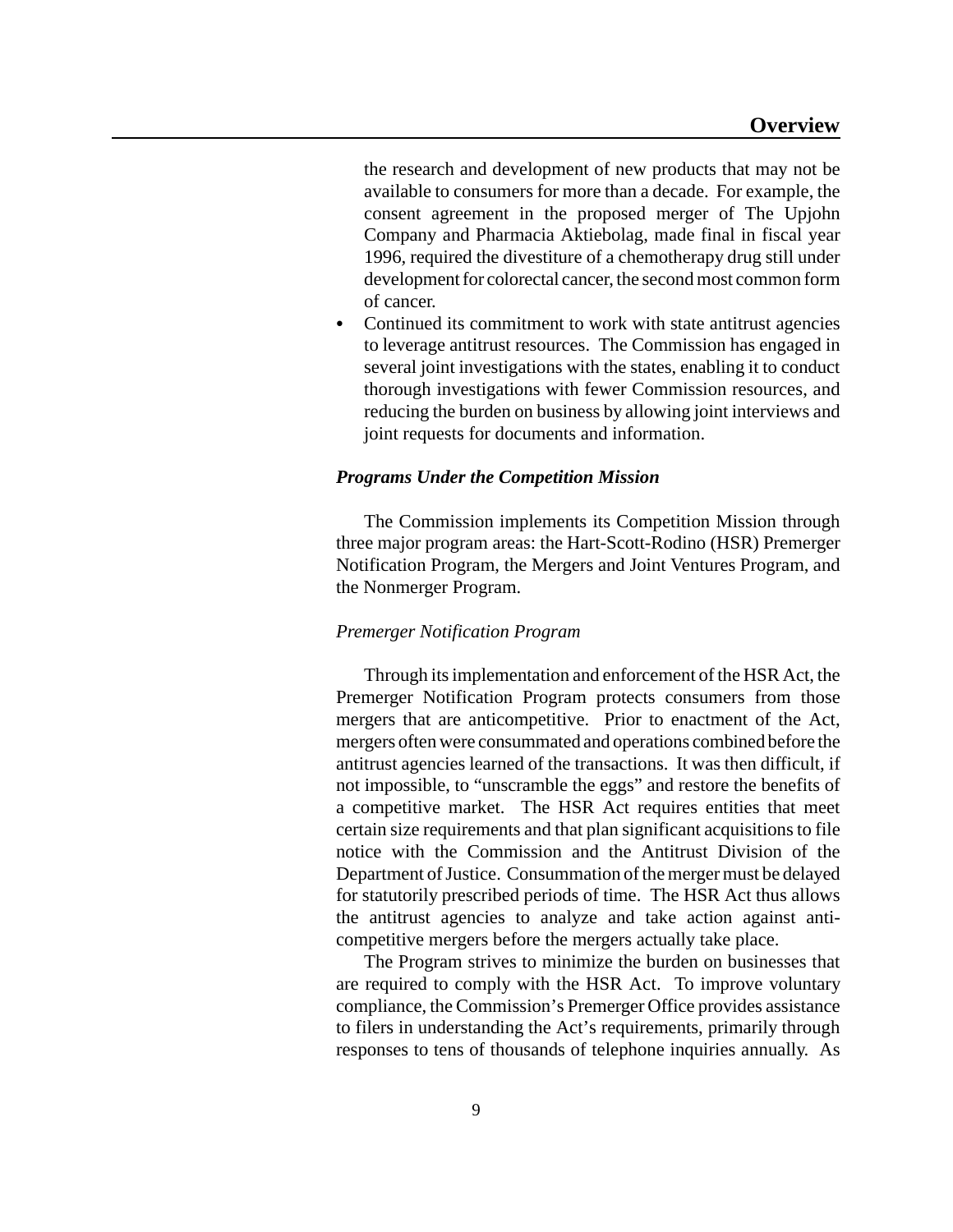the research and development of new products that may not be available to consumers for more than a decade. For example, the consent agreement in the proposed merger of The Upjohn Company and Pharmacia Aktiebolag, made final in fiscal year 1996, required the divestiture of a chemotherapy drug still under development for colorectal cancer, the second most common form of cancer.

- Continued its commitment to work with state antitrust agencies to leverage antitrust resources. The Commission has engaged in several joint investigations with the states, enabling it to conduct thorough investigations with fewer Commission resources, and reducing the burden on business by allowing joint interviews and joint requests for documents and information.

### ***Programs Under the Competition Mission***

The Commission implements its Competition Mission through three major program areas: the Hart-Scott-Rodino (HSR) Premerger Notification Program, the Mergers and Joint Ventures Program, and the Nonmerger Program.

#### *Premerger Notification Program*

Through its implementation and enforcement of the HSR Act, the Premerger Notification Program protects consumers from those mergers that are anticompetitive. Prior to enactment of the Act, mergers often were consummated and operations combined before the antitrust agencies learned of the transactions. It was then difficult, if not impossible, to "unscramble the eggs" and restore the benefits of a competitive market. The HSR Act requires entities that meet certain size requirements and that plan significant acquisitions to file notice with the Commission and the Antitrust Division of the Department of Justice. Consummation of the merger must be delayed for statutorily prescribed periods of time. The HSR Act thus allows the antitrust agencies to analyze and take action against anti-competitive mergers before the mergers actually take place.

The Program strives to minimize the burden on businesses that are required to comply with the HSR Act. To improve voluntary compliance, the Commission's Premerger Office provides assistance to filers in understanding the Act's requirements, primarily through responses to tens of thousands of telephone inquiries annually. As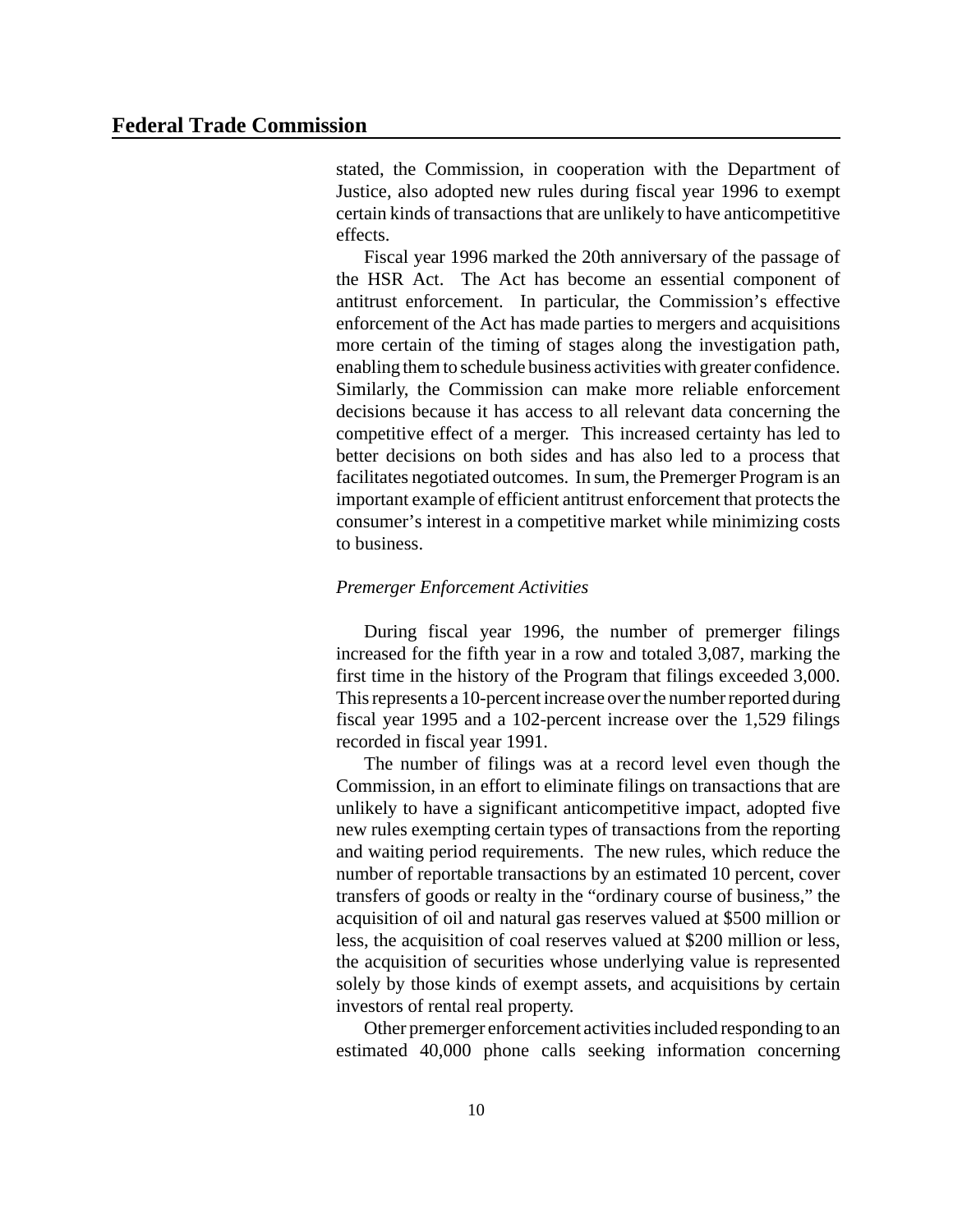stated, the Commission, in cooperation with the Department of Justice, also adopted new rules during fiscal year 1996 to exempt certain kinds of transactions that are unlikely to have anticompetitive effects.

Fiscal year 1996 marked the 20th anniversary of the passage of the HSR Act. The Act has become an essential component of antitrust enforcement. In particular, the Commission's effective enforcement of the Act has made parties to mergers and acquisitions more certain of the timing of stages along the investigation path, enabling them to schedule business activities with greater confidence. Similarly, the Commission can make more reliable enforcement decisions because it has access to all relevant data concerning the competitive effect of a merger. This increased certainty has led to better decisions on both sides and has also led to a process that facilitates negotiated outcomes. In sum, the Premerger Program is an important example of efficient antitrust enforcement that protects the consumer's interest in a competitive market while minimizing costs to business.

*Premerger Enforcement Activities*

During fiscal year 1996, the number of premerger filings increased for the fifth year in a row and totaled 3,087, marking the first time in the history of the Program that filings exceeded 3,000. This represents a 10-percent increase over the number reported during fiscal year 1995 and a 102-percent increase over the 1,529 filings recorded in fiscal year 1991.

The number of filings was at a record level even though the Commission, in an effort to eliminate filings on transactions that are unlikely to have a significant anticompetitive impact, adopted five new rules exempting certain types of transactions from the reporting and waiting period requirements. The new rules, which reduce the number of reportable transactions by an estimated 10 percent, cover transfers of goods or realty in the "ordinary course of business," the acquisition of oil and natural gas reserves valued at $500 million or less, the acquisition of coal reserves valued at $200 million or less, the acquisition of securities whose underlying value is represented solely by those kinds of exempt assets, and acquisitions by certain investors of rental real property.

Other premerger enforcement activities included responding to an estimated 40,000 phone calls seeking information concerning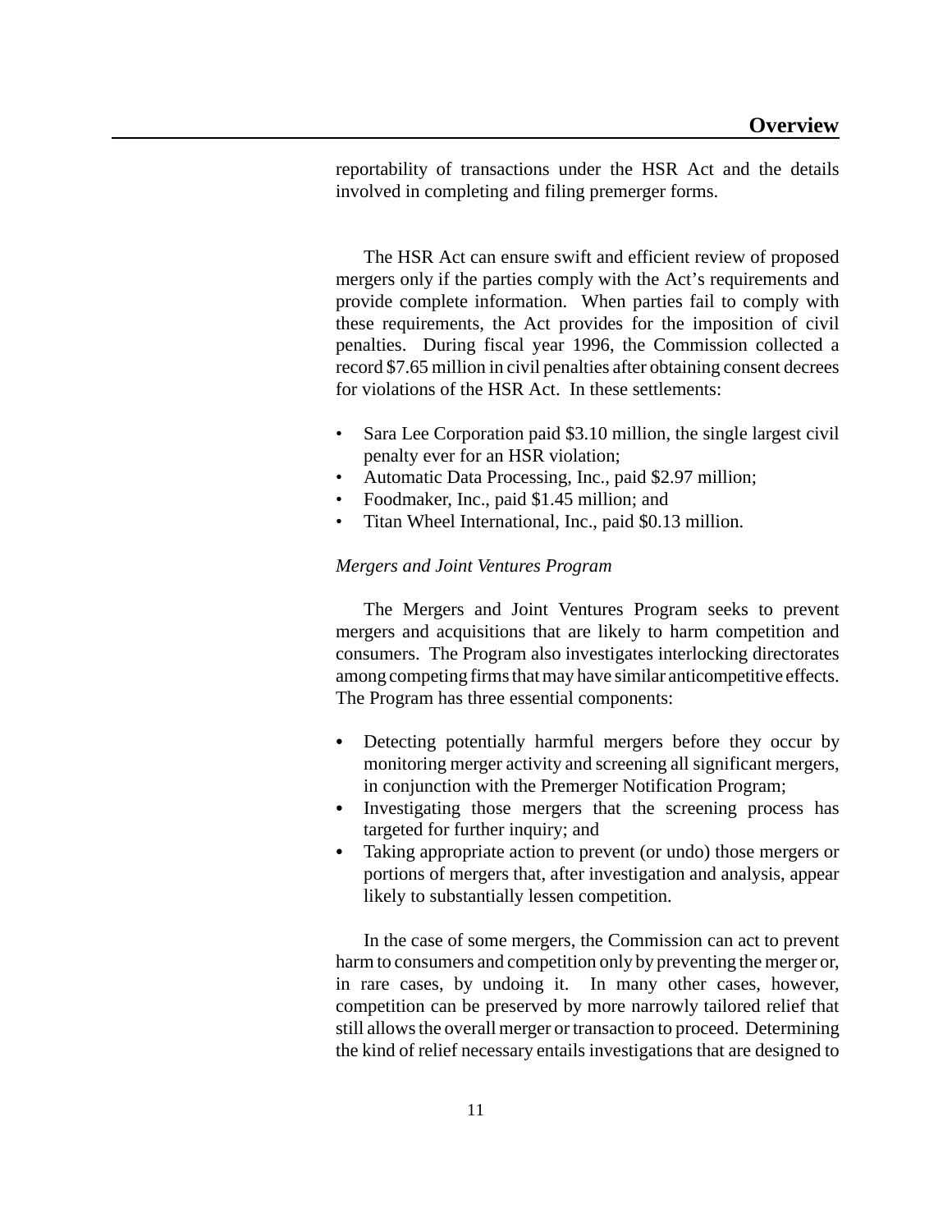reportability of transactions under the HSR Act and the details involved in completing and filing premerger forms.

The HSR Act can ensure swift and efficient review of proposed mergers only if the parties comply with the Act's requirements and provide complete information. When parties fail to comply with these requirements, the Act provides for the imposition of civil penalties. During fiscal year 1996, the Commission collected a record $7.65 million in civil penalties after obtaining consent decrees for violations of the HSR Act. In these settlements:

- Sara Lee Corporation paid $3.10 million, the single largest civil penalty ever for an HSR violation;
- Automatic Data Processing, Inc., paid $2.97 million;
- Foodmaker, Inc., paid $1.45 million; and
- Titan Wheel International, Inc., paid $0.13 million.

*Mergers and Joint Ventures Program*

The Mergers and Joint Ventures Program seeks to prevent mergers and acquisitions that are likely to harm competition and consumers. The Program also investigates interlocking directorates among competing firms that may have similar anticompetitive effects. The Program has three essential components:

- Detecting potentially harmful mergers before they occur by monitoring merger activity and screening all significant mergers, in conjunction with the Premerger Notification Program;
- Investigating those mergers that the screening process has targeted for further inquiry; and
- Taking appropriate action to prevent (or undo) those mergers or portions of mergers that, after investigation and analysis, appear likely to substantially lessen competition.

In the case of some mergers, the Commission can act to prevent harm to consumers and competition only by preventing the merger or, in rare cases, by undoing it. In many other cases, however, competition can be preserved by more narrowly tailored relief that still allows the overall merger or transaction to proceed. Determining the kind of relief necessary entails investigations that are designed to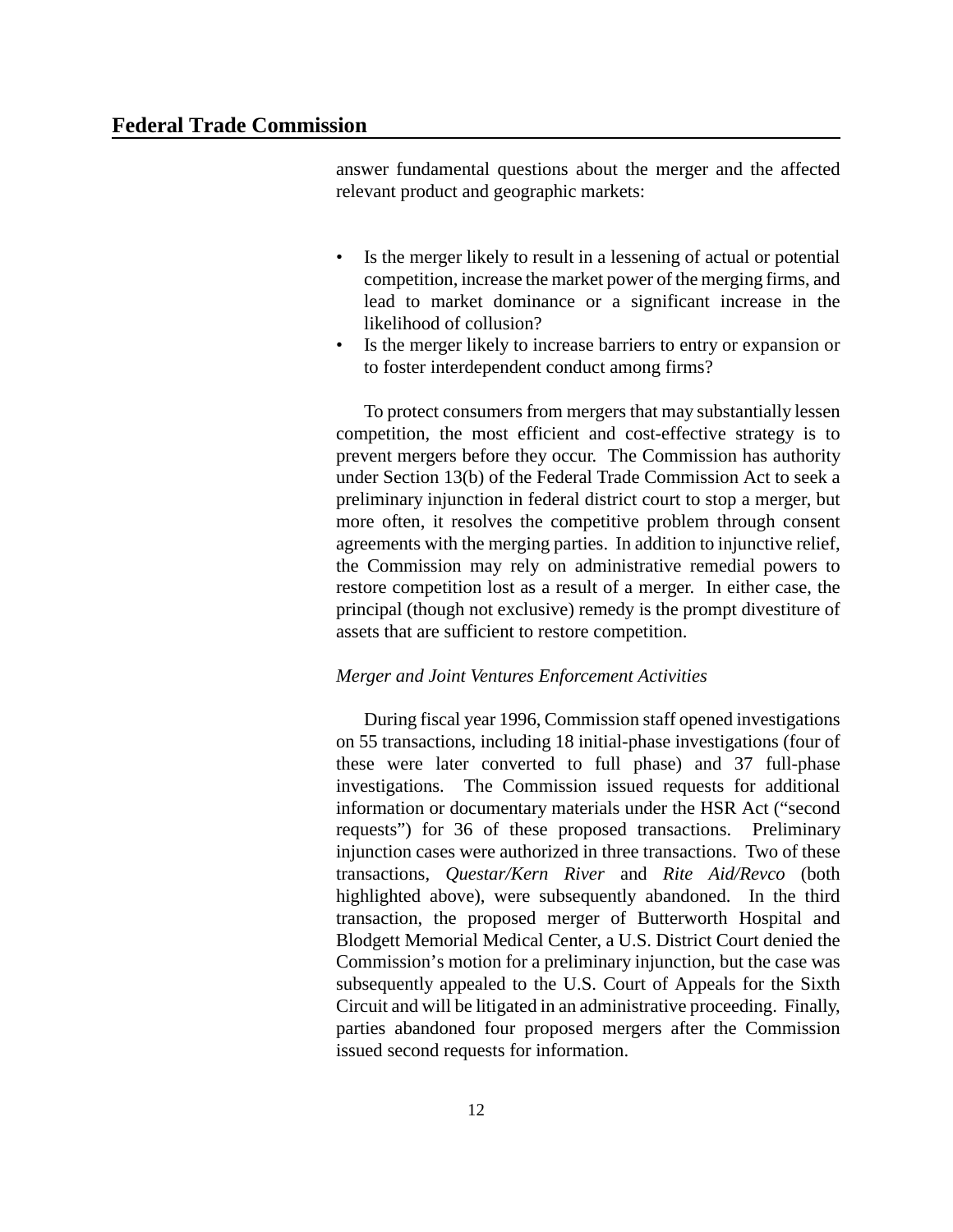answer fundamental questions about the merger and the affected relevant product and geographic markets:

- Is the merger likely to result in a lessening of actual or potential competition, increase the market power of the merging firms, and lead to market dominance or a significant increase in the likelihood of collusion?
- Is the merger likely to increase barriers to entry or expansion or to foster interdependent conduct among firms?

To protect consumers from mergers that may substantially lessen competition, the most efficient and cost-effective strategy is to prevent mergers before they occur. The Commission has authority under Section 13(b) of the Federal Trade Commission Act to seek a preliminary injunction in federal district court to stop a merger, but more often, it resolves the competitive problem through consent agreements with the merging parties. In addition to injunctive relief, the Commission may rely on administrative remedial powers to restore competition lost as a result of a merger. In either case, the principal (though not exclusive) remedy is the prompt divestiture of assets that are sufficient to restore competition.

*Merger and Joint Ventures Enforcement Activities*

During fiscal year 1996, Commission staff opened investigations on 55 transactions, including 18 initial-phase investigations (four of these were later converted to full phase) and 37 full-phase investigations. The Commission issued requests for additional information or documentary materials under the HSR Act ("second requests") for 36 of these proposed transactions. Preliminary injunction cases were authorized in three transactions. Two of these transactions, *Questar/Kern River* and *Rite Aid/Revco* (both highlighted above), were subsequently abandoned. In the third transaction, the proposed merger of Butterworth Hospital and Blodgett Memorial Medical Center, a U.S. District Court denied the Commission's motion for a preliminary injunction, but the case was subsequently appealed to the U.S. Court of Appeals for the Sixth Circuit and will be litigated in an administrative proceeding. Finally, parties abandoned four proposed mergers after the Commission issued second requests for information.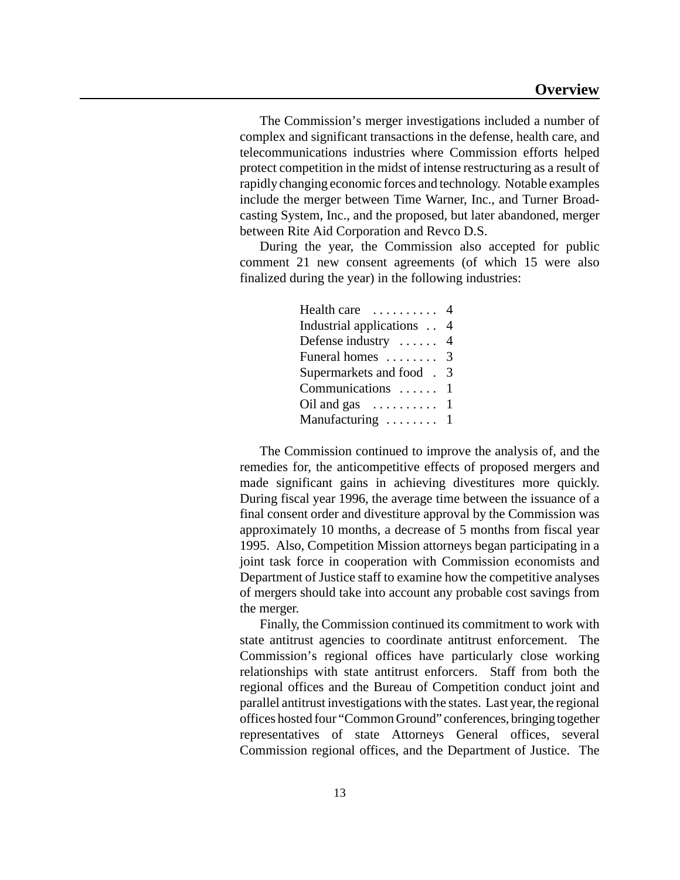The Commission's merger investigations included a number of complex and significant transactions in the defense, health care, and telecommunications industries where Commission efforts helped protect competition in the midst of intense restructuring as a result of rapidly changing economic forces and technology. Notable examples include the merger between Time Warner, Inc., and Turner Broadcasting System, Inc., and the proposed, but later abandoned, merger between Rite Aid Corporation and Revco D.S.

During the year, the Commission also accepted for public comment 21 new consent agreements (of which 15 were also finalized during the year) in the following industries:

| Industry | Number |
|---|---|
| Health care | 4 |
| Industrial applications | 4 |
| Defense industry | 4 |
| Funeral homes | 3 |
| Supermarkets and food | 3 |
| Communications | 1 |
| Oil and gas | 1 |
| Manufacturing | 1 |

The Commission continued to improve the analysis of, and the remedies for, the anticompetitive effects of proposed mergers and made significant gains in achieving divestitures more quickly. During fiscal year 1996, the average time between the issuance of a final consent order and divestiture approval by the Commission was approximately 10 months, a decrease of 5 months from fiscal year 1995. Also, Competition Mission attorneys began participating in a joint task force in cooperation with Commission economists and Department of Justice staff to examine how the competitive analyses of mergers should take into account any probable cost savings from the merger.

Finally, the Commission continued its commitment to work with state antitrust agencies to coordinate antitrust enforcement. The Commission's regional offices have particularly close working relationships with state antitrust enforcers. Staff from both the regional offices and the Bureau of Competition conduct joint and parallel antitrust investigations with the states. Last year, the regional offices hosted four "Common Ground" conferences, bringing together representatives of state Attorneys General offices, several Commission regional offices, and the Department of Justice. The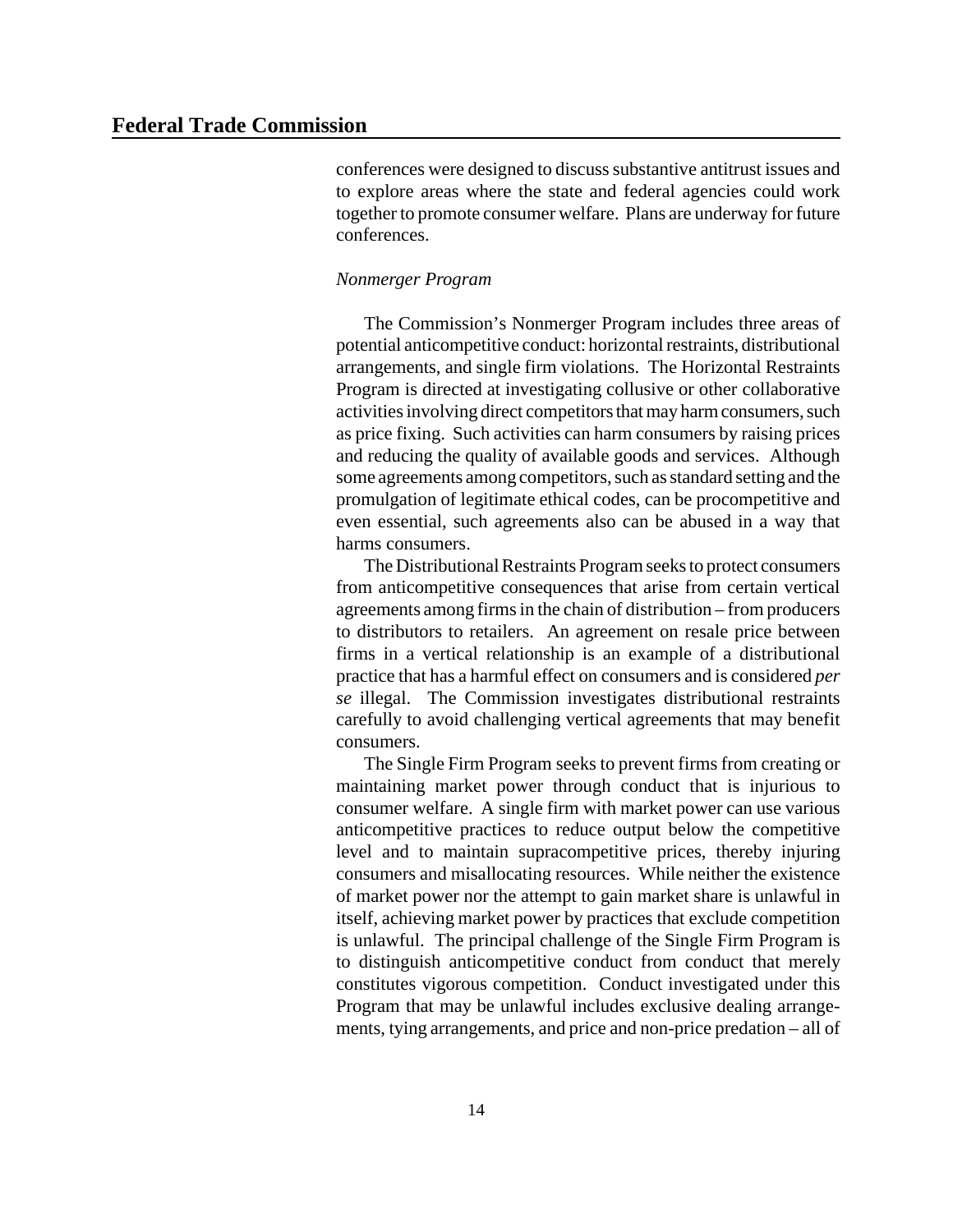conferences were designed to discuss substantive antitrust issues and to explore areas where the state and federal agencies could work together to promote consumer welfare. Plans are underway for future conferences.

*Nonmerger Program*

The Commission's Nonmerger Program includes three areas of potential anticompetitive conduct: horizontal restraints, distributional arrangements, and single firm violations. The Horizontal Restraints Program is directed at investigating collusive or other collaborative activities involving direct competitors that may harm consumers, such as price fixing. Such activities can harm consumers by raising prices and reducing the quality of available goods and services. Although some agreements among competitors, such as standard setting and the promulgation of legitimate ethical codes, can be procompetitive and even essential, such agreements also can be abused in a way that harms consumers.

The Distributional Restraints Program seeks to protect consumers from anticompetitive consequences that arise from certain vertical agreements among firms in the chain of distribution – from producers to distributors to retailers. An agreement on resale price between firms in a vertical relationship is an example of a distributional practice that has a harmful effect on consumers and is considered *per se* illegal. The Commission investigates distributional restraints carefully to avoid challenging vertical agreements that may benefit consumers.

The Single Firm Program seeks to prevent firms from creating or maintaining market power through conduct that is injurious to consumer welfare. A single firm with market power can use various anticompetitive practices to reduce output below the competitive level and to maintain supracompetitive prices, thereby injuring consumers and misallocating resources. While neither the existence of market power nor the attempt to gain market share is unlawful in itself, achieving market power by practices that exclude competition is unlawful. The principal challenge of the Single Firm Program is to distinguish anticompetitive conduct from conduct that merely constitutes vigorous competition. Conduct investigated under this Program that may be unlawful includes exclusive dealing arrangements, tying arrangements, and price and non-price predation – all of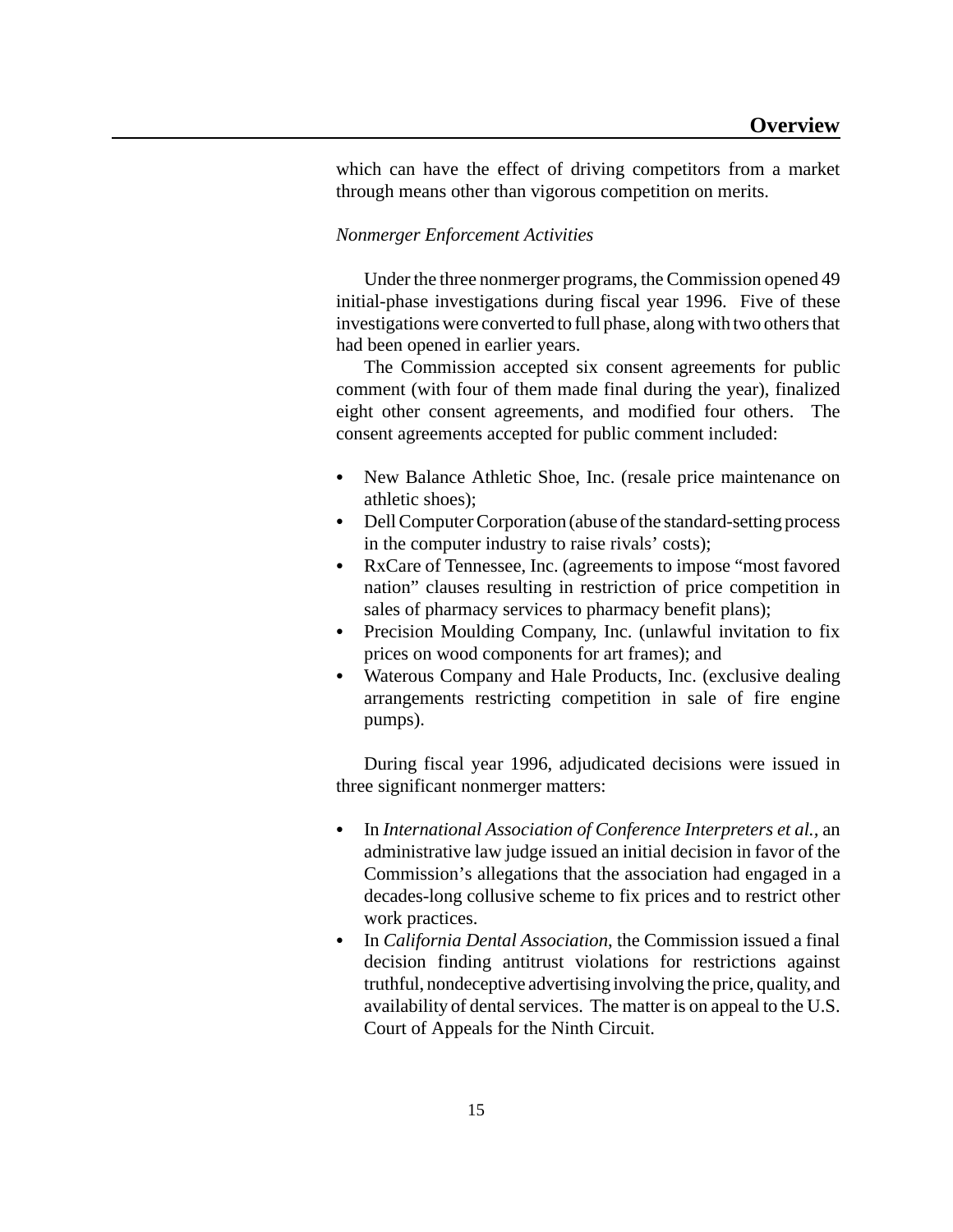which can have the effect of driving competitors from a market through means other than vigorous competition on merits.

*Nonmerger Enforcement Activities*

Under the three nonmerger programs, the Commission opened 49 initial-phase investigations during fiscal year 1996. Five of these investigations were converted to full phase, along with two others that had been opened in earlier years.

The Commission accepted six consent agreements for public comment (with four of them made final during the year), finalized eight other consent agreements, and modified four others. The consent agreements accepted for public comment included:

- New Balance Athletic Shoe, Inc. (resale price maintenance on athletic shoes);
- Dell Computer Corporation (abuse of the standard-setting process in the computer industry to raise rivals' costs);
- RxCare of Tennessee, Inc. (agreements to impose "most favored nation" clauses resulting in restriction of price competition in sales of pharmacy services to pharmacy benefit plans);
- Precision Moulding Company, Inc. (unlawful invitation to fix prices on wood components for art frames); and
- Waterous Company and Hale Products, Inc. (exclusive dealing arrangements restricting competition in sale of fire engine pumps).

During fiscal year 1996, adjudicated decisions were issued in three significant nonmerger matters:

- In *International Association of Conference Interpreters et al.*, an administrative law judge issued an initial decision in favor of the Commission's allegations that the association had engaged in a decades-long collusive scheme to fix prices and to restrict other work practices.
- In *California Dental Association*, the Commission issued a final decision finding antitrust violations for restrictions against truthful, nondeceptive advertising involving the price, quality, and availability of dental services. The matter is on appeal to the U.S. Court of Appeals for the Ninth Circuit.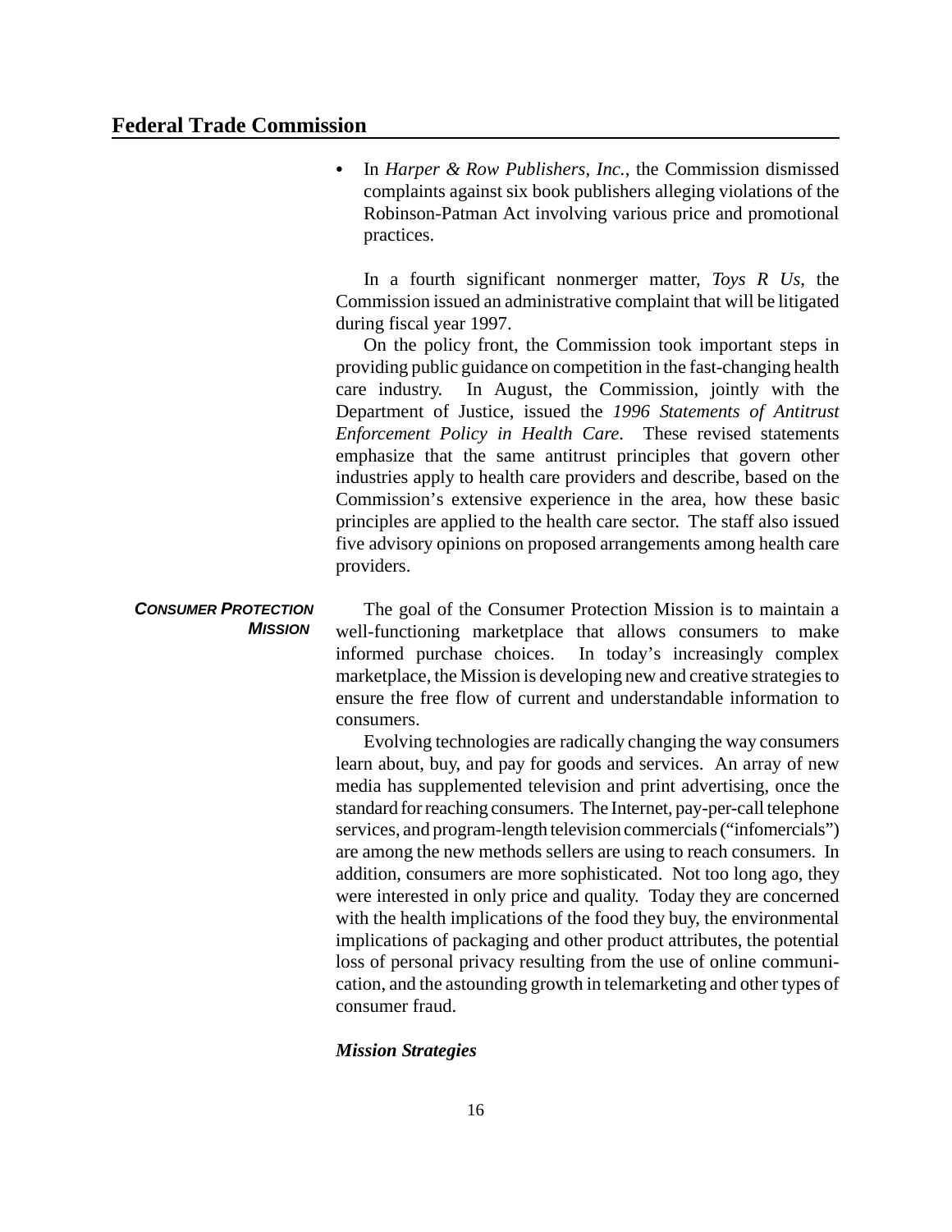- In *Harper & Row Publishers, Inc.*, the Commission dismissed complaints against six book publishers alleging violations of the Robinson-Patman Act involving various price and promotional practices.

In a fourth significant nonmerger matter, *Toys R Us*, the Commission issued an administrative complaint that will be litigated during fiscal year 1997.

On the policy front, the Commission took important steps in providing public guidance on competition in the fast-changing health care industry. In August, the Commission, jointly with the Department of Justice, issued the *1996 Statements of Antitrust Enforcement Policy in Health Care*. These revised statements emphasize that the same antitrust principles that govern other industries apply to health care providers and describe, based on the Commission's extensive experience in the area, how these basic principles are applied to the health care sector. The staff also issued five advisory opinions on proposed arrangements among health care providers.

## *CONSUMER PROTECTION MISSION*

The goal of the Consumer Protection Mission is to maintain a well-functioning marketplace that allows consumers to make informed purchase choices. In today's increasingly complex marketplace, the Mission is developing new and creative strategies to ensure the free flow of current and understandable information to consumers.

Evolving technologies are radically changing the way consumers learn about, buy, and pay for goods and services. An array of new media has supplemented television and print advertising, once the standard for reaching consumers. The Internet, pay-per-call telephone services, and program-length television commercials ("infomercials") are among the new methods sellers are using to reach consumers. In addition, consumers are more sophisticated. Not too long ago, they were interested in only price and quality. Today they are concerned with the health implications of the food they buy, the environmental implications of packaging and other product attributes, the potential loss of personal privacy resulting from the use of online communication, and the astounding growth in telemarketing and other types of consumer fraud.

### *Mission Strategies*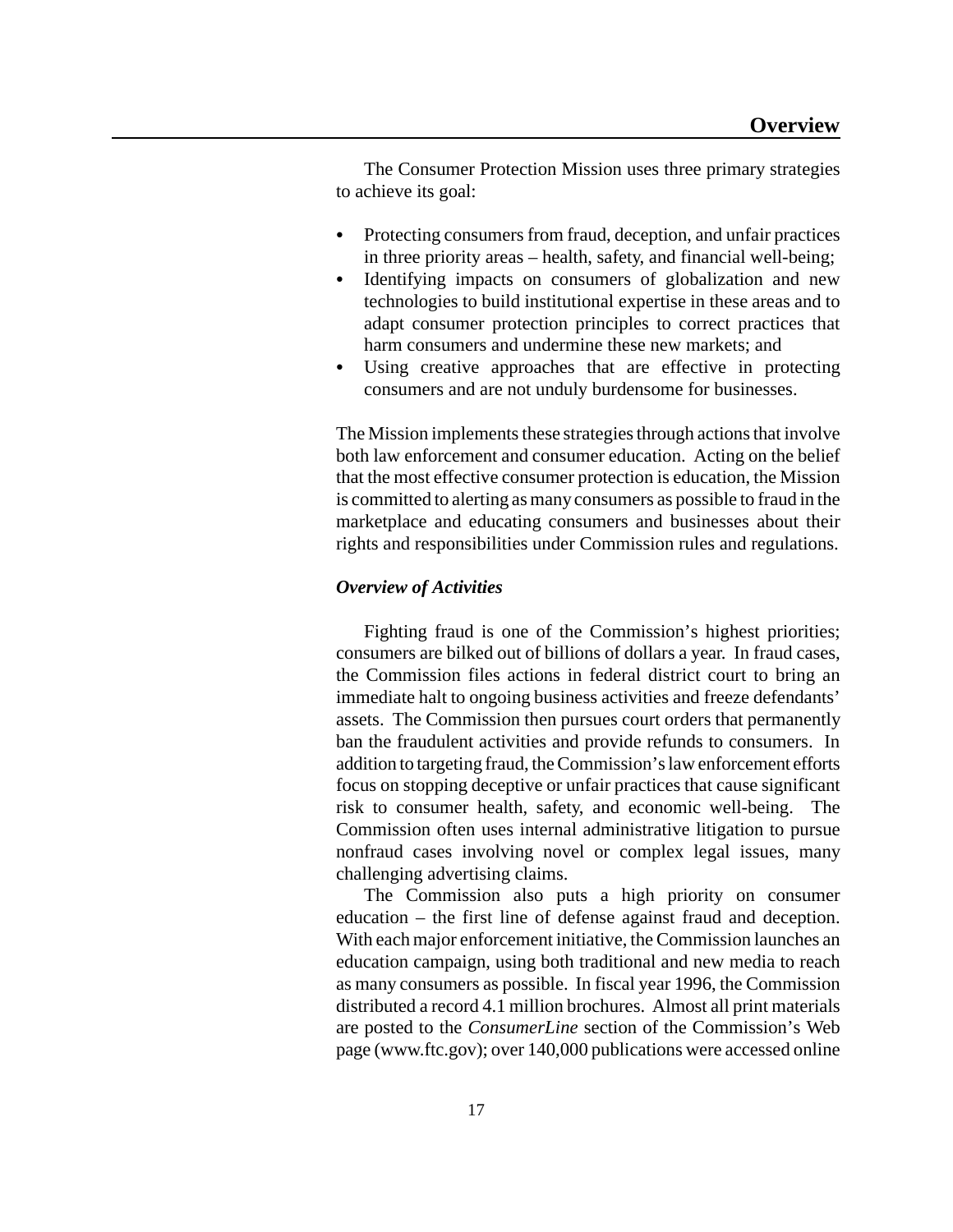## Overview

The Consumer Protection Mission uses three primary strategies to achieve its goal:

- Protecting consumers from fraud, deception, and unfair practices in three priority areas – health, safety, and financial well-being;
- Identifying impacts on consumers of globalization and new technologies to build institutional expertise in these areas and to adapt consumer protection principles to correct practices that harm consumers and undermine these new markets; and
- Using creative approaches that are effective in protecting consumers and are not unduly burdensome for businesses.

The Mission implements these strategies through actions that involve both law enforcement and consumer education. Acting on the belief that the most effective consumer protection is education, the Mission is committed to alerting as many consumers as possible to fraud in the marketplace and educating consumers and businesses about their rights and responsibilities under Commission rules and regulations.

### *Overview of Activities*

Fighting fraud is one of the Commission's highest priorities; consumers are bilked out of billions of dollars a year. In fraud cases, the Commission files actions in federal district court to bring an immediate halt to ongoing business activities and freeze defendants' assets. The Commission then pursues court orders that permanently ban the fraudulent activities and provide refunds to consumers. In addition to targeting fraud, the Commission's law enforcement efforts focus on stopping deceptive or unfair practices that cause significant risk to consumer health, safety, and economic well-being. The Commission often uses internal administrative litigation to pursue nonfraud cases involving novel or complex legal issues, many challenging advertising claims.

The Commission also puts a high priority on consumer education – the first line of defense against fraud and deception. With each major enforcement initiative, the Commission launches an education campaign, using both traditional and new media to reach as many consumers as possible. In fiscal year 1996, the Commission distributed a record 4.1 million brochures. Almost all print materials are posted to the *ConsumerLine* section of the Commission's Web page (www.ftc.gov); over 140,000 publications were accessed online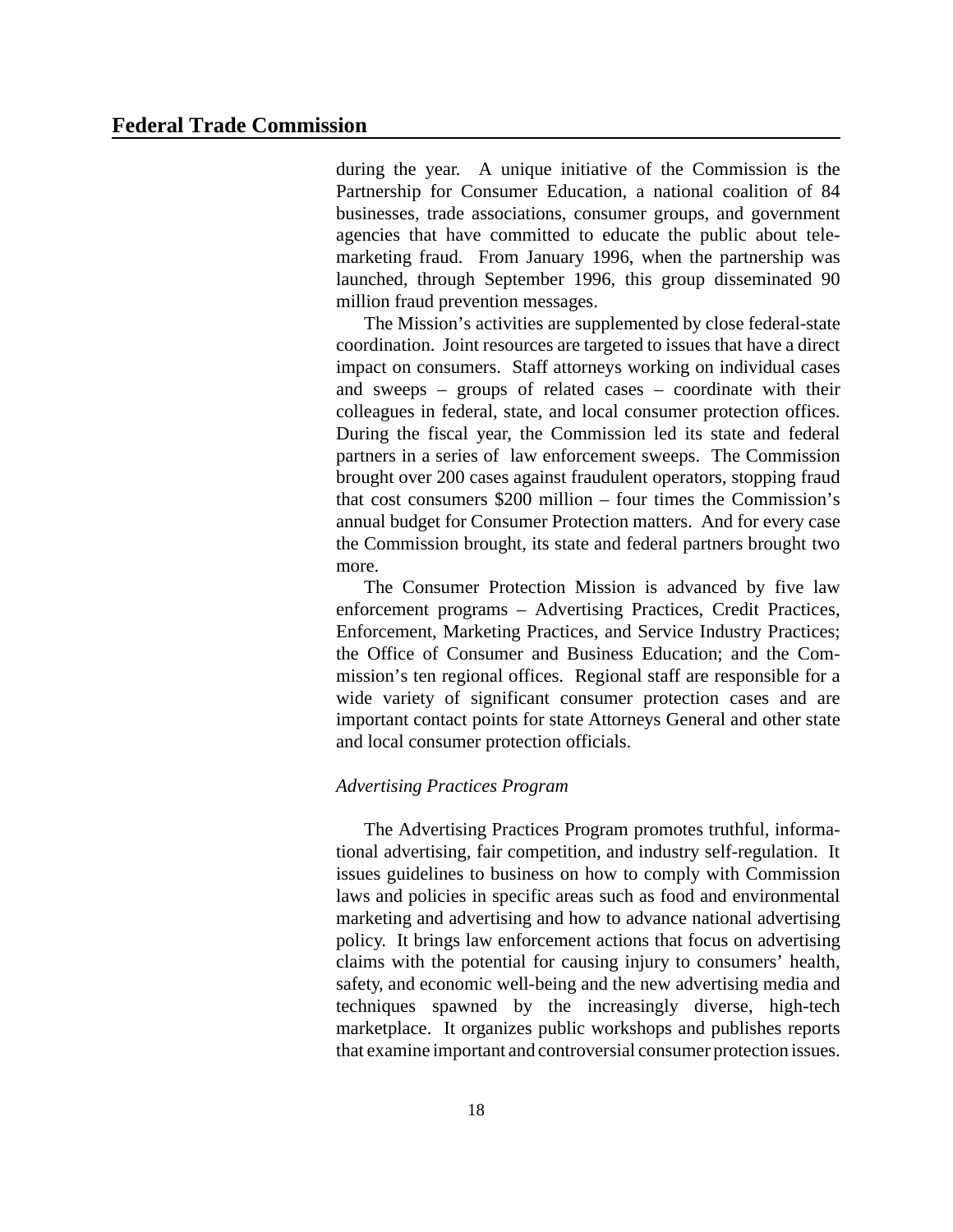during the year. A unique initiative of the Commission is the Partnership for Consumer Education, a national coalition of 84 businesses, trade associations, consumer groups, and government agencies that have committed to educate the public about telemarketing fraud. From January 1996, when the partnership was launched, through September 1996, this group disseminated 90 million fraud prevention messages.

The Mission's activities are supplemented by close federal-state coordination. Joint resources are targeted to issues that have a direct impact on consumers. Staff attorneys working on individual cases and sweeps – groups of related cases – coordinate with their colleagues in federal, state, and local consumer protection offices. During the fiscal year, the Commission led its state and federal partners in a series of law enforcement sweeps. The Commission brought over 200 cases against fraudulent operators, stopping fraud that cost consumers $200 million – four times the Commission's annual budget for Consumer Protection matters. And for every case the Commission brought, its state and federal partners brought two more.

The Consumer Protection Mission is advanced by five law enforcement programs – Advertising Practices, Credit Practices, Enforcement, Marketing Practices, and Service Industry Practices; the Office of Consumer and Business Education; and the Commission's ten regional offices. Regional staff are responsible for a wide variety of significant consumer protection cases and are important contact points for state Attorneys General and other state and local consumer protection officials.

### *Advertising Practices Program*

The Advertising Practices Program promotes truthful, informational advertising, fair competition, and industry self-regulation. It issues guidelines to business on how to comply with Commission laws and policies in specific areas such as food and environmental marketing and advertising and how to advance national advertising policy. It brings law enforcement actions that focus on advertising claims with the potential for causing injury to consumers' health, safety, and economic well-being and the new advertising media and techniques spawned by the increasingly diverse, high-tech marketplace. It organizes public workshops and publishes reports that examine important and controversial consumer protection issues.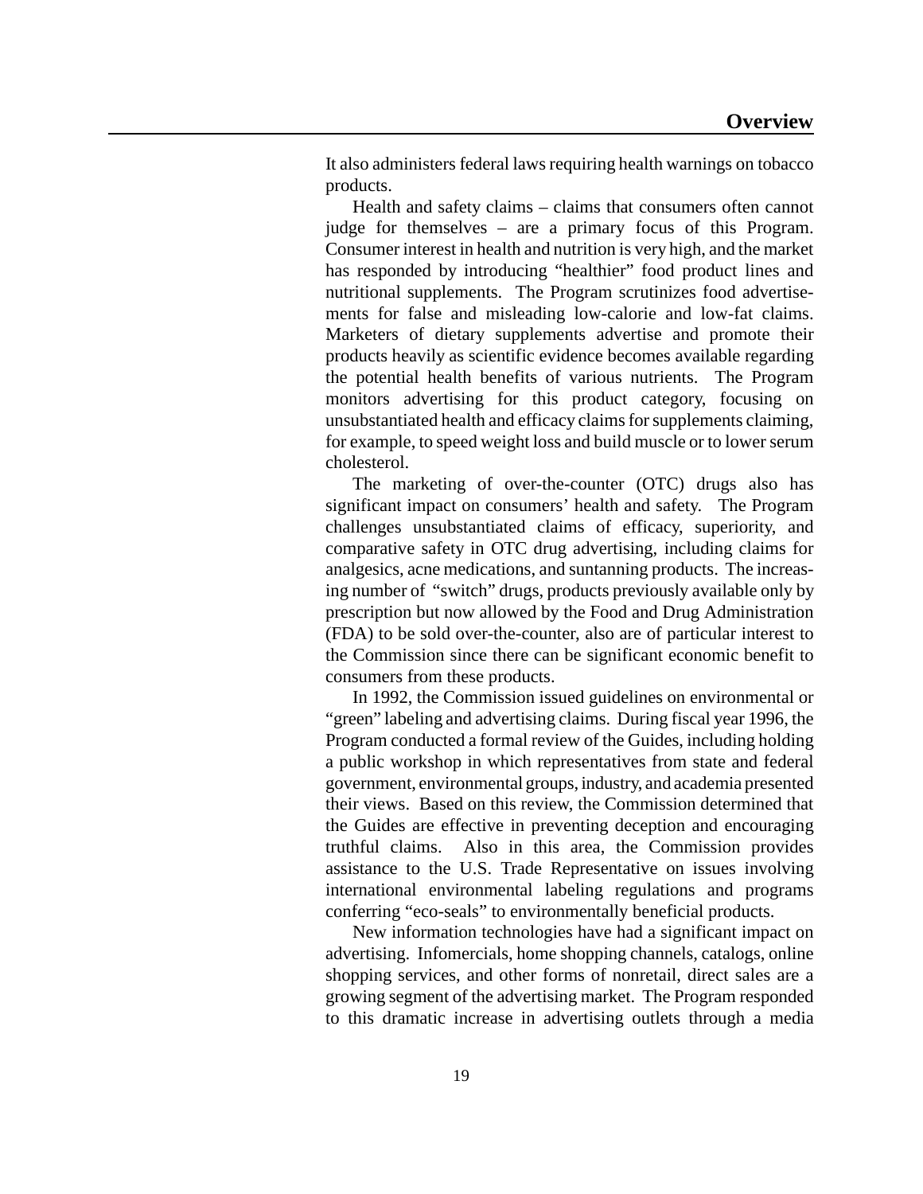It also administers federal laws requiring health warnings on tobacco products.

Health and safety claims – claims that consumers often cannot judge for themselves – are a primary focus of this Program. Consumer interest in health and nutrition is very high, and the market has responded by introducing "healthier" food product lines and nutritional supplements. The Program scrutinizes food advertisements for false and misleading low-calorie and low-fat claims. Marketers of dietary supplements advertise and promote their products heavily as scientific evidence becomes available regarding the potential health benefits of various nutrients. The Program monitors advertising for this product category, focusing on unsubstantiated health and efficacy claims for supplements claiming, for example, to speed weight loss and build muscle or to lower serum cholesterol.

The marketing of over-the-counter (OTC) drugs also has significant impact on consumers' health and safety. The Program challenges unsubstantiated claims of efficacy, superiority, and comparative safety in OTC drug advertising, including claims for analgesics, acne medications, and suntanning products. The increasing number of "switch" drugs, products previously available only by prescription but now allowed by the Food and Drug Administration (FDA) to be sold over-the-counter, also are of particular interest to the Commission since there can be significant economic benefit to consumers from these products.

In 1992, the Commission issued guidelines on environmental or "green" labeling and advertising claims. During fiscal year 1996, the Program conducted a formal review of the Guides, including holding a public workshop in which representatives from state and federal government, environmental groups, industry, and academia presented their views. Based on this review, the Commission determined that the Guides are effective in preventing deception and encouraging truthful claims. Also in this area, the Commission provides assistance to the U.S. Trade Representative on issues involving international environmental labeling regulations and programs conferring "eco-seals" to environmentally beneficial products.

New information technologies have had a significant impact on advertising. Infomercials, home shopping channels, catalogs, online shopping services, and other forms of nonretail, direct sales are a growing segment of the advertising market. The Program responded to this dramatic increase in advertising outlets through a media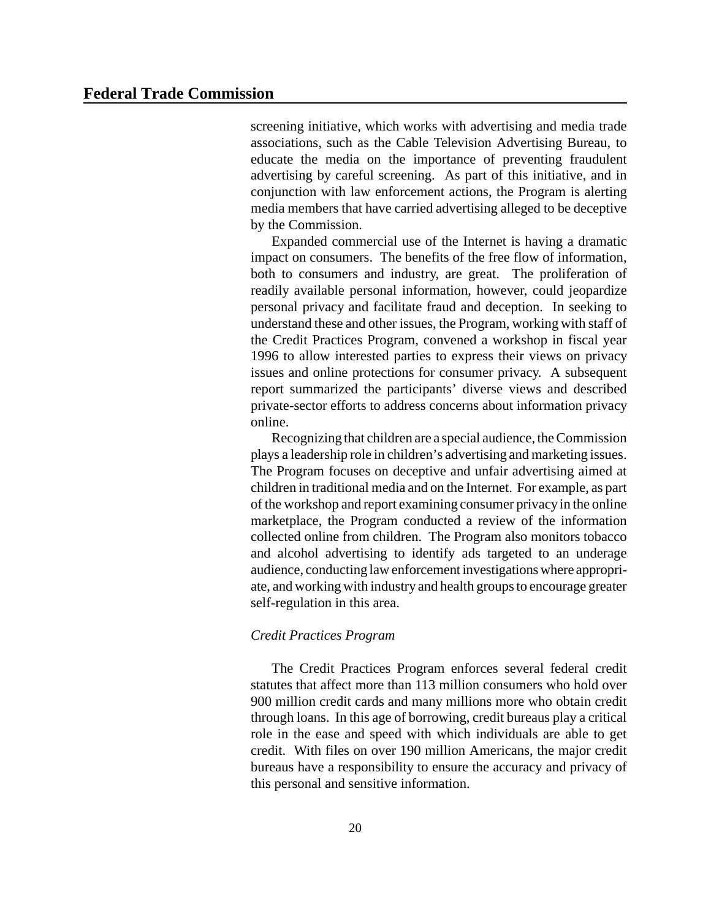screening initiative, which works with advertising and media trade associations, such as the Cable Television Advertising Bureau, to educate the media on the importance of preventing fraudulent advertising by careful screening. As part of this initiative, and in conjunction with law enforcement actions, the Program is alerting media members that have carried advertising alleged to be deceptive by the Commission.

Expanded commercial use of the Internet is having a dramatic impact on consumers. The benefits of the free flow of information, both to consumers and industry, are great. The proliferation of readily available personal information, however, could jeopardize personal privacy and facilitate fraud and deception. In seeking to understand these and other issues, the Program, working with staff of the Credit Practices Program, convened a workshop in fiscal year 1996 to allow interested parties to express their views on privacy issues and online protections for consumer privacy. A subsequent report summarized the participants' diverse views and described private-sector efforts to address concerns about information privacy online.

Recognizing that children are a special audience, the Commission plays a leadership role in children's advertising and marketing issues. The Program focuses on deceptive and unfair advertising aimed at children in traditional media and on the Internet. For example, as part of the workshop and report examining consumer privacy in the online marketplace, the Program conducted a review of the information collected online from children. The Program also monitors tobacco and alcohol advertising to identify ads targeted to an underage audience, conducting law enforcement investigations where appropriate, and working with industry and health groups to encourage greater self-regulation in this area.

*Credit Practices Program*

The Credit Practices Program enforces several federal credit statutes that affect more than 113 million consumers who hold over 900 million credit cards and many millions more who obtain credit through loans. In this age of borrowing, credit bureaus play a critical role in the ease and speed with which individuals are able to get credit. With files on over 190 million Americans, the major credit bureaus have a responsibility to ensure the accuracy and privacy of this personal and sensitive information.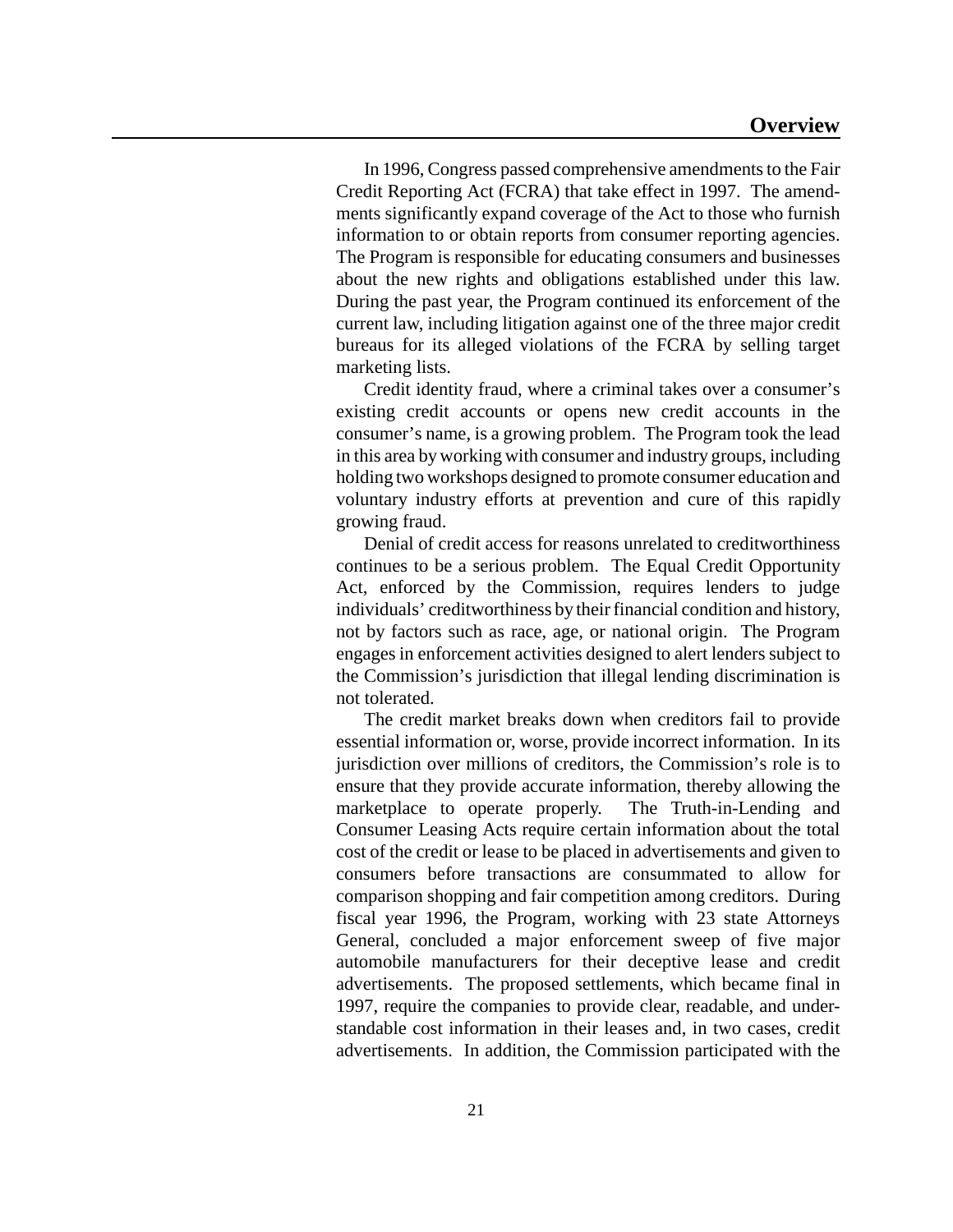## Overview

In 1996, Congress passed comprehensive amendments to the Fair Credit Reporting Act (FCRA) that take effect in 1997. The amendments significantly expand coverage of the Act to those who furnish information to or obtain reports from consumer reporting agencies. The Program is responsible for educating consumers and businesses about the new rights and obligations established under this law. During the past year, the Program continued its enforcement of the current law, including litigation against one of the three major credit bureaus for its alleged violations of the FCRA by selling target marketing lists.

Credit identity fraud, where a criminal takes over a consumer's existing credit accounts or opens new credit accounts in the consumer's name, is a growing problem. The Program took the lead in this area by working with consumer and industry groups, including holding two workshops designed to promote consumer education and voluntary industry efforts at prevention and cure of this rapidly growing fraud.

Denial of credit access for reasons unrelated to creditworthiness continues to be a serious problem. The Equal Credit Opportunity Act, enforced by the Commission, requires lenders to judge individuals' creditworthiness by their financial condition and history, not by factors such as race, age, or national origin. The Program engages in enforcement activities designed to alert lenders subject to the Commission's jurisdiction that illegal lending discrimination is not tolerated.

The credit market breaks down when creditors fail to provide essential information or, worse, provide incorrect information. In its jurisdiction over millions of creditors, the Commission's role is to ensure that they provide accurate information, thereby allowing the marketplace to operate properly. The Truth-in-Lending and Consumer Leasing Acts require certain information about the total cost of the credit or lease to be placed in advertisements and given to consumers before transactions are consummated to allow for comparison shopping and fair competition among creditors. During fiscal year 1996, the Program, working with 23 state Attorneys General, concluded a major enforcement sweep of five major automobile manufacturers for their deceptive lease and credit advertisements. The proposed settlements, which became final in 1997, require the companies to provide clear, readable, and understandable cost information in their leases and, in two cases, credit advertisements. In addition, the Commission participated with the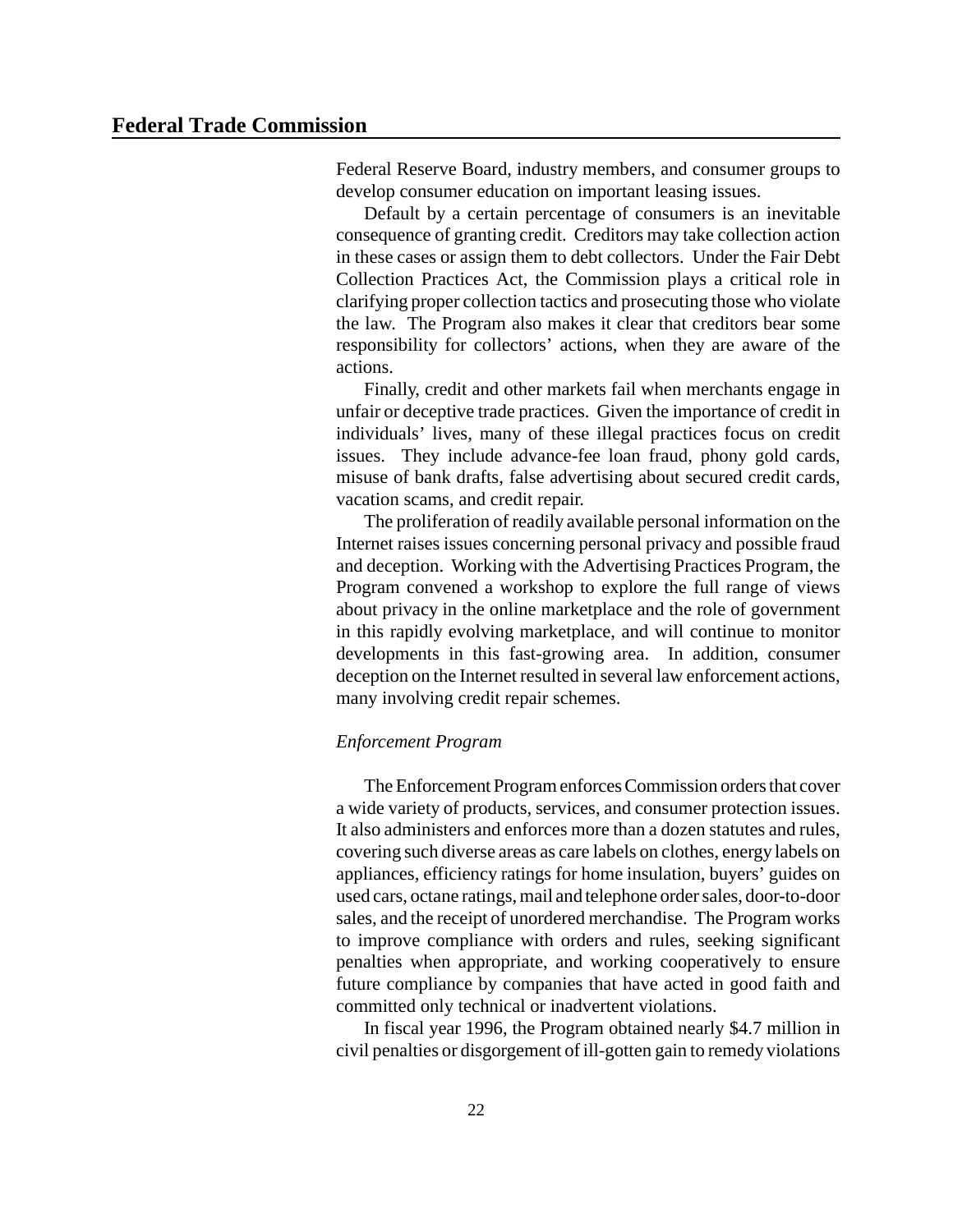Federal Reserve Board, industry members, and consumer groups to develop consumer education on important leasing issues.

Default by a certain percentage of consumers is an inevitable consequence of granting credit. Creditors may take collection action in these cases or assign them to debt collectors. Under the Fair Debt Collection Practices Act, the Commission plays a critical role in clarifying proper collection tactics and prosecuting those who violate the law. The Program also makes it clear that creditors bear some responsibility for collectors' actions, when they are aware of the actions.

Finally, credit and other markets fail when merchants engage in unfair or deceptive trade practices. Given the importance of credit in individuals' lives, many of these illegal practices focus on credit issues. They include advance-fee loan fraud, phony gold cards, misuse of bank drafts, false advertising about secured credit cards, vacation scams, and credit repair.

The proliferation of readily available personal information on the Internet raises issues concerning personal privacy and possible fraud and deception. Working with the Advertising Practices Program, the Program convened a workshop to explore the full range of views about privacy in the online marketplace and the role of government in this rapidly evolving marketplace, and will continue to monitor developments in this fast-growing area. In addition, consumer deception on the Internet resulted in several law enforcement actions, many involving credit repair schemes.

*Enforcement Program*

The Enforcement Program enforces Commission orders that cover a wide variety of products, services, and consumer protection issues. It also administers and enforces more than a dozen statutes and rules, covering such diverse areas as care labels on clothes, energy labels on appliances, efficiency ratings for home insulation, buyers' guides on used cars, octane ratings, mail and telephone order sales, door-to-door sales, and the receipt of unordered merchandise. The Program works to improve compliance with orders and rules, seeking significant penalties when appropriate, and working cooperatively to ensure future compliance by companies that have acted in good faith and committed only technical or inadvertent violations.

In fiscal year 1996, the Program obtained nearly $4.7 million in civil penalties or disgorgement of ill-gotten gain to remedy violations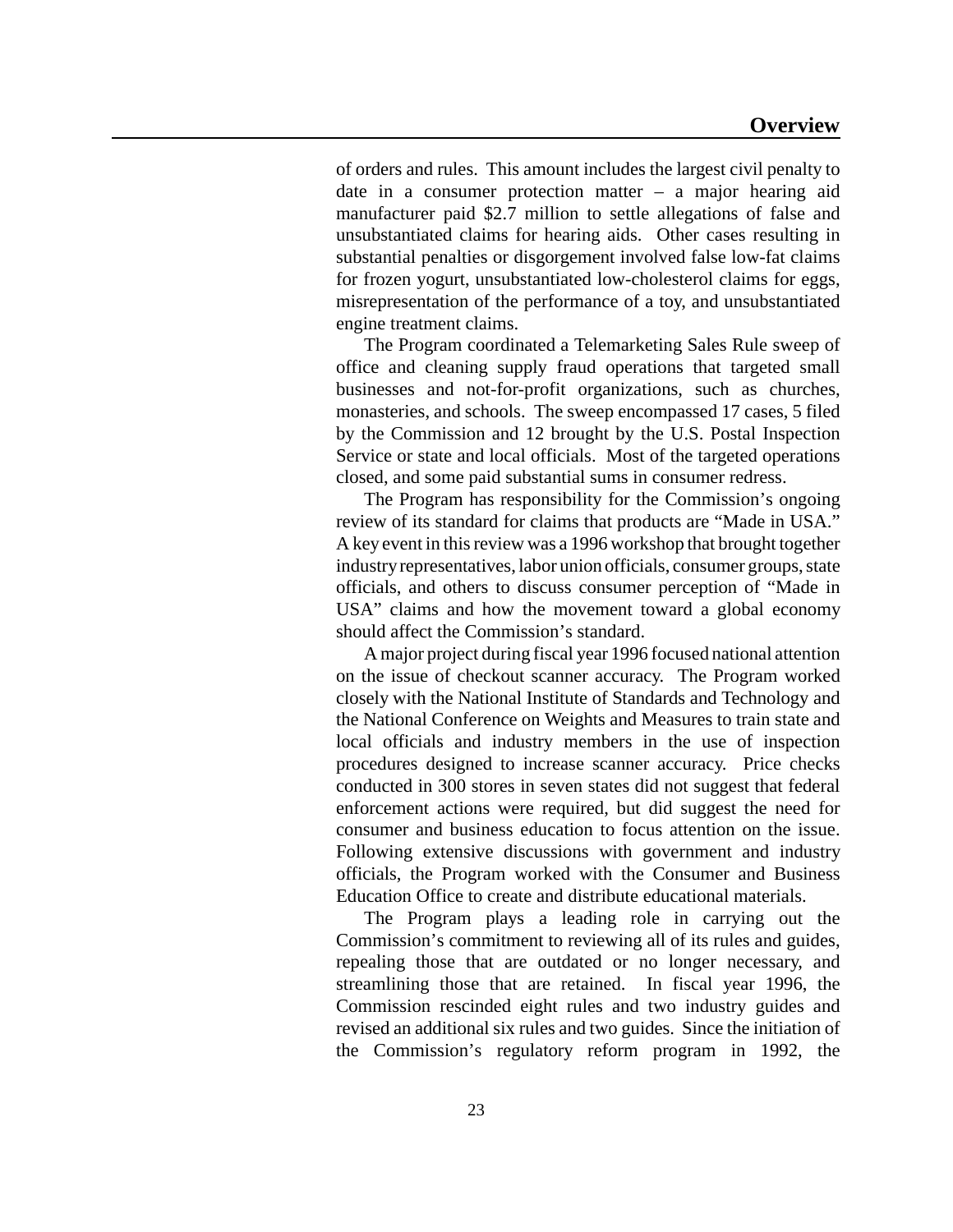of orders and rules. This amount includes the largest civil penalty to date in a consumer protection matter – a major hearing aid manufacturer paid $2.7 million to settle allegations of false and unsubstantiated claims for hearing aids. Other cases resulting in substantial penalties or disgorgement involved false low-fat claims for frozen yogurt, unsubstantiated low-cholesterol claims for eggs, misrepresentation of the performance of a toy, and unsubstantiated engine treatment claims.

The Program coordinated a Telemarketing Sales Rule sweep of office and cleaning supply fraud operations that targeted small businesses and not-for-profit organizations, such as churches, monasteries, and schools. The sweep encompassed 17 cases, 5 filed by the Commission and 12 brought by the U.S. Postal Inspection Service or state and local officials. Most of the targeted operations closed, and some paid substantial sums in consumer redress.

The Program has responsibility for the Commission's ongoing review of its standard for claims that products are "Made in USA." A key event in this review was a 1996 workshop that brought together industry representatives, labor union officials, consumer groups, state officials, and others to discuss consumer perception of "Made in USA" claims and how the movement toward a global economy should affect the Commission's standard.

A major project during fiscal year 1996 focused national attention on the issue of checkout scanner accuracy. The Program worked closely with the National Institute of Standards and Technology and the National Conference on Weights and Measures to train state and local officials and industry members in the use of inspection procedures designed to increase scanner accuracy. Price checks conducted in 300 stores in seven states did not suggest that federal enforcement actions were required, but did suggest the need for consumer and business education to focus attention on the issue. Following extensive discussions with government and industry officials, the Program worked with the Consumer and Business Education Office to create and distribute educational materials.

The Program plays a leading role in carrying out the Commission's commitment to reviewing all of its rules and guides, repealing those that are outdated or no longer necessary, and streamlining those that are retained. In fiscal year 1996, the Commission rescinded eight rules and two industry guides and revised an additional six rules and two guides. Since the initiation of the Commission's regulatory reform program in 1992, the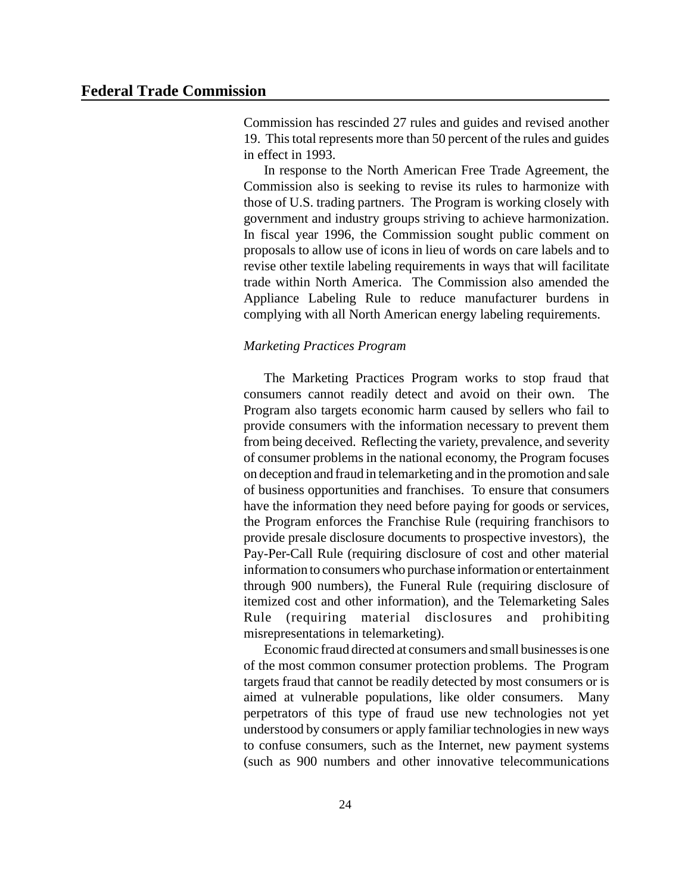Commission has rescinded 27 rules and guides and revised another 19. This total represents more than 50 percent of the rules and guides in effect in 1993.

In response to the North American Free Trade Agreement, the Commission also is seeking to revise its rules to harmonize with those of U.S. trading partners. The Program is working closely with government and industry groups striving to achieve harmonization. In fiscal year 1996, the Commission sought public comment on proposals to allow use of icons in lieu of words on care labels and to revise other textile labeling requirements in ways that will facilitate trade within North America. The Commission also amended the Appliance Labeling Rule to reduce manufacturer burdens in complying with all North American energy labeling requirements.

*Marketing Practices Program*

The Marketing Practices Program works to stop fraud that consumers cannot readily detect and avoid on their own. The Program also targets economic harm caused by sellers who fail to provide consumers with the information necessary to prevent them from being deceived. Reflecting the variety, prevalence, and severity of consumer problems in the national economy, the Program focuses on deception and fraud in telemarketing and in the promotion and sale of business opportunities and franchises. To ensure that consumers have the information they need before paying for goods or services, the Program enforces the Franchise Rule (requiring franchisors to provide presale disclosure documents to prospective investors), the Pay-Per-Call Rule (requiring disclosure of cost and other material information to consumers who purchase information or entertainment through 900 numbers), the Funeral Rule (requiring disclosure of itemized cost and other information), and the Telemarketing Sales Rule (requiring material disclosures and prohibiting misrepresentations in telemarketing).

Economic fraud directed at consumers and small businesses is one of the most common consumer protection problems. The Program targets fraud that cannot be readily detected by most consumers or is aimed at vulnerable populations, like older consumers. Many perpetrators of this type of fraud use new technologies not yet understood by consumers or apply familiar technologies in new ways to confuse consumers, such as the Internet, new payment systems (such as 900 numbers and other innovative telecommunications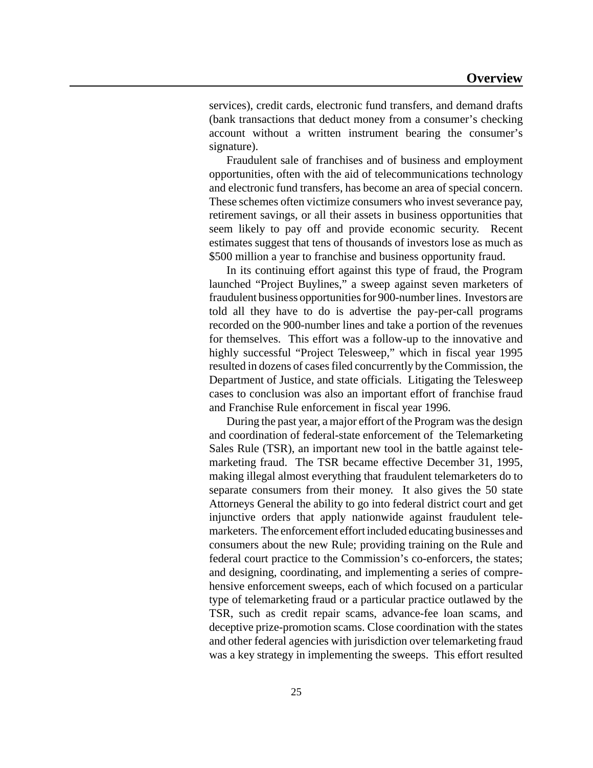services), credit cards, electronic fund transfers, and demand drafts (bank transactions that deduct money from a consumer's checking account without a written instrument bearing the consumer's signature).

Fraudulent sale of franchises and of business and employment opportunities, often with the aid of telecommunications technology and electronic fund transfers, has become an area of special concern. These schemes often victimize consumers who invest severance pay, retirement savings, or all their assets in business opportunities that seem likely to pay off and provide economic security. Recent estimates suggest that tens of thousands of investors lose as much as $500 million a year to franchise and business opportunity fraud.

In its continuing effort against this type of fraud, the Program launched "Project Buylines," a sweep against seven marketers of fraudulent business opportunities for 900-number lines. Investors are told all they have to do is advertise the pay-per-call programs recorded on the 900-number lines and take a portion of the revenues for themselves. This effort was a follow-up to the innovative and highly successful "Project Telesweep," which in fiscal year 1995 resulted in dozens of cases filed concurrently by the Commission, the Department of Justice, and state officials. Litigating the Telesweep cases to conclusion was also an important effort of franchise fraud and Franchise Rule enforcement in fiscal year 1996.

During the past year, a major effort of the Program was the design and coordination of federal-state enforcement of the Telemarketing Sales Rule (TSR), an important new tool in the battle against telemarketing fraud. The TSR became effective December 31, 1995, making illegal almost everything that fraudulent telemarketers do to separate consumers from their money. It also gives the 50 state Attorneys General the ability to go into federal district court and get injunctive orders that apply nationwide against fraudulent telemarketers. The enforcement effort included educating businesses and consumers about the new Rule; providing training on the Rule and federal court practice to the Commission's co-enforcers, the states; and designing, coordinating, and implementing a series of comprehensive enforcement sweeps, each of which focused on a particular type of telemarketing fraud or a particular practice outlawed by the TSR, such as credit repair scams, advance-fee loan scams, and deceptive prize-promotion scams. Close coordination with the states and other federal agencies with jurisdiction over telemarketing fraud was a key strategy in implementing the sweeps. This effort resulted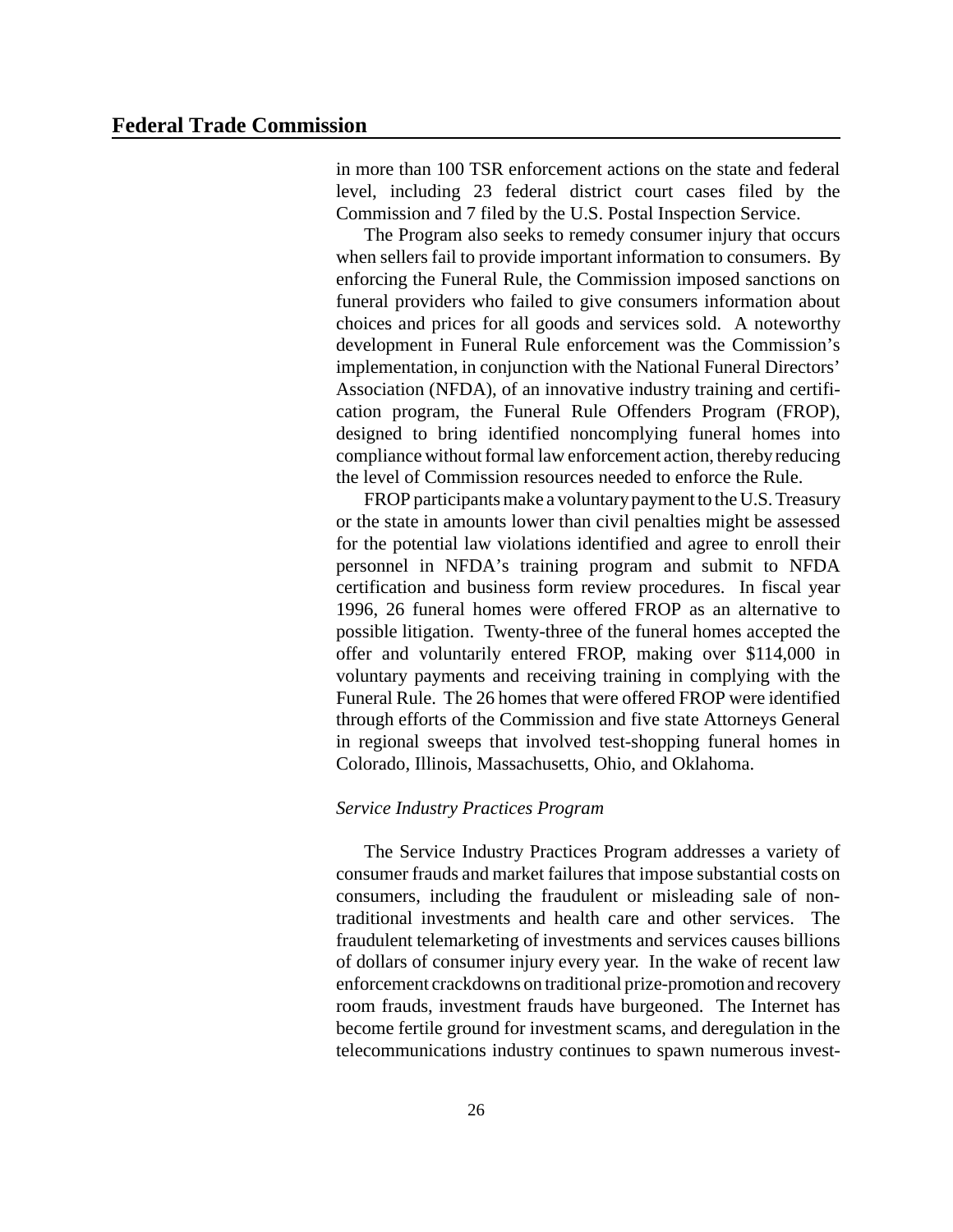in more than 100 TSR enforcement actions on the state and federal level, including 23 federal district court cases filed by the Commission and 7 filed by the U.S. Postal Inspection Service.

The Program also seeks to remedy consumer injury that occurs when sellers fail to provide important information to consumers. By enforcing the Funeral Rule, the Commission imposed sanctions on funeral providers who failed to give consumers information about choices and prices for all goods and services sold. A noteworthy development in Funeral Rule enforcement was the Commission's implementation, in conjunction with the National Funeral Directors' Association (NFDA), of an innovative industry training and certification program, the Funeral Rule Offenders Program (FROP), designed to bring identified noncomplying funeral homes into compliance without formal law enforcement action, thereby reducing the level of Commission resources needed to enforce the Rule.

FROP participants make a voluntary payment to the U.S. Treasury or the state in amounts lower than civil penalties might be assessed for the potential law violations identified and agree to enroll their personnel in NFDA's training program and submit to NFDA certification and business form review procedures. In fiscal year 1996, 26 funeral homes were offered FROP as an alternative to possible litigation. Twenty-three of the funeral homes accepted the offer and voluntarily entered FROP, making over $114,000 in voluntary payments and receiving training in complying with the Funeral Rule. The 26 homes that were offered FROP were identified through efforts of the Commission and five state Attorneys General in regional sweeps that involved test-shopping funeral homes in Colorado, Illinois, Massachusetts, Ohio, and Oklahoma.

*Service Industry Practices Program*

The Service Industry Practices Program addresses a variety of consumer frauds and market failures that impose substantial costs on consumers, including the fraudulent or misleading sale of non-traditional investments and health care and other services. The fraudulent telemarketing of investments and services causes billions of dollars of consumer injury every year. In the wake of recent law enforcement crackdowns on traditional prize-promotion and recovery room frauds, investment frauds have burgeoned. The Internet has become fertile ground for investment scams, and deregulation in the telecommunications industry continues to spawn numerous invest-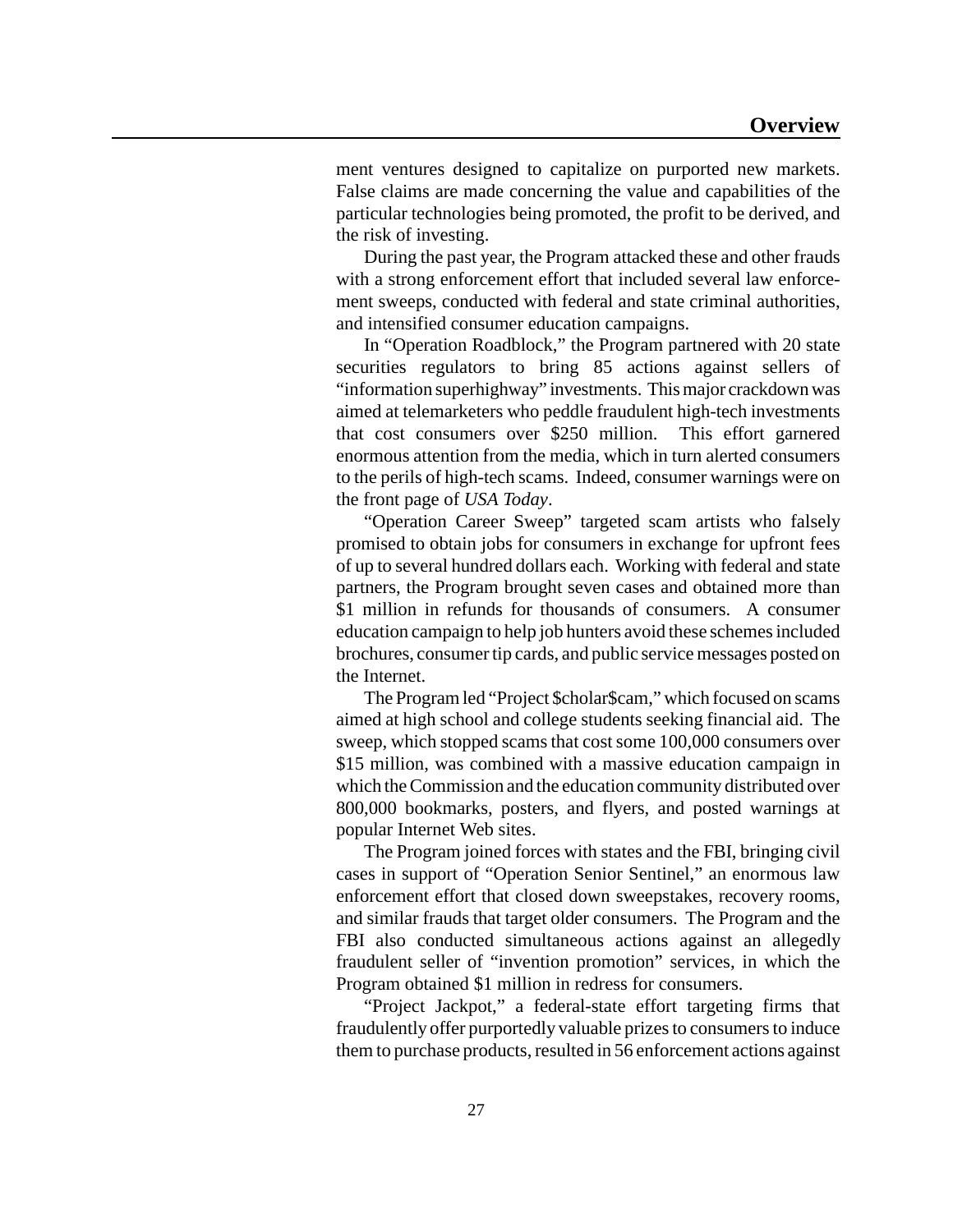ment ventures designed to capitalize on purported new markets. False claims are made concerning the value and capabilities of the particular technologies being promoted, the profit to be derived, and the risk of investing.

During the past year, the Program attacked these and other frauds with a strong enforcement effort that included several law enforcement sweeps, conducted with federal and state criminal authorities, and intensified consumer education campaigns.

In "Operation Roadblock," the Program partnered with 20 state securities regulators to bring 85 actions against sellers of "information superhighway" investments. This major crackdown was aimed at telemarketers who peddle fraudulent high-tech investments that cost consumers over $250 million. This effort garnered enormous attention from the media, which in turn alerted consumers to the perils of high-tech scams. Indeed, consumer warnings were on the front page of *USA Today*.

"Operation Career Sweep" targeted scam artists who falsely promised to obtain jobs for consumers in exchange for upfront fees of up to several hundred dollars each. Working with federal and state partners, the Program brought seven cases and obtained more than $1 million in refunds for thousands of consumers. A consumer education campaign to help job hunters avoid these schemes included brochures, consumer tip cards, and public service messages posted on the Internet.

The Program led "Project $cholar$cam," which focused on scams aimed at high school and college students seeking financial aid. The sweep, which stopped scams that cost some 100,000 consumers over $15 million, was combined with a massive education campaign in which the Commission and the education community distributed over 800,000 bookmarks, posters, and flyers, and posted warnings at popular Internet Web sites.

The Program joined forces with states and the FBI, bringing civil cases in support of "Operation Senior Sentinel," an enormous law enforcement effort that closed down sweepstakes, recovery rooms, and similar frauds that target older consumers. The Program and the FBI also conducted simultaneous actions against an allegedly fraudulent seller of "invention promotion" services, in which the Program obtained $1 million in redress for consumers.

"Project Jackpot," a federal-state effort targeting firms that fraudulently offer purportedly valuable prizes to consumers to induce them to purchase products, resulted in 56 enforcement actions against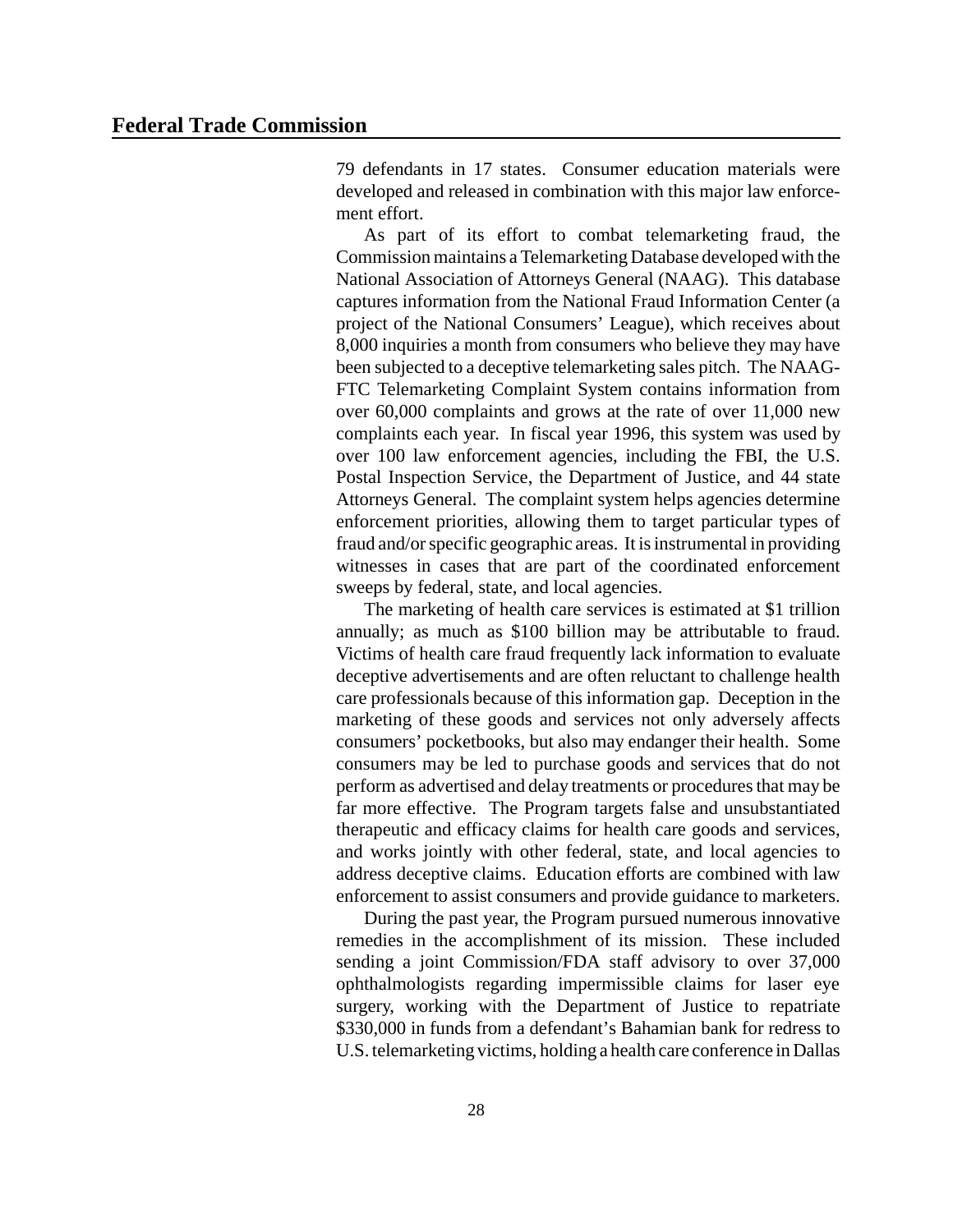79 defendants in 17 states. Consumer education materials were developed and released in combination with this major law enforcement effort.

As part of its effort to combat telemarketing fraud, the Commission maintains a Telemarketing Database developed with the National Association of Attorneys General (NAAG). This database captures information from the National Fraud Information Center (a project of the National Consumers' League), which receives about 8,000 inquiries a month from consumers who believe they may have been subjected to a deceptive telemarketing sales pitch. The NAAG-FTC Telemarketing Complaint System contains information from over 60,000 complaints and grows at the rate of over 11,000 new complaints each year. In fiscal year 1996, this system was used by over 100 law enforcement agencies, including the FBI, the U.S. Postal Inspection Service, the Department of Justice, and 44 state Attorneys General. The complaint system helps agencies determine enforcement priorities, allowing them to target particular types of fraud and/or specific geographic areas. It is instrumental in providing witnesses in cases that are part of the coordinated enforcement sweeps by federal, state, and local agencies.

The marketing of health care services is estimated at $1 trillion annually; as much as $100 billion may be attributable to fraud. Victims of health care fraud frequently lack information to evaluate deceptive advertisements and are often reluctant to challenge health care professionals because of this information gap. Deception in the marketing of these goods and services not only adversely affects consumers' pocketbooks, but also may endanger their health. Some consumers may be led to purchase goods and services that do not perform as advertised and delay treatments or procedures that may be far more effective. The Program targets false and unsubstantiated therapeutic and efficacy claims for health care goods and services, and works jointly with other federal, state, and local agencies to address deceptive claims. Education efforts are combined with law enforcement to assist consumers and provide guidance to marketers.

During the past year, the Program pursued numerous innovative remedies in the accomplishment of its mission. These included sending a joint Commission/FDA staff advisory to over 37,000 ophthalmologists regarding impermissible claims for laser eye surgery, working with the Department of Justice to repatriate $330,000 in funds from a defendant's Bahamian bank for redress to U.S. telemarketing victims, holding a health care conference in Dallas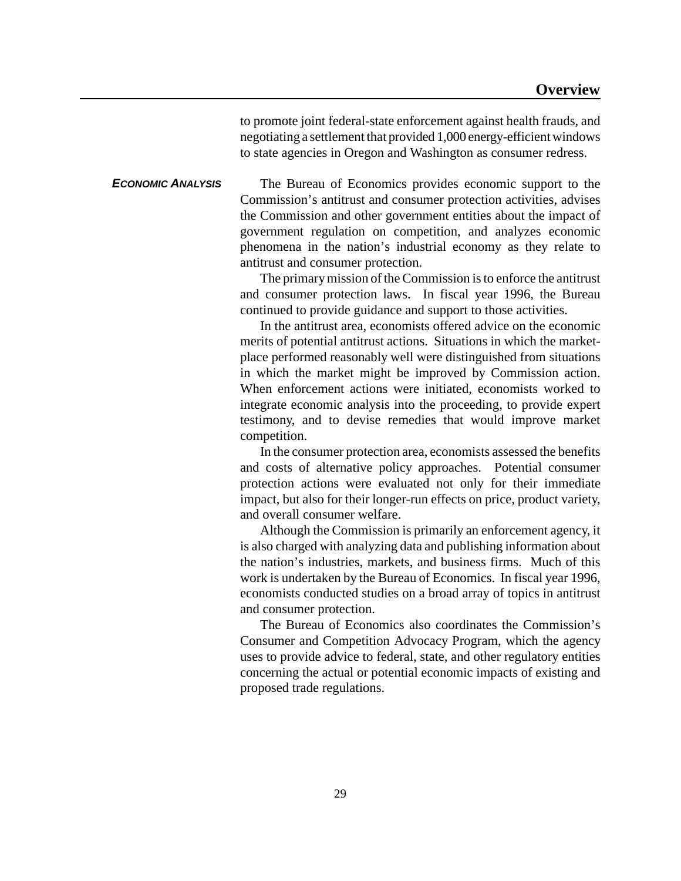to promote joint federal-state enforcement against health frauds, and negotiating a settlement that provided 1,000 energy-efficient windows to state agencies in Oregon and Washington as consumer redress.

### *ECONOMIC ANALYSIS*

The Bureau of Economics provides economic support to the Commission's antitrust and consumer protection activities, advises the Commission and other government entities about the impact of government regulation on competition, and analyzes economic phenomena in the nation's industrial economy as they relate to antitrust and consumer protection.

The primary mission of the Commission is to enforce the antitrust and consumer protection laws. In fiscal year 1996, the Bureau continued to provide guidance and support to those activities.

In the antitrust area, economists offered advice on the economic merits of potential antitrust actions. Situations in which the marketplace performed reasonably well were distinguished from situations in which the market might be improved by Commission action. When enforcement actions were initiated, economists worked to integrate economic analysis into the proceeding, to provide expert testimony, and to devise remedies that would improve market competition.

In the consumer protection area, economists assessed the benefits and costs of alternative policy approaches. Potential consumer protection actions were evaluated not only for their immediate impact, but also for their longer-run effects on price, product variety, and overall consumer welfare.

Although the Commission is primarily an enforcement agency, it is also charged with analyzing data and publishing information about the nation's industries, markets, and business firms. Much of this work is undertaken by the Bureau of Economics. In fiscal year 1996, economists conducted studies on a broad array of topics in antitrust and consumer protection.

The Bureau of Economics also coordinates the Commission's Consumer and Competition Advocacy Program, which the agency uses to provide advice to federal, state, and other regulatory entities concerning the actual or potential economic impacts of existing and proposed trade regulations.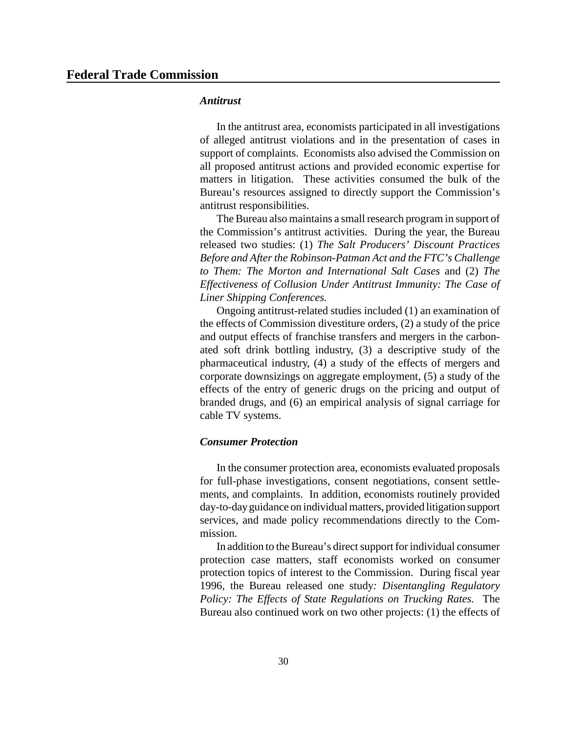### *Antitrust*

In the antitrust area, economists participated in all investigations of alleged antitrust violations and in the presentation of cases in support of complaints. Economists also advised the Commission on all proposed antitrust actions and provided economic expertise for matters in litigation. These activities consumed the bulk of the Bureau's resources assigned to directly support the Commission's antitrust responsibilities.

The Bureau also maintains a small research program in support of the Commission's antitrust activities. During the year, the Bureau released two studies: (1) *The Salt Producers' Discount Practices Before and After the Robinson-Patman Act and the FTC's Challenge to Them: The Morton and International Salt Cases* and (2) *The Effectiveness of Collusion Under Antitrust Immunity: The Case of Liner Shipping Conferences.*

Ongoing antitrust-related studies included (1) an examination of the effects of Commission divestiture orders, (2) a study of the price and output effects of franchise transfers and mergers in the carbonated soft drink bottling industry, (3) a descriptive study of the pharmaceutical industry, (4) a study of the effects of mergers and corporate downsizings on aggregate employment, (5) a study of the effects of the entry of generic drugs on the pricing and output of branded drugs, and (6) an empirical analysis of signal carriage for cable TV systems.

### *Consumer Protection*

In the consumer protection area, economists evaluated proposals for full-phase investigations, consent negotiations, consent settlements, and complaints. In addition, economists routinely provided day-to-day guidance on individual matters, provided litigation support services, and made policy recommendations directly to the Commission.

In addition to the Bureau's direct support for individual consumer protection case matters, staff economists worked on consumer protection topics of interest to the Commission. During fiscal year 1996, the Bureau released one study*: Disentangling Regulatory Policy: The Effects of State Regulations on Trucking Rates.* The Bureau also continued work on two other projects: (1) the effects of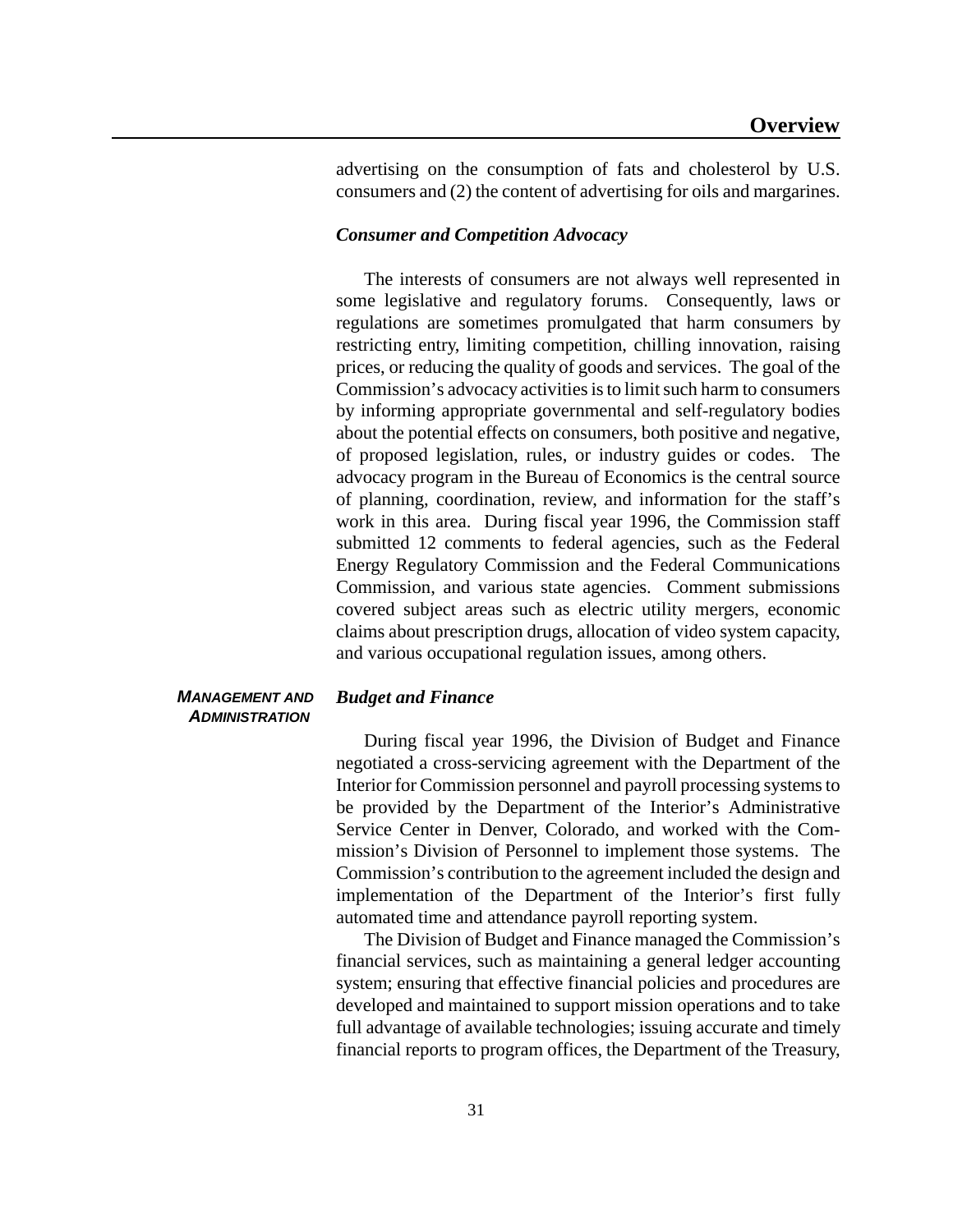advertising on the consumption of fats and cholesterol by U.S. consumers and (2) the content of advertising for oils and margarines.

### *Consumer and Competition Advocacy*

The interests of consumers are not always well represented in some legislative and regulatory forums. Consequently, laws or regulations are sometimes promulgated that harm consumers by restricting entry, limiting competition, chilling innovation, raising prices, or reducing the quality of goods and services. The goal of the Commission's advocacy activities is to limit such harm to consumers by informing appropriate governmental and self-regulatory bodies about the potential effects on consumers, both positive and negative, of proposed legislation, rules, or industry guides or codes. The advocacy program in the Bureau of Economics is the central source of planning, coordination, review, and information for the staff's work in this area. During fiscal year 1996, the Commission staff submitted 12 comments to federal agencies, such as the Federal Energy Regulatory Commission and the Federal Communications Commission, and various state agencies. Comment submissions covered subject areas such as electric utility mergers, economic claims about prescription drugs, allocation of video system capacity, and various occupational regulation issues, among others.

## MANAGEMENT AND ADMINISTRATION

### *Budget and Finance*

During fiscal year 1996, the Division of Budget and Finance negotiated a cross-servicing agreement with the Department of the Interior for Commission personnel and payroll processing systems to be provided by the Department of the Interior's Administrative Service Center in Denver, Colorado, and worked with the Commission's Division of Personnel to implement those systems. The Commission's contribution to the agreement included the design and implementation of the Department of the Interior's first fully automated time and attendance payroll reporting system.

The Division of Budget and Finance managed the Commission's financial services, such as maintaining a general ledger accounting system; ensuring that effective financial policies and procedures are developed and maintained to support mission operations and to take full advantage of available technologies; issuing accurate and timely financial reports to program offices, the Department of the Treasury,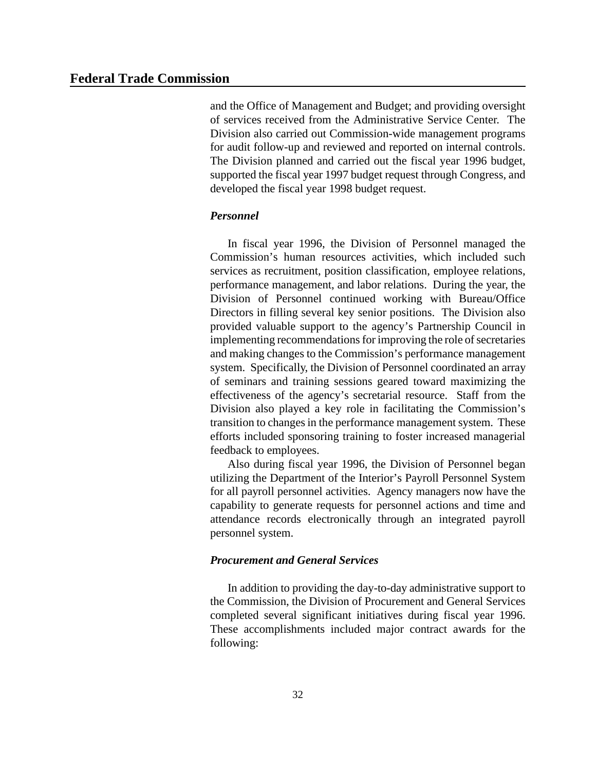and the Office of Management and Budget; and providing oversight of services received from the Administrative Service Center. The Division also carried out Commission-wide management programs for audit follow-up and reviewed and reported on internal controls. The Division planned and carried out the fiscal year 1996 budget, supported the fiscal year 1997 budget request through Congress, and developed the fiscal year 1998 budget request.

### *Personnel*

In fiscal year 1996, the Division of Personnel managed the Commission's human resources activities, which included such services as recruitment, position classification, employee relations, performance management, and labor relations. During the year, the Division of Personnel continued working with Bureau/Office Directors in filling several key senior positions. The Division also provided valuable support to the agency's Partnership Council in implementing recommendations for improving the role of secretaries and making changes to the Commission's performance management system. Specifically, the Division of Personnel coordinated an array of seminars and training sessions geared toward maximizing the effectiveness of the agency's secretarial resource. Staff from the Division also played a key role in facilitating the Commission's transition to changes in the performance management system. These efforts included sponsoring training to foster increased managerial feedback to employees.

Also during fiscal year 1996, the Division of Personnel began utilizing the Department of the Interior's Payroll Personnel System for all payroll personnel activities. Agency managers now have the capability to generate requests for personnel actions and time and attendance records electronically through an integrated payroll personnel system.

### *Procurement and General Services*

In addition to providing the day-to-day administrative support to the Commission, the Division of Procurement and General Services completed several significant initiatives during fiscal year 1996. These accomplishments included major contract awards for the following: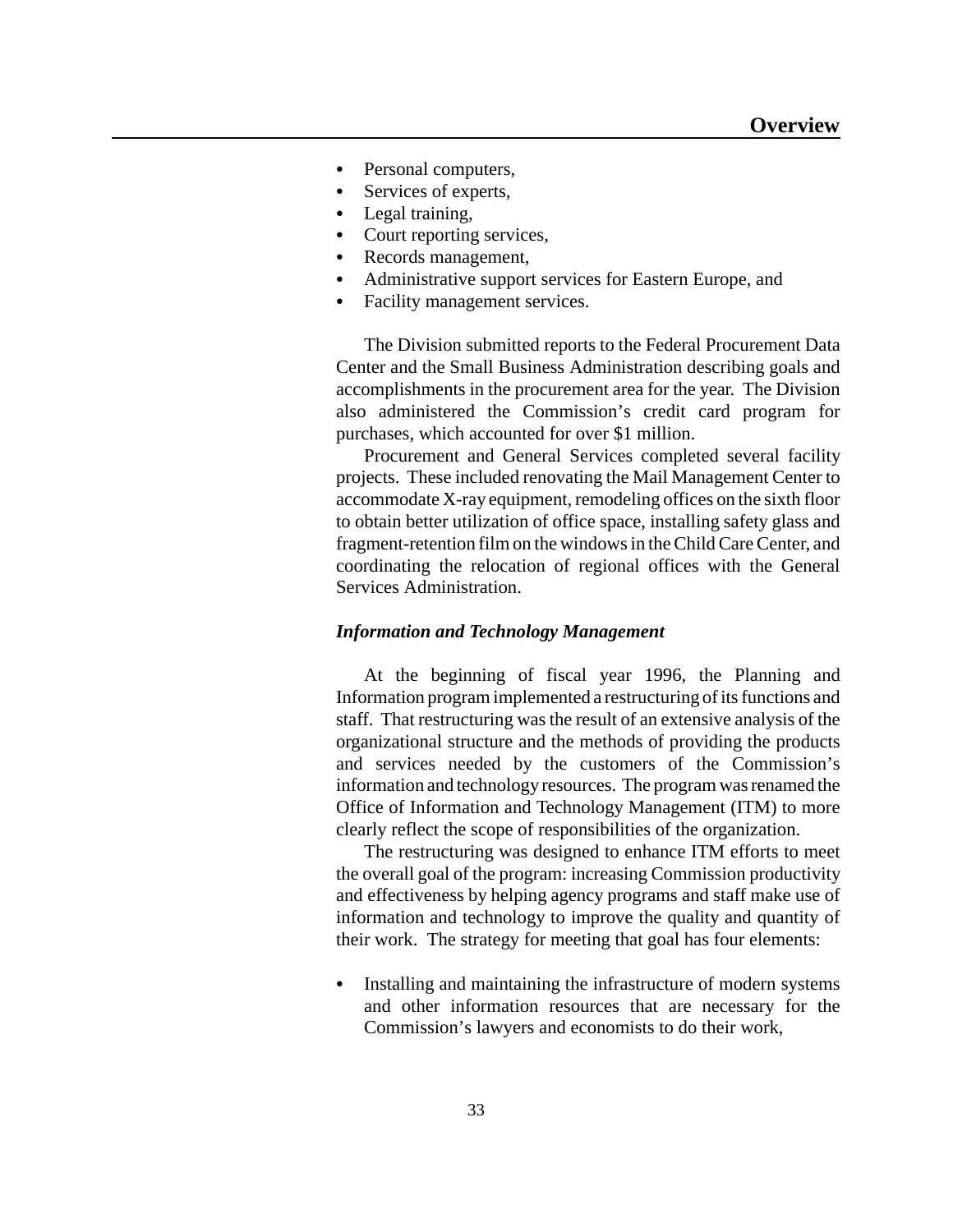- Personal computers,
- Services of experts,
- Legal training,
- Court reporting services,
- Records management,
- Administrative support services for Eastern Europe, and
- Facility management services.

The Division submitted reports to the Federal Procurement Data Center and the Small Business Administration describing goals and accomplishments in the procurement area for the year. The Division also administered the Commission's credit card program for purchases, which accounted for over $1 million.

Procurement and General Services completed several facility projects. These included renovating the Mail Management Center to accommodate X-ray equipment, remodeling offices on the sixth floor to obtain better utilization of office space, installing safety glass and fragment-retention film on the windows in the Child Care Center, and coordinating the relocation of regional offices with the General Services Administration.

### *Information and Technology Management*

At the beginning of fiscal year 1996, the Planning and Information program implemented a restructuring of its functions and staff. That restructuring was the result of an extensive analysis of the organizational structure and the methods of providing the products and services needed by the customers of the Commission's information and technology resources. The program was renamed the Office of Information and Technology Management (ITM) to more clearly reflect the scope of responsibilities of the organization.

The restructuring was designed to enhance ITM efforts to meet the overall goal of the program: increasing Commission productivity and effectiveness by helping agency programs and staff make use of information and technology to improve the quality and quantity of their work. The strategy for meeting that goal has four elements:

- Installing and maintaining the infrastructure of modern systems and other information resources that are necessary for the Commission's lawyers and economists to do their work,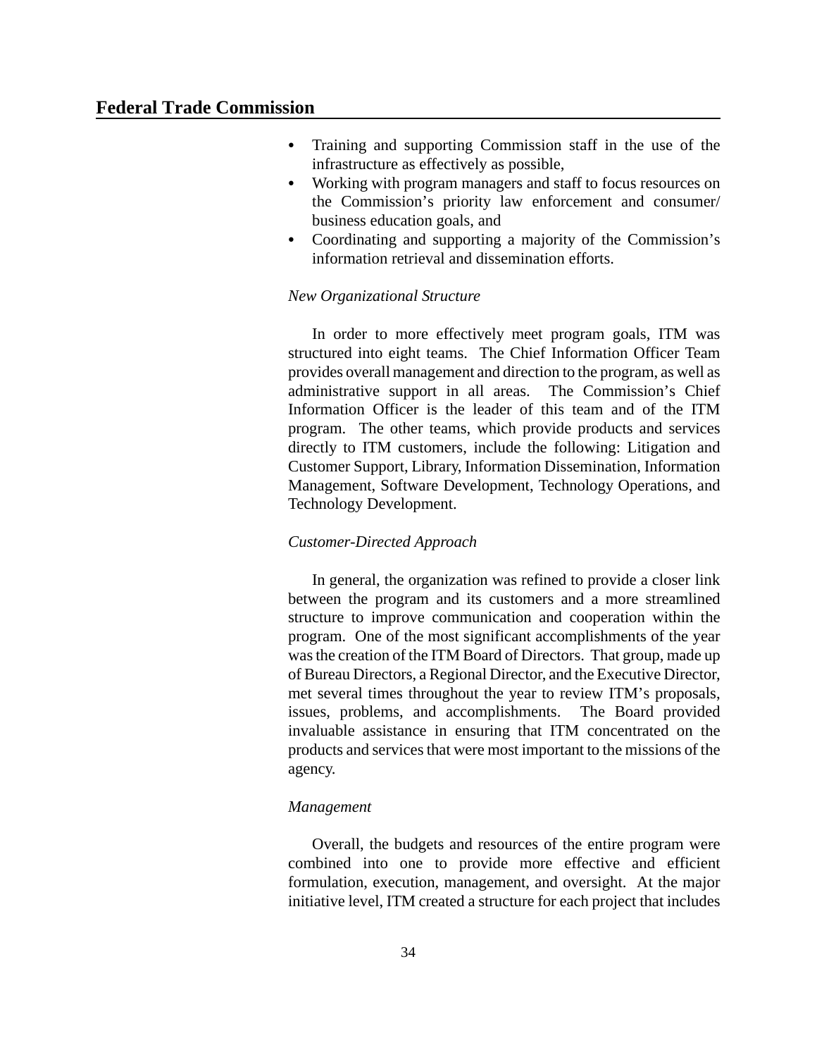- Training and supporting Commission staff in the use of the infrastructure as effectively as possible,
- Working with program managers and staff to focus resources on the Commission's priority law enforcement and consumer/ business education goals, and
- Coordinating and supporting a majority of the Commission's information retrieval and dissemination efforts.

*New Organizational Structure*

In order to more effectively meet program goals, ITM was structured into eight teams. The Chief Information Officer Team provides overall management and direction to the program, as well as administrative support in all areas. The Commission's Chief Information Officer is the leader of this team and of the ITM program. The other teams, which provide products and services directly to ITM customers, include the following: Litigation and Customer Support, Library, Information Dissemination, Information Management, Software Development, Technology Operations, and Technology Development.

*Customer-Directed Approach*

In general, the organization was refined to provide a closer link between the program and its customers and a more streamlined structure to improve communication and cooperation within the program. One of the most significant accomplishments of the year was the creation of the ITM Board of Directors. That group, made up of Bureau Directors, a Regional Director, and the Executive Director, met several times throughout the year to review ITM's proposals, issues, problems, and accomplishments. The Board provided invaluable assistance in ensuring that ITM concentrated on the products and services that were most important to the missions of the agency.

*Management*

Overall, the budgets and resources of the entire program were combined into one to provide more effective and efficient formulation, execution, management, and oversight. At the major initiative level, ITM created a structure for each project that includes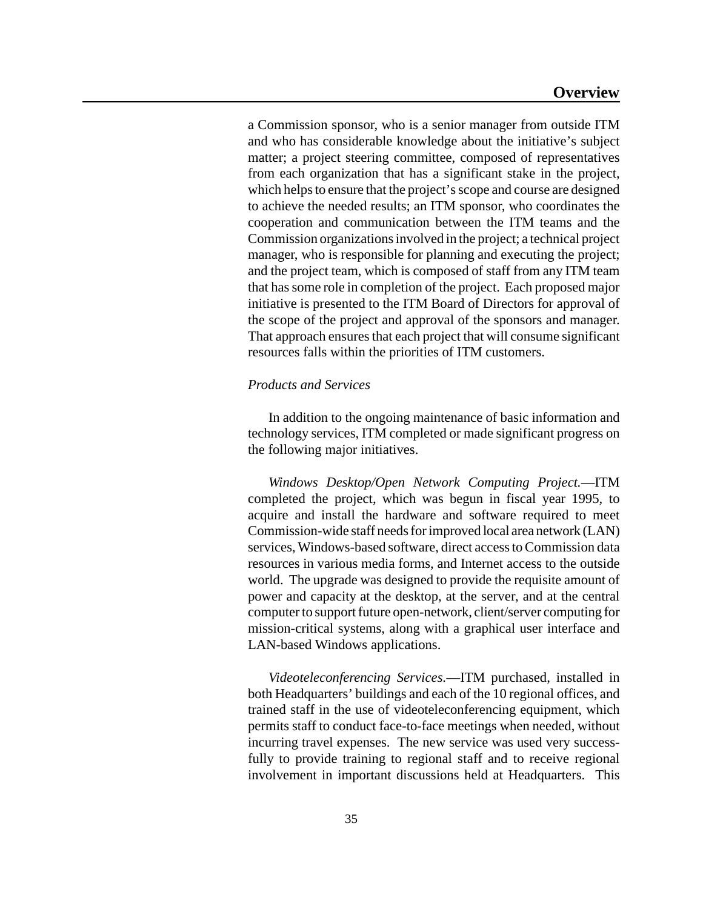a Commission sponsor, who is a senior manager from outside ITM and who has considerable knowledge about the initiative's subject matter; a project steering committee, composed of representatives from each organization that has a significant stake in the project, which helps to ensure that the project's scope and course are designed to achieve the needed results; an ITM sponsor, who coordinates the cooperation and communication between the ITM teams and the Commission organizations involved in the project; a technical project manager, who is responsible for planning and executing the project; and the project team, which is composed of staff from any ITM team that has some role in completion of the project. Each proposed major initiative is presented to the ITM Board of Directors for approval of the scope of the project and approval of the sponsors and manager. That approach ensures that each project that will consume significant resources falls within the priorities of ITM customers.

*Products and Services*

In addition to the ongoing maintenance of basic information and technology services, ITM completed or made significant progress on the following major initiatives.

*Windows Desktop/Open Network Computing Project.*—ITM completed the project, which was begun in fiscal year 1995, to acquire and install the hardware and software required to meet Commission-wide staff needs for improved local area network (LAN) services, Windows-based software, direct access to Commission data resources in various media forms, and Internet access to the outside world. The upgrade was designed to provide the requisite amount of power and capacity at the desktop, at the server, and at the central computer to support future open-network, client/server computing for mission-critical systems, along with a graphical user interface and LAN-based Windows applications.

*Videoteleconferencing Services.*—ITM purchased, installed in both Headquarters' buildings and each of the 10 regional offices, and trained staff in the use of videoteleconferencing equipment, which permits staff to conduct face-to-face meetings when needed, without incurring travel expenses. The new service was used very successfully to provide training to regional staff and to receive regional involvement in important discussions held at Headquarters. This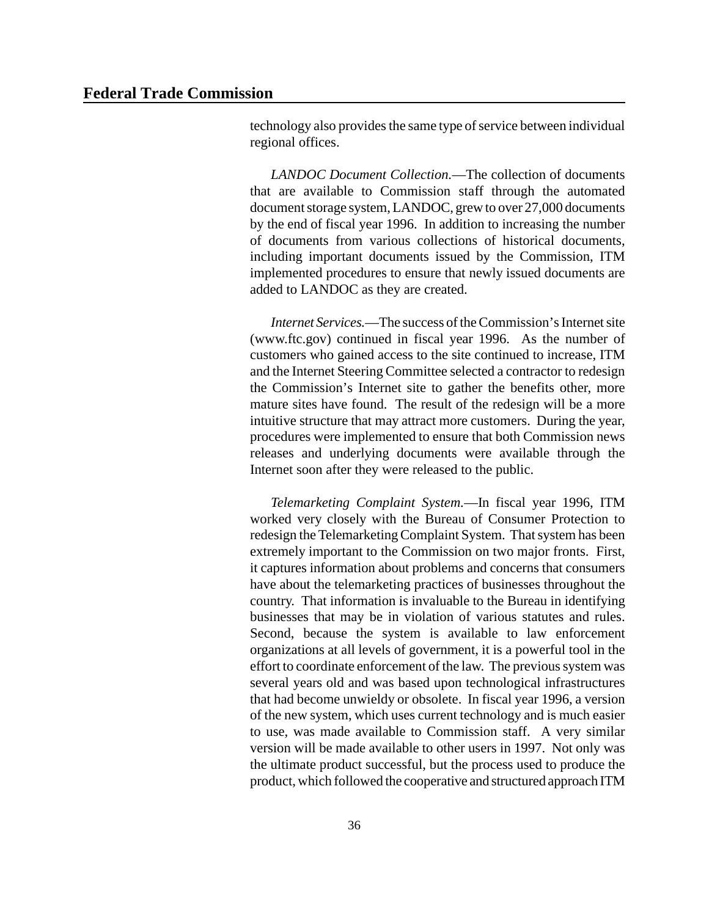technology also provides the same type of service between individual regional offices.

*LANDOC Document Collection.*—The collection of documents that are available to Commission staff through the automated document storage system, LANDOC, grew to over 27,000 documents by the end of fiscal year 1996. In addition to increasing the number of documents from various collections of historical documents, including important documents issued by the Commission, ITM implemented procedures to ensure that newly issued documents are added to LANDOC as they are created.

*Internet Services.*—The success of the Commission's Internet site (www.ftc.gov) continued in fiscal year 1996. As the number of customers who gained access to the site continued to increase, ITM and the Internet Steering Committee selected a contractor to redesign the Commission's Internet site to gather the benefits other, more mature sites have found. The result of the redesign will be a more intuitive structure that may attract more customers. During the year, procedures were implemented to ensure that both Commission news releases and underlying documents were available through the Internet soon after they were released to the public.

*Telemarketing Complaint System.*—In fiscal year 1996, ITM worked very closely with the Bureau of Consumer Protection to redesign the Telemarketing Complaint System. That system has been extremely important to the Commission on two major fronts. First, it captures information about problems and concerns that consumers have about the telemarketing practices of businesses throughout the country. That information is invaluable to the Bureau in identifying businesses that may be in violation of various statutes and rules. Second, because the system is available to law enforcement organizations at all levels of government, it is a powerful tool in the effort to coordinate enforcement of the law. The previous system was several years old and was based upon technological infrastructures that had become unwieldy or obsolete. In fiscal year 1996, a version of the new system, which uses current technology and is much easier to use, was made available to Commission staff. A very similar version will be made available to other users in 1997. Not only was the ultimate product successful, but the process used to produce the product, which followed the cooperative and structured approach ITM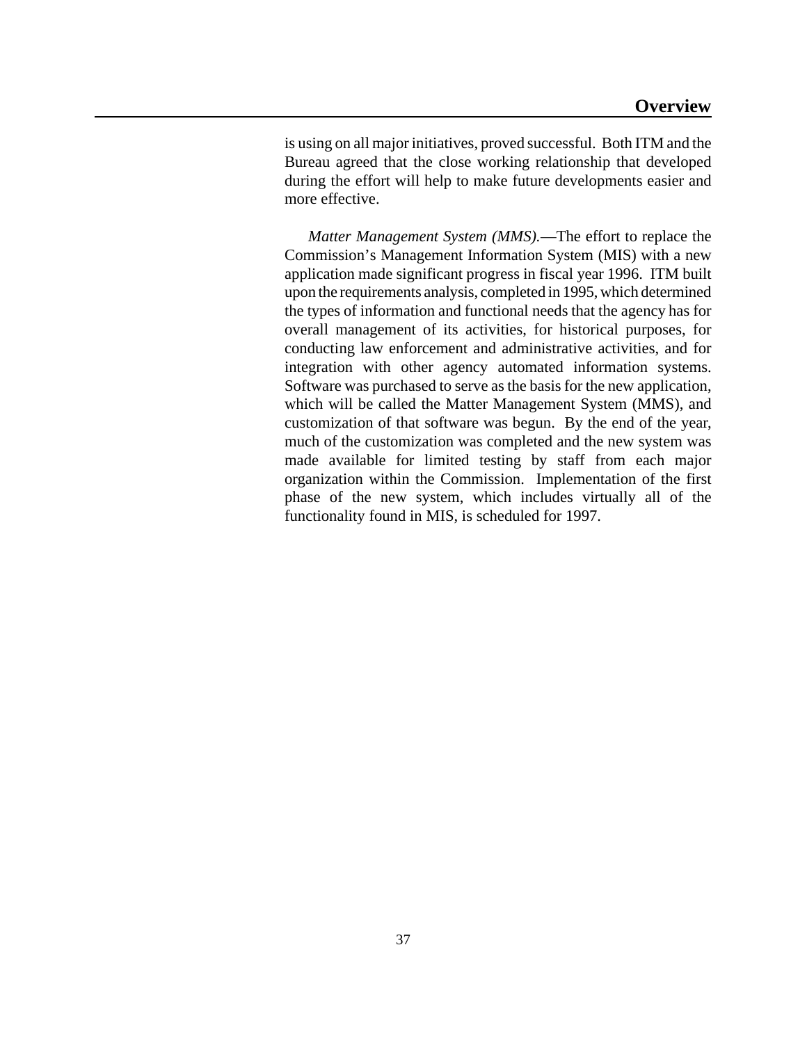is using on all major initiatives, proved successful. Both ITM and the Bureau agreed that the close working relationship that developed during the effort will help to make future developments easier and more effective.

*Matter Management System (MMS).*—The effort to replace the Commission's Management Information System (MIS) with a new application made significant progress in fiscal year 1996. ITM built upon the requirements analysis, completed in 1995, which determined the types of information and functional needs that the agency has for overall management of its activities, for historical purposes, for conducting law enforcement and administrative activities, and for integration with other agency automated information systems. Software was purchased to serve as the basis for the new application, which will be called the Matter Management System (MMS), and customization of that software was begun. By the end of the year, much of the customization was completed and the new system was made available for limited testing by staff from each major organization within the Commission. Implementation of the first phase of the new system, which includes virtually all of the functionality found in MIS, is scheduled for 1997.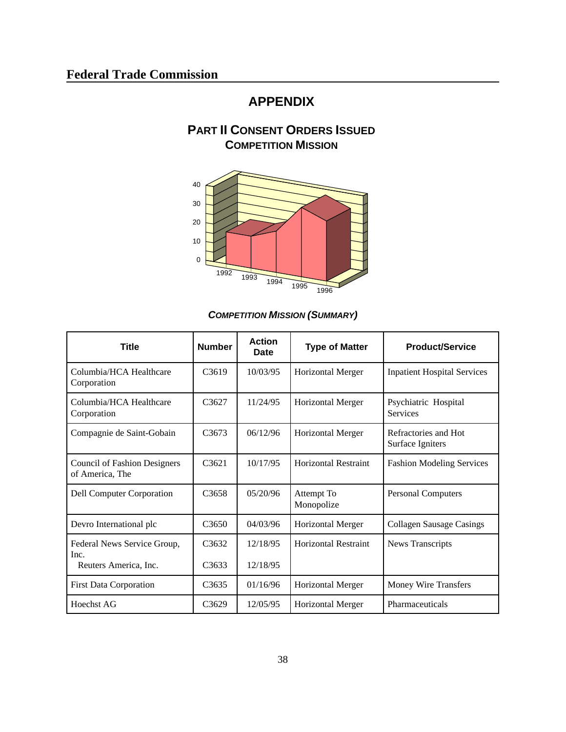## APPENDIX

### PART II CONSENT ORDERS ISSUED
### COMPETITION MISSION

***COMPETITION MISSION (SUMMARY)***

| Title | Number | Action Date | Type of Matter | Product/Service |
|---|---|---|---|---|
| Columbia/HCA Healthcare Corporation | C3619 | 10/03/95 | Horizontal Merger | Inpatient Hospital Services |
| Columbia/HCA Healthcare Corporation | C3627 | 11/24/95 | Horizontal Merger | Psychiatric Hospital Services |
| Compagnie de Saint-Gobain | C3673 | 06/12/96 | Horizontal Merger | Refractories and Hot Surface Igniters |
| Council of Fashion Designers of America, The | C3621 | 10/17/95 | Horizontal Restraint | Fashion Modeling Services |
| Dell Computer Corporation | C3658 | 05/20/96 | Attempt To Monopolize | Personal Computers |
| Devro International plc | C3650 | 04/03/96 | Horizontal Merger | Collagen Sausage Casings |
| Federal News Service Group, Inc.<br>Reuters America, Inc. | C3632<br>C3633 | 12/18/95<br>12/18/95 | Horizontal Restraint | News Transcripts |
| First Data Corporation | C3635 | 01/16/96 | Horizontal Merger | Money Wire Transfers |
| Hoechst AG | C3629 | 12/05/95 | Horizontal Merger | Pharmaceuticals |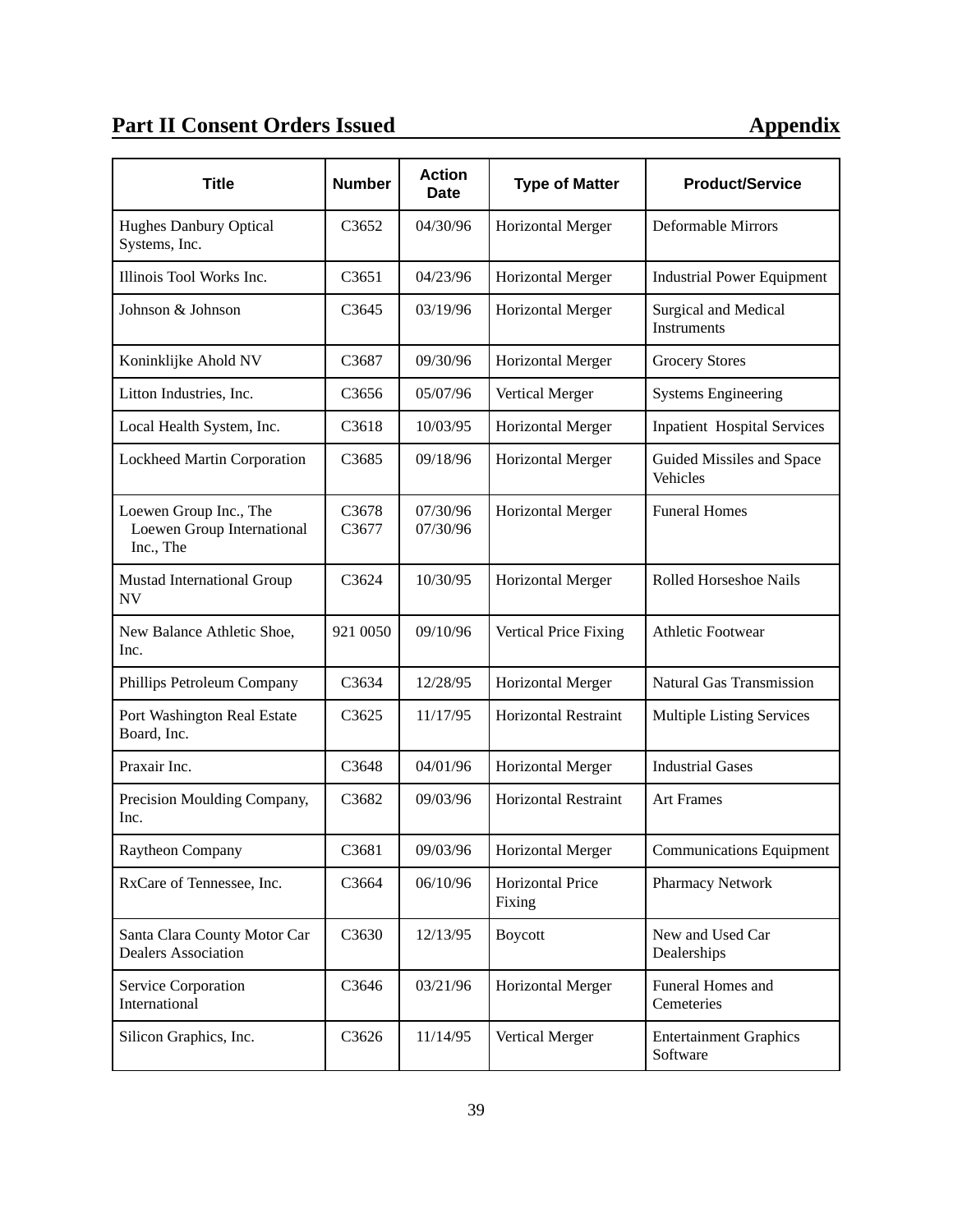## Part II Consent Orders Issued — Appendix

| Title | Number | Action Date | Type of Matter | Product/Service |
|---|---|---|---|---|
| Hughes Danbury Optical Systems, Inc. | C3652 | 04/30/96 | Horizontal Merger | Deformable Mirrors |
| Illinois Tool Works Inc. | C3651 | 04/23/96 | Horizontal Merger | Industrial Power Equipment |
| Johnson & Johnson | C3645 | 03/19/96 | Horizontal Merger | Surgical and Medical Instruments |
| Koninklijke Ahold NV | C3687 | 09/30/96 | Horizontal Merger | Grocery Stores |
| Litton Industries, Inc. | C3656 | 05/07/96 | Vertical Merger | Systems Engineering |
| Local Health System, Inc. | C3618 | 10/03/95 | Horizontal Merger | Inpatient Hospital Services |
| Lockheed Martin Corporation | C3685 | 09/18/96 | Horizontal Merger | Guided Missiles and Space Vehicles |
| Loewen Group Inc., The<br>Loewen Group International Inc., The | C3678<br>C3677 | 07/30/96<br>07/30/96 | Horizontal Merger | Funeral Homes |
| Mustad International Group NV | C3624 | 10/30/95 | Horizontal Merger | Rolled Horseshoe Nails |
| New Balance Athletic Shoe, Inc. | 921 0050 | 09/10/96 | Vertical Price Fixing | Athletic Footwear |
| Phillips Petroleum Company | C3634 | 12/28/95 | Horizontal Merger | Natural Gas Transmission |
| Port Washington Real Estate Board, Inc. | C3625 | 11/17/95 | Horizontal Restraint | Multiple Listing Services |
| Praxair Inc. | C3648 | 04/01/96 | Horizontal Merger | Industrial Gases |
| Precision Moulding Company, Inc. | C3682 | 09/03/96 | Horizontal Restraint | Art Frames |
| Raytheon Company | C3681 | 09/03/96 | Horizontal Merger | Communications Equipment |
| RxCare of Tennessee, Inc. | C3664 | 06/10/96 | Horizontal Price Fixing | Pharmacy Network |
| Santa Clara County Motor Car Dealers Association | C3630 | 12/13/95 | Boycott | New and Used Car Dealerships |
| Service Corporation International | C3646 | 03/21/96 | Horizontal Merger | Funeral Homes and Cemeteries |
| Silicon Graphics, Inc. | C3626 | 11/14/95 | Vertical Merger | Entertainment Graphics Software |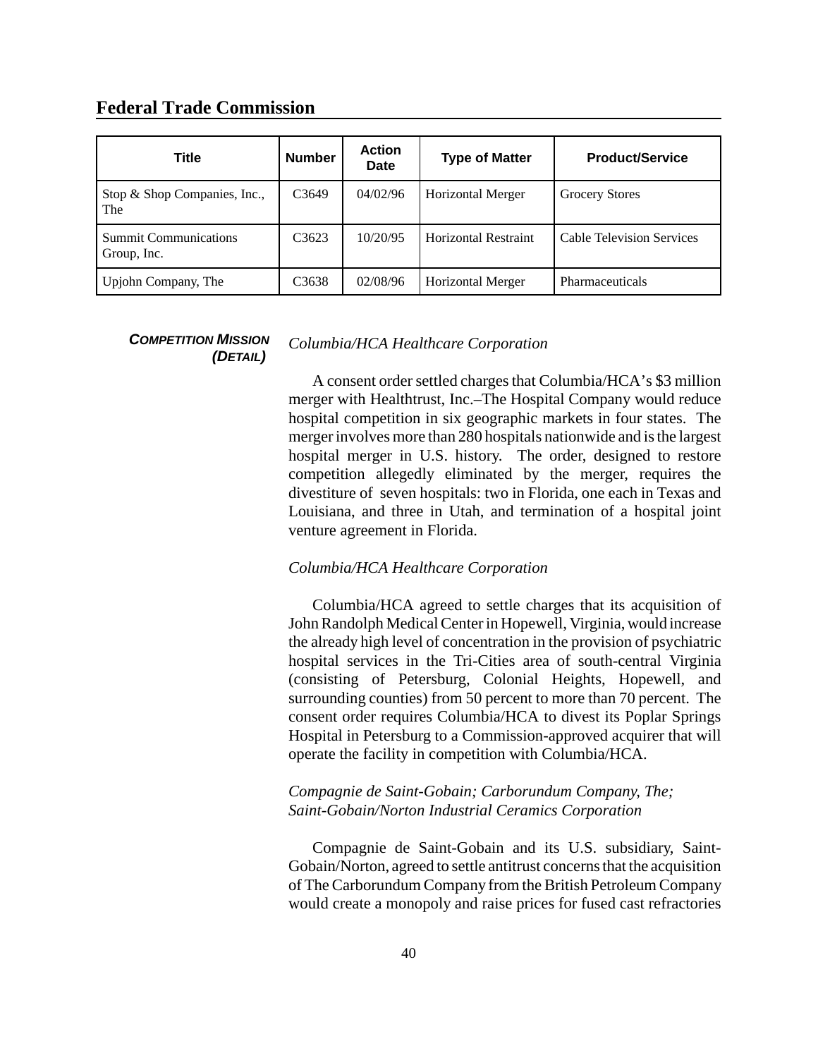## Federal Trade Commission

| Title | Number | Action Date | Type of Matter | Product/Service |
|---|---|---|---|---|
| Stop & Shop Companies, Inc., The | C3649 | 04/02/96 | Horizontal Merger | Grocery Stores |
| Summit Communications Group, Inc. | C3623 | 10/20/95 | Horizontal Restraint | Cable Television Services |
| Upjohn Company, The | C3638 | 02/08/96 | Horizontal Merger | Pharmaceuticals |

***COMPETITION MISSION (DETAIL)***

*Columbia/HCA Healthcare Corporation*

A consent order settled charges that Columbia/HCA's $3 million merger with Healthtrust, Inc.–The Hospital Company would reduce hospital competition in six geographic markets in four states. The merger involves more than 280 hospitals nationwide and is the largest hospital merger in U.S. history. The order, designed to restore competition allegedly eliminated by the merger, requires the divestiture of seven hospitals: two in Florida, one each in Texas and Louisiana, and three in Utah, and termination of a hospital joint venture agreement in Florida.

*Columbia/HCA Healthcare Corporation*

Columbia/HCA agreed to settle charges that its acquisition of John Randolph Medical Center in Hopewell, Virginia, would increase the already high level of concentration in the provision of psychiatric hospital services in the Tri-Cities area of south-central Virginia (consisting of Petersburg, Colonial Heights, Hopewell, and surrounding counties) from 50 percent to more than 70 percent. The consent order requires Columbia/HCA to divest its Poplar Springs Hospital in Petersburg to a Commission-approved acquirer that will operate the facility in competition with Columbia/HCA.

*Compagnie de Saint-Gobain; Carborundum Company, The; Saint-Gobain/Norton Industrial Ceramics Corporation*

Compagnie de Saint-Gobain and its U.S. subsidiary, Saint-Gobain/Norton, agreed to settle antitrust concerns that the acquisition of The Carborundum Company from the British Petroleum Company would create a monopoly and raise prices for fused cast refractories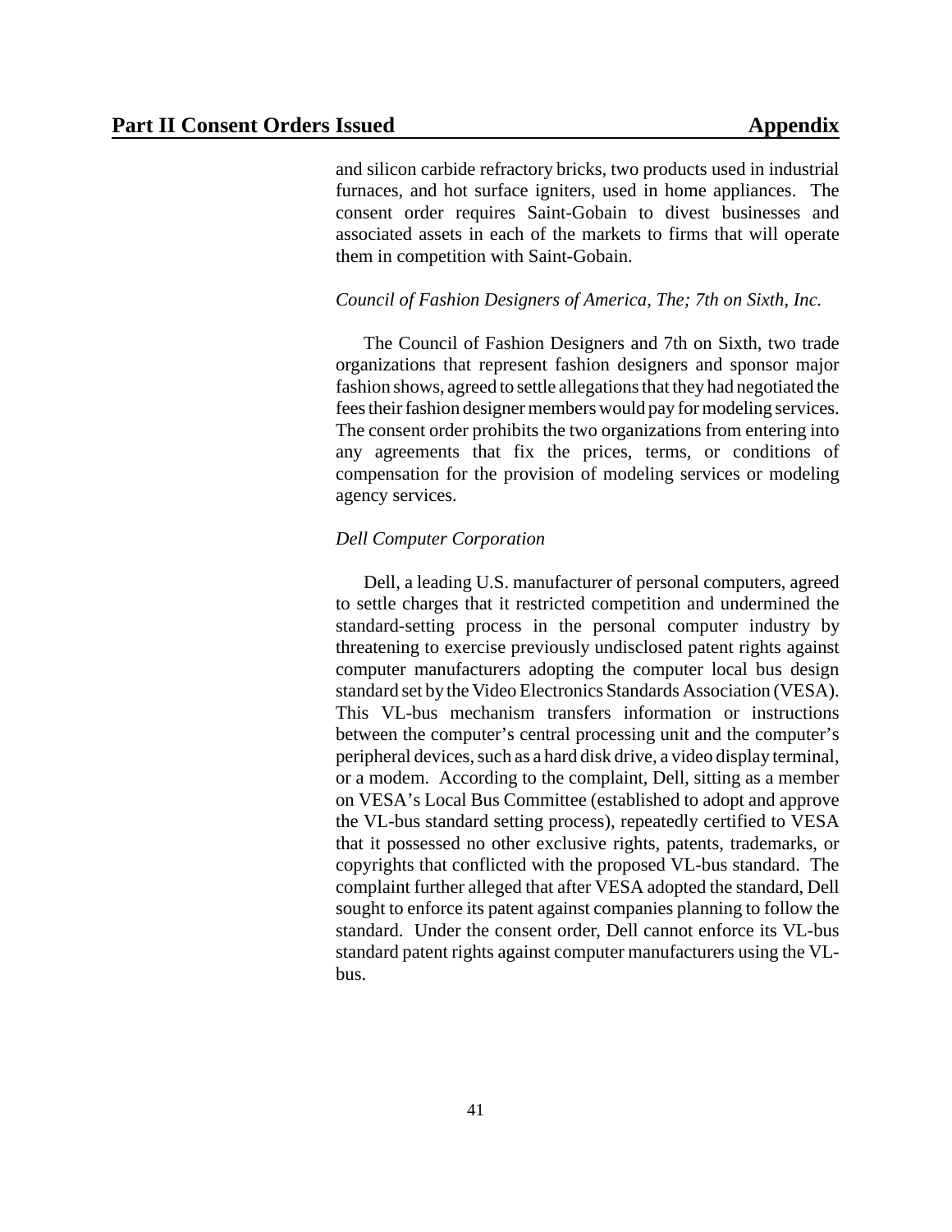and silicon carbide refractory bricks, two products used in industrial furnaces, and hot surface igniters, used in home appliances. The consent order requires Saint-Gobain to divest businesses and associated assets in each of the markets to firms that will operate them in competition with Saint-Gobain.

*Council of Fashion Designers of America, The; 7th on Sixth, Inc.*

The Council of Fashion Designers and 7th on Sixth, two trade organizations that represent fashion designers and sponsor major fashion shows, agreed to settle allegations that they had negotiated the fees their fashion designer members would pay for modeling services. The consent order prohibits the two organizations from entering into any agreements that fix the prices, terms, or conditions of compensation for the provision of modeling services or modeling agency services.

*Dell Computer Corporation*

Dell, a leading U.S. manufacturer of personal computers, agreed to settle charges that it restricted competition and undermined the standard-setting process in the personal computer industry by threatening to exercise previously undisclosed patent rights against computer manufacturers adopting the computer local bus design standard set by the Video Electronics Standards Association (VESA). This VL-bus mechanism transfers information or instructions between the computer's central processing unit and the computer's peripheral devices, such as a hard disk drive, a video display terminal, or a modem. According to the complaint, Dell, sitting as a member on VESA's Local Bus Committee (established to adopt and approve the VL-bus standard setting process), repeatedly certified to VESA that it possessed no other exclusive rights, patents, trademarks, or copyrights that conflicted with the proposed VL-bus standard. The complaint further alleged that after VESA adopted the standard, Dell sought to enforce its patent against companies planning to follow the standard. Under the consent order, Dell cannot enforce its VL-bus standard patent rights against computer manufacturers using the VL-bus.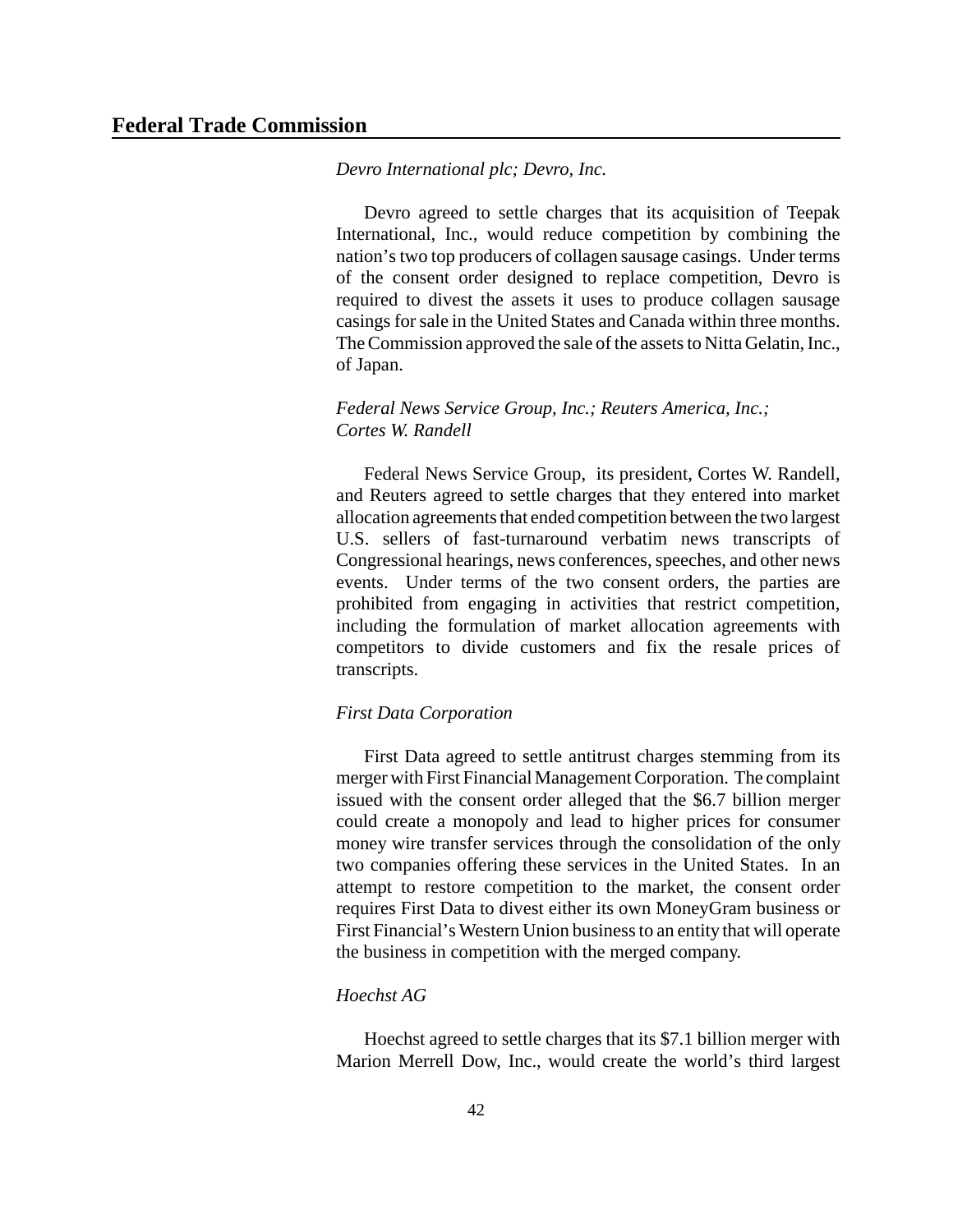*Devro International plc; Devro, Inc.*

Devro agreed to settle charges that its acquisition of Teepak International, Inc., would reduce competition by combining the nation's two top producers of collagen sausage casings. Under terms of the consent order designed to replace competition, Devro is required to divest the assets it uses to produce collagen sausage casings for sale in the United States and Canada within three months. The Commission approved the sale of the assets to Nitta Gelatin, Inc., of Japan.

*Federal News Service Group, Inc.; Reuters America, Inc.; Cortes W. Randell*

Federal News Service Group, its president, Cortes W. Randell, and Reuters agreed to settle charges that they entered into market allocation agreements that ended competition between the two largest U.S. sellers of fast-turnaround verbatim news transcripts of Congressional hearings, news conferences, speeches, and other news events. Under terms of the two consent orders, the parties are prohibited from engaging in activities that restrict competition, including the formulation of market allocation agreements with competitors to divide customers and fix the resale prices of transcripts.

*First Data Corporation*

First Data agreed to settle antitrust charges stemming from its merger with First Financial Management Corporation. The complaint issued with the consent order alleged that the $6.7 billion merger could create a monopoly and lead to higher prices for consumer money wire transfer services through the consolidation of the only two companies offering these services in the United States. In an attempt to restore competition to the market, the consent order requires First Data to divest either its own MoneyGram business or First Financial's Western Union business to an entity that will operate the business in competition with the merged company.

*Hoechst AG*

Hoechst agreed to settle charges that its $7.1 billion merger with Marion Merrell Dow, Inc., would create the world's third largest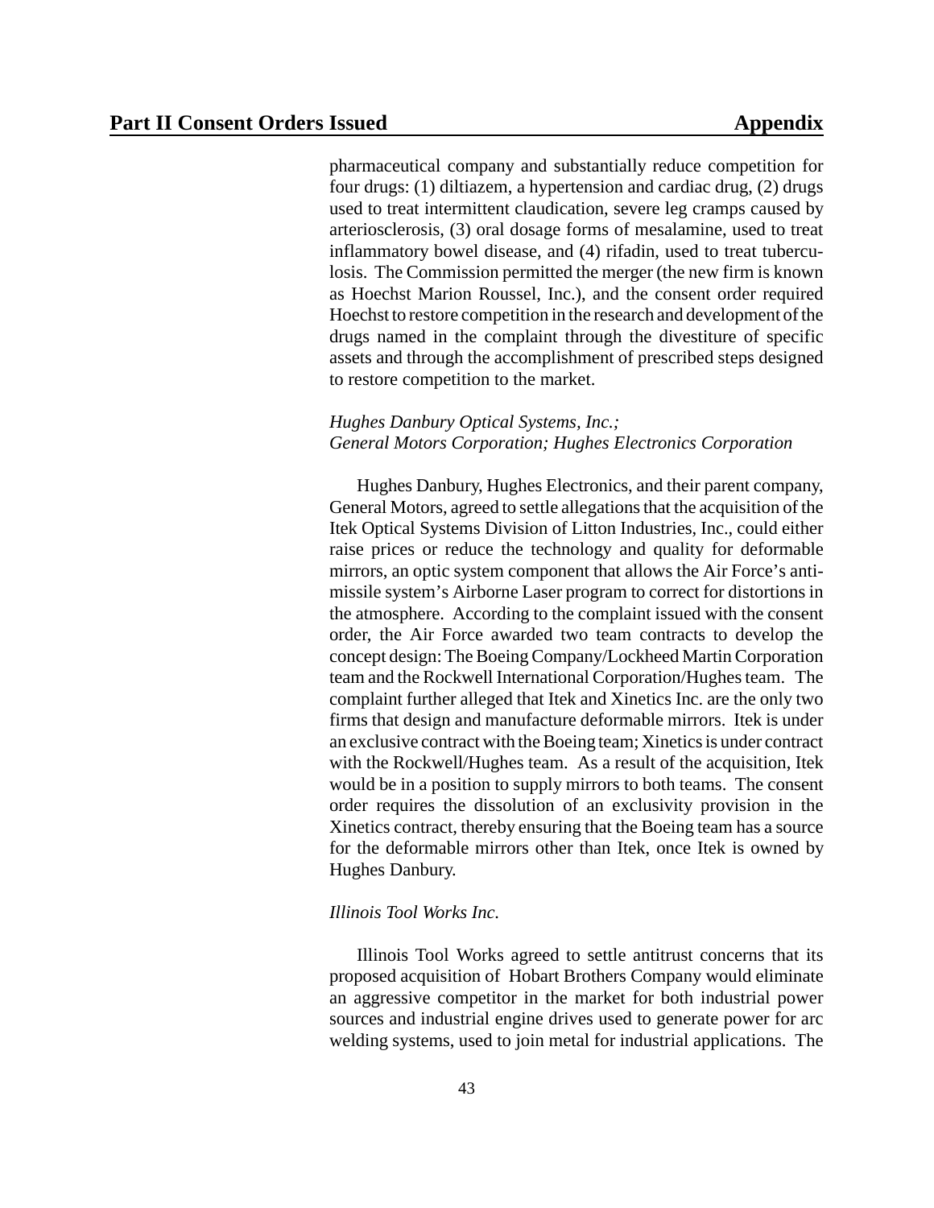pharmaceutical company and substantially reduce competition for four drugs: (1) diltiazem, a hypertension and cardiac drug, (2) drugs used to treat intermittent claudication, severe leg cramps caused by arteriosclerosis, (3) oral dosage forms of mesalamine, used to treat inflammatory bowel disease, and (4) rifadin, used to treat tuberculosis. The Commission permitted the merger (the new firm is known as Hoechst Marion Roussel, Inc.), and the consent order required Hoechst to restore competition in the research and development of the drugs named in the complaint through the divestiture of specific assets and through the accomplishment of prescribed steps designed to restore competition to the market.

*Hughes Danbury Optical Systems, Inc.; General Motors Corporation; Hughes Electronics Corporation*

Hughes Danbury, Hughes Electronics, and their parent company, General Motors, agreed to settle allegations that the acquisition of the Itek Optical Systems Division of Litton Industries, Inc., could either raise prices or reduce the technology and quality for deformable mirrors, an optic system component that allows the Air Force's anti-missile system's Airborne Laser program to correct for distortions in the atmosphere. According to the complaint issued with the consent order, the Air Force awarded two team contracts to develop the concept design: The Boeing Company/Lockheed Martin Corporation team and the Rockwell International Corporation/Hughes team. The complaint further alleged that Itek and Xinetics Inc. are the only two firms that design and manufacture deformable mirrors. Itek is under an exclusive contract with the Boeing team; Xinetics is under contract with the Rockwell/Hughes team. As a result of the acquisition, Itek would be in a position to supply mirrors to both teams. The consent order requires the dissolution of an exclusivity provision in the Xinetics contract, thereby ensuring that the Boeing team has a source for the deformable mirrors other than Itek, once Itek is owned by Hughes Danbury.

*Illinois Tool Works Inc.*

Illinois Tool Works agreed to settle antitrust concerns that its proposed acquisition of Hobart Brothers Company would eliminate an aggressive competitor in the market for both industrial power sources and industrial engine drives used to generate power for arc welding systems, used to join metal for industrial applications. The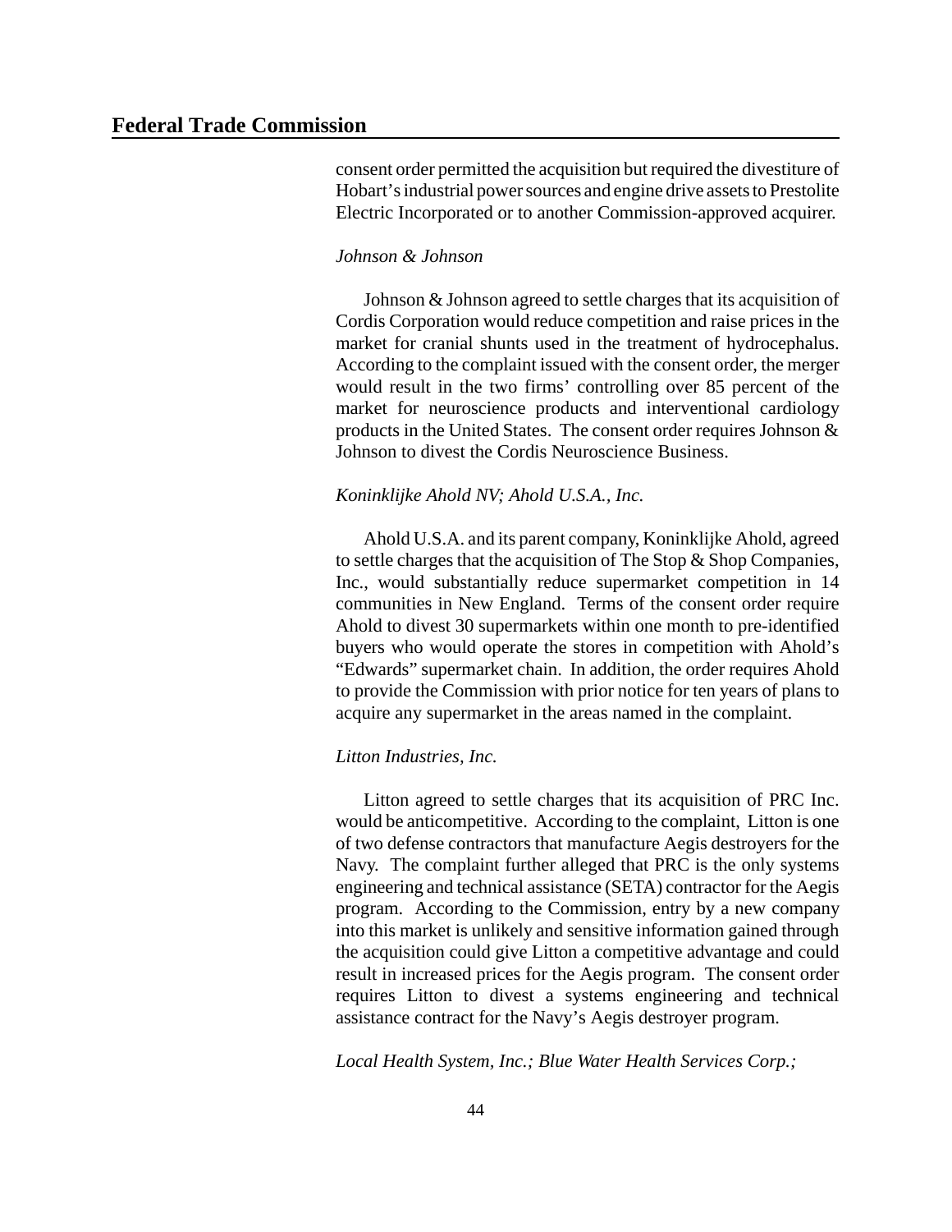consent order permitted the acquisition but required the divestiture of Hobart's industrial power sources and engine drive assets to Prestolite Electric Incorporated or to another Commission-approved acquirer.

*Johnson & Johnson*

Johnson & Johnson agreed to settle charges that its acquisition of Cordis Corporation would reduce competition and raise prices in the market for cranial shunts used in the treatment of hydrocephalus. According to the complaint issued with the consent order, the merger would result in the two firms' controlling over 85 percent of the market for neuroscience products and interventional cardiology products in the United States. The consent order requires Johnson & Johnson to divest the Cordis Neuroscience Business.

*Koninklijke Ahold NV; Ahold U.S.A., Inc.*

Ahold U.S.A. and its parent company, Koninklijke Ahold, agreed to settle charges that the acquisition of The Stop & Shop Companies, Inc., would substantially reduce supermarket competition in 14 communities in New England. Terms of the consent order require Ahold to divest 30 supermarkets within one month to pre-identified buyers who would operate the stores in competition with Ahold's "Edwards" supermarket chain. In addition, the order requires Ahold to provide the Commission with prior notice for ten years of plans to acquire any supermarket in the areas named in the complaint.

*Litton Industries, Inc.*

Litton agreed to settle charges that its acquisition of PRC Inc. would be anticompetitive. According to the complaint, Litton is one of two defense contractors that manufacture Aegis destroyers for the Navy. The complaint further alleged that PRC is the only systems engineering and technical assistance (SETA) contractor for the Aegis program. According to the Commission, entry by a new company into this market is unlikely and sensitive information gained through the acquisition could give Litton a competitive advantage and could result in increased prices for the Aegis program. The consent order requires Litton to divest a systems engineering and technical assistance contract for the Navy's Aegis destroyer program.

*Local Health System, Inc.; Blue Water Health Services Corp.;*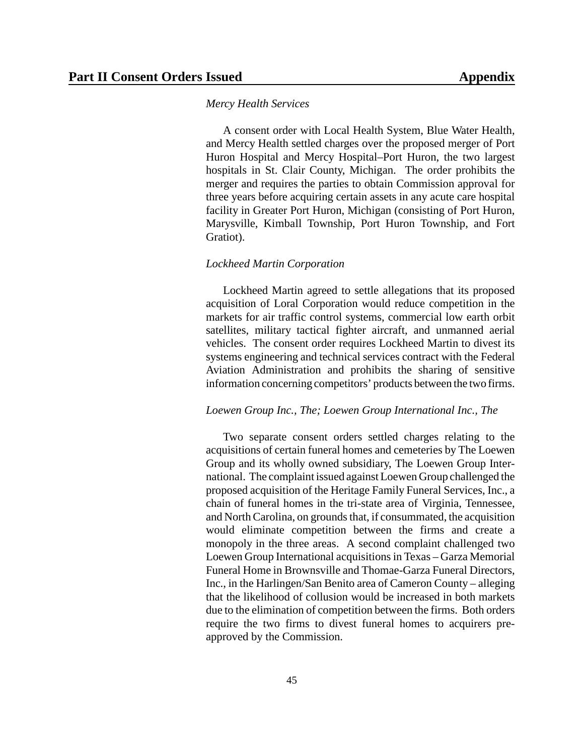*Mercy Health Services*

A consent order with Local Health System, Blue Water Health, and Mercy Health settled charges over the proposed merger of Port Huron Hospital and Mercy Hospital–Port Huron, the two largest hospitals in St. Clair County, Michigan. The order prohibits the merger and requires the parties to obtain Commission approval for three years before acquiring certain assets in any acute care hospital facility in Greater Port Huron, Michigan (consisting of Port Huron, Marysville, Kimball Township, Port Huron Township, and Fort Gratiot).

*Lockheed Martin Corporation*

Lockheed Martin agreed to settle allegations that its proposed acquisition of Loral Corporation would reduce competition in the markets for air traffic control systems, commercial low earth orbit satellites, military tactical fighter aircraft, and unmanned aerial vehicles. The consent order requires Lockheed Martin to divest its systems engineering and technical services contract with the Federal Aviation Administration and prohibits the sharing of sensitive information concerning competitors' products between the two firms.

*Loewen Group Inc., The; Loewen Group International Inc., The*

Two separate consent orders settled charges relating to the acquisitions of certain funeral homes and cemeteries by The Loewen Group and its wholly owned subsidiary, The Loewen Group International. The complaint issued against Loewen Group challenged the proposed acquisition of the Heritage Family Funeral Services, Inc., a chain of funeral homes in the tri-state area of Virginia, Tennessee, and North Carolina, on grounds that, if consummated, the acquisition would eliminate competition between the firms and create a monopoly in the three areas. A second complaint challenged two Loewen Group International acquisitions in Texas – Garza Memorial Funeral Home in Brownsville and Thomae-Garza Funeral Directors, Inc., in the Harlingen/San Benito area of Cameron County – alleging that the likelihood of collusion would be increased in both markets due to the elimination of competition between the firms. Both orders require the two firms to divest funeral homes to acquirers pre-approved by the Commission.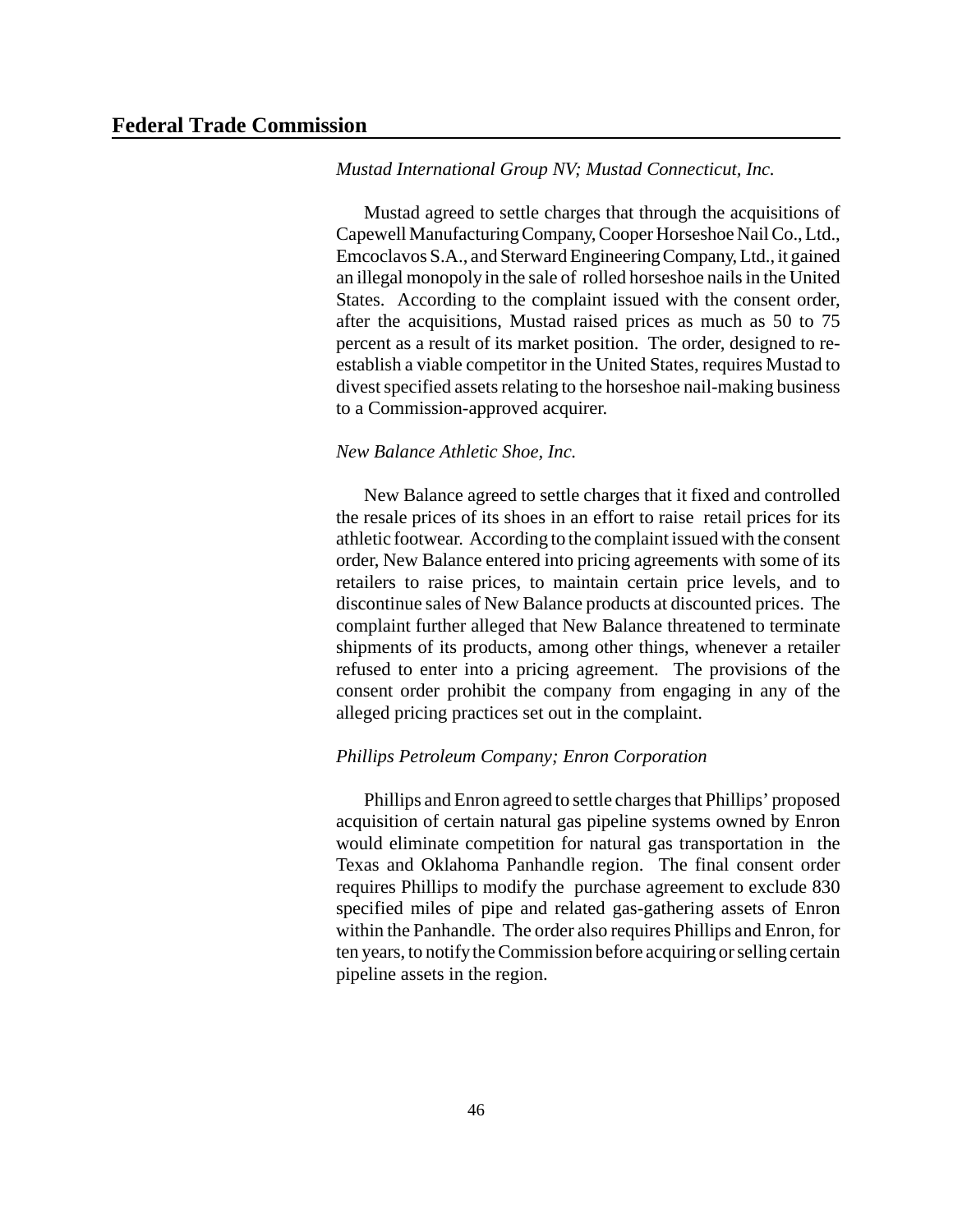*Mustad International Group NV; Mustad Connecticut, Inc.*

Mustad agreed to settle charges that through the acquisitions of Capewell Manufacturing Company, Cooper Horseshoe Nail Co., Ltd., Emcoclavos S.A., and Sterward Engineering Company, Ltd., it gained an illegal monopoly in the sale of rolled horseshoe nails in the United States. According to the complaint issued with the consent order, after the acquisitions, Mustad raised prices as much as 50 to 75 percent as a result of its market position. The order, designed to re-establish a viable competitor in the United States, requires Mustad to divest specified assets relating to the horseshoe nail-making business to a Commission-approved acquirer.

*New Balance Athletic Shoe, Inc.*

New Balance agreed to settle charges that it fixed and controlled the resale prices of its shoes in an effort to raise retail prices for its athletic footwear. According to the complaint issued with the consent order, New Balance entered into pricing agreements with some of its retailers to raise prices, to maintain certain price levels, and to discontinue sales of New Balance products at discounted prices. The complaint further alleged that New Balance threatened to terminate shipments of its products, among other things, whenever a retailer refused to enter into a pricing agreement. The provisions of the consent order prohibit the company from engaging in any of the alleged pricing practices set out in the complaint.

*Phillips Petroleum Company; Enron Corporation*

Phillips and Enron agreed to settle charges that Phillips' proposed acquisition of certain natural gas pipeline systems owned by Enron would eliminate competition for natural gas transportation in the Texas and Oklahoma Panhandle region. The final consent order requires Phillips to modify the purchase agreement to exclude 830 specified miles of pipe and related gas-gathering assets of Enron within the Panhandle. The order also requires Phillips and Enron, for ten years, to notify the Commission before acquiring or selling certain pipeline assets in the region.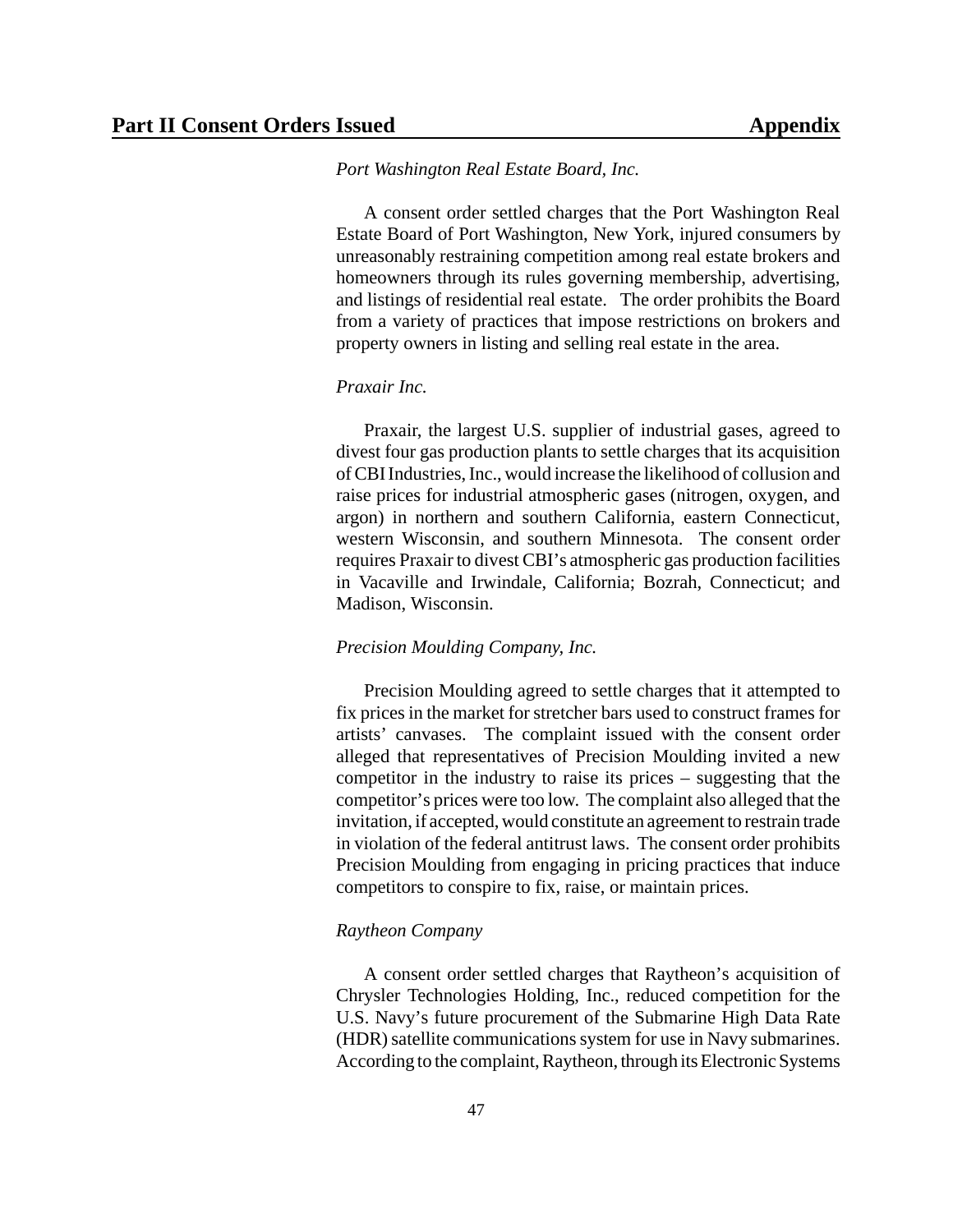*Port Washington Real Estate Board, Inc.*

A consent order settled charges that the Port Washington Real Estate Board of Port Washington, New York, injured consumers by unreasonably restraining competition among real estate brokers and homeowners through its rules governing membership, advertising, and listings of residential real estate. The order prohibits the Board from a variety of practices that impose restrictions on brokers and property owners in listing and selling real estate in the area.

*Praxair Inc.*

Praxair, the largest U.S. supplier of industrial gases, agreed to divest four gas production plants to settle charges that its acquisition of CBI Industries, Inc., would increase the likelihood of collusion and raise prices for industrial atmospheric gases (nitrogen, oxygen, and argon) in northern and southern California, eastern Connecticut, western Wisconsin, and southern Minnesota. The consent order requires Praxair to divest CBI's atmospheric gas production facilities in Vacaville and Irwindale, California; Bozrah, Connecticut; and Madison, Wisconsin.

*Precision Moulding Company, Inc.*

Precision Moulding agreed to settle charges that it attempted to fix prices in the market for stretcher bars used to construct frames for artists' canvases. The complaint issued with the consent order alleged that representatives of Precision Moulding invited a new competitor in the industry to raise its prices – suggesting that the competitor's prices were too low. The complaint also alleged that the invitation, if accepted, would constitute an agreement to restrain trade in violation of the federal antitrust laws. The consent order prohibits Precision Moulding from engaging in pricing practices that induce competitors to conspire to fix, raise, or maintain prices.

*Raytheon Company*

A consent order settled charges that Raytheon's acquisition of Chrysler Technologies Holding, Inc., reduced competition for the U.S. Navy's future procurement of the Submarine High Data Rate (HDR) satellite communications system for use in Navy submarines. According to the complaint, Raytheon, through its Electronic Systems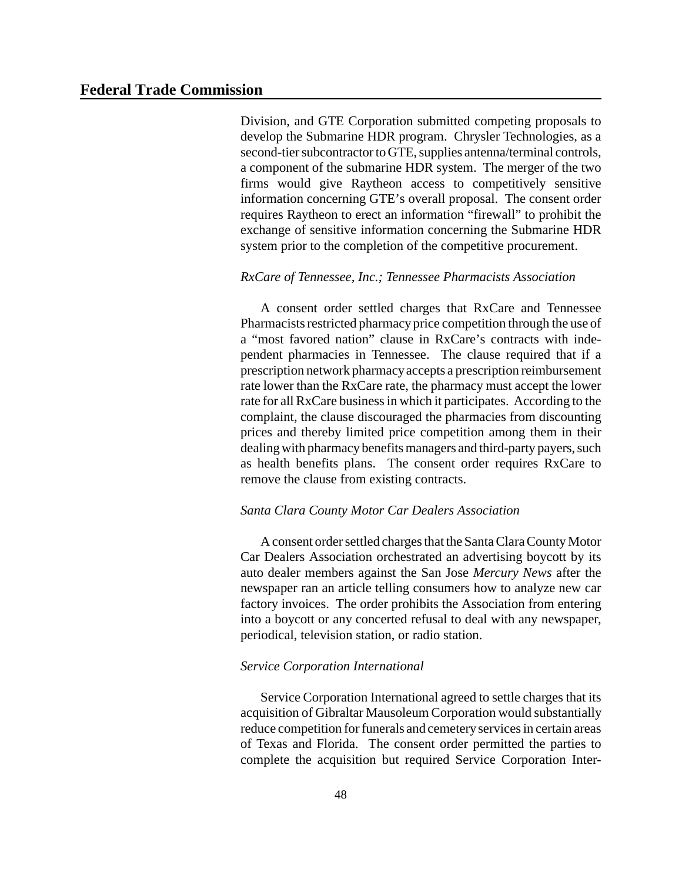Division, and GTE Corporation submitted competing proposals to develop the Submarine HDR program. Chrysler Technologies, as a second-tier subcontractor to GTE, supplies antenna/terminal controls, a component of the submarine HDR system. The merger of the two firms would give Raytheon access to competitively sensitive information concerning GTE's overall proposal. The consent order requires Raytheon to erect an information "firewall" to prohibit the exchange of sensitive information concerning the Submarine HDR system prior to the completion of the competitive procurement.

*RxCare of Tennessee, Inc.; Tennessee Pharmacists Association*

A consent order settled charges that RxCare and Tennessee Pharmacists restricted pharmacy price competition through the use of a "most favored nation" clause in RxCare's contracts with independent pharmacies in Tennessee. The clause required that if a prescription network pharmacy accepts a prescription reimbursement rate lower than the RxCare rate, the pharmacy must accept the lower rate for all RxCare business in which it participates. According to the complaint, the clause discouraged the pharmacies from discounting prices and thereby limited price competition among them in their dealing with pharmacy benefits managers and third-party payers, such as health benefits plans. The consent order requires RxCare to remove the clause from existing contracts.

*Santa Clara County Motor Car Dealers Association*

A consent order settled charges that the Santa Clara County Motor Car Dealers Association orchestrated an advertising boycott by its auto dealer members against the San Jose *Mercury News* after the newspaper ran an article telling consumers how to analyze new car factory invoices. The order prohibits the Association from entering into a boycott or any concerted refusal to deal with any newspaper, periodical, television station, or radio station.

*Service Corporation International*

Service Corporation International agreed to settle charges that its acquisition of Gibraltar Mausoleum Corporation would substantially reduce competition for funerals and cemetery services in certain areas of Texas and Florida. The consent order permitted the parties to complete the acquisition but required Service Corporation Inter-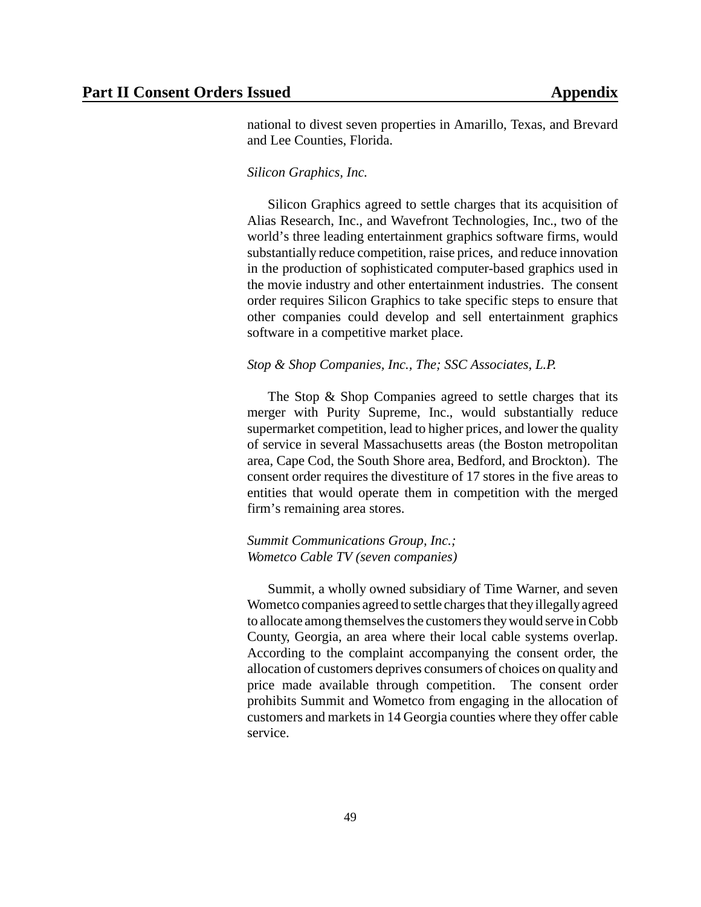national to divest seven properties in Amarillo, Texas, and Brevard and Lee Counties, Florida.

*Silicon Graphics, Inc.*

Silicon Graphics agreed to settle charges that its acquisition of Alias Research, Inc., and Wavefront Technologies, Inc., two of the world's three leading entertainment graphics software firms, would substantially reduce competition, raise prices, and reduce innovation in the production of sophisticated computer-based graphics used in the movie industry and other entertainment industries. The consent order requires Silicon Graphics to take specific steps to ensure that other companies could develop and sell entertainment graphics software in a competitive market place.

*Stop & Shop Companies, Inc., The; SSC Associates, L.P.*

The Stop & Shop Companies agreed to settle charges that its merger with Purity Supreme, Inc., would substantially reduce supermarket competition, lead to higher prices, and lower the quality of service in several Massachusetts areas (the Boston metropolitan area, Cape Cod, the South Shore area, Bedford, and Brockton). The consent order requires the divestiture of 17 stores in the five areas to entities that would operate them in competition with the merged firm's remaining area stores.

*Summit Communications Group, Inc.;*
*Wometco Cable TV (seven companies)*

Summit, a wholly owned subsidiary of Time Warner, and seven Wometco companies agreed to settle charges that they illegally agreed to allocate among themselves the customers they would serve in Cobb County, Georgia, an area where their local cable systems overlap. According to the complaint accompanying the consent order, the allocation of customers deprives consumers of choices on quality and price made available through competition. The consent order prohibits Summit and Wometco from engaging in the allocation of customers and markets in 14 Georgia counties where they offer cable service.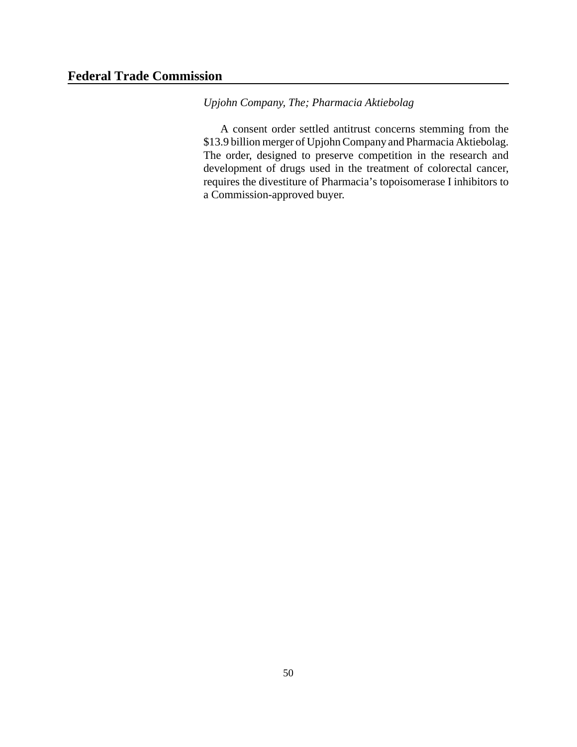## Federal Trade Commission

*Upjohn Company, The; Pharmacia Aktiebolag*

A consent order settled antitrust concerns stemming from the $13.9 billion merger of Upjohn Company and Pharmacia Aktiebolag. The order, designed to preserve competition in the research and development of drugs used in the treatment of colorectal cancer, requires the divestiture of Pharmacia's topoisomerase I inhibitors to a Commission-approved buyer.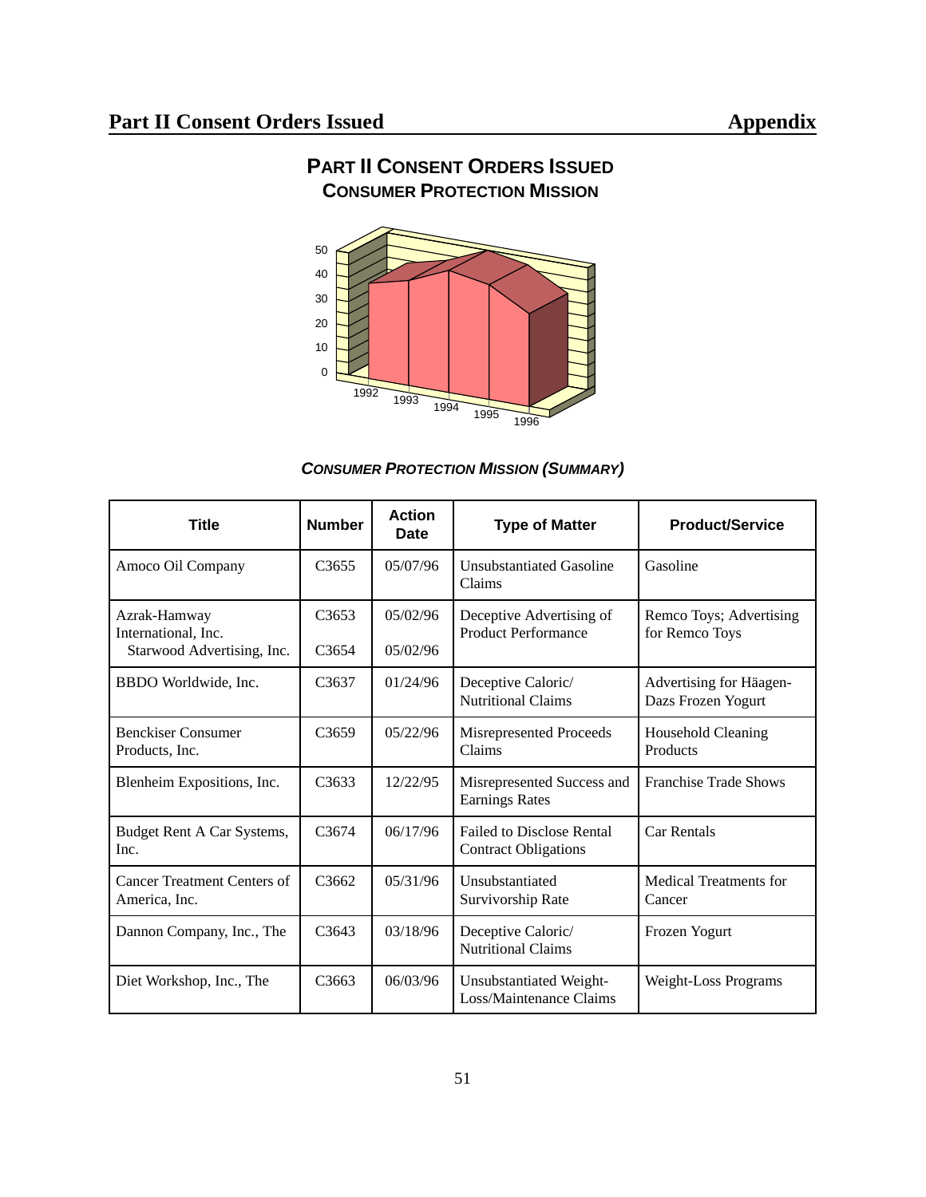## PART II CONSENT ORDERS ISSUED
### CONSUMER PROTECTION MISSION

50
40
30
20
10
0

1992 1993 1994 1995 1996

***CONSUMER PROTECTION MISSION (SUMMARY)***

| Title | Number | Action Date | Type of Matter | Product/Service |
|---|---|---|---|---|
| Amoco Oil Company | C3655 | 05/07/96 | Unsubstantiated Gasoline Claims | Gasoline |
| Azrak-Hamway International, Inc.<br>Starwood Advertising, Inc. | C3653<br>C3654 | 05/02/96<br>05/02/96 | Deceptive Advertising of Product Performance | Remco Toys; Advertising for Remco Toys |
| BBDO Worldwide, Inc. | C3637 | 01/24/96 | Deceptive Caloric/ Nutritional Claims | Advertising for Häagen-Dazs Frozen Yogurt |
| Benckiser Consumer Products, Inc. | C3659 | 05/22/96 | Misrepresented Proceeds Claims | Household Cleaning Products |
| Blenheim Expositions, Inc. | C3633 | 12/22/95 | Misrepresented Success and Earnings Rates | Franchise Trade Shows |
| Budget Rent A Car Systems, Inc. | C3674 | 06/17/96 | Failed to Disclose Rental Contract Obligations | Car Rentals |
| Cancer Treatment Centers of America, Inc. | C3662 | 05/31/96 | Unsubstantiated Survivorship Rate | Medical Treatments for Cancer |
| Dannon Company, Inc., The | C3643 | 03/18/96 | Deceptive Caloric/ Nutritional Claims | Frozen Yogurt |
| Diet Workshop, Inc., The | C3663 | 06/03/96 | Unsubstantiated Weight-Loss/Maintenance Claims | Weight-Loss Programs |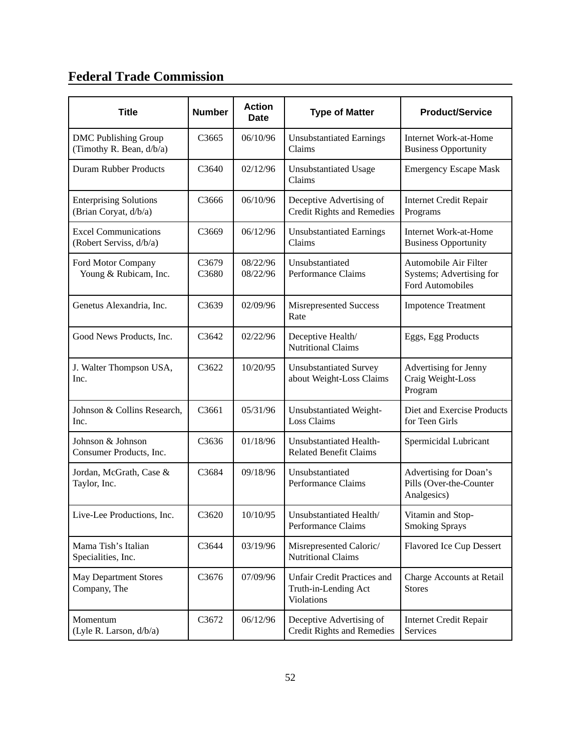## Federal Trade Commission

| Title | Number | Action Date | Type of Matter | Product/Service |
|---|---|---|---|---|
| DMC Publishing Group (Timothy R. Bean, d/b/a) | C3665 | 06/10/96 | Unsubstantiated Earnings Claims | Internet Work-at-Home Business Opportunity |
| Duram Rubber Products | C3640 | 02/12/96 | Unsubstantiated Usage Claims | Emergency Escape Mask |
| Enterprising Solutions (Brian Coryat, d/b/a) | C3666 | 06/10/96 | Deceptive Advertising of Credit Rights and Remedies | Internet Credit Repair Programs |
| Excel Communications (Robert Serviss, d/b/a) | C3669 | 06/12/96 | Unsubstantiated Earnings Claims | Internet Work-at-Home Business Opportunity |
| Ford Motor Company<br>Young & Rubicam, Inc. | C3679<br>C3680 | 08/22/96<br>08/22/96 | Unsubstantiated Performance Claims | Automobile Air Filter Systems; Advertising for Ford Automobiles |
| Genetus Alexandria, Inc. | C3639 | 02/09/96 | Misrepresented Success Rate | Impotence Treatment |
| Good News Products, Inc. | C3642 | 02/22/96 | Deceptive Health/ Nutritional Claims | Eggs, Egg Products |
| J. Walter Thompson USA, Inc. | C3622 | 10/20/95 | Unsubstantiated Survey about Weight-Loss Claims | Advertising for Jenny Craig Weight-Loss Program |
| Johnson & Collins Research, Inc. | C3661 | 05/31/96 | Unsubstantiated Weight-Loss Claims | Diet and Exercise Products for Teen Girls |
| Johnson & Johnson Consumer Products, Inc. | C3636 | 01/18/96 | Unsubstantiated Health-Related Benefit Claims | Spermicidal Lubricant |
| Jordan, McGrath, Case & Taylor, Inc. | C3684 | 09/18/96 | Unsubstantiated Performance Claims | Advertising for Doan's Pills (Over-the-Counter Analgesics) |
| Live-Lee Productions, Inc. | C3620 | 10/10/95 | Unsubstantiated Health/ Performance Claims | Vitamin and Stop-Smoking Sprays |
| Mama Tish's Italian Specialities, Inc. | C3644 | 03/19/96 | Misrepresented Caloric/ Nutritional Claims | Flavored Ice Cup Dessert |
| May Department Stores Company, The | C3676 | 07/09/96 | Unfair Credit Practices and Truth-in-Lending Act Violations | Charge Accounts at Retail Stores |
| Momentum (Lyle R. Larson, d/b/a) | C3672 | 06/12/96 | Deceptive Advertising of Credit Rights and Remedies | Internet Credit Repair Services |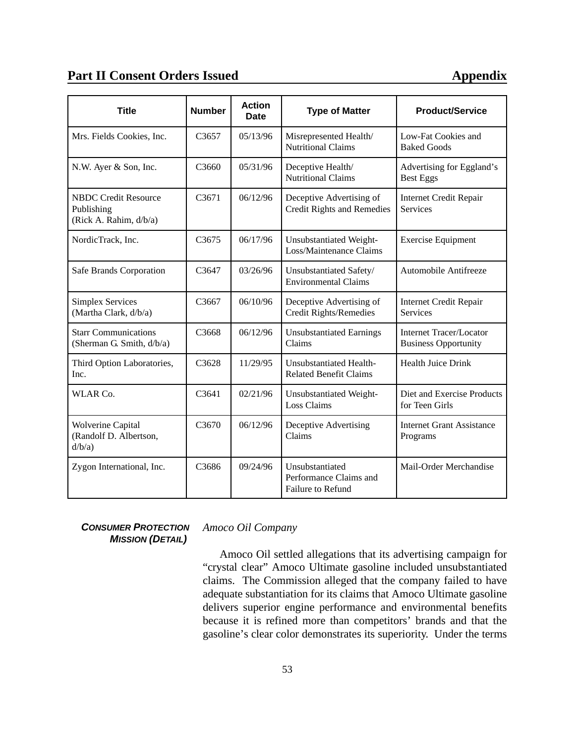## Part II Consent Orders Issued — Appendix

| Title | Number | Action Date | Type of Matter | Product/Service |
|---|---|---|---|---|
| Mrs. Fields Cookies, Inc. | C3657 | 05/13/96 | Misrepresented Health/ Nutritional Claims | Low-Fat Cookies and Baked Goods |
| N.W. Ayer & Son, Inc. | C3660 | 05/31/96 | Deceptive Health/ Nutritional Claims | Advertising for Eggland's Best Eggs |
| NBDC Credit Resource Publishing (Rick A. Rahim, d/b/a) | C3671 | 06/12/96 | Deceptive Advertising of Credit Rights and Remedies | Internet Credit Repair Services |
| NordicTrack, Inc. | C3675 | 06/17/96 | Unsubstantiated Weight-Loss/Maintenance Claims | Exercise Equipment |
| Safe Brands Corporation | C3647 | 03/26/96 | Unsubstantiated Safety/ Environmental Claims | Automobile Antifreeze |
| Simplex Services (Martha Clark, d/b/a) | C3667 | 06/10/96 | Deceptive Advertising of Credit Rights/Remedies | Internet Credit Repair Services |
| Starr Communications (Sherman G. Smith, d/b/a) | C3668 | 06/12/96 | Unsubstantiated Earnings Claims | Internet Tracer/Locator Business Opportunity |
| Third Option Laboratories, Inc. | C3628 | 11/29/95 | Unsubstantiated Health-Related Benefit Claims | Health Juice Drink |
| WLAR Co. | C3641 | 02/21/96 | Unsubstantiated Weight-Loss Claims | Diet and Exercise Products for Teen Girls |
| Wolverine Capital (Randolf D. Albertson, d/b/a) | C3670 | 06/12/96 | Deceptive Advertising Claims | Internet Grant Assistance Programs |
| Zygon International, Inc. | C3686 | 09/24/96 | Unsubstantiated Performance Claims and Failure to Refund | Mail-Order Merchandise |

**CONSUMER PROTECTION MISSION (DETAIL)**

*Amoco Oil Company*

Amoco Oil settled allegations that its advertising campaign for "crystal clear" Amoco Ultimate gasoline included unsubstantiated claims. The Commission alleged that the company failed to have adequate substantiation for its claims that Amoco Ultimate gasoline delivers superior engine performance and environmental benefits because it is refined more than competitors' brands and that the gasoline's clear color demonstrates its superiority. Under the terms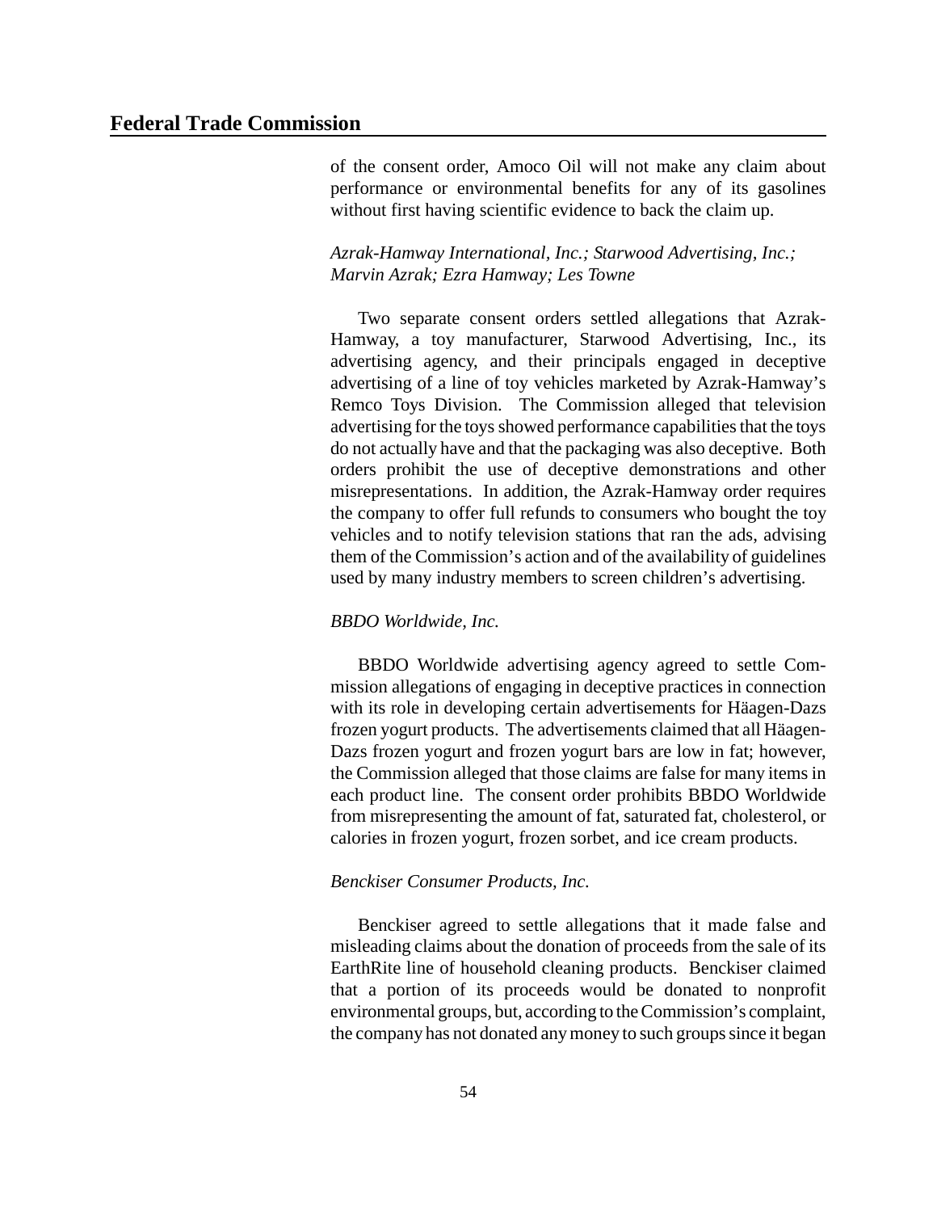of the consent order, Amoco Oil will not make any claim about performance or environmental benefits for any of its gasolines without first having scientific evidence to back the claim up.

*Azrak-Hamway International, Inc.; Starwood Advertising, Inc.; Marvin Azrak; Ezra Hamway; Les Towne*

Two separate consent orders settled allegations that Azrak-Hamway, a toy manufacturer, Starwood Advertising, Inc., its advertising agency, and their principals engaged in deceptive advertising of a line of toy vehicles marketed by Azrak-Hamway's Remco Toys Division. The Commission alleged that television advertising for the toys showed performance capabilities that the toys do not actually have and that the packaging was also deceptive. Both orders prohibit the use of deceptive demonstrations and other misrepresentations. In addition, the Azrak-Hamway order requires the company to offer full refunds to consumers who bought the toy vehicles and to notify television stations that ran the ads, advising them of the Commission's action and of the availability of guidelines used by many industry members to screen children's advertising.

*BBDO Worldwide, Inc.*

BBDO Worldwide advertising agency agreed to settle Commission allegations of engaging in deceptive practices in connection with its role in developing certain advertisements for Häagen-Dazs frozen yogurt products. The advertisements claimed that all Häagen-Dazs frozen yogurt and frozen yogurt bars are low in fat; however, the Commission alleged that those claims are false for many items in each product line. The consent order prohibits BBDO Worldwide from misrepresenting the amount of fat, saturated fat, cholesterol, or calories in frozen yogurt, frozen sorbet, and ice cream products.

*Benckiser Consumer Products, Inc.*

Benckiser agreed to settle allegations that it made false and misleading claims about the donation of proceeds from the sale of its EarthRite line of household cleaning products. Benckiser claimed that a portion of its proceeds would be donated to nonprofit environmental groups, but, according to the Commission's complaint, the company has not donated any money to such groups since it began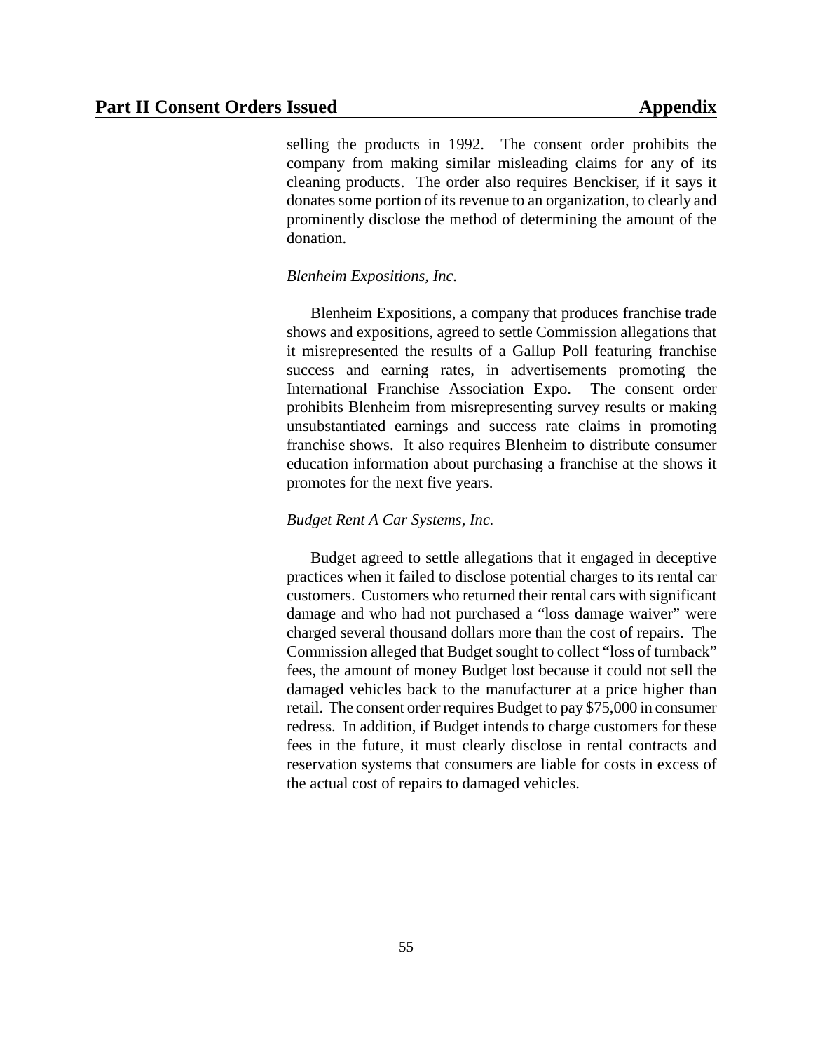selling the products in 1992. The consent order prohibits the company from making similar misleading claims for any of its cleaning products. The order also requires Benckiser, if it says it donates some portion of its revenue to an organization, to clearly and prominently disclose the method of determining the amount of the donation.

*Blenheim Expositions, Inc.*

Blenheim Expositions, a company that produces franchise trade shows and expositions, agreed to settle Commission allegations that it misrepresented the results of a Gallup Poll featuring franchise success and earning rates, in advertisements promoting the International Franchise Association Expo. The consent order prohibits Blenheim from misrepresenting survey results or making unsubstantiated earnings and success rate claims in promoting franchise shows. It also requires Blenheim to distribute consumer education information about purchasing a franchise at the shows it promotes for the next five years.

*Budget Rent A Car Systems, Inc.*

Budget agreed to settle allegations that it engaged in deceptive practices when it failed to disclose potential charges to its rental car customers. Customers who returned their rental cars with significant damage and who had not purchased a "loss damage waiver" were charged several thousand dollars more than the cost of repairs. The Commission alleged that Budget sought to collect "loss of turnback" fees, the amount of money Budget lost because it could not sell the damaged vehicles back to the manufacturer at a price higher than retail. The consent order requires Budget to pay $75,000 in consumer redress. In addition, if Budget intends to charge customers for these fees in the future, it must clearly disclose in rental contracts and reservation systems that consumers are liable for costs in excess of the actual cost of repairs to damaged vehicles.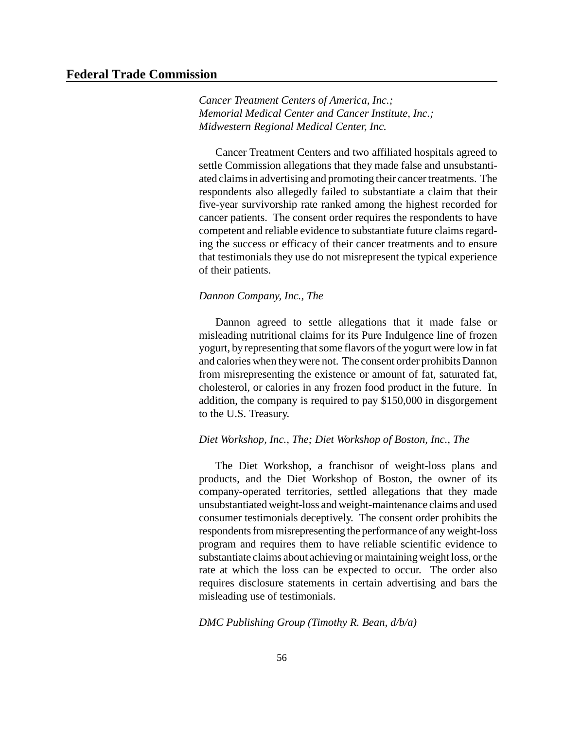*Cancer Treatment Centers of America, Inc.;*
*Memorial Medical Center and Cancer Institute, Inc.;*
*Midwestern Regional Medical Center, Inc.*

Cancer Treatment Centers and two affiliated hospitals agreed to settle Commission allegations that they made false and unsubstantiated claims in advertising and promoting their cancer treatments. The respondents also allegedly failed to substantiate a claim that their five-year survivorship rate ranked among the highest recorded for cancer patients. The consent order requires the respondents to have competent and reliable evidence to substantiate future claims regarding the success or efficacy of their cancer treatments and to ensure that testimonials they use do not misrepresent the typical experience of their patients.

*Dannon Company, Inc., The*

Dannon agreed to settle allegations that it made false or misleading nutritional claims for its Pure Indulgence line of frozen yogurt, by representing that some flavors of the yogurt were low in fat and calories when they were not. The consent order prohibits Dannon from misrepresenting the existence or amount of fat, saturated fat, cholesterol, or calories in any frozen food product in the future. In addition, the company is required to pay $150,000 in disgorgement to the U.S. Treasury.

*Diet Workshop, Inc., The; Diet Workshop of Boston, Inc., The*

The Diet Workshop, a franchisor of weight-loss plans and products, and the Diet Workshop of Boston, the owner of its company-operated territories, settled allegations that they made unsubstantiated weight-loss and weight-maintenance claims and used consumer testimonials deceptively. The consent order prohibits the respondents from misrepresenting the performance of any weight-loss program and requires them to have reliable scientific evidence to substantiate claims about achieving or maintaining weight loss, or the rate at which the loss can be expected to occur. The order also requires disclosure statements in certain advertising and bars the misleading use of testimonials.

*DMC Publishing Group (Timothy R. Bean, d/b/a)*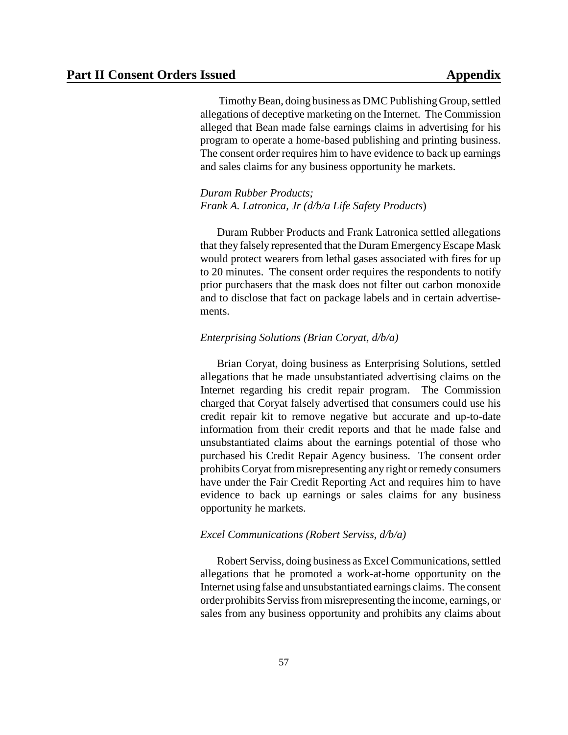Timothy Bean, doing business as DMC Publishing Group, settled allegations of deceptive marketing on the Internet. The Commission alleged that Bean made false earnings claims in advertising for his program to operate a home-based publishing and printing business. The consent order requires him to have evidence to back up earnings and sales claims for any business opportunity he markets.

*Duram Rubber Products;*
*Frank A. Latronica, Jr (d/b/a Life Safety Products*)

Duram Rubber Products and Frank Latronica settled allegations that they falsely represented that the Duram Emergency Escape Mask would protect wearers from lethal gases associated with fires for up to 20 minutes. The consent order requires the respondents to notify prior purchasers that the mask does not filter out carbon monoxide and to disclose that fact on package labels and in certain advertisements.

*Enterprising Solutions (Brian Coryat, d/b/a)*

Brian Coryat, doing business as Enterprising Solutions, settled allegations that he made unsubstantiated advertising claims on the Internet regarding his credit repair program. The Commission charged that Coryat falsely advertised that consumers could use his credit repair kit to remove negative but accurate and up-to-date information from their credit reports and that he made false and unsubstantiated claims about the earnings potential of those who purchased his Credit Repair Agency business. The consent order prohibits Coryat from misrepresenting any right or remedy consumers have under the Fair Credit Reporting Act and requires him to have evidence to back up earnings or sales claims for any business opportunity he markets.

*Excel Communications (Robert Serviss, d/b/a)*

Robert Serviss, doing business as Excel Communications, settled allegations that he promoted a work-at-home opportunity on the Internet using false and unsubstantiated earnings claims. The consent order prohibits Serviss from misrepresenting the income, earnings, or sales from any business opportunity and prohibits any claims about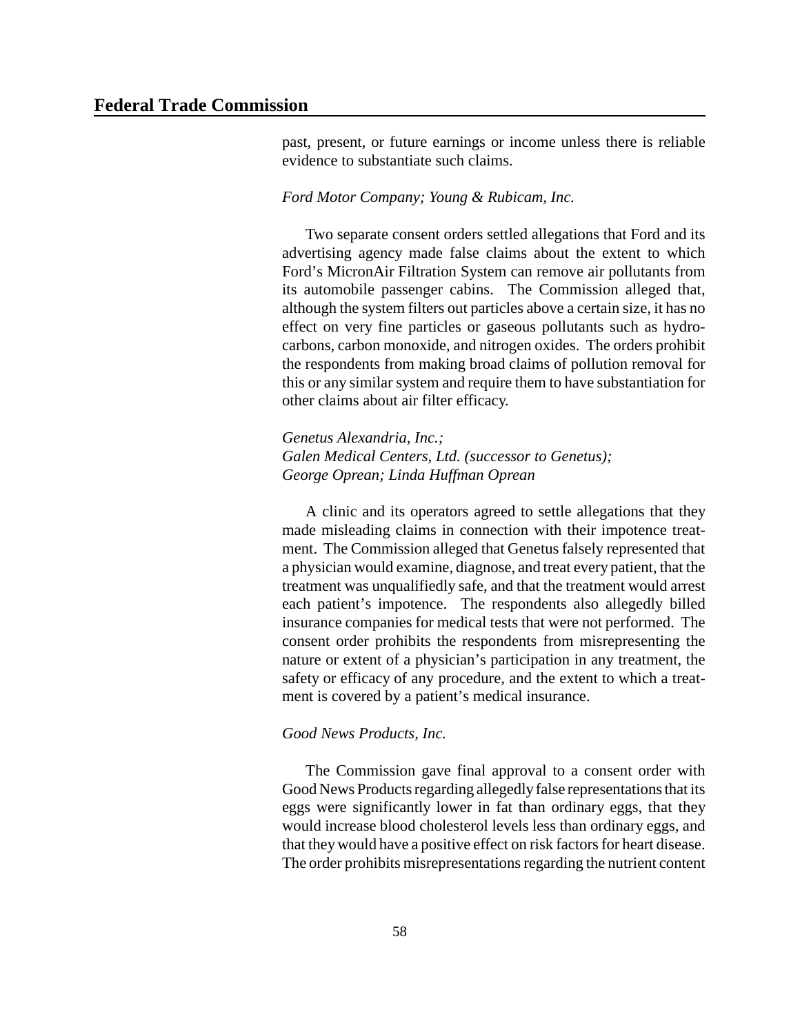past, present, or future earnings or income unless there is reliable evidence to substantiate such claims.

*Ford Motor Company; Young & Rubicam, Inc.*

Two separate consent orders settled allegations that Ford and its advertising agency made false claims about the extent to which Ford's MicronAir Filtration System can remove air pollutants from its automobile passenger cabins. The Commission alleged that, although the system filters out particles above a certain size, it has no effect on very fine particles or gaseous pollutants such as hydrocarbons, carbon monoxide, and nitrogen oxides. The orders prohibit the respondents from making broad claims of pollution removal for this or any similar system and require them to have substantiation for other claims about air filter efficacy.

*Genetus Alexandria, Inc.;*
*Galen Medical Centers, Ltd. (successor to Genetus);*
*George Oprean; Linda Huffman Oprean*

A clinic and its operators agreed to settle allegations that they made misleading claims in connection with their impotence treatment. The Commission alleged that Genetus falsely represented that a physician would examine, diagnose, and treat every patient, that the treatment was unqualifiedly safe, and that the treatment would arrest each patient's impotence. The respondents also allegedly billed insurance companies for medical tests that were not performed. The consent order prohibits the respondents from misrepresenting the nature or extent of a physician's participation in any treatment, the safety or efficacy of any procedure, and the extent to which a treatment is covered by a patient's medical insurance.

*Good News Products, Inc.*

The Commission gave final approval to a consent order with Good News Products regarding allegedly false representations that its eggs were significantly lower in fat than ordinary eggs, that they would increase blood cholesterol levels less than ordinary eggs, and that they would have a positive effect on risk factors for heart disease. The order prohibits misrepresentations regarding the nutrient content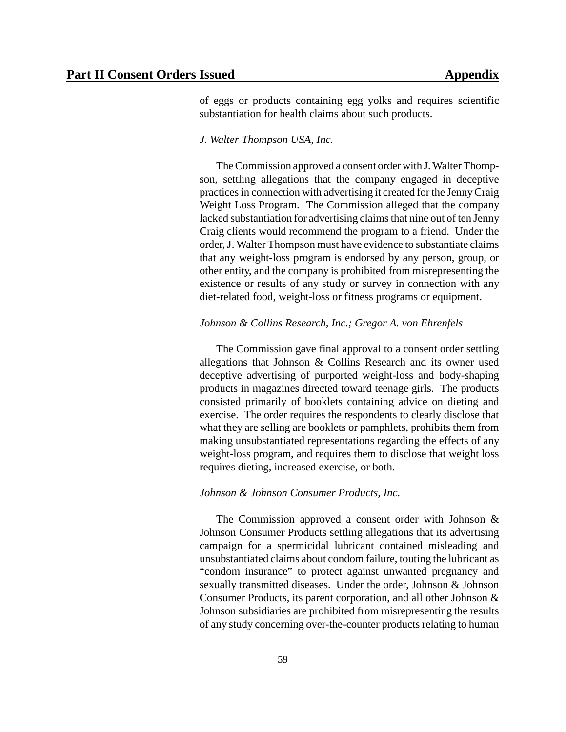of eggs or products containing egg yolks and requires scientific substantiation for health claims about such products.

*J. Walter Thompson USA, Inc.*

The Commission approved a consent order with J. Walter Thompson, settling allegations that the company engaged in deceptive practices in connection with advertising it created for the Jenny Craig Weight Loss Program. The Commission alleged that the company lacked substantiation for advertising claims that nine out of ten Jenny Craig clients would recommend the program to a friend. Under the order, J. Walter Thompson must have evidence to substantiate claims that any weight-loss program is endorsed by any person, group, or other entity, and the company is prohibited from misrepresenting the existence or results of any study or survey in connection with any diet-related food, weight-loss or fitness programs or equipment.

*Johnson & Collins Research, Inc.; Gregor A. von Ehrenfels*

The Commission gave final approval to a consent order settling allegations that Johnson & Collins Research and its owner used deceptive advertising of purported weight-loss and body-shaping products in magazines directed toward teenage girls. The products consisted primarily of booklets containing advice on dieting and exercise. The order requires the respondents to clearly disclose that what they are selling are booklets or pamphlets, prohibits them from making unsubstantiated representations regarding the effects of any weight-loss program, and requires them to disclose that weight loss requires dieting, increased exercise, or both.

*Johnson & Johnson Consumer Products, Inc.*

The Commission approved a consent order with Johnson & Johnson Consumer Products settling allegations that its advertising campaign for a spermicidal lubricant contained misleading and unsubstantiated claims about condom failure, touting the lubricant as "condom insurance" to protect against unwanted pregnancy and sexually transmitted diseases. Under the order, Johnson & Johnson Consumer Products, its parent corporation, and all other Johnson & Johnson subsidiaries are prohibited from misrepresenting the results of any study concerning over-the-counter products relating to human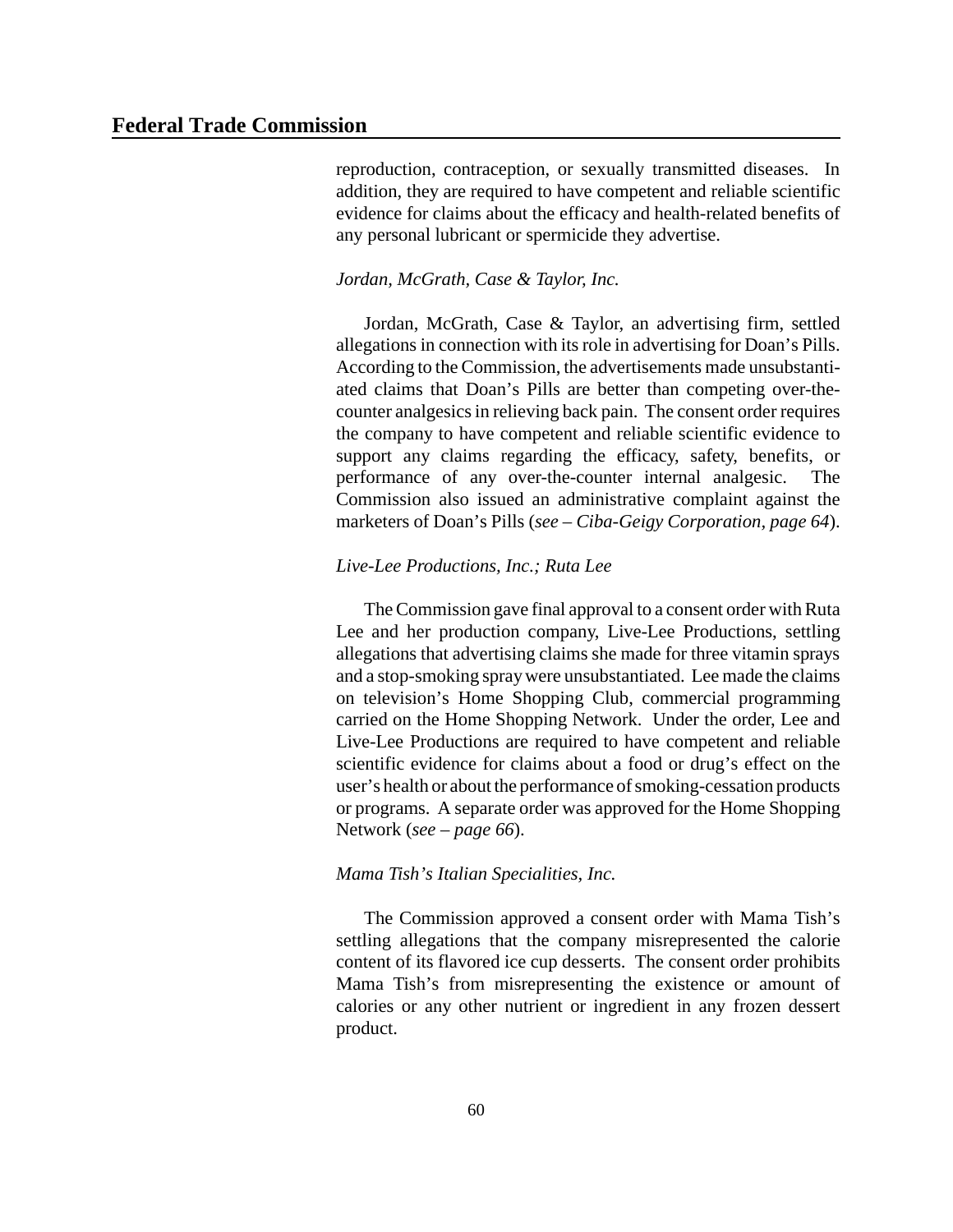reproduction, contraception, or sexually transmitted diseases. In addition, they are required to have competent and reliable scientific evidence for claims about the efficacy and health-related benefits of any personal lubricant or spermicide they advertise.

*Jordan, McGrath, Case & Taylor, Inc.*

Jordan, McGrath, Case & Taylor, an advertising firm, settled allegations in connection with its role in advertising for Doan's Pills. According to the Commission, the advertisements made unsubstantiated claims that Doan's Pills are better than competing over-the-counter analgesics in relieving back pain. The consent order requires the company to have competent and reliable scientific evidence to support any claims regarding the efficacy, safety, benefits, or performance of any over-the-counter internal analgesic. The Commission also issued an administrative complaint against the marketers of Doan's Pills (*see – Ciba-Geigy Corporation, page 64*).

*Live-Lee Productions, Inc.; Ruta Lee*

The Commission gave final approval to a consent order with Ruta Lee and her production company, Live-Lee Productions, settling allegations that advertising claims she made for three vitamin sprays and a stop-smoking spray were unsubstantiated. Lee made the claims on television's Home Shopping Club, commercial programming carried on the Home Shopping Network. Under the order, Lee and Live-Lee Productions are required to have competent and reliable scientific evidence for claims about a food or drug's effect on the user's health or about the performance of smoking-cessation products or programs. A separate order was approved for the Home Shopping Network (*see – page 66*).

*Mama Tish's Italian Specialities, Inc.*

The Commission approved a consent order with Mama Tish's settling allegations that the company misrepresented the calorie content of its flavored ice cup desserts. The consent order prohibits Mama Tish's from misrepresenting the existence or amount of calories or any other nutrient or ingredient in any frozen dessert product.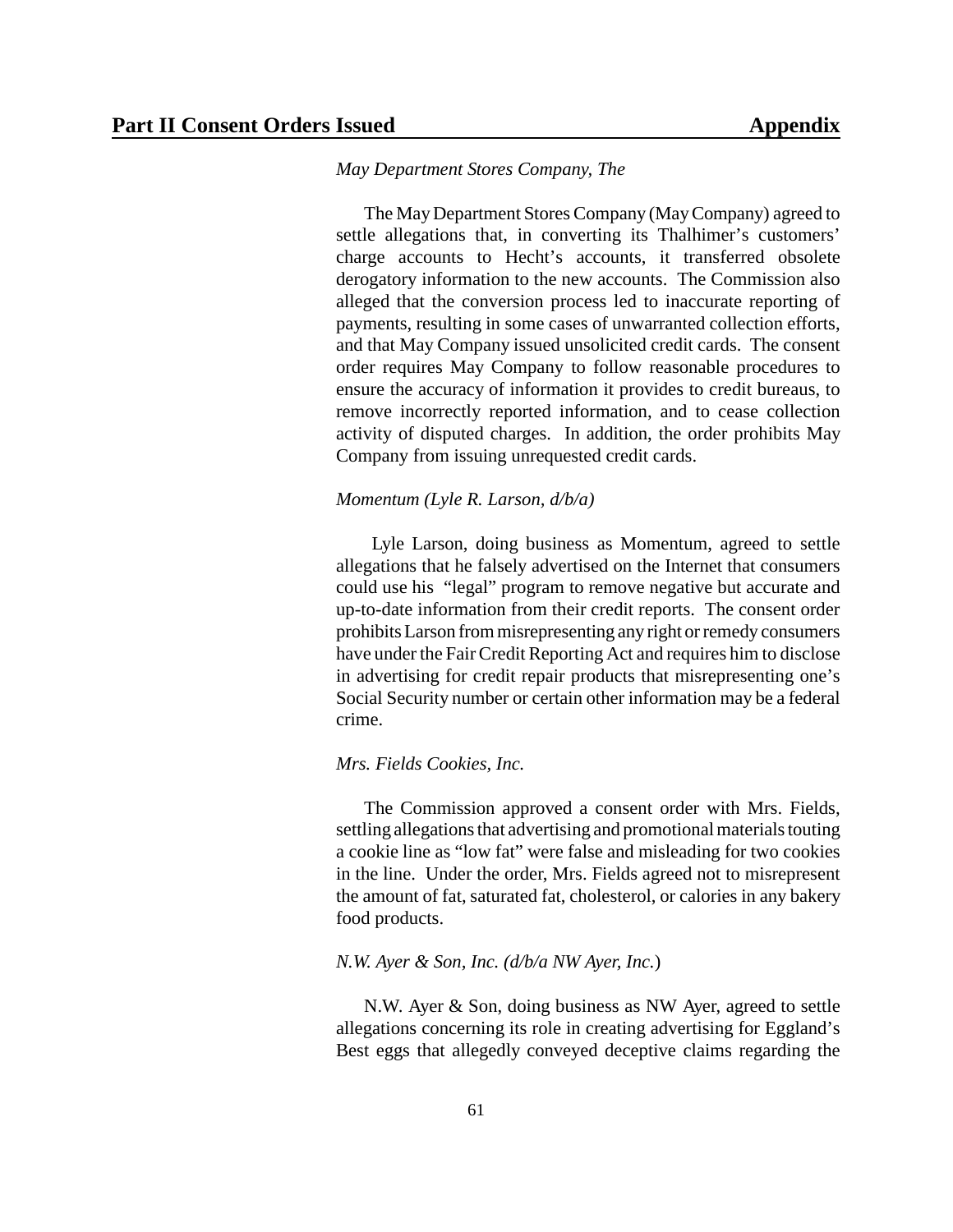*May Department Stores Company, The*

The May Department Stores Company (May Company) agreed to settle allegations that, in converting its Thalhimer's customers' charge accounts to Hecht's accounts, it transferred obsolete derogatory information to the new accounts. The Commission also alleged that the conversion process led to inaccurate reporting of payments, resulting in some cases of unwarranted collection efforts, and that May Company issued unsolicited credit cards. The consent order requires May Company to follow reasonable procedures to ensure the accuracy of information it provides to credit bureaus, to remove incorrectly reported information, and to cease collection activity of disputed charges. In addition, the order prohibits May Company from issuing unrequested credit cards.

*Momentum (Lyle R. Larson, d/b/a)*

Lyle Larson, doing business as Momentum, agreed to settle allegations that he falsely advertised on the Internet that consumers could use his "legal" program to remove negative but accurate and up-to-date information from their credit reports. The consent order prohibits Larson from misrepresenting any right or remedy consumers have under the Fair Credit Reporting Act and requires him to disclose in advertising for credit repair products that misrepresenting one's Social Security number or certain other information may be a federal crime.

*Mrs. Fields Cookies, Inc.*

The Commission approved a consent order with Mrs. Fields, settling allegations that advertising and promotional materials touting a cookie line as "low fat" were false and misleading for two cookies in the line. Under the order, Mrs. Fields agreed not to misrepresent the amount of fat, saturated fat, cholesterol, or calories in any bakery food products.

*N.W. Ayer & Son, Inc. (d/b/a NW Ayer, Inc.)*

N.W. Ayer & Son, doing business as NW Ayer, agreed to settle allegations concerning its role in creating advertising for Eggland's Best eggs that allegedly conveyed deceptive claims regarding the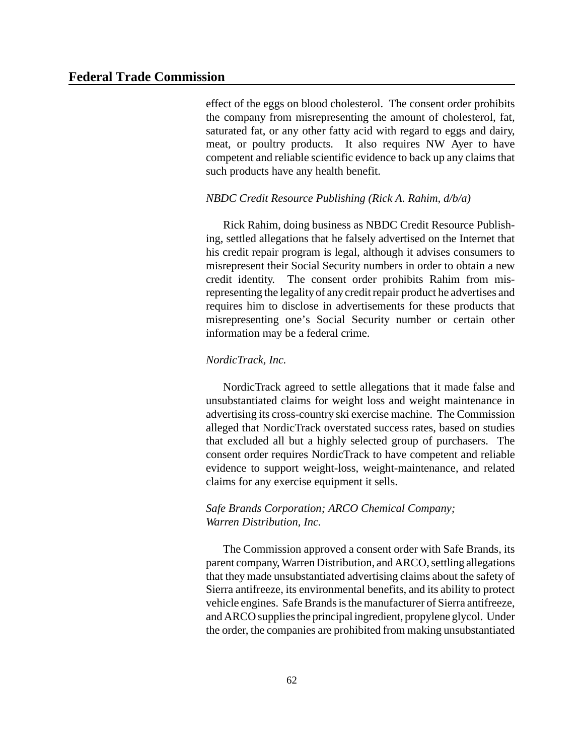effect of the eggs on blood cholesterol. The consent order prohibits the company from misrepresenting the amount of cholesterol, fat, saturated fat, or any other fatty acid with regard to eggs and dairy, meat, or poultry products. It also requires NW Ayer to have competent and reliable scientific evidence to back up any claims that such products have any health benefit.

*NBDC Credit Resource Publishing (Rick A. Rahim, d/b/a)*

Rick Rahim, doing business as NBDC Credit Resource Publishing, settled allegations that he falsely advertised on the Internet that his credit repair program is legal, although it advises consumers to misrepresent their Social Security numbers in order to obtain a new credit identity. The consent order prohibits Rahim from misrepresenting the legality of any credit repair product he advertises and requires him to disclose in advertisements for these products that misrepresenting one's Social Security number or certain other information may be a federal crime.

*NordicTrack, Inc.*

NordicTrack agreed to settle allegations that it made false and unsubstantiated claims for weight loss and weight maintenance in advertising its cross-country ski exercise machine. The Commission alleged that NordicTrack overstated success rates, based on studies that excluded all but a highly selected group of purchasers. The consent order requires NordicTrack to have competent and reliable evidence to support weight-loss, weight-maintenance, and related claims for any exercise equipment it sells.

*Safe Brands Corporation; ARCO Chemical Company; Warren Distribution, Inc.*

The Commission approved a consent order with Safe Brands, its parent company, Warren Distribution, and ARCO, settling allegations that they made unsubstantiated advertising claims about the safety of Sierra antifreeze, its environmental benefits, and its ability to protect vehicle engines. Safe Brands is the manufacturer of Sierra antifreeze, and ARCO supplies the principal ingredient, propylene glycol. Under the order, the companies are prohibited from making unsubstantiated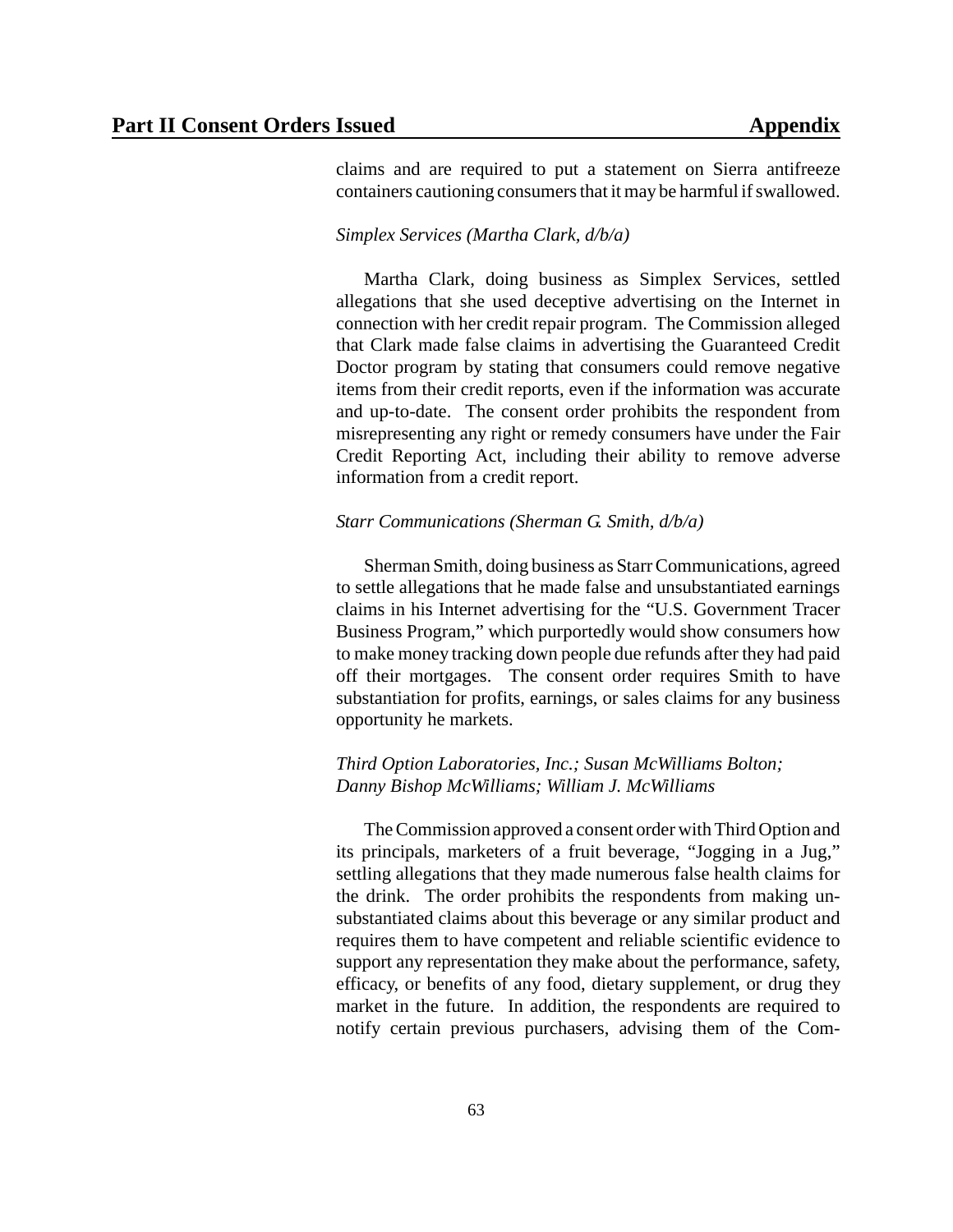claims and are required to put a statement on Sierra antifreeze containers cautioning consumers that it may be harmful if swallowed.

*Simplex Services (Martha Clark, d/b/a)*

Martha Clark, doing business as Simplex Services, settled allegations that she used deceptive advertising on the Internet in connection with her credit repair program. The Commission alleged that Clark made false claims in advertising the Guaranteed Credit Doctor program by stating that consumers could remove negative items from their credit reports, even if the information was accurate and up-to-date. The consent order prohibits the respondent from misrepresenting any right or remedy consumers have under the Fair Credit Reporting Act, including their ability to remove adverse information from a credit report.

*Starr Communications (Sherman G. Smith, d/b/a)*

Sherman Smith, doing business as Starr Communications, agreed to settle allegations that he made false and unsubstantiated earnings claims in his Internet advertising for the "U.S. Government Tracer Business Program," which purportedly would show consumers how to make money tracking down people due refunds after they had paid off their mortgages. The consent order requires Smith to have substantiation for profits, earnings, or sales claims for any business opportunity he markets.

*Third Option Laboratories, Inc.; Susan McWilliams Bolton; Danny Bishop McWilliams; William J. McWilliams*

The Commission approved a consent order with Third Option and its principals, marketers of a fruit beverage, "Jogging in a Jug," settling allegations that they made numerous false health claims for the drink. The order prohibits the respondents from making unsubstantiated claims about this beverage or any similar product and requires them to have competent and reliable scientific evidence to support any representation they make about the performance, safety, efficacy, or benefits of any food, dietary supplement, or drug they market in the future. In addition, the respondents are required to notify certain previous purchasers, advising them of the Com-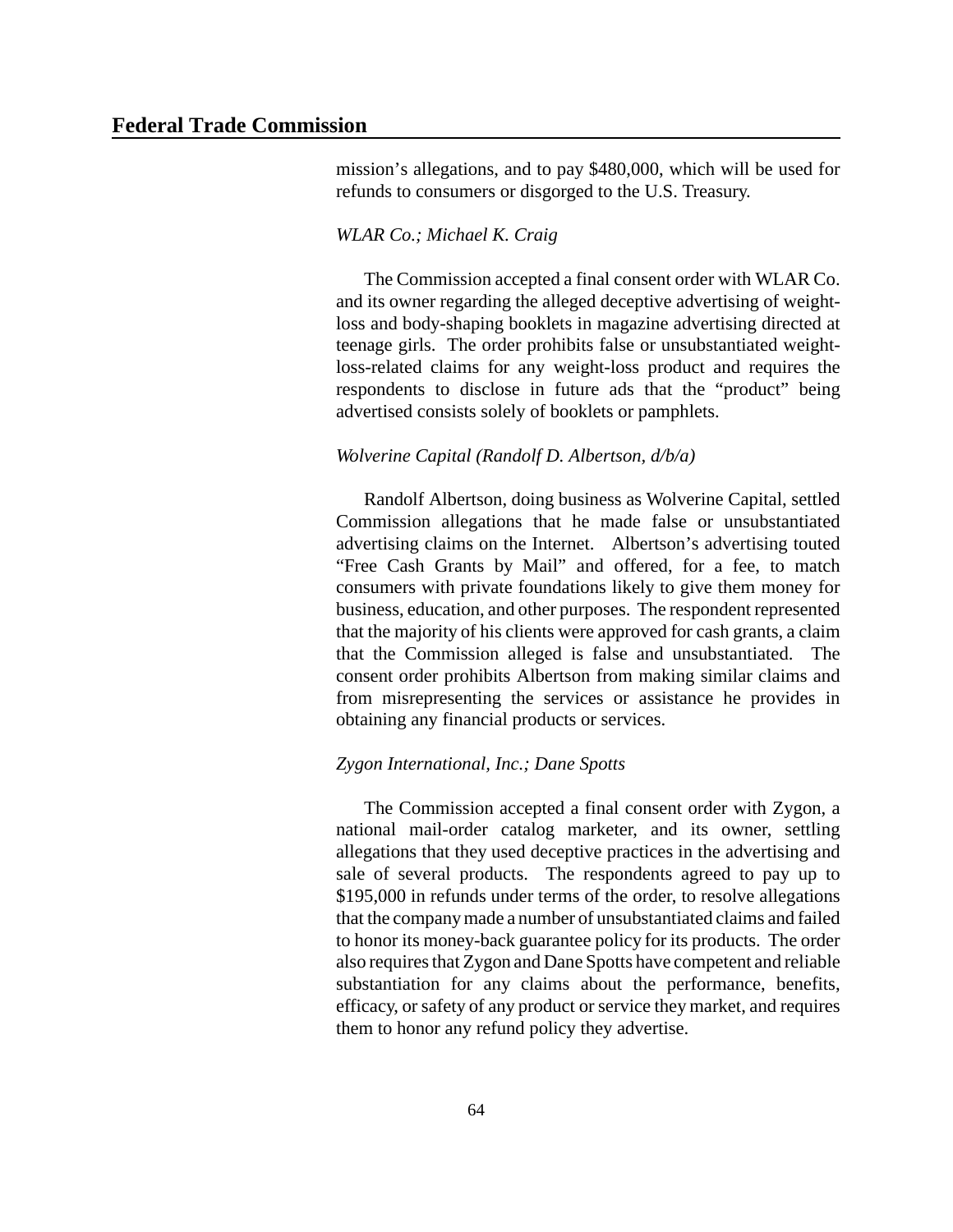mission's allegations, and to pay $480,000, which will be used for refunds to consumers or disgorged to the U.S. Treasury.

*WLAR Co.; Michael K. Craig*

The Commission accepted a final consent order with WLAR Co. and its owner regarding the alleged deceptive advertising of weight-loss and body-shaping booklets in magazine advertising directed at teenage girls. The order prohibits false or unsubstantiated weight-loss-related claims for any weight-loss product and requires the respondents to disclose in future ads that the "product" being advertised consists solely of booklets or pamphlets.

*Wolverine Capital (Randolf D. Albertson, d/b/a)*

Randolf Albertson, doing business as Wolverine Capital, settled Commission allegations that he made false or unsubstantiated advertising claims on the Internet. Albertson's advertising touted "Free Cash Grants by Mail" and offered, for a fee, to match consumers with private foundations likely to give them money for business, education, and other purposes. The respondent represented that the majority of his clients were approved for cash grants, a claim that the Commission alleged is false and unsubstantiated. The consent order prohibits Albertson from making similar claims and from misrepresenting the services or assistance he provides in obtaining any financial products or services.

*Zygon International, Inc.; Dane Spotts*

The Commission accepted a final consent order with Zygon, a national mail-order catalog marketer, and its owner, settling allegations that they used deceptive practices in the advertising and sale of several products. The respondents agreed to pay up to $195,000 in refunds under terms of the order, to resolve allegations that the company made a number of unsubstantiated claims and failed to honor its money-back guarantee policy for its products. The order also requires that Zygon and Dane Spotts have competent and reliable substantiation for any claims about the performance, benefits, efficacy, or safety of any product or service they market, and requires them to honor any refund policy they advertise.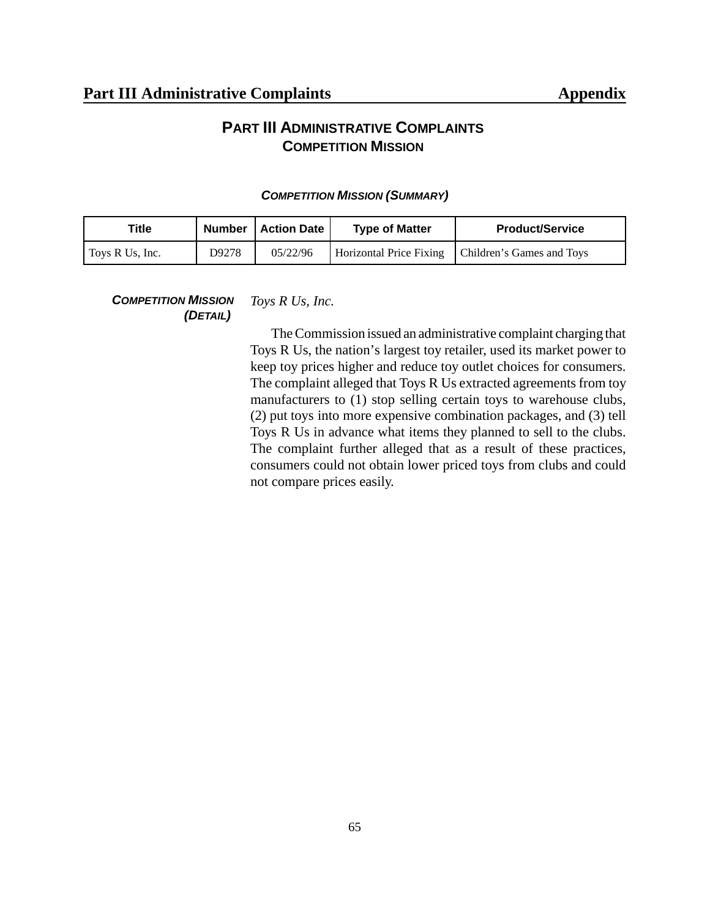# PART III ADMINISTRATIVE COMPLAINTS
## COMPETITION MISSION

### *COMPETITION MISSION (SUMMARY)*

| Title | Number | Action Date | Type of Matter | Product/Service |
|---|---|---|---|---|
| Toys R Us, Inc. | D9278 | 05/22/96 | Horizontal Price Fixing | Children's Games and Toys |

### *COMPETITION MISSION (DETAIL)*

*Toys R Us, Inc.*

The Commission issued an administrative complaint charging that Toys R Us, the nation's largest toy retailer, used its market power to keep toy prices higher and reduce toy outlet choices for consumers. The complaint alleged that Toys R Us extracted agreements from toy manufacturers to (1) stop selling certain toys to warehouse clubs, (2) put toys into more expensive combination packages, and (3) tell Toys R Us in advance what items they planned to sell to the clubs. The complaint further alleged that as a result of these practices, consumers could not obtain lower priced toys from clubs and could not compare prices easily.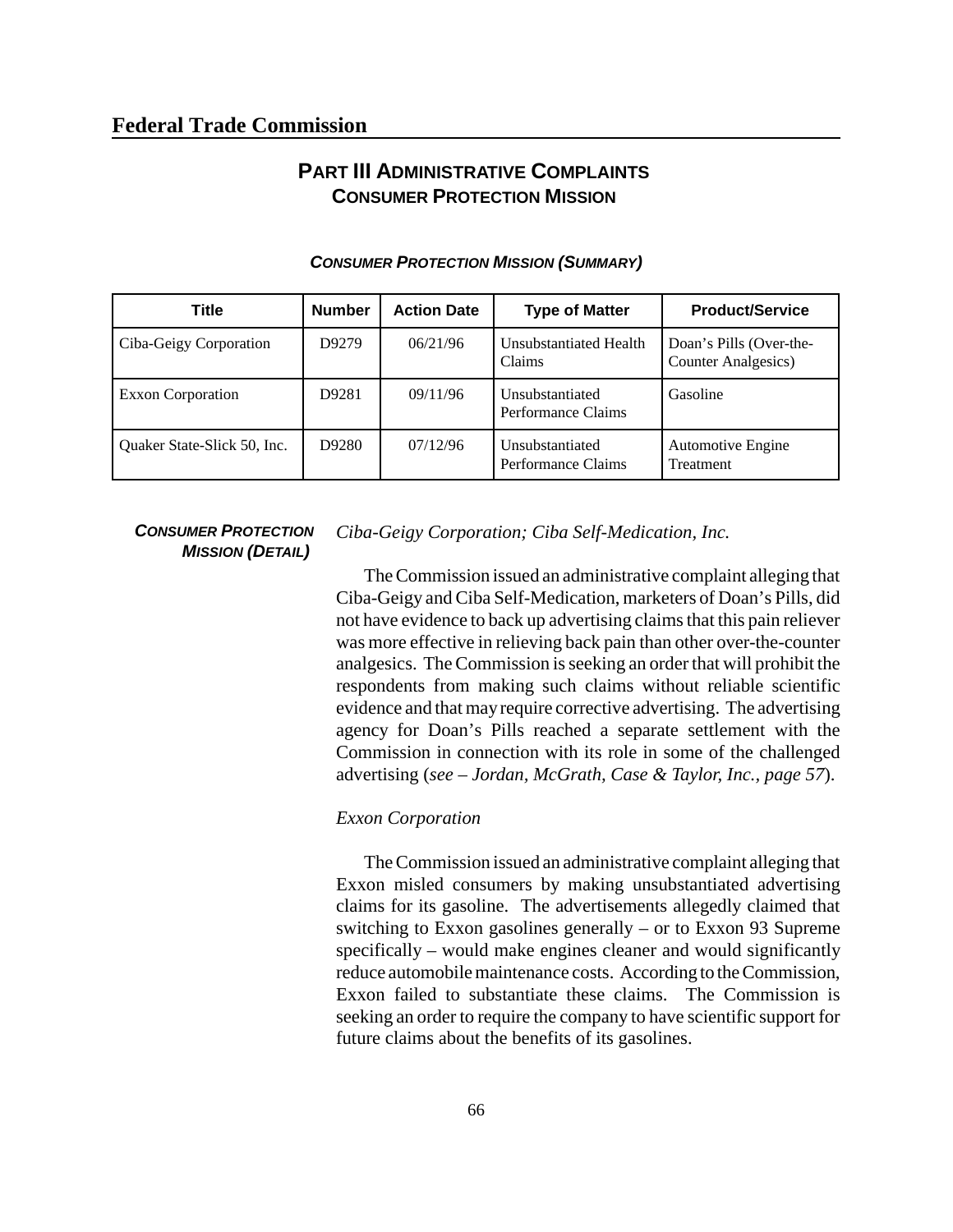## PART III ADMINISTRATIVE COMPLAINTS
## CONSUMER PROTECTION MISSION

***CONSUMER PROTECTION MISSION (SUMMARY)***

| Title | Number | Action Date | Type of Matter | Product/Service |
|---|---|---|---|---|
| Ciba-Geigy Corporation | D9279 | 06/21/96 | Unsubstantiated Health Claims | Doan's Pills (Over-the-Counter Analgesics) |
| Exxon Corporation | D9281 | 09/11/96 | Unsubstantiated Performance Claims | Gasoline |
| Quaker State-Slick 50, Inc. | D9280 | 07/12/96 | Unsubstantiated Performance Claims | Automotive Engine Treatment |

***CONSUMER PROTECTION MISSION (DETAIL)***

*Ciba-Geigy Corporation; Ciba Self-Medication, Inc.*

The Commission issued an administrative complaint alleging that Ciba-Geigy and Ciba Self-Medication, marketers of Doan's Pills, did not have evidence to back up advertising claims that this pain reliever was more effective in relieving back pain than other over-the-counter analgesics. The Commission is seeking an order that will prohibit the respondents from making such claims without reliable scientific evidence and that may require corrective advertising. The advertising agency for Doan's Pills reached a separate settlement with the Commission in connection with its role in some of the challenged advertising (*see – Jordan, McGrath, Case & Taylor, Inc., page 57*).

*Exxon Corporation*

The Commission issued an administrative complaint alleging that Exxon misled consumers by making unsubstantiated advertising claims for its gasoline. The advertisements allegedly claimed that switching to Exxon gasolines generally – or to Exxon 93 Supreme specifically – would make engines cleaner and would significantly reduce automobile maintenance costs. According to the Commission, Exxon failed to substantiate these claims. The Commission is seeking an order to require the company to have scientific support for future claims about the benefits of its gasolines.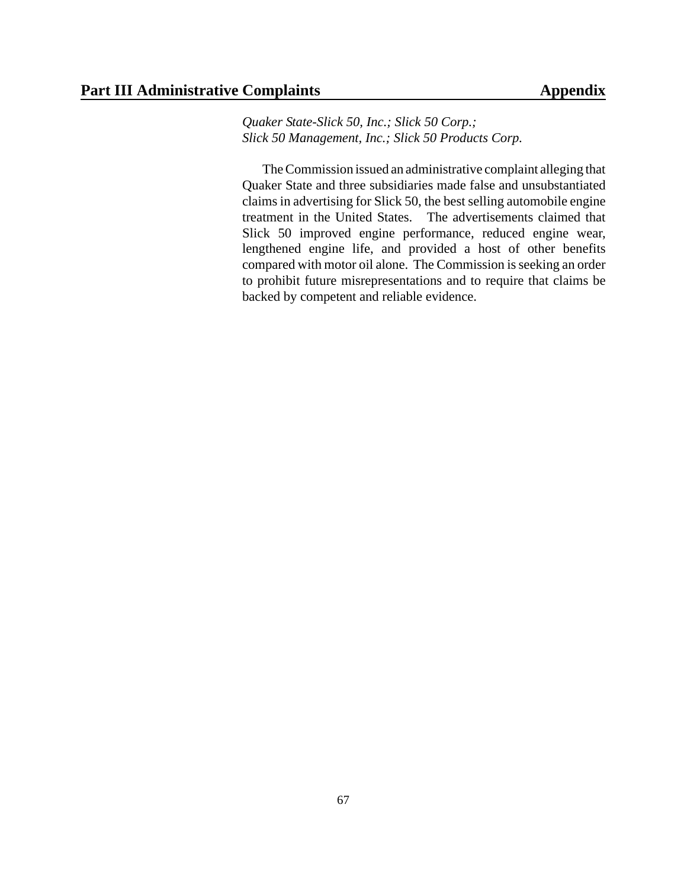*Quaker State-Slick 50, Inc.; Slick 50 Corp.;*
*Slick 50 Management, Inc.; Slick 50 Products Corp.*

The Commission issued an administrative complaint alleging that Quaker State and three subsidiaries made false and unsubstantiated claims in advertising for Slick 50, the best selling automobile engine treatment in the United States. The advertisements claimed that Slick 50 improved engine performance, reduced engine wear, lengthened engine life, and provided a host of other benefits compared with motor oil alone. The Commission is seeking an order to prohibit future misrepresentations and to require that claims be backed by competent and reliable evidence.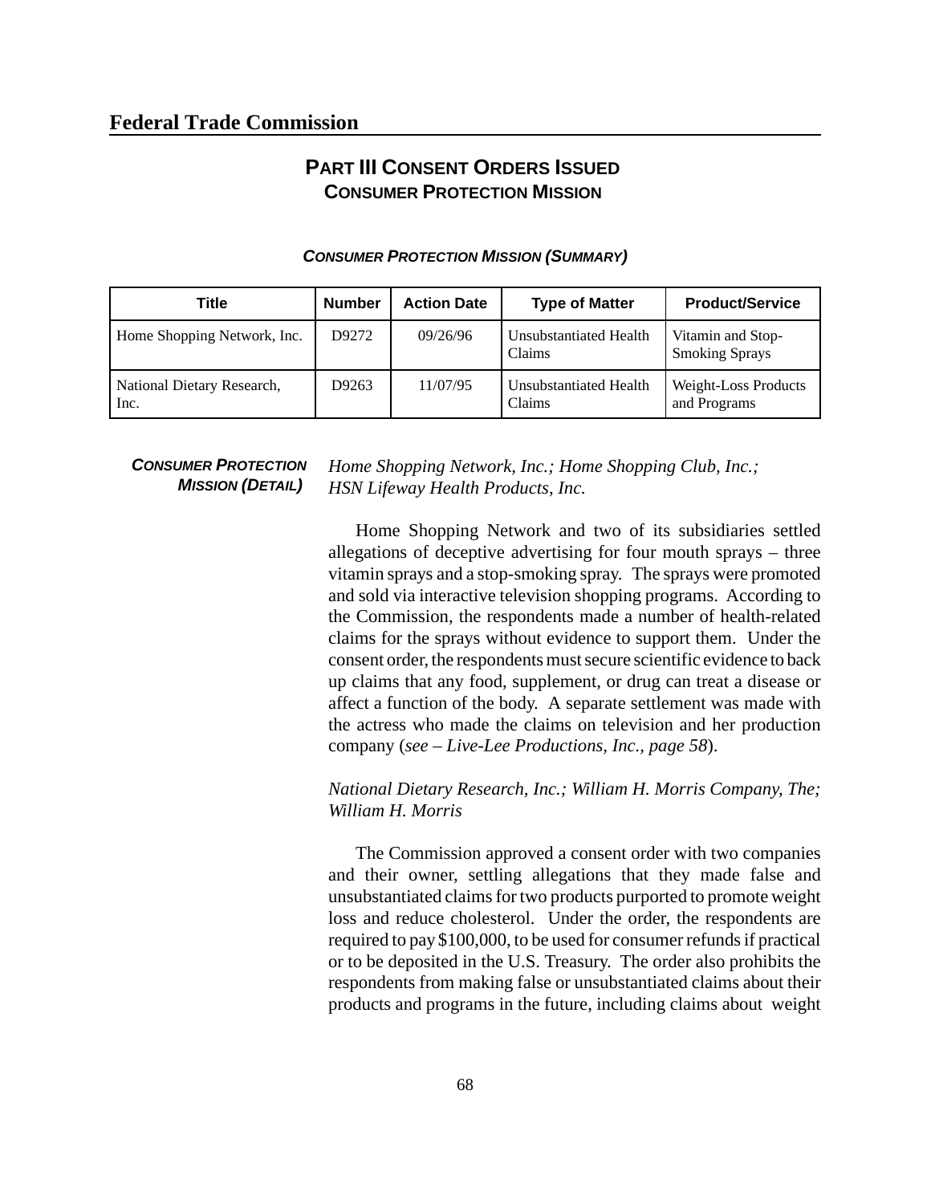## Part III Consent Orders Issued
### Consumer Protection Mission

#### *Consumer Protection Mission (Summary)*

| Title | Number | Action Date | Type of Matter | Product/Service |
|---|---|---|---|---|
| Home Shopping Network, Inc. | D9272 | 09/26/96 | Unsubstantiated Health Claims | Vitamin and Stop-Smoking Sprays |
| National Dietary Research, Inc. | D9263 | 11/07/95 | Unsubstantiated Health Claims | Weight-Loss Products and Programs |

#### *Consumer Protection Mission (Detail)*

*Home Shopping Network, Inc.; Home Shopping Club, Inc.; HSN Lifeway Health Products, Inc.*

Home Shopping Network and two of its subsidiaries settled allegations of deceptive advertising for four mouth sprays – three vitamin sprays and a stop-smoking spray. The sprays were promoted and sold via interactive television shopping programs. According to the Commission, the respondents made a number of health-related claims for the sprays without evidence to support them. Under the consent order, the respondents must secure scientific evidence to back up claims that any food, supplement, or drug can treat a disease or affect a function of the body. A separate settlement was made with the actress who made the claims on television and her production company (*see – Live-Lee Productions, Inc., page 58*).

*National Dietary Research, Inc.; William H. Morris Company, The; William H. Morris*

The Commission approved a consent order with two companies and their owner, settling allegations that they made false and unsubstantiated claims for two products purported to promote weight loss and reduce cholesterol. Under the order, the respondents are required to pay $100,000, to be used for consumer refunds if practical or to be deposited in the U.S. Treasury. The order also prohibits the respondents from making false or unsubstantiated claims about their products and programs in the future, including claims about weight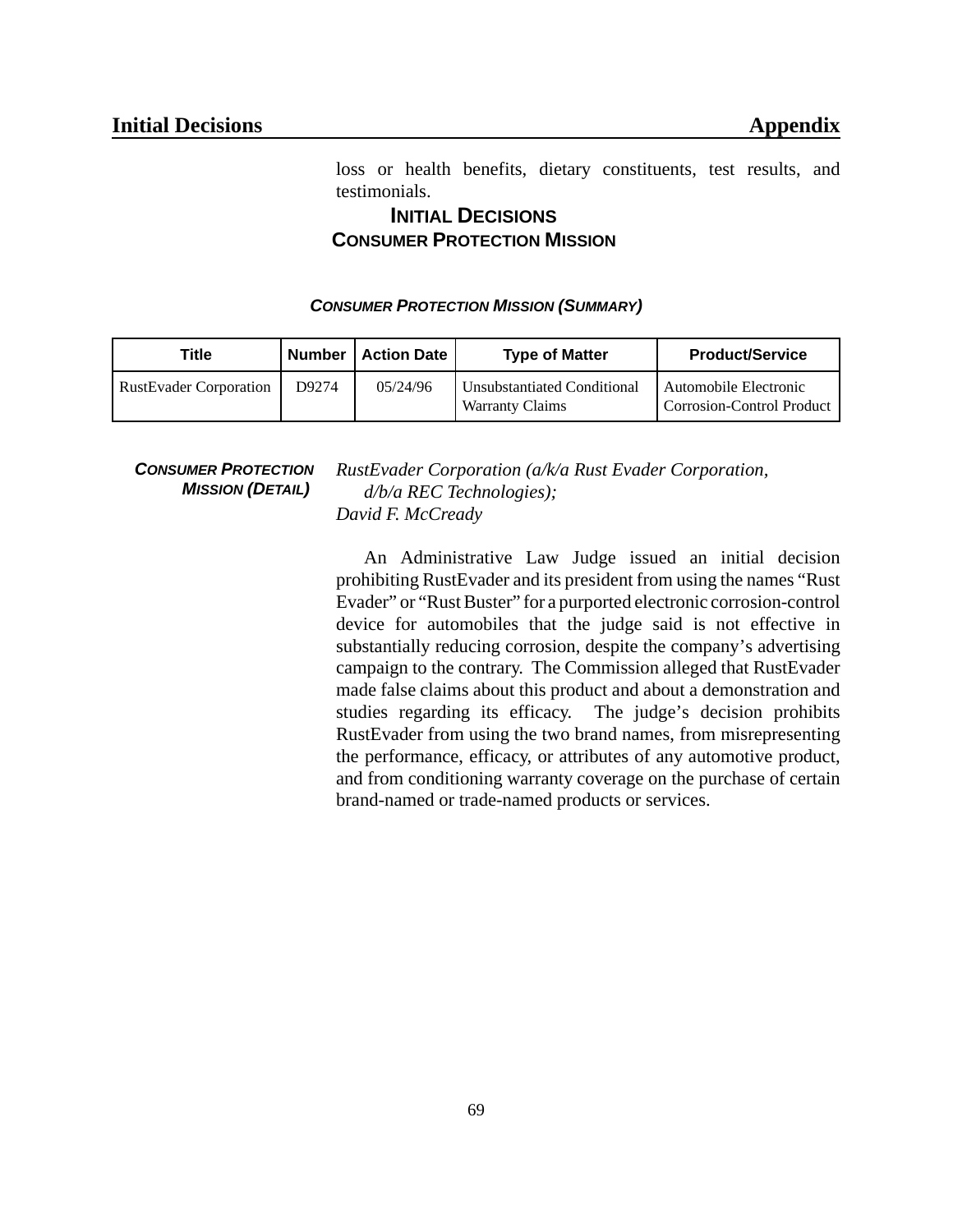loss or health benefits, dietary constituents, test results, and testimonials.

## INITIAL DECISIONS
## CONSUMER PROTECTION MISSION

### *CONSUMER PROTECTION MISSION (SUMMARY)*

| Title | Number | Action Date | Type of Matter | Product/Service |
|---|---|---|---|---|
| RustEvader Corporation | D9274 | 05/24/96 | Unsubstantiated Conditional Warranty Claims | Automobile Electronic Corrosion-Control Product |

### *CONSUMER PROTECTION MISSION (DETAIL)*

*RustEvader Corporation (a/k/a Rust Evader Corporation, d/b/a REC Technologies);*
*David F. McCready*

An Administrative Law Judge issued an initial decision prohibiting RustEvader and its president from using the names "Rust Evader" or "Rust Buster" for a purported electronic corrosion-control device for automobiles that the judge said is not effective in substantially reducing corrosion, despite the company's advertising campaign to the contrary. The Commission alleged that RustEvader made false claims about this product and about a demonstration and studies regarding its efficacy. The judge's decision prohibits RustEvader from using the two brand names, from misrepresenting the performance, efficacy, or attributes of any automotive product, and from conditioning warranty coverage on the purchase of certain brand-named or trade-named products or services.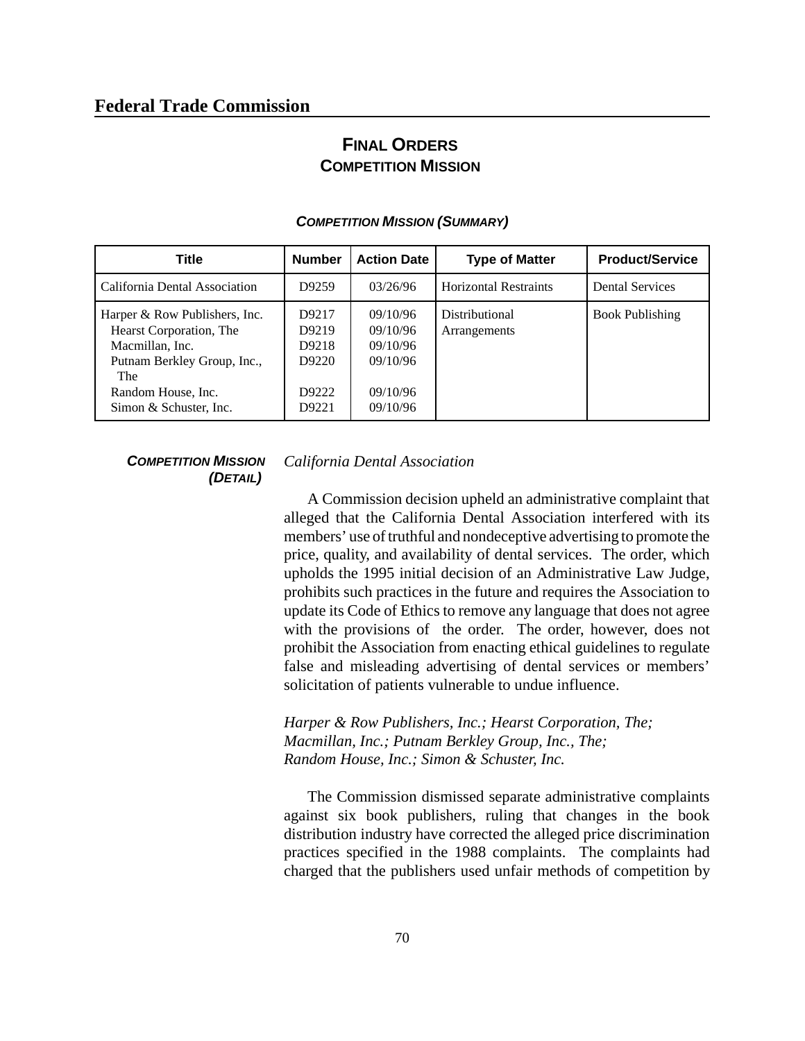# Federal Trade Commission

## FINAL ORDERS
## COMPETITION MISSION

***COMPETITION MISSION (SUMMARY)***

| Title | Number | Action Date | Type of Matter | Product/Service |
|---|---|---|---|---|
| California Dental Association | D9259 | 03/26/96 | Horizontal Restraints | Dental Services |
| Harper & Row Publishers, Inc. | D9217 | 09/10/96 | Distributional Arrangements | Book Publishing |
| Hearst Corporation, The | D9219 | 09/10/96 | | |
| Macmillan, Inc. | D9218 | 09/10/96 | | |
| Putnam Berkley Group, Inc., The | D9220 | 09/10/96 | | |
| Random House, Inc. | D9222 | 09/10/96 | | |
| Simon & Schuster, Inc. | D9221 | 09/10/96 | | |

***COMPETITION MISSION (DETAIL)***

*California Dental Association*

A Commission decision upheld an administrative complaint that alleged that the California Dental Association interfered with its members' use of truthful and nondeceptive advertising to promote the price, quality, and availability of dental services. The order, which upholds the 1995 initial decision of an Administrative Law Judge, prohibits such practices in the future and requires the Association to update its Code of Ethics to remove any language that does not agree with the provisions of the order. The order, however, does not prohibit the Association from enacting ethical guidelines to regulate false and misleading advertising of dental services or members' solicitation of patients vulnerable to undue influence.

*Harper & Row Publishers, Inc.; Hearst Corporation, The; Macmillan, Inc.; Putnam Berkley Group, Inc., The; Random House, Inc.; Simon & Schuster, Inc.*

The Commission dismissed separate administrative complaints against six book publishers, ruling that changes in the book distribution industry have corrected the alleged price discrimination practices specified in the 1988 complaints. The complaints had charged that the publishers used unfair methods of competition by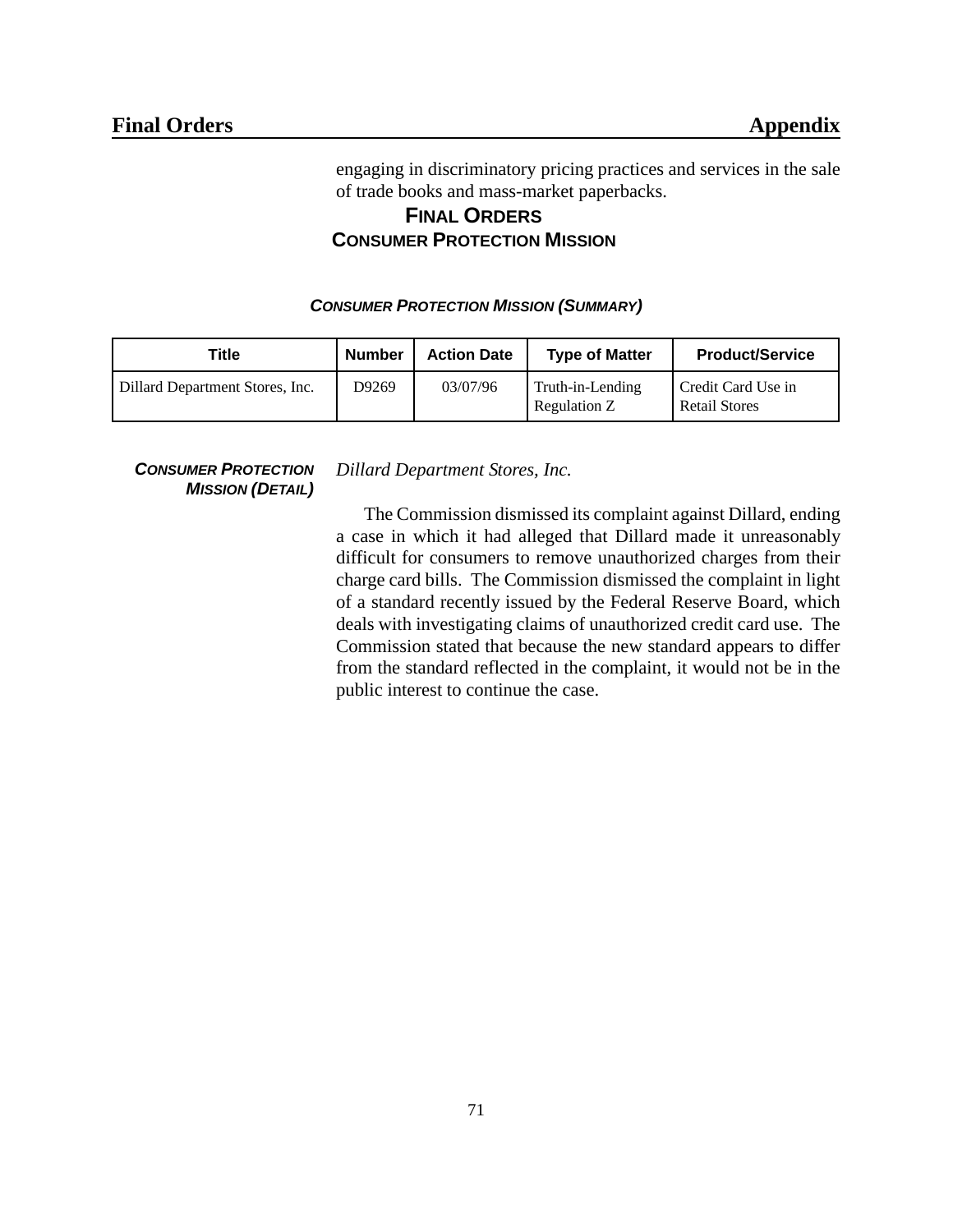engaging in discriminatory pricing practices and services in the sale of trade books and mass-market paperbacks.

## FINAL ORDERS
## CONSUMER PROTECTION MISSION

### *CONSUMER PROTECTION MISSION (SUMMARY)*

| Title | Number | Action Date | Type of Matter | Product/Service |
| --- | --- | --- | --- | --- |
| Dillard Department Stores, Inc. | D9269 | 03/07/96 | Truth-in-Lending Regulation Z | Credit Card Use in Retail Stores |

### *CONSUMER PROTECTION MISSION (DETAIL)*

*Dillard Department Stores, Inc.*

The Commission dismissed its complaint against Dillard, ending a case in which it had alleged that Dillard made it unreasonably difficult for consumers to remove unauthorized charges from their charge card bills. The Commission dismissed the complaint in light of a standard recently issued by the Federal Reserve Board, which deals with investigating claims of unauthorized credit card use. The Commission stated that because the new standard appears to differ from the standard reflected in the complaint, it would not be in the public interest to continue the case.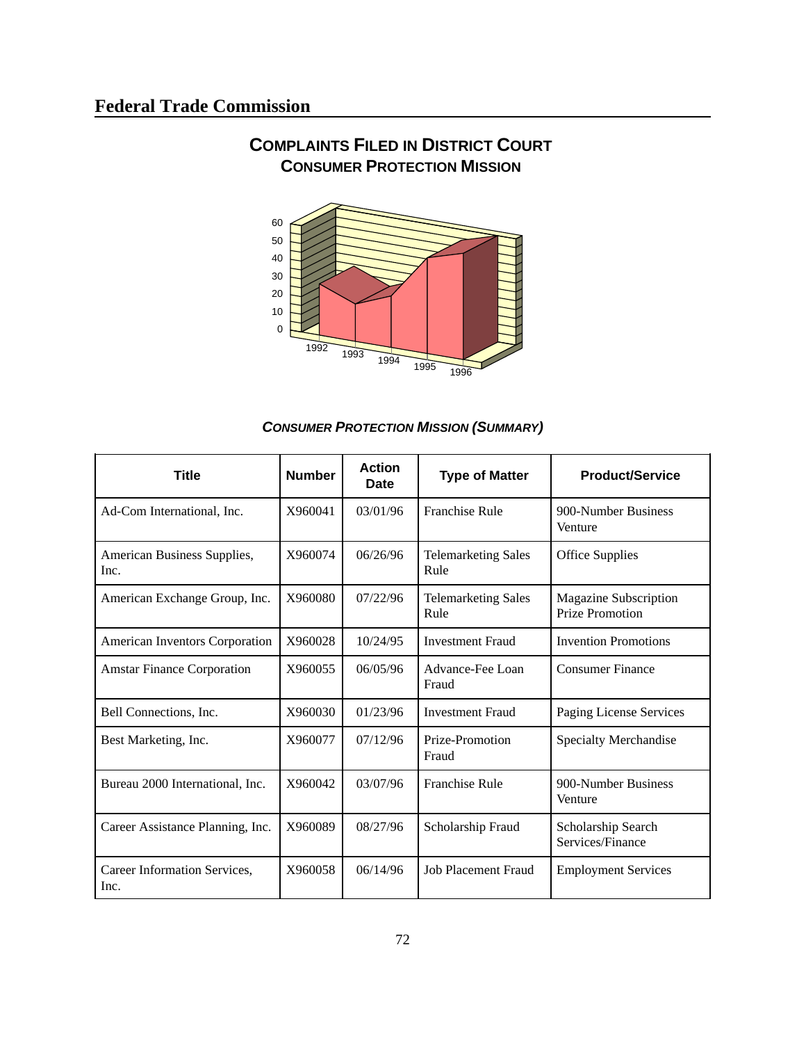## Federal Trade Commission

### COMPLAINTS FILED IN DISTRICT COURT
### CONSUMER PROTECTION MISSION

***CONSUMER PROTECTION MISSION (SUMMARY)***

| Title | Number | Action Date | Type of Matter | Product/Service |
|---|---|---|---|---|
| Ad-Com International, Inc. | X960041 | 03/01/96 | Franchise Rule | 900-Number Business Venture |
| American Business Supplies, Inc. | X960074 | 06/26/96 | Telemarketing Sales Rule | Office Supplies |
| American Exchange Group, Inc. | X960080 | 07/22/96 | Telemarketing Sales Rule | Magazine Subscription Prize Promotion |
| American Inventors Corporation | X960028 | 10/24/95 | Investment Fraud | Invention Promotions |
| Amstar Finance Corporation | X960055 | 06/05/96 | Advance-Fee Loan Fraud | Consumer Finance |
| Bell Connections, Inc. | X960030 | 01/23/96 | Investment Fraud | Paging License Services |
| Best Marketing, Inc. | X960077 | 07/12/96 | Prize-Promotion Fraud | Specialty Merchandise |
| Bureau 2000 International, Inc. | X960042 | 03/07/96 | Franchise Rule | 900-Number Business Venture |
| Career Assistance Planning, Inc. | X960089 | 08/27/96 | Scholarship Fraud | Scholarship Search Services/Finance |
| Career Information Services, Inc. | X960058 | 06/14/96 | Job Placement Fraud | Employment Services |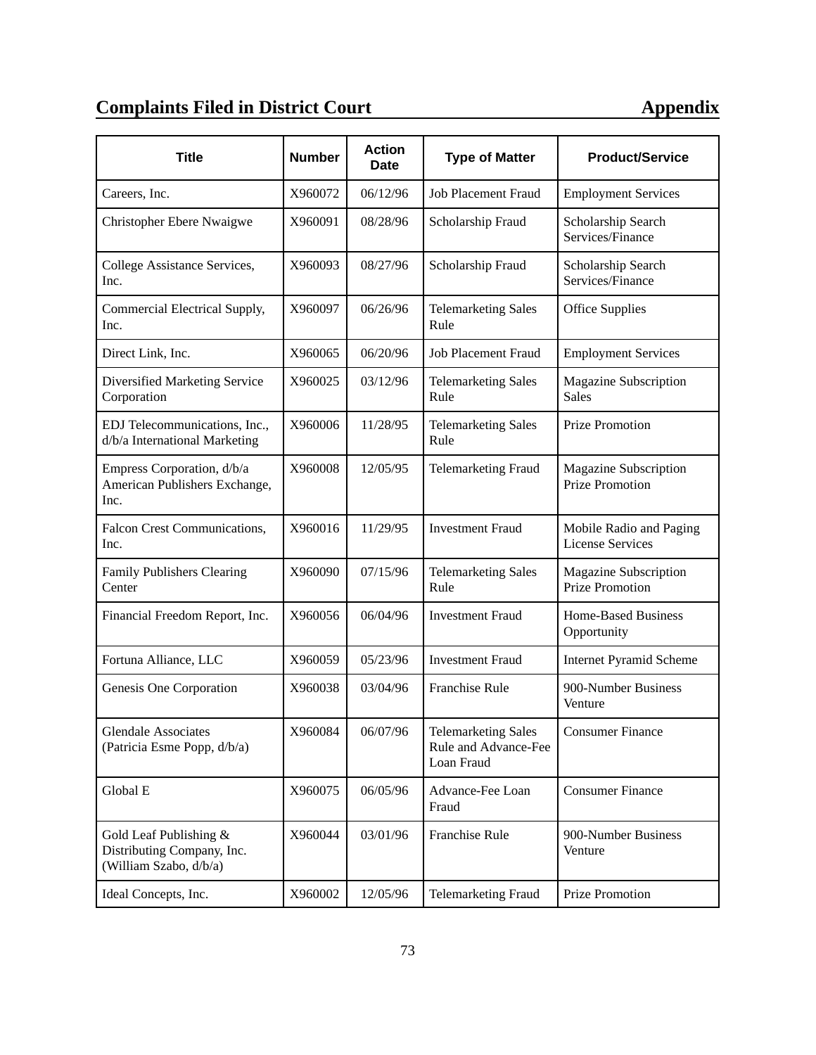## Complaints Filed in District Court — Appendix

| Title | Number | Action Date | Type of Matter | Product/Service |
|---|---|---|---|---|
| Careers, Inc. | X960072 | 06/12/96 | Job Placement Fraud | Employment Services |
| Christopher Ebere Nwaigwe | X960091 | 08/28/96 | Scholarship Fraud | Scholarship Search Services/Finance |
| College Assistance Services, Inc. | X960093 | 08/27/96 | Scholarship Fraud | Scholarship Search Services/Finance |
| Commercial Electrical Supply, Inc. | X960097 | 06/26/96 | Telemarketing Sales Rule | Office Supplies |
| Direct Link, Inc. | X960065 | 06/20/96 | Job Placement Fraud | Employment Services |
| Diversified Marketing Service Corporation | X960025 | 03/12/96 | Telemarketing Sales Rule | Magazine Subscription Sales |
| EDJ Telecommunications, Inc., d/b/a International Marketing | X960006 | 11/28/95 | Telemarketing Sales Rule | Prize Promotion |
| Empress Corporation, d/b/a American Publishers Exchange, Inc. | X960008 | 12/05/95 | Telemarketing Fraud | Magazine Subscription Prize Promotion |
| Falcon Crest Communications, Inc. | X960016 | 11/29/95 | Investment Fraud | Mobile Radio and Paging License Services |
| Family Publishers Clearing Center | X960090 | 07/15/96 | Telemarketing Sales Rule | Magazine Subscription Prize Promotion |
| Financial Freedom Report, Inc. | X960056 | 06/04/96 | Investment Fraud | Home-Based Business Opportunity |
| Fortuna Alliance, LLC | X960059 | 05/23/96 | Investment Fraud | Internet Pyramid Scheme |
| Genesis One Corporation | X960038 | 03/04/96 | Franchise Rule | 900-Number Business Venture |
| Glendale Associates (Patricia Esme Popp, d/b/a) | X960084 | 06/07/96 | Telemarketing Sales Rule and Advance-Fee Loan Fraud | Consumer Finance |
| Global E | X960075 | 06/05/96 | Advance-Fee Loan Fraud | Consumer Finance |
| Gold Leaf Publishing & Distributing Company, Inc. (William Szabo, d/b/a) | X960044 | 03/01/96 | Franchise Rule | 900-Number Business Venture |
| Ideal Concepts, Inc. | X960002 | 12/05/96 | Telemarketing Fraud | Prize Promotion |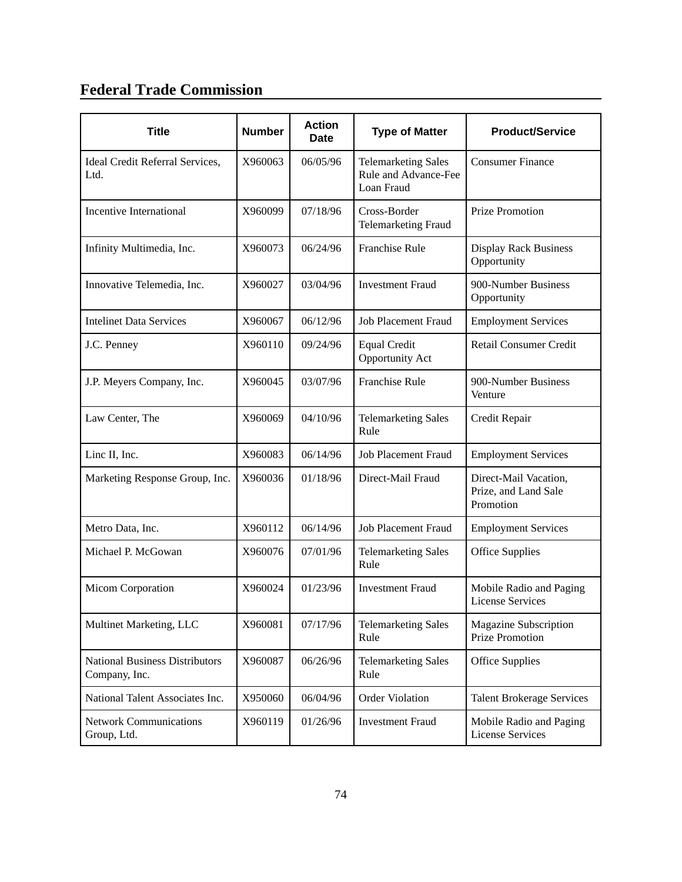## Federal Trade Commission

| Title | Number | Action Date | Type of Matter | Product/Service |
|---|---|---|---|---|
| Ideal Credit Referral Services, Ltd. | X960063 | 06/05/96 | Telemarketing Sales Rule and Advance-Fee Loan Fraud | Consumer Finance |
| Incentive International | X960099 | 07/18/96 | Cross-Border Telemarketing Fraud | Prize Promotion |
| Infinity Multimedia, Inc. | X960073 | 06/24/96 | Franchise Rule | Display Rack Business Opportunity |
| Innovative Telemedia, Inc. | X960027 | 03/04/96 | Investment Fraud | 900-Number Business Opportunity |
| Intelinet Data Services | X960067 | 06/12/96 | Job Placement Fraud | Employment Services |
| J.C. Penney | X960110 | 09/24/96 | Equal Credit Opportunity Act | Retail Consumer Credit |
| J.P. Meyers Company, Inc. | X960045 | 03/07/96 | Franchise Rule | 900-Number Business Venture |
| Law Center, The | X960069 | 04/10/96 | Telemarketing Sales Rule | Credit Repair |
| Linc II, Inc. | X960083 | 06/14/96 | Job Placement Fraud | Employment Services |
| Marketing Response Group, Inc. | X960036 | 01/18/96 | Direct-Mail Fraud | Direct-Mail Vacation, Prize, and Land Sale Promotion |
| Metro Data, Inc. | X960112 | 06/14/96 | Job Placement Fraud | Employment Services |
| Michael P. McGowan | X960076 | 07/01/96 | Telemarketing Sales Rule | Office Supplies |
| Micom Corporation | X960024 | 01/23/96 | Investment Fraud | Mobile Radio and Paging License Services |
| Multinet Marketing, LLC | X960081 | 07/17/96 | Telemarketing Sales Rule | Magazine Subscription Prize Promotion |
| National Business Distributors Company, Inc. | X960087 | 06/26/96 | Telemarketing Sales Rule | Office Supplies |
| National Talent Associates Inc. | X950060 | 06/04/96 | Order Violation | Talent Brokerage Services |
| Network Communications Group, Ltd. | X960119 | 01/26/96 | Investment Fraud | Mobile Radio and Paging License Services |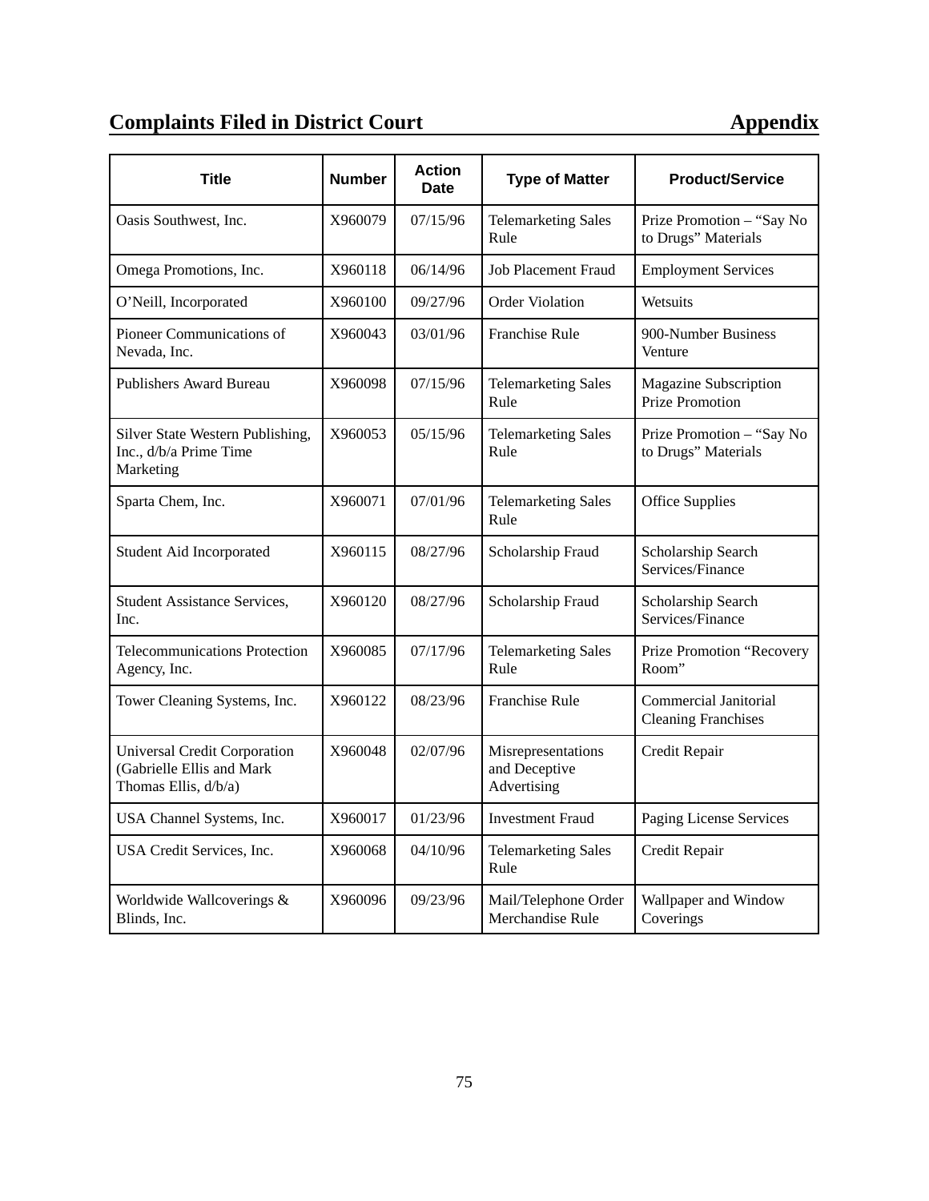## Complaints Filed in District Court — Appendix

| Title | Number | Action Date | Type of Matter | Product/Service |
|---|---|---|---|---|
| Oasis Southwest, Inc. | X960079 | 07/15/96 | Telemarketing Sales Rule | Prize Promotion – "Say No to Drugs" Materials |
| Omega Promotions, Inc. | X960118 | 06/14/96 | Job Placement Fraud | Employment Services |
| O'Neill, Incorporated | X960100 | 09/27/96 | Order Violation | Wetsuits |
| Pioneer Communications of Nevada, Inc. | X960043 | 03/01/96 | Franchise Rule | 900-Number Business Venture |
| Publishers Award Bureau | X960098 | 07/15/96 | Telemarketing Sales Rule | Magazine Subscription Prize Promotion |
| Silver State Western Publishing, Inc., d/b/a Prime Time Marketing | X960053 | 05/15/96 | Telemarketing Sales Rule | Prize Promotion – "Say No to Drugs" Materials |
| Sparta Chem, Inc. | X960071 | 07/01/96 | Telemarketing Sales Rule | Office Supplies |
| Student Aid Incorporated | X960115 | 08/27/96 | Scholarship Fraud | Scholarship Search Services/Finance |
| Student Assistance Services, Inc. | X960120 | 08/27/96 | Scholarship Fraud | Scholarship Search Services/Finance |
| Telecommunications Protection Agency, Inc. | X960085 | 07/17/96 | Telemarketing Sales Rule | Prize Promotion "Recovery Room" |
| Tower Cleaning Systems, Inc. | X960122 | 08/23/96 | Franchise Rule | Commercial Janitorial Cleaning Franchises |
| Universal Credit Corporation (Gabrielle Ellis and Mark Thomas Ellis, d/b/a) | X960048 | 02/07/96 | Misrepresentations and Deceptive Advertising | Credit Repair |
| USA Channel Systems, Inc. | X960017 | 01/23/96 | Investment Fraud | Paging License Services |
| USA Credit Services, Inc. | X960068 | 04/10/96 | Telemarketing Sales Rule | Credit Repair |
| Worldwide Wallcoverings & Blinds, Inc. | X960096 | 09/23/96 | Mail/Telephone Order Merchandise Rule | Wallpaper and Window Coverings |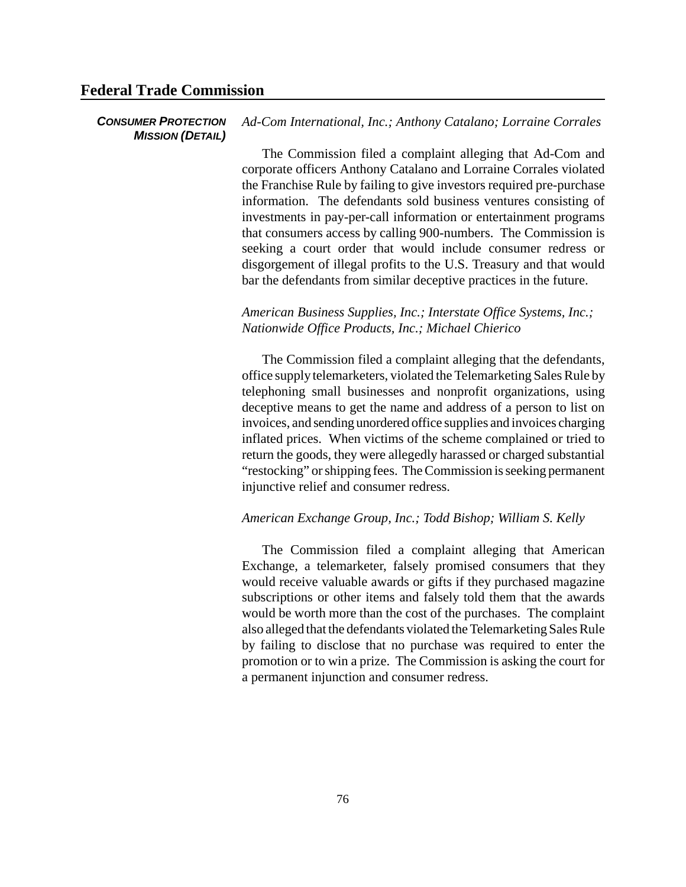*Ad-Com International, Inc.; Anthony Catalano; Lorraine Corrales*

The Commission filed a complaint alleging that Ad-Com and corporate officers Anthony Catalano and Lorraine Corrales violated the Franchise Rule by failing to give investors required pre-purchase information. The defendants sold business ventures consisting of investments in pay-per-call information or entertainment programs that consumers access by calling 900-numbers. The Commission is seeking a court order that would include consumer redress or disgorgement of illegal profits to the U.S. Treasury and that would bar the defendants from similar deceptive practices in the future.

*American Business Supplies, Inc.; Interstate Office Systems, Inc.; Nationwide Office Products, Inc.; Michael Chierico*

The Commission filed a complaint alleging that the defendants, office supply telemarketers, violated the Telemarketing Sales Rule by telephoning small businesses and nonprofit organizations, using deceptive means to get the name and address of a person to list on invoices, and sending unordered office supplies and invoices charging inflated prices. When victims of the scheme complained or tried to return the goods, they were allegedly harassed or charged substantial "restocking" or shipping fees. The Commission is seeking permanent injunctive relief and consumer redress.

*American Exchange Group, Inc.; Todd Bishop; William S. Kelly*

The Commission filed a complaint alleging that American Exchange, a telemarketer, falsely promised consumers that they would receive valuable awards or gifts if they purchased magazine subscriptions or other items and falsely told them that the awards would be worth more than the cost of the purchases. The complaint also alleged that the defendants violated the Telemarketing Sales Rule by failing to disclose that no purchase was required to enter the promotion or to win a prize. The Commission is asking the court for a permanent injunction and consumer redress.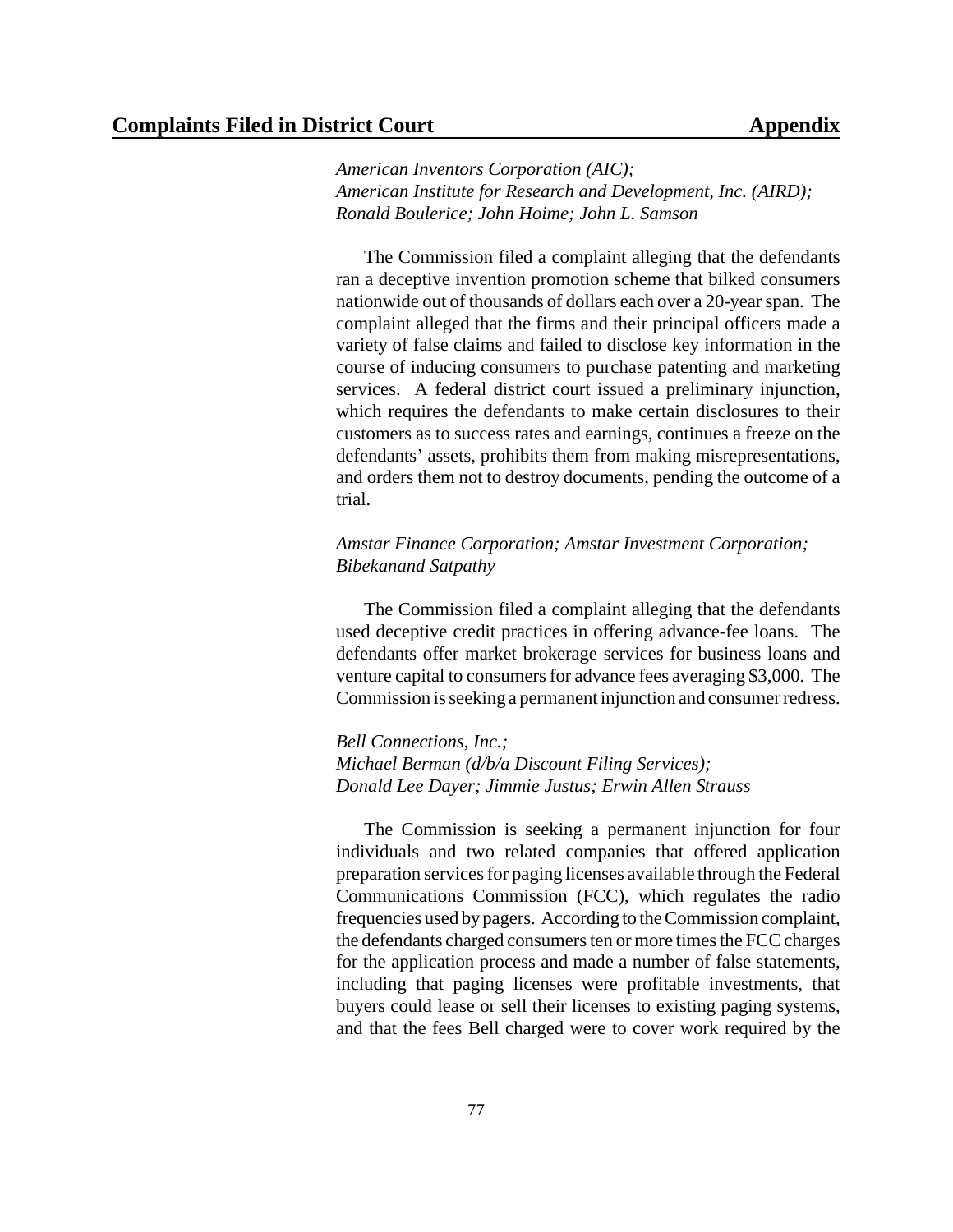*American Inventors Corporation (AIC);*
*American Institute for Research and Development, Inc. (AIRD);*
*Ronald Boulerice; John Hoime; John L. Samson*

The Commission filed a complaint alleging that the defendants ran a deceptive invention promotion scheme that bilked consumers nationwide out of thousands of dollars each over a 20-year span. The complaint alleged that the firms and their principal officers made a variety of false claims and failed to disclose key information in the course of inducing consumers to purchase patenting and marketing services. A federal district court issued a preliminary injunction, which requires the defendants to make certain disclosures to their customers as to success rates and earnings, continues a freeze on the defendants' assets, prohibits them from making misrepresentations, and orders them not to destroy documents, pending the outcome of a trial.

*Amstar Finance Corporation; Amstar Investment Corporation;*
*Bibekanand Satpathy*

The Commission filed a complaint alleging that the defendants used deceptive credit practices in offering advance-fee loans. The defendants offer market brokerage services for business loans and venture capital to consumers for advance fees averaging $3,000. The Commission is seeking a permanent injunction and consumer redress.

*Bell Connections, Inc.;*
*Michael Berman (d/b/a Discount Filing Services);*
*Donald Lee Dayer; Jimmie Justus; Erwin Allen Strauss*

The Commission is seeking a permanent injunction for four individuals and two related companies that offered application preparation services for paging licenses available through the Federal Communications Commission (FCC), which regulates the radio frequencies used by pagers. According to the Commission complaint, the defendants charged consumers ten or more times the FCC charges for the application process and made a number of false statements, including that paging licenses were profitable investments, that buyers could lease or sell their licenses to existing paging systems, and that the fees Bell charged were to cover work required by the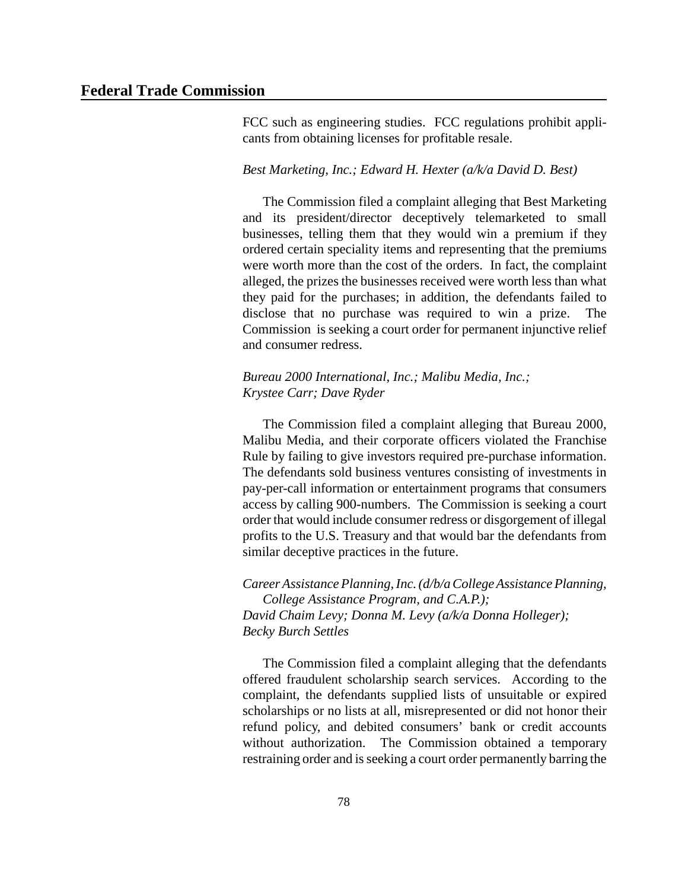FCC such as engineering studies. FCC regulations prohibit applicants from obtaining licenses for profitable resale.

*Best Marketing, Inc.; Edward H. Hexter (a/k/a David D. Best)*

The Commission filed a complaint alleging that Best Marketing and its president/director deceptively telemarketed to small businesses, telling them that they would win a premium if they ordered certain speciality items and representing that the premiums were worth more than the cost of the orders. In fact, the complaint alleged, the prizes the businesses received were worth less than what they paid for the purchases; in addition, the defendants failed to disclose that no purchase was required to win a prize. The Commission is seeking a court order for permanent injunctive relief and consumer redress.

*Bureau 2000 International, Inc.; Malibu Media, Inc.; Krystee Carr; Dave Ryder*

The Commission filed a complaint alleging that Bureau 2000, Malibu Media, and their corporate officers violated the Franchise Rule by failing to give investors required pre-purchase information. The defendants sold business ventures consisting of investments in pay-per-call information or entertainment programs that consumers access by calling 900-numbers. The Commission is seeking a court order that would include consumer redress or disgorgement of illegal profits to the U.S. Treasury and that would bar the defendants from similar deceptive practices in the future.

*Career Assistance Planning, Inc. (d/b/a College Assistance Planning, College Assistance Program, and C.A.P.); David Chaim Levy; Donna M. Levy (a/k/a Donna Holleger); Becky Burch Settles*

The Commission filed a complaint alleging that the defendants offered fraudulent scholarship search services. According to the complaint, the defendants supplied lists of unsuitable or expired scholarships or no lists at all, misrepresented or did not honor their refund policy, and debited consumers' bank or credit accounts without authorization. The Commission obtained a temporary restraining order and is seeking a court order permanently barring the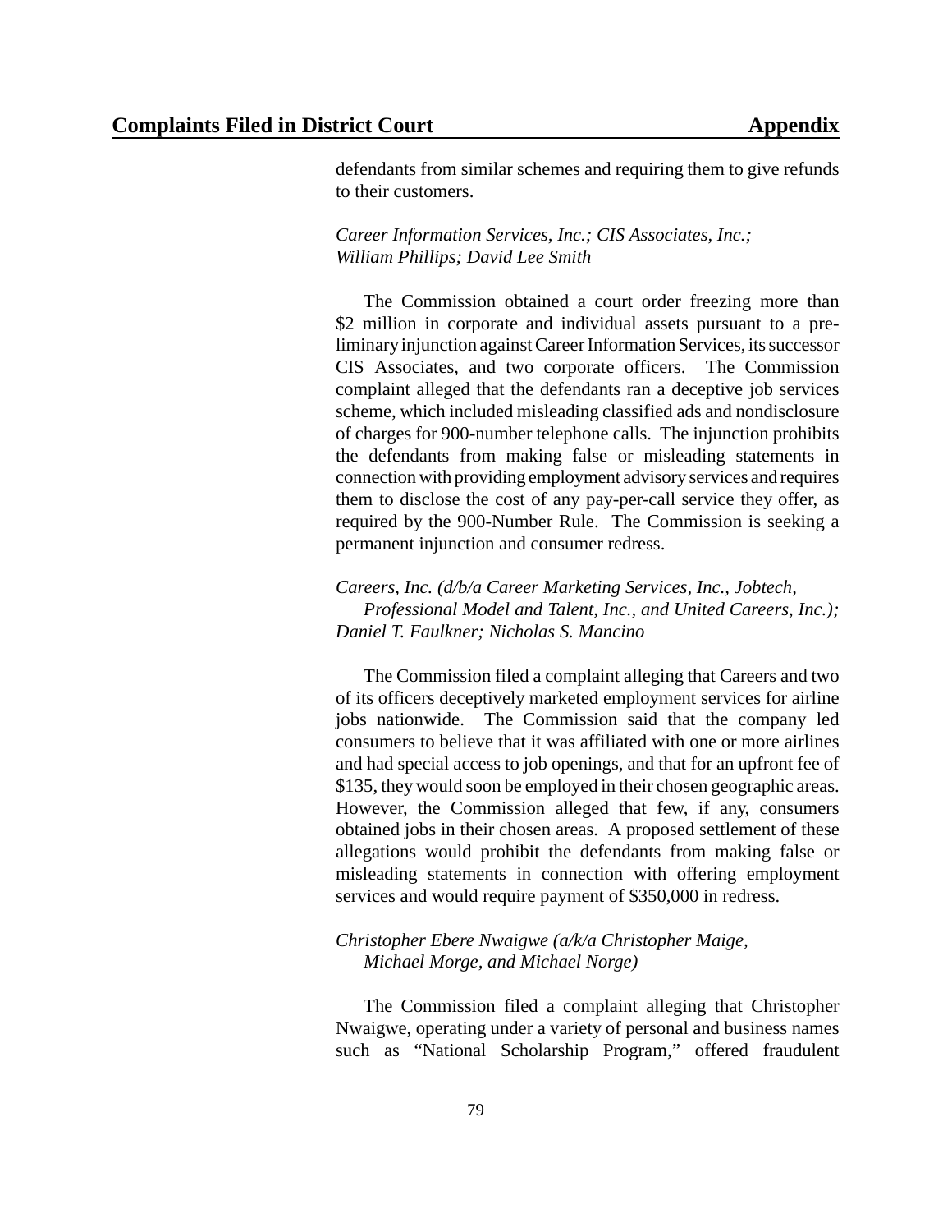defendants from similar schemes and requiring them to give refunds to their customers.

*Career Information Services, Inc.; CIS Associates, Inc.; William Phillips; David Lee Smith*

The Commission obtained a court order freezing more than $2 million in corporate and individual assets pursuant to a preliminary injunction against Career Information Services, its successor CIS Associates, and two corporate officers. The Commission complaint alleged that the defendants ran a deceptive job services scheme, which included misleading classified ads and nondisclosure of charges for 900-number telephone calls. The injunction prohibits the defendants from making false or misleading statements in connection with providing employment advisory services and requires them to disclose the cost of any pay-per-call service they offer, as required by the 900-Number Rule. The Commission is seeking a permanent injunction and consumer redress.

*Careers, Inc. (d/b/a Career Marketing Services, Inc., Jobtech, Professional Model and Talent, Inc., and United Careers, Inc.); Daniel T. Faulkner; Nicholas S. Mancino*

The Commission filed a complaint alleging that Careers and two of its officers deceptively marketed employment services for airline jobs nationwide. The Commission said that the company led consumers to believe that it was affiliated with one or more airlines and had special access to job openings, and that for an upfront fee of $135, they would soon be employed in their chosen geographic areas. However, the Commission alleged that few, if any, consumers obtained jobs in their chosen areas. A proposed settlement of these allegations would prohibit the defendants from making false or misleading statements in connection with offering employment services and would require payment of $350,000 in redress.

*Christopher Ebere Nwaigwe (a/k/a Christopher Maige, Michael Morge, and Michael Norge)*

The Commission filed a complaint alleging that Christopher Nwaigwe, operating under a variety of personal and business names such as "National Scholarship Program," offered fraudulent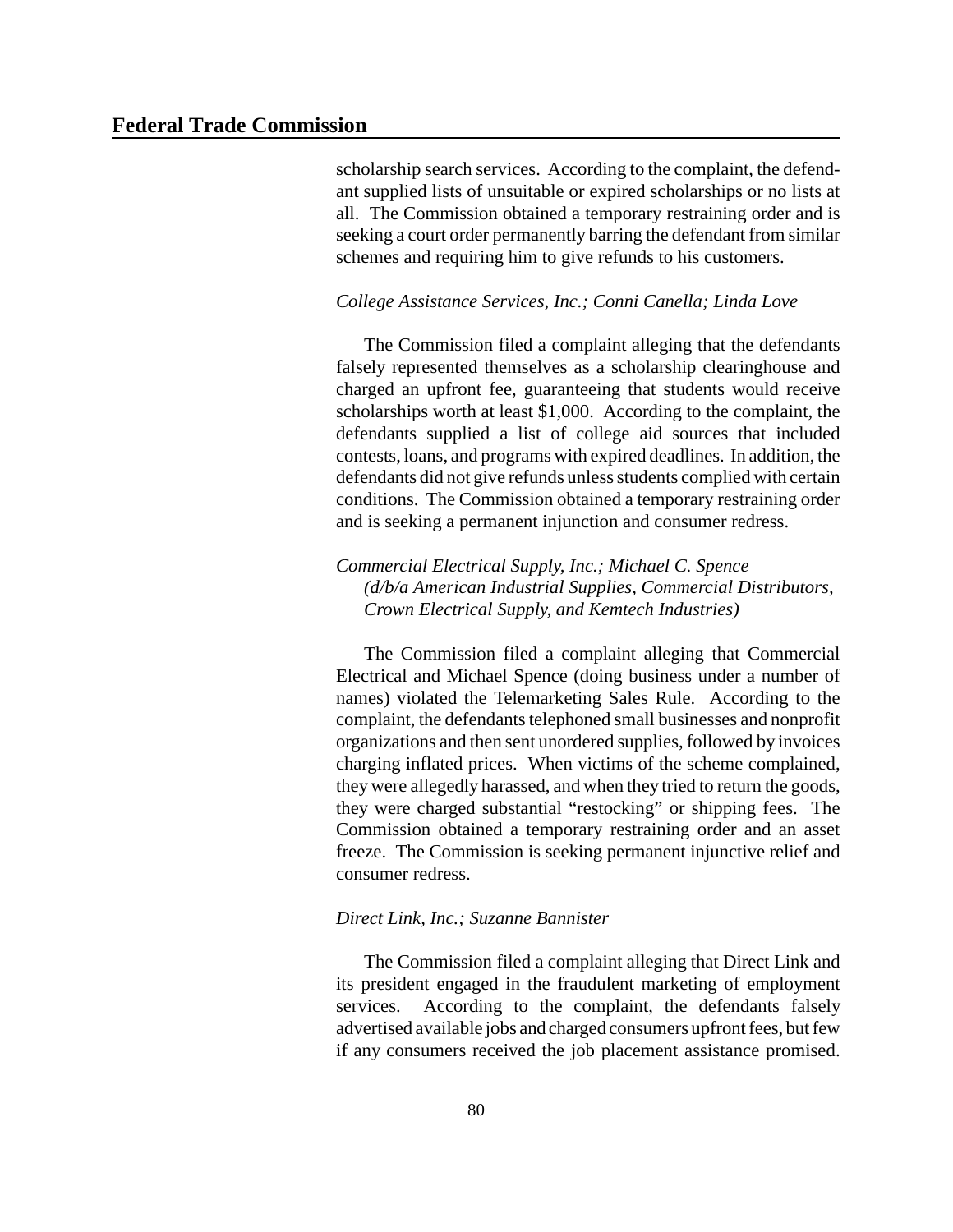scholarship search services. According to the complaint, the defendant supplied lists of unsuitable or expired scholarships or no lists at all. The Commission obtained a temporary restraining order and is seeking a court order permanently barring the defendant from similar schemes and requiring him to give refunds to his customers.

*College Assistance Services, Inc.; Conni Canella; Linda Love*

The Commission filed a complaint alleging that the defendants falsely represented themselves as a scholarship clearinghouse and charged an upfront fee, guaranteeing that students would receive scholarships worth at least $1,000. According to the complaint, the defendants supplied a list of college aid sources that included contests, loans, and programs with expired deadlines. In addition, the defendants did not give refunds unless students complied with certain conditions. The Commission obtained a temporary restraining order and is seeking a permanent injunction and consumer redress.

*Commercial Electrical Supply, Inc.; Michael C. Spence (d/b/a American Industrial Supplies, Commercial Distributors, Crown Electrical Supply, and Kemtech Industries)*

The Commission filed a complaint alleging that Commercial Electrical and Michael Spence (doing business under a number of names) violated the Telemarketing Sales Rule. According to the complaint, the defendants telephoned small businesses and nonprofit organizations and then sent unordered supplies, followed by invoices charging inflated prices. When victims of the scheme complained, they were allegedly harassed, and when they tried to return the goods, they were charged substantial "restocking" or shipping fees. The Commission obtained a temporary restraining order and an asset freeze. The Commission is seeking permanent injunctive relief and consumer redress.

*Direct Link, Inc.; Suzanne Bannister*

The Commission filed a complaint alleging that Direct Link and its president engaged in the fraudulent marketing of employment services. According to the complaint, the defendants falsely advertised available jobs and charged consumers upfront fees, but few if any consumers received the job placement assistance promised.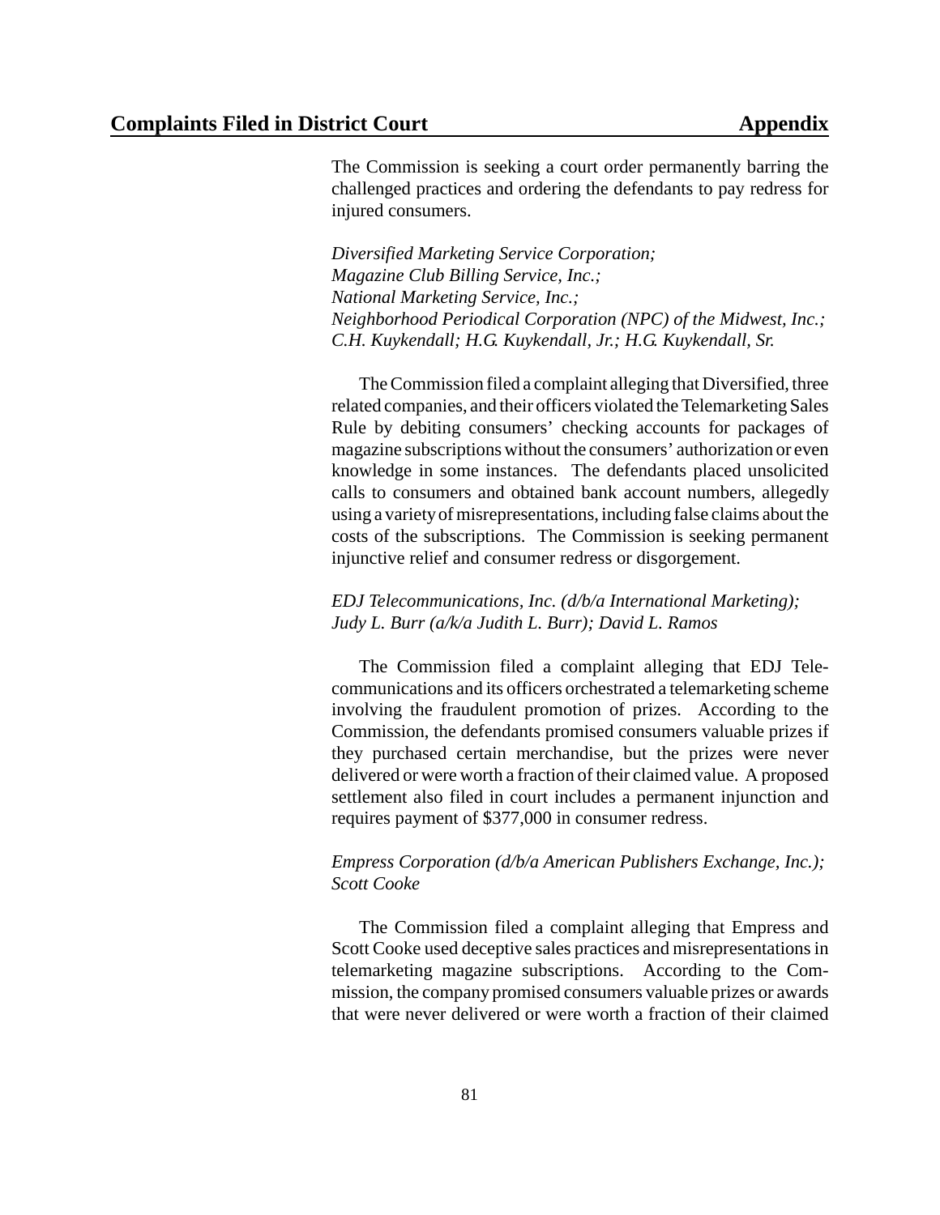The Commission is seeking a court order permanently barring the challenged practices and ordering the defendants to pay redress for injured consumers.

*Diversified Marketing Service Corporation;*
*Magazine Club Billing Service, Inc.;*
*National Marketing Service, Inc.;*
*Neighborhood Periodical Corporation (NPC) of the Midwest, Inc.;*
*C.H. Kuykendall; H.G. Kuykendall, Jr.; H.G. Kuykendall, Sr.*

The Commission filed a complaint alleging that Diversified, three related companies, and their officers violated the Telemarketing Sales Rule by debiting consumers' checking accounts for packages of magazine subscriptions without the consumers' authorization or even knowledge in some instances. The defendants placed unsolicited calls to consumers and obtained bank account numbers, allegedly using a variety of misrepresentations, including false claims about the costs of the subscriptions. The Commission is seeking permanent injunctive relief and consumer redress or disgorgement.

*EDJ Telecommunications, Inc. (d/b/a International Marketing);*
*Judy L. Burr (a/k/a Judith L. Burr); David L. Ramos*

The Commission filed a complaint alleging that EDJ Telecommunications and its officers orchestrated a telemarketing scheme involving the fraudulent promotion of prizes. According to the Commission, the defendants promised consumers valuable prizes if they purchased certain merchandise, but the prizes were never delivered or were worth a fraction of their claimed value. A proposed settlement also filed in court includes a permanent injunction and requires payment of $377,000 in consumer redress.

*Empress Corporation (d/b/a American Publishers Exchange, Inc.);*
*Scott Cooke*

The Commission filed a complaint alleging that Empress and Scott Cooke used deceptive sales practices and misrepresentations in telemarketing magazine subscriptions. According to the Commission, the company promised consumers valuable prizes or awards that were never delivered or were worth a fraction of their claimed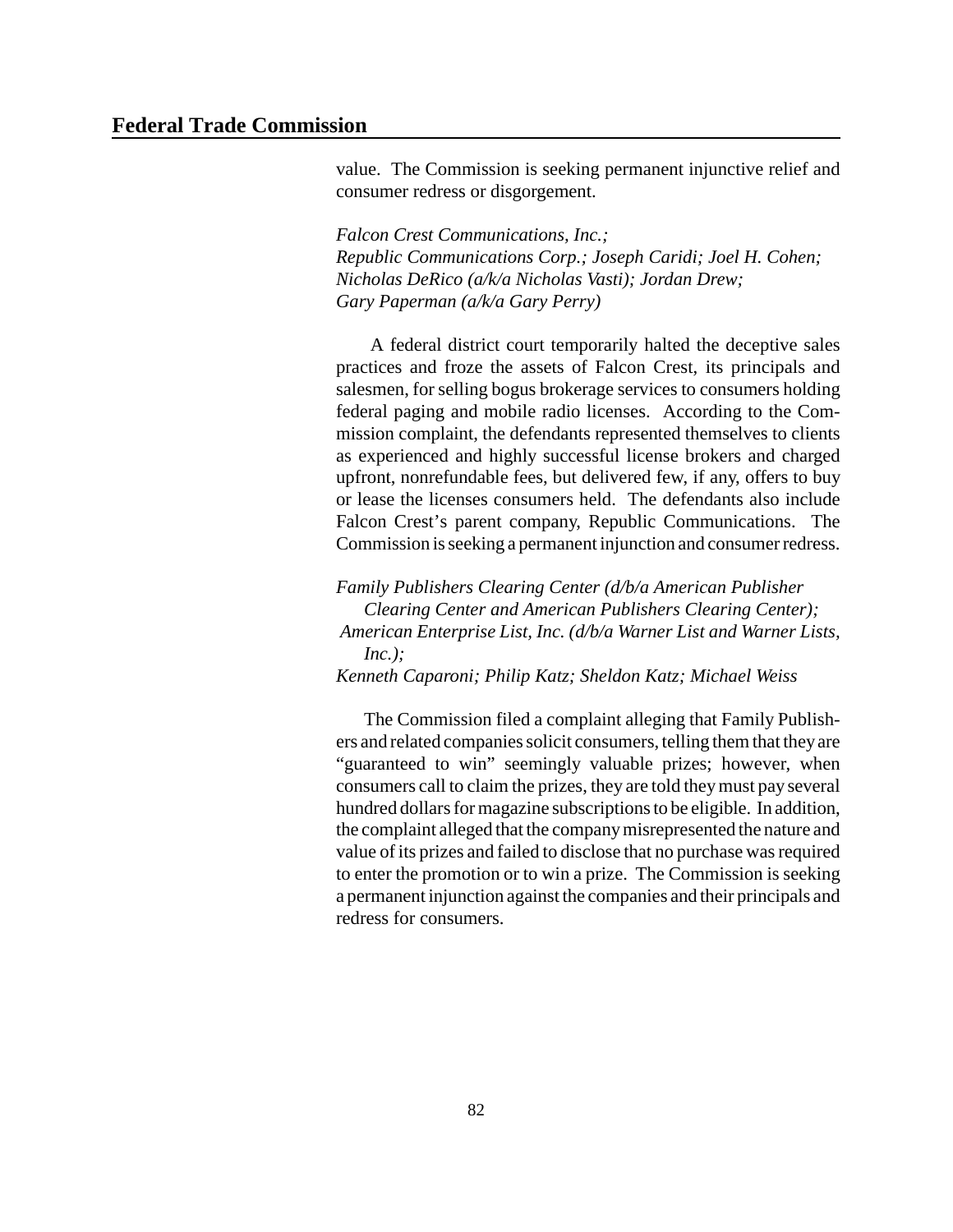value. The Commission is seeking permanent injunctive relief and consumer redress or disgorgement.

*Falcon Crest Communications, Inc.;*
*Republic Communications Corp.; Joseph Caridi; Joel H. Cohen;*
*Nicholas DeRico (a/k/a Nicholas Vasti); Jordan Drew;*
*Gary Paperman (a/k/a Gary Perry)*

A federal district court temporarily halted the deceptive sales practices and froze the assets of Falcon Crest, its principals and salesmen, for selling bogus brokerage services to consumers holding federal paging and mobile radio licenses. According to the Commission complaint, the defendants represented themselves to clients as experienced and highly successful license brokers and charged upfront, nonrefundable fees, but delivered few, if any, offers to buy or lease the licenses consumers held. The defendants also include Falcon Crest's parent company, Republic Communications. The Commission is seeking a permanent injunction and consumer redress.

*Family Publishers Clearing Center (d/b/a American Publisher Clearing Center and American Publishers Clearing Center);*
*American Enterprise List, Inc. (d/b/a Warner List and Warner Lists, Inc.);*
*Kenneth Caparoni; Philip Katz; Sheldon Katz; Michael Weiss*

The Commission filed a complaint alleging that Family Publishers and related companies solicit consumers, telling them that they are "guaranteed to win" seemingly valuable prizes; however, when consumers call to claim the prizes, they are told they must pay several hundred dollars for magazine subscriptions to be eligible. In addition, the complaint alleged that the company misrepresented the nature and value of its prizes and failed to disclose that no purchase was required to enter the promotion or to win a prize. The Commission is seeking a permanent injunction against the companies and their principals and redress for consumers.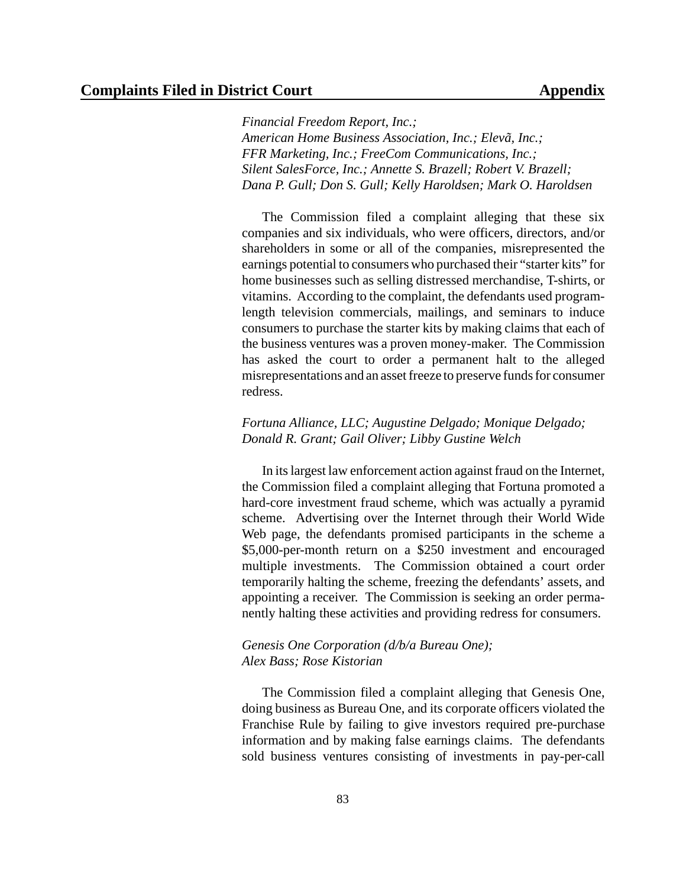*Financial Freedom Report, Inc.;*
*American Home Business Association, Inc.; Elevã, Inc.;*
*FFR Marketing, Inc.; FreeCom Communications, Inc.;*
*Silent SalesForce, Inc.; Annette S. Brazell; Robert V. Brazell;*
*Dana P. Gull; Don S. Gull; Kelly Haroldsen; Mark O. Haroldsen*

The Commission filed a complaint alleging that these six companies and six individuals, who were officers, directors, and/or shareholders in some or all of the companies, misrepresented the earnings potential to consumers who purchased their "starter kits" for home businesses such as selling distressed merchandise, T-shirts, or vitamins. According to the complaint, the defendants used program-length television commercials, mailings, and seminars to induce consumers to purchase the starter kits by making claims that each of the business ventures was a proven money-maker. The Commission has asked the court to order a permanent halt to the alleged misrepresentations and an asset freeze to preserve funds for consumer redress.

*Fortuna Alliance, LLC; Augustine Delgado; Monique Delgado;*
*Donald R. Grant; Gail Oliver; Libby Gustine Welch*

In its largest law enforcement action against fraud on the Internet, the Commission filed a complaint alleging that Fortuna promoted a hard-core investment fraud scheme, which was actually a pyramid scheme. Advertising over the Internet through their World Wide Web page, the defendants promised participants in the scheme a $5,000-per-month return on a $250 investment and encouraged multiple investments. The Commission obtained a court order temporarily halting the scheme, freezing the defendants' assets, and appointing a receiver. The Commission is seeking an order permanently halting these activities and providing redress for consumers.

*Genesis One Corporation (d/b/a Bureau One);*
*Alex Bass; Rose Kistorian*

The Commission filed a complaint alleging that Genesis One, doing business as Bureau One, and its corporate officers violated the Franchise Rule by failing to give investors required pre-purchase information and by making false earnings claims. The defendants sold business ventures consisting of investments in pay-per-call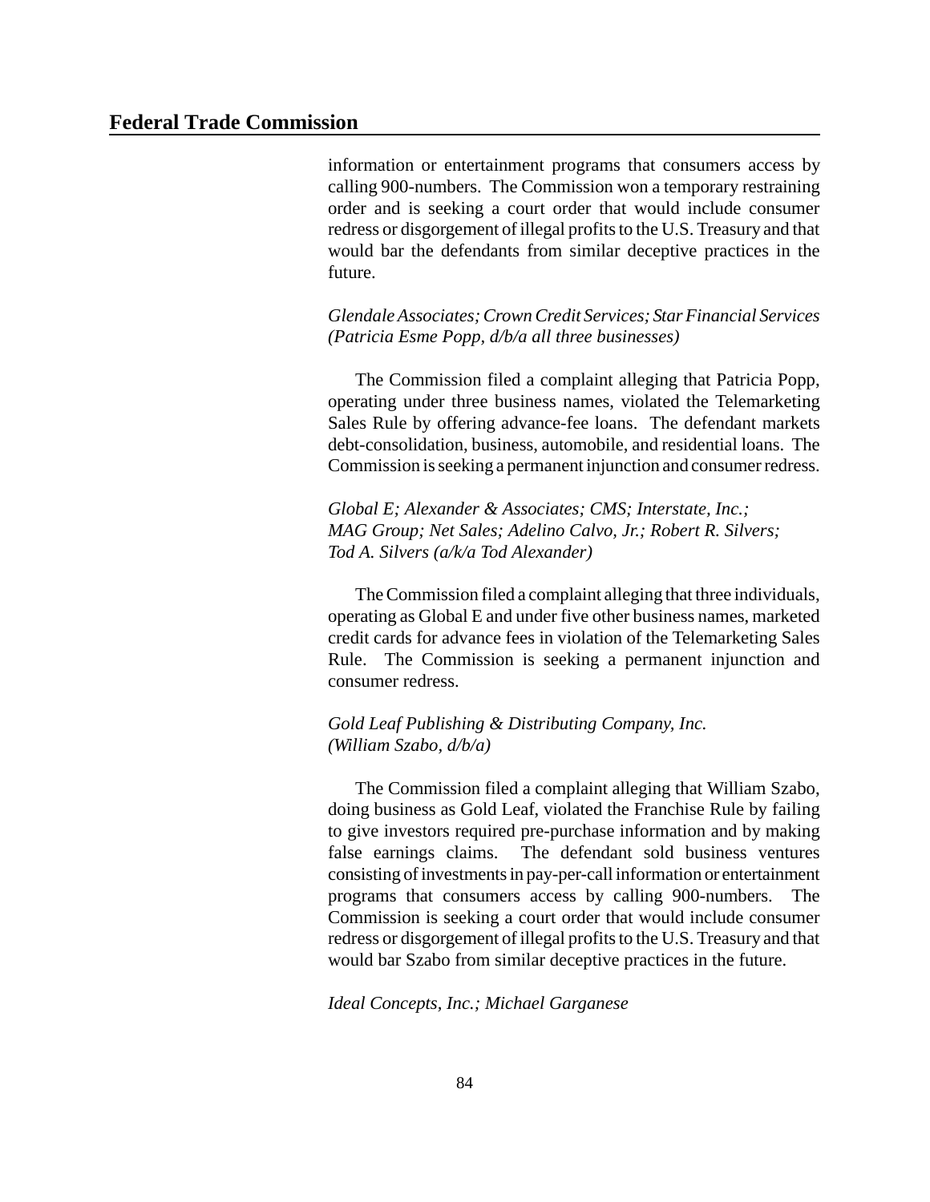information or entertainment programs that consumers access by calling 900-numbers. The Commission won a temporary restraining order and is seeking a court order that would include consumer redress or disgorgement of illegal profits to the U.S. Treasury and that would bar the defendants from similar deceptive practices in the future.

*Glendale Associates; Crown Credit Services; Star Financial Services (Patricia Esme Popp, d/b/a all three businesses)*

The Commission filed a complaint alleging that Patricia Popp, operating under three business names, violated the Telemarketing Sales Rule by offering advance-fee loans. The defendant markets debt-consolidation, business, automobile, and residential loans. The Commission is seeking a permanent injunction and consumer redress.

*Global E; Alexander & Associates; CMS; Interstate, Inc.; MAG Group; Net Sales; Adelino Calvo, Jr.; Robert R. Silvers; Tod A. Silvers (a/k/a Tod Alexander)*

The Commission filed a complaint alleging that three individuals, operating as Global E and under five other business names, marketed credit cards for advance fees in violation of the Telemarketing Sales Rule. The Commission is seeking a permanent injunction and consumer redress.

*Gold Leaf Publishing & Distributing Company, Inc. (William Szabo, d/b/a)*

The Commission filed a complaint alleging that William Szabo, doing business as Gold Leaf, violated the Franchise Rule by failing to give investors required pre-purchase information and by making false earnings claims. The defendant sold business ventures consisting of investments in pay-per-call information or entertainment programs that consumers access by calling 900-numbers. The Commission is seeking a court order that would include consumer redress or disgorgement of illegal profits to the U.S. Treasury and that would bar Szabo from similar deceptive practices in the future.

*Ideal Concepts, Inc.; Michael Garganese*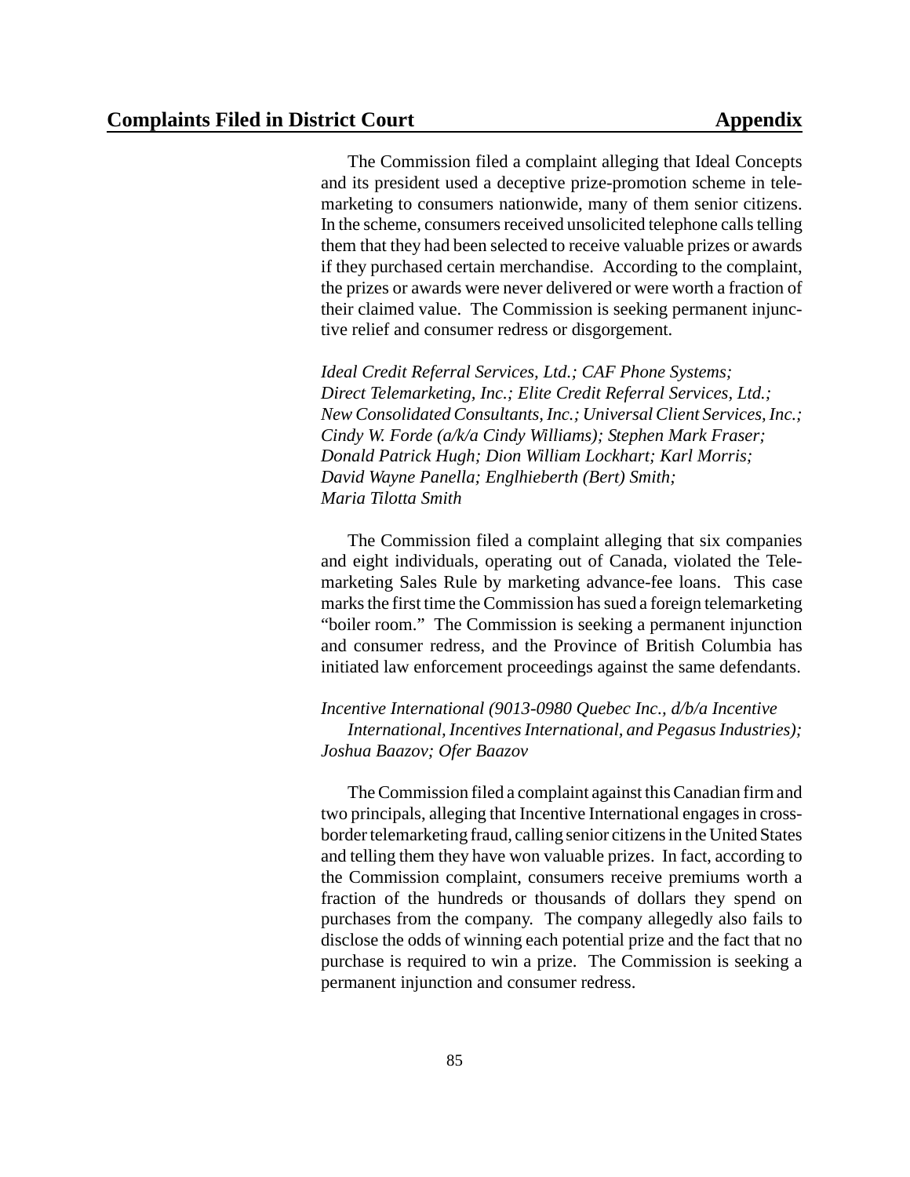The Commission filed a complaint alleging that Ideal Concepts and its president used a deceptive prize-promotion scheme in telemarketing to consumers nationwide, many of them senior citizens. In the scheme, consumers received unsolicited telephone calls telling them that they had been selected to receive valuable prizes or awards if they purchased certain merchandise. According to the complaint, the prizes or awards were never delivered or were worth a fraction of their claimed value. The Commission is seeking permanent injunctive relief and consumer redress or disgorgement.

*Ideal Credit Referral Services, Ltd.; CAF Phone Systems; Direct Telemarketing, Inc.; Elite Credit Referral Services, Ltd.; New Consolidated Consultants, Inc.; Universal Client Services, Inc.; Cindy W. Forde (a/k/a Cindy Williams); Stephen Mark Fraser; Donald Patrick Hugh; Dion William Lockhart; Karl Morris; David Wayne Panella; Englhieberth (Bert) Smith; Maria Tilotta Smith*

The Commission filed a complaint alleging that six companies and eight individuals, operating out of Canada, violated the Telemarketing Sales Rule by marketing advance-fee loans. This case marks the first time the Commission has sued a foreign telemarketing "boiler room." The Commission is seeking a permanent injunction and consumer redress, and the Province of British Columbia has initiated law enforcement proceedings against the same defendants.

*Incentive International (9013-0980 Quebec Inc., d/b/a Incentive International, Incentives International, and Pegasus Industries); Joshua Baazov; Ofer Baazov*

The Commission filed a complaint against this Canadian firm and two principals, alleging that Incentive International engages in cross-border telemarketing fraud, calling senior citizens in the United States and telling them they have won valuable prizes. In fact, according to the Commission complaint, consumers receive premiums worth a fraction of the hundreds or thousands of dollars they spend on purchases from the company. The company allegedly also fails to disclose the odds of winning each potential prize and the fact that no purchase is required to win a prize. The Commission is seeking a permanent injunction and consumer redress.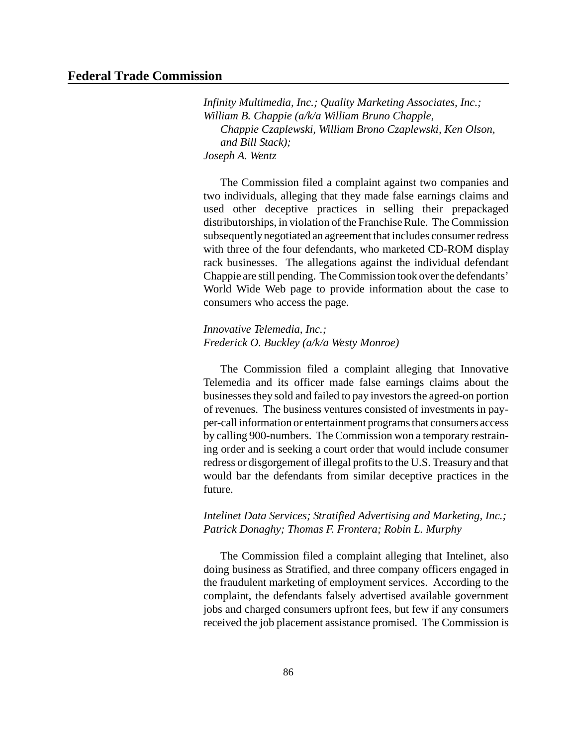*Infinity Multimedia, Inc.; Quality Marketing Associates, Inc.; William B. Chappie (a/k/a William Bruno Chapple, Chappie Czaplewski, William Brono Czaplewski, Ken Olson, and Bill Stack); Joseph A. Wentz*

The Commission filed a complaint against two companies and two individuals, alleging that they made false earnings claims and used other deceptive practices in selling their prepackaged distributorships, in violation of the Franchise Rule. The Commission subsequently negotiated an agreement that includes consumer redress with three of the four defendants, who marketed CD-ROM display rack businesses. The allegations against the individual defendant Chappie are still pending. The Commission took over the defendants' World Wide Web page to provide information about the case to consumers who access the page.

*Innovative Telemedia, Inc.; Frederick O. Buckley (a/k/a Westy Monroe)*

The Commission filed a complaint alleging that Innovative Telemedia and its officer made false earnings claims about the businesses they sold and failed to pay investors the agreed-on portion of revenues. The business ventures consisted of investments in pay-per-call information or entertainment programs that consumers access by calling 900-numbers. The Commission won a temporary restraining order and is seeking a court order that would include consumer redress or disgorgement of illegal profits to the U.S. Treasury and that would bar the defendants from similar deceptive practices in the future.

*Intelinet Data Services; Stratified Advertising and Marketing, Inc.; Patrick Donaghy; Thomas F. Frontera; Robin L. Murphy*

The Commission filed a complaint alleging that Intelinet, also doing business as Stratified, and three company officers engaged in the fraudulent marketing of employment services. According to the complaint, the defendants falsely advertised available government jobs and charged consumers upfront fees, but few if any consumers received the job placement assistance promised. The Commission is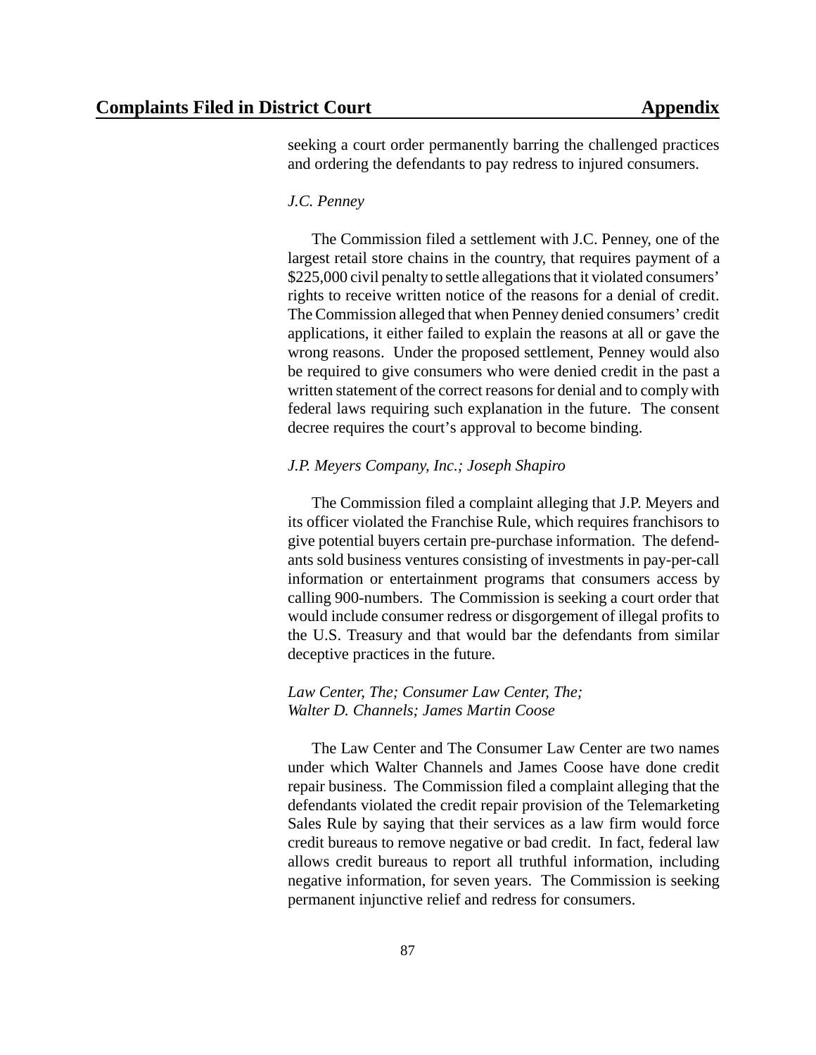seeking a court order permanently barring the challenged practices and ordering the defendants to pay redress to injured consumers.

*J.C. Penney*

The Commission filed a settlement with J.C. Penney, one of the largest retail store chains in the country, that requires payment of a $225,000 civil penalty to settle allegations that it violated consumers' rights to receive written notice of the reasons for a denial of credit. The Commission alleged that when Penney denied consumers' credit applications, it either failed to explain the reasons at all or gave the wrong reasons. Under the proposed settlement, Penney would also be required to give consumers who were denied credit in the past a written statement of the correct reasons for denial and to comply with federal laws requiring such explanation in the future. The consent decree requires the court's approval to become binding.

*J.P. Meyers Company, Inc.; Joseph Shapiro*

The Commission filed a complaint alleging that J.P. Meyers and its officer violated the Franchise Rule, which requires franchisors to give potential buyers certain pre-purchase information. The defendants sold business ventures consisting of investments in pay-per-call information or entertainment programs that consumers access by calling 900-numbers. The Commission is seeking a court order that would include consumer redress or disgorgement of illegal profits to the U.S. Treasury and that would bar the defendants from similar deceptive practices in the future.

*Law Center, The; Consumer Law Center, The; Walter D. Channels; James Martin Coose*

The Law Center and The Consumer Law Center are two names under which Walter Channels and James Coose have done credit repair business. The Commission filed a complaint alleging that the defendants violated the credit repair provision of the Telemarketing Sales Rule by saying that their services as a law firm would force credit bureaus to remove negative or bad credit. In fact, federal law allows credit bureaus to report all truthful information, including negative information, for seven years. The Commission is seeking permanent injunctive relief and redress for consumers.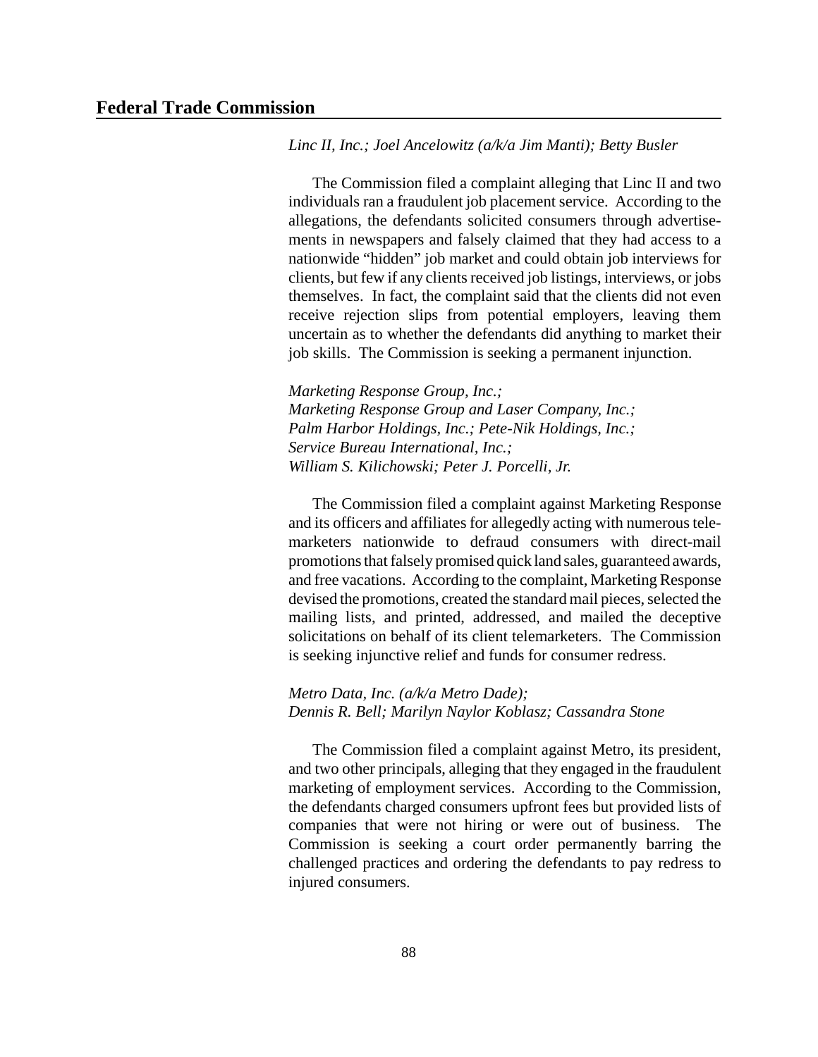*Linc II, Inc.; Joel Ancelowitz (a/k/a Jim Manti); Betty Busler*

The Commission filed a complaint alleging that Linc II and two individuals ran a fraudulent job placement service. According to the allegations, the defendants solicited consumers through advertisements in newspapers and falsely claimed that they had access to a nationwide "hidden" job market and could obtain job interviews for clients, but few if any clients received job listings, interviews, or jobs themselves. In fact, the complaint said that the clients did not even receive rejection slips from potential employers, leaving them uncertain as to whether the defendants did anything to market their job skills. The Commission is seeking a permanent injunction.

*Marketing Response Group, Inc.;*
*Marketing Response Group and Laser Company, Inc.;*
*Palm Harbor Holdings, Inc.; Pete-Nik Holdings, Inc.;*
*Service Bureau International, Inc.;*
*William S. Kilichowski; Peter J. Porcelli, Jr.*

The Commission filed a complaint against Marketing Response and its officers and affiliates for allegedly acting with numerous telemarketers nationwide to defraud consumers with direct-mail promotions that falsely promised quick land sales, guaranteed awards, and free vacations. According to the complaint, Marketing Response devised the promotions, created the standard mail pieces, selected the mailing lists, and printed, addressed, and mailed the deceptive solicitations on behalf of its client telemarketers. The Commission is seeking injunctive relief and funds for consumer redress.

*Metro Data, Inc. (a/k/a Metro Dade);*
*Dennis R. Bell; Marilyn Naylor Koblasz; Cassandra Stone*

The Commission filed a complaint against Metro, its president, and two other principals, alleging that they engaged in the fraudulent marketing of employment services. According to the Commission, the defendants charged consumers upfront fees but provided lists of companies that were not hiring or were out of business. The Commission is seeking a court order permanently barring the challenged practices and ordering the defendants to pay redress to injured consumers.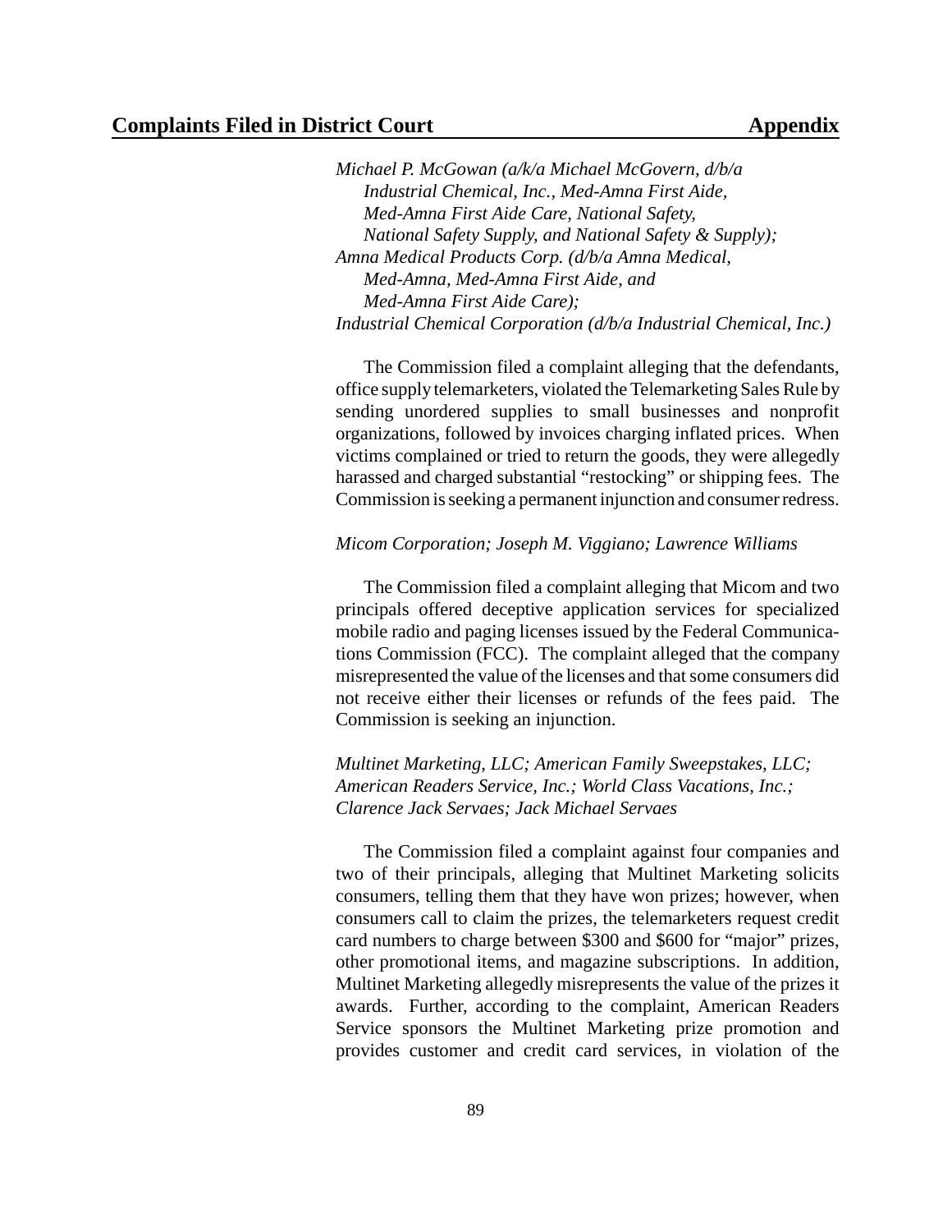*Michael P. McGowan (a/k/a Michael McGovern, d/b/a Industrial Chemical, Inc., Med-Amna First Aide, Med-Amna First Aide Care, National Safety, National Safety Supply, and National Safety & Supply); Amna Medical Products Corp. (d/b/a Amna Medical, Med-Amna, Med-Amna First Aide, and Med-Amna First Aide Care); Industrial Chemical Corporation (d/b/a Industrial Chemical, Inc.)*

The Commission filed a complaint alleging that the defendants, office supply telemarketers, violated the Telemarketing Sales Rule by sending unordered supplies to small businesses and nonprofit organizations, followed by invoices charging inflated prices. When victims complained or tried to return the goods, they were allegedly harassed and charged substantial "restocking" or shipping fees. The Commission is seeking a permanent injunction and consumer redress.

*Micom Corporation; Joseph M. Viggiano; Lawrence Williams*

The Commission filed a complaint alleging that Micom and two principals offered deceptive application services for specialized mobile radio and paging licenses issued by the Federal Communications Commission (FCC). The complaint alleged that the company misrepresented the value of the licenses and that some consumers did not receive either their licenses or refunds of the fees paid. The Commission is seeking an injunction.

*Multinet Marketing, LLC; American Family Sweepstakes, LLC; American Readers Service, Inc.; World Class Vacations, Inc.; Clarence Jack Servaes; Jack Michael Servaes*

The Commission filed a complaint against four companies and two of their principals, alleging that Multinet Marketing solicits consumers, telling them that they have won prizes; however, when consumers call to claim the prizes, the telemarketers request credit card numbers to charge between $300 and $600 for "major" prizes, other promotional items, and magazine subscriptions. In addition, Multinet Marketing allegedly misrepresents the value of the prizes it awards. Further, according to the complaint, American Readers Service sponsors the Multinet Marketing prize promotion and provides customer and credit card services, in violation of the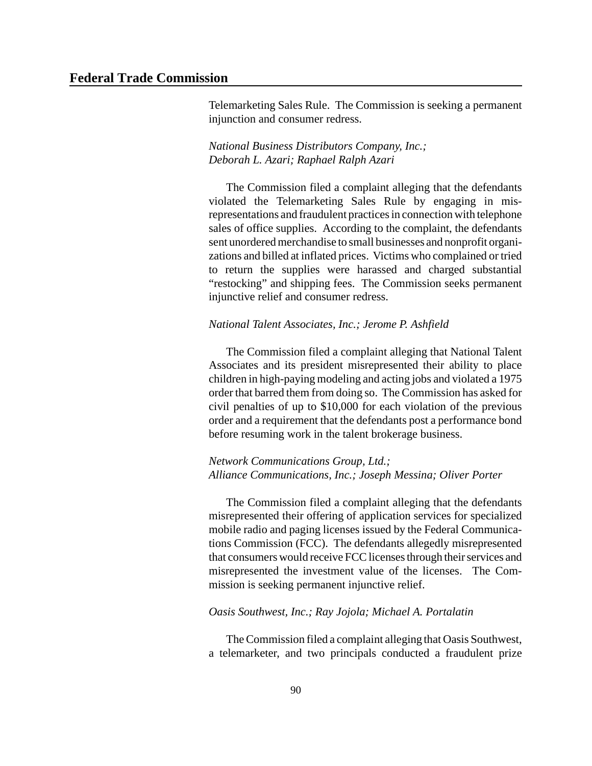Telemarketing Sales Rule. The Commission is seeking a permanent injunction and consumer redress.

*National Business Distributors Company, Inc.; Deborah L. Azari; Raphael Ralph Azari*

The Commission filed a complaint alleging that the defendants violated the Telemarketing Sales Rule by engaging in misrepresentations and fraudulent practices in connection with telephone sales of office supplies. According to the complaint, the defendants sent unordered merchandise to small businesses and nonprofit organizations and billed at inflated prices. Victims who complained or tried to return the supplies were harassed and charged substantial "restocking" and shipping fees. The Commission seeks permanent injunctive relief and consumer redress.

*National Talent Associates, Inc.; Jerome P. Ashfield*

The Commission filed a complaint alleging that National Talent Associates and its president misrepresented their ability to place children in high-paying modeling and acting jobs and violated a 1975 order that barred them from doing so. The Commission has asked for civil penalties of up to $10,000 for each violation of the previous order and a requirement that the defendants post a performance bond before resuming work in the talent brokerage business.

*Network Communications Group, Ltd.; Alliance Communications, Inc.; Joseph Messina; Oliver Porter*

The Commission filed a complaint alleging that the defendants misrepresented their offering of application services for specialized mobile radio and paging licenses issued by the Federal Communications Commission (FCC). The defendants allegedly misrepresented that consumers would receive FCC licenses through their services and misrepresented the investment value of the licenses. The Commission is seeking permanent injunctive relief.

*Oasis Southwest, Inc.; Ray Jojola; Michael A. Portalatin*

The Commission filed a complaint alleging that Oasis Southwest, a telemarketer, and two principals conducted a fraudulent prize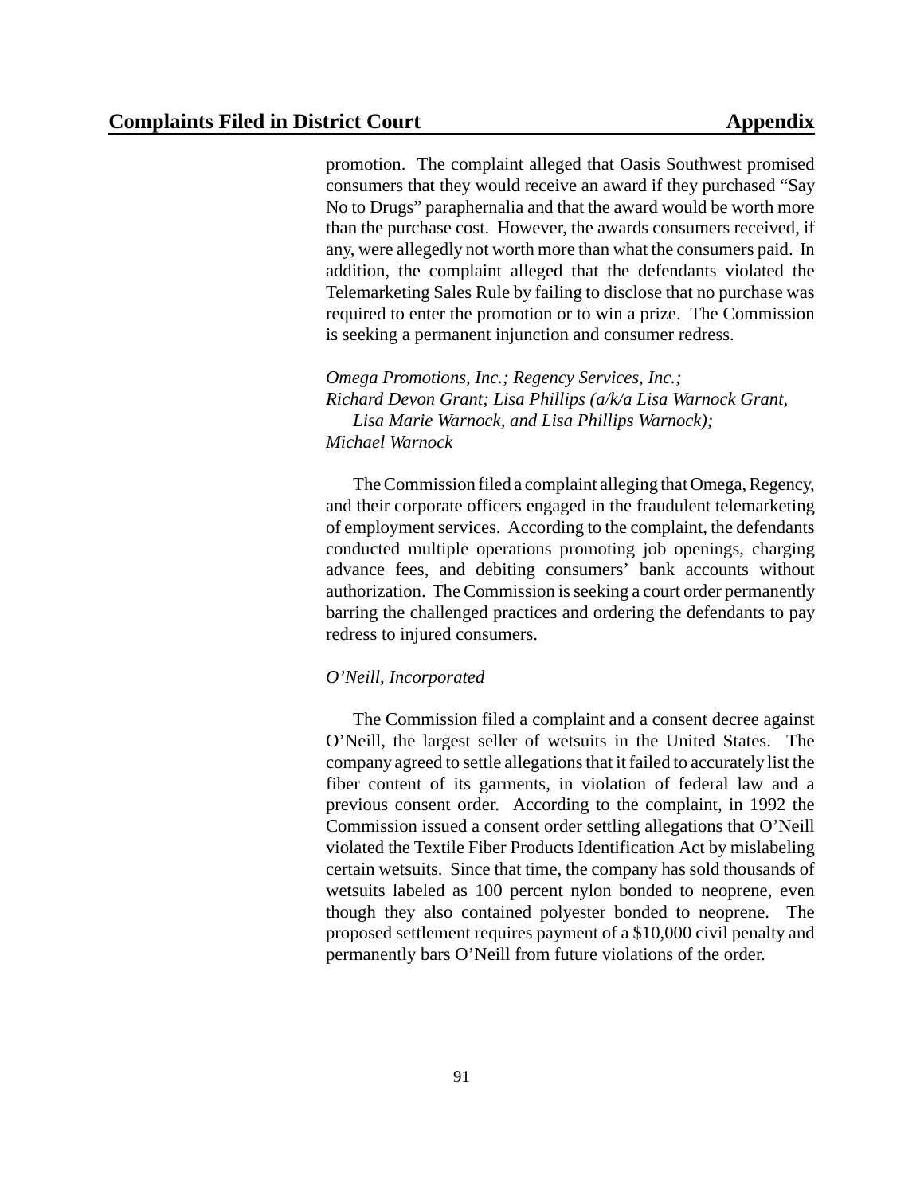promotion. The complaint alleged that Oasis Southwest promised consumers that they would receive an award if they purchased "Say No to Drugs" paraphernalia and that the award would be worth more than the purchase cost. However, the awards consumers received, if any, were allegedly not worth more than what the consumers paid. In addition, the complaint alleged that the defendants violated the Telemarketing Sales Rule by failing to disclose that no purchase was required to enter the promotion or to win a prize. The Commission is seeking a permanent injunction and consumer redress.

*Omega Promotions, Inc.; Regency Services, Inc.; Richard Devon Grant; Lisa Phillips (a/k/a Lisa Warnock Grant, Lisa Marie Warnock, and Lisa Phillips Warnock); Michael Warnock*

The Commission filed a complaint alleging that Omega, Regency, and their corporate officers engaged in the fraudulent telemarketing of employment services. According to the complaint, the defendants conducted multiple operations promoting job openings, charging advance fees, and debiting consumers' bank accounts without authorization. The Commission is seeking a court order permanently barring the challenged practices and ordering the defendants to pay redress to injured consumers.

*O'Neill, Incorporated*

The Commission filed a complaint and a consent decree against O'Neill, the largest seller of wetsuits in the United States. The company agreed to settle allegations that it failed to accurately list the fiber content of its garments, in violation of federal law and a previous consent order. According to the complaint, in 1992 the Commission issued a consent order settling allegations that O'Neill violated the Textile Fiber Products Identification Act by mislabeling certain wetsuits. Since that time, the company has sold thousands of wetsuits labeled as 100 percent nylon bonded to neoprene, even though they also contained polyester bonded to neoprene. The proposed settlement requires payment of a $10,000 civil penalty and permanently bars O'Neill from future violations of the order.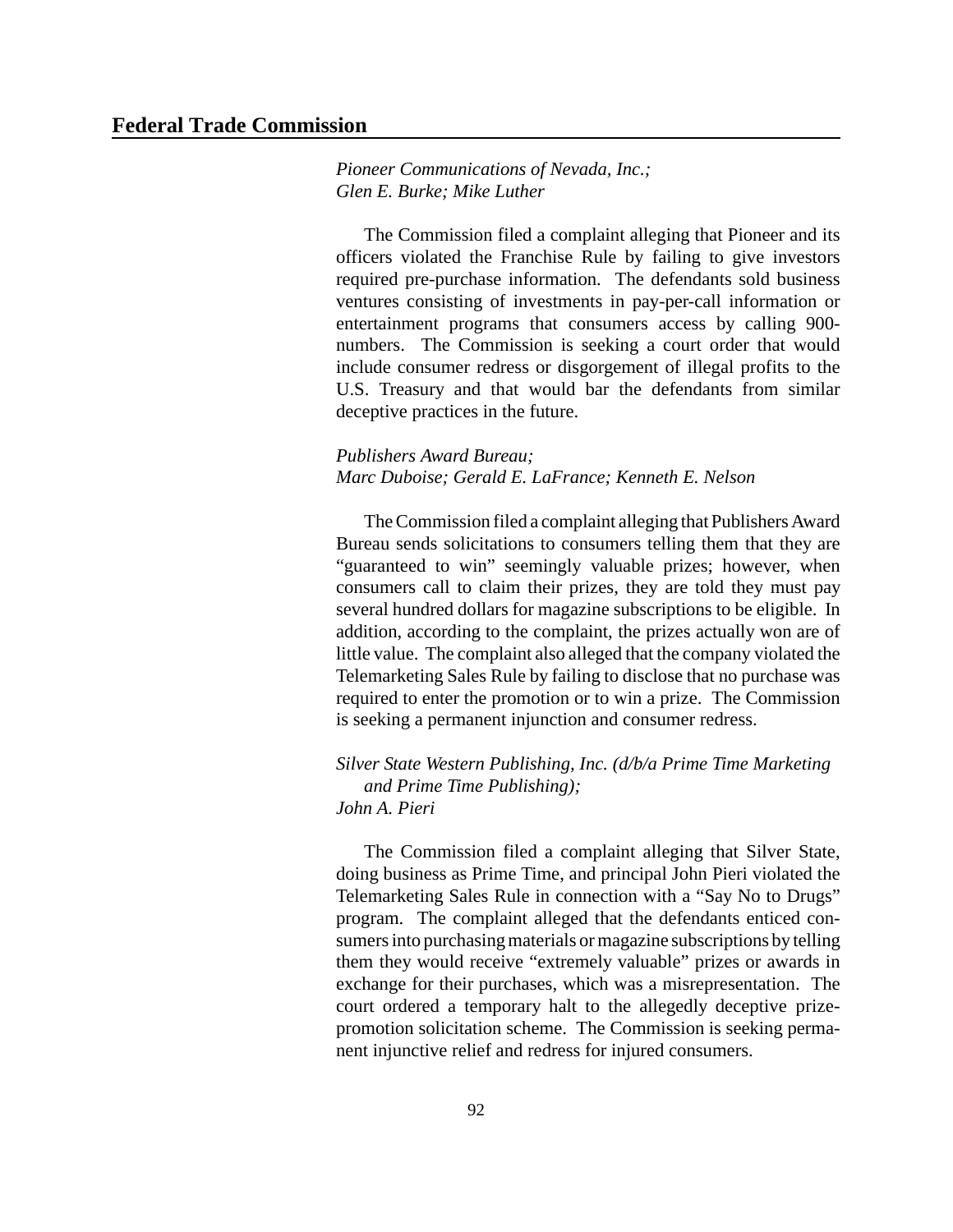## Federal Trade Commission

*Pioneer Communications of Nevada, Inc.;*
*Glen E. Burke; Mike Luther*

The Commission filed a complaint alleging that Pioneer and its officers violated the Franchise Rule by failing to give investors required pre-purchase information. The defendants sold business ventures consisting of investments in pay-per-call information or entertainment programs that consumers access by calling 900-numbers. The Commission is seeking a court order that would include consumer redress or disgorgement of illegal profits to the U.S. Treasury and that would bar the defendants from similar deceptive practices in the future.

*Publishers Award Bureau;*
*Marc Duboise; Gerald E. LaFrance; Kenneth E. Nelson*

The Commission filed a complaint alleging that Publishers Award Bureau sends solicitations to consumers telling them that they are "guaranteed to win" seemingly valuable prizes; however, when consumers call to claim their prizes, they are told they must pay several hundred dollars for magazine subscriptions to be eligible. In addition, according to the complaint, the prizes actually won are of little value. The complaint also alleged that the company violated the Telemarketing Sales Rule by failing to disclose that no purchase was required to enter the promotion or to win a prize. The Commission is seeking a permanent injunction and consumer redress.

*Silver State Western Publishing, Inc. (d/b/a Prime Time Marketing and Prime Time Publishing);*
*John A. Pieri*

The Commission filed a complaint alleging that Silver State, doing business as Prime Time, and principal John Pieri violated the Telemarketing Sales Rule in connection with a "Say No to Drugs" program. The complaint alleged that the defendants enticed consumers into purchasing materials or magazine subscriptions by telling them they would receive "extremely valuable" prizes or awards in exchange for their purchases, which was a misrepresentation. The court ordered a temporary halt to the allegedly deceptive prize-promotion solicitation scheme. The Commission is seeking permanent injunctive relief and redress for injured consumers.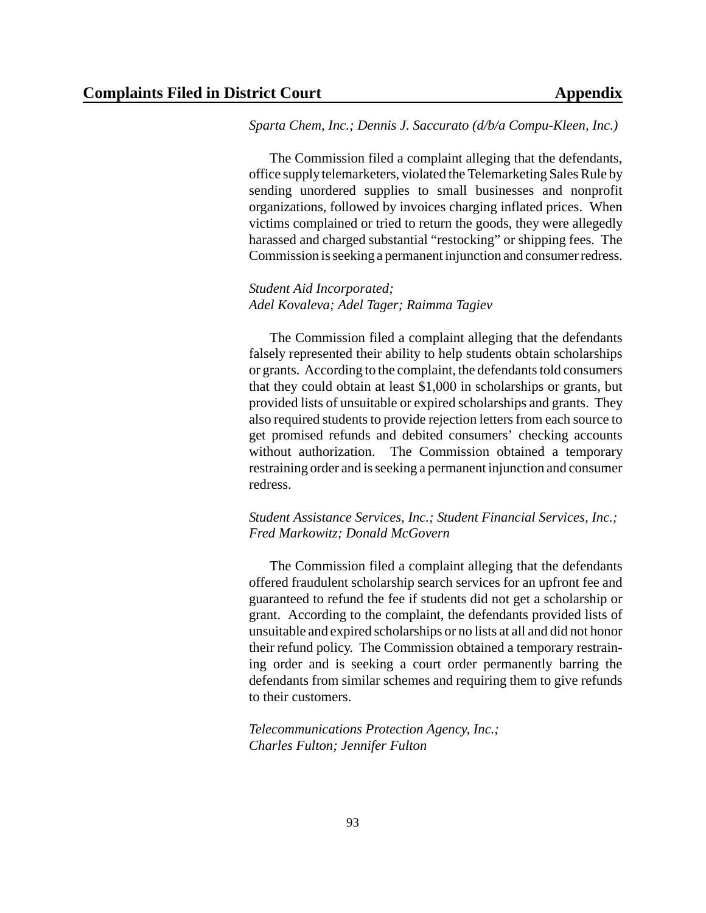*Sparta Chem, Inc.; Dennis J. Saccurato (d/b/a Compu-Kleen, Inc.)*

The Commission filed a complaint alleging that the defendants, office supply telemarketers, violated the Telemarketing Sales Rule by sending unordered supplies to small businesses and nonprofit organizations, followed by invoices charging inflated prices. When victims complained or tried to return the goods, they were allegedly harassed and charged substantial "restocking" or shipping fees. The Commission is seeking a permanent injunction and consumer redress.

*Student Aid Incorporated;*
*Adel Kovaleva; Adel Tager; Raimma Tagiev*

The Commission filed a complaint alleging that the defendants falsely represented their ability to help students obtain scholarships or grants. According to the complaint, the defendants told consumers that they could obtain at least $1,000 in scholarships or grants, but provided lists of unsuitable or expired scholarships and grants. They also required students to provide rejection letters from each source to get promised refunds and debited consumers' checking accounts without authorization. The Commission obtained a temporary restraining order and is seeking a permanent injunction and consumer redress.

*Student Assistance Services, Inc.; Student Financial Services, Inc.;*
*Fred Markowitz; Donald McGovern*

The Commission filed a complaint alleging that the defendants offered fraudulent scholarship search services for an upfront fee and guaranteed to refund the fee if students did not get a scholarship or grant. According to the complaint, the defendants provided lists of unsuitable and expired scholarships or no lists at all and did not honor their refund policy. The Commission obtained a temporary restraining order and is seeking a court order permanently barring the defendants from similar schemes and requiring them to give refunds to their customers.

*Telecommunications Protection Agency, Inc.;*
*Charles Fulton; Jennifer Fulton*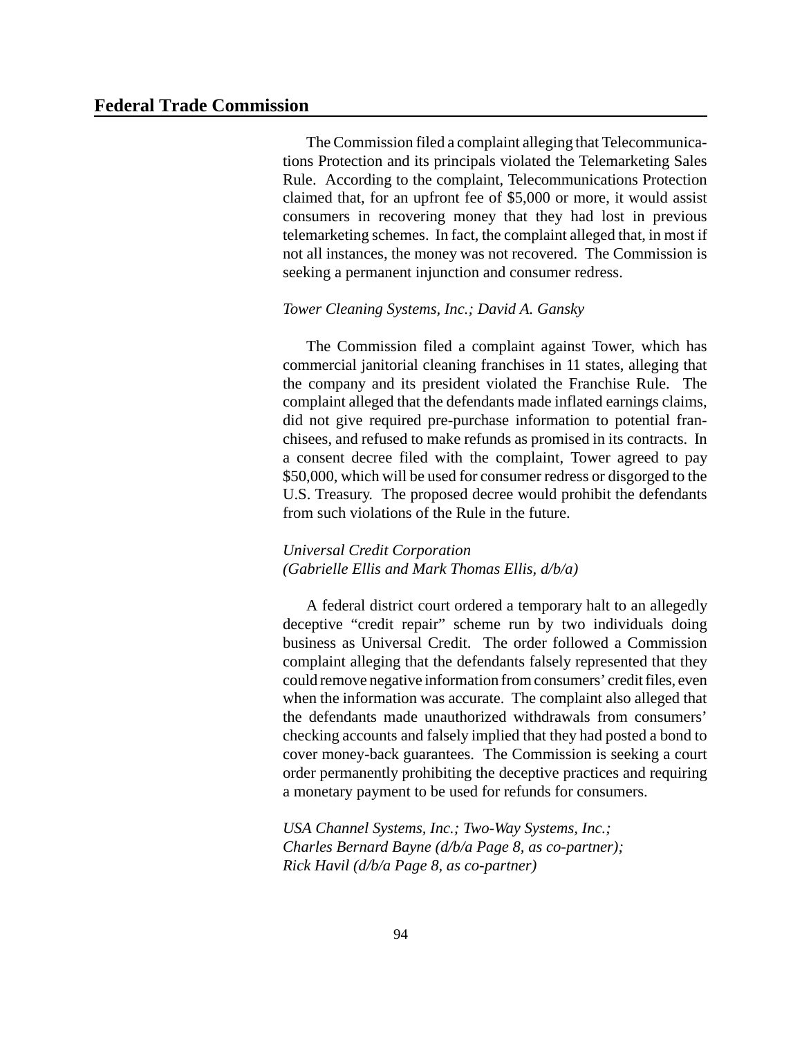The Commission filed a complaint alleging that Telecommunications Protection and its principals violated the Telemarketing Sales Rule. According to the complaint, Telecommunications Protection claimed that, for an upfront fee of $5,000 or more, it would assist consumers in recovering money that they had lost in previous telemarketing schemes. In fact, the complaint alleged that, in most if not all instances, the money was not recovered. The Commission is seeking a permanent injunction and consumer redress.

*Tower Cleaning Systems, Inc.; David A. Gansky*

The Commission filed a complaint against Tower, which has commercial janitorial cleaning franchises in 11 states, alleging that the company and its president violated the Franchise Rule. The complaint alleged that the defendants made inflated earnings claims, did not give required pre-purchase information to potential franchisees, and refused to make refunds as promised in its contracts. In a consent decree filed with the complaint, Tower agreed to pay $50,000, which will be used for consumer redress or disgorged to the U.S. Treasury. The proposed decree would prohibit the defendants from such violations of the Rule in the future.

*Universal Credit Corporation*
*(Gabrielle Ellis and Mark Thomas Ellis, d/b/a)*

A federal district court ordered a temporary halt to an allegedly deceptive "credit repair" scheme run by two individuals doing business as Universal Credit. The order followed a Commission complaint alleging that the defendants falsely represented that they could remove negative information from consumers' credit files, even when the information was accurate. The complaint also alleged that the defendants made unauthorized withdrawals from consumers' checking accounts and falsely implied that they had posted a bond to cover money-back guarantees. The Commission is seeking a court order permanently prohibiting the deceptive practices and requiring a monetary payment to be used for refunds for consumers.

*USA Channel Systems, Inc.; Two-Way Systems, Inc.;*
*Charles Bernard Bayne (d/b/a Page 8, as co-partner);*
*Rick Havil (d/b/a Page 8, as co-partner)*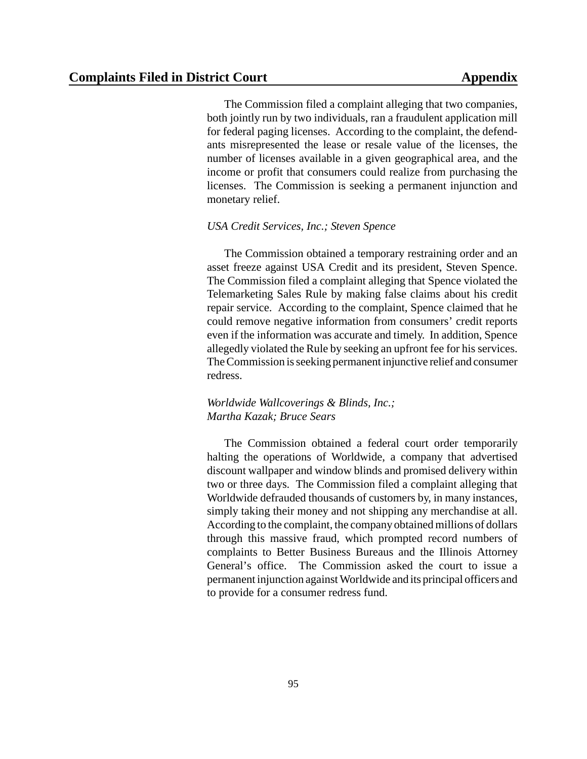The Commission filed a complaint alleging that two companies, both jointly run by two individuals, ran a fraudulent application mill for federal paging licenses. According to the complaint, the defendants misrepresented the lease or resale value of the licenses, the number of licenses available in a given geographical area, and the income or profit that consumers could realize from purchasing the licenses. The Commission is seeking a permanent injunction and monetary relief.

*USA Credit Services, Inc.; Steven Spence*

The Commission obtained a temporary restraining order and an asset freeze against USA Credit and its president, Steven Spence. The Commission filed a complaint alleging that Spence violated the Telemarketing Sales Rule by making false claims about his credit repair service. According to the complaint, Spence claimed that he could remove negative information from consumers' credit reports even if the information was accurate and timely. In addition, Spence allegedly violated the Rule by seeking an upfront fee for his services. The Commission is seeking permanent injunctive relief and consumer redress.

*Worldwide Wallcoverings & Blinds, Inc.; Martha Kazak; Bruce Sears*

The Commission obtained a federal court order temporarily halting the operations of Worldwide, a company that advertised discount wallpaper and window blinds and promised delivery within two or three days. The Commission filed a complaint alleging that Worldwide defrauded thousands of customers by, in many instances, simply taking their money and not shipping any merchandise at all. According to the complaint, the company obtained millions of dollars through this massive fraud, which prompted record numbers of complaints to Better Business Bureaus and the Illinois Attorney General's office. The Commission asked the court to issue a permanent injunction against Worldwide and its principal officers and to provide for a consumer redress fund.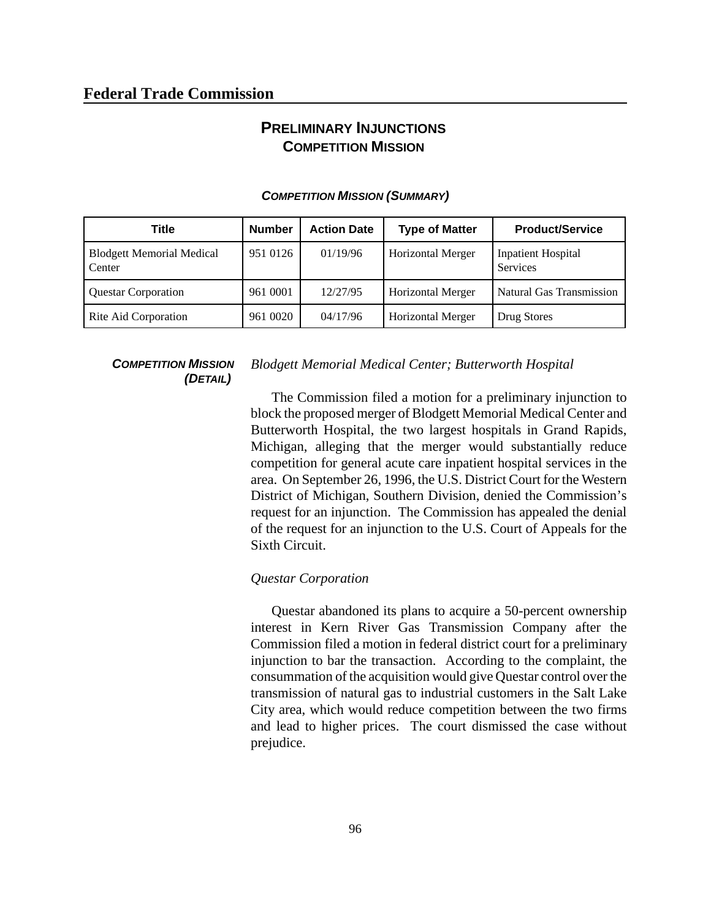## PRELIMINARY INJUNCTIONS
### COMPETITION MISSION

***COMPETITION MISSION (SUMMARY)***

| Title | Number | Action Date | Type of Matter | Product/Service |
|---|---|---|---|---|
| Blodgett Memorial Medical Center | 951 0126 | 01/19/96 | Horizontal Merger | Inpatient Hospital Services |
| Questar Corporation | 961 0001 | 12/27/95 | Horizontal Merger | Natural Gas Transmission |
| Rite Aid Corporation | 961 0020 | 04/17/96 | Horizontal Merger | Drug Stores |

***COMPETITION MISSION (DETAIL)***

*Blodgett Memorial Medical Center; Butterworth Hospital*

The Commission filed a motion for a preliminary injunction to block the proposed merger of Blodgett Memorial Medical Center and Butterworth Hospital, the two largest hospitals in Grand Rapids, Michigan, alleging that the merger would substantially reduce competition for general acute care inpatient hospital services in the area. On September 26, 1996, the U.S. District Court for the Western District of Michigan, Southern Division, denied the Commission's request for an injunction. The Commission has appealed the denial of the request for an injunction to the U.S. Court of Appeals for the Sixth Circuit.

*Questar Corporation*

Questar abandoned its plans to acquire a 50-percent ownership interest in Kern River Gas Transmission Company after the Commission filed a motion in federal district court for a preliminary injunction to bar the transaction. According to the complaint, the consummation of the acquisition would give Questar control over the transmission of natural gas to industrial customers in the Salt Lake City area, which would reduce competition between the two firms and lead to higher prices. The court dismissed the case without prejudice.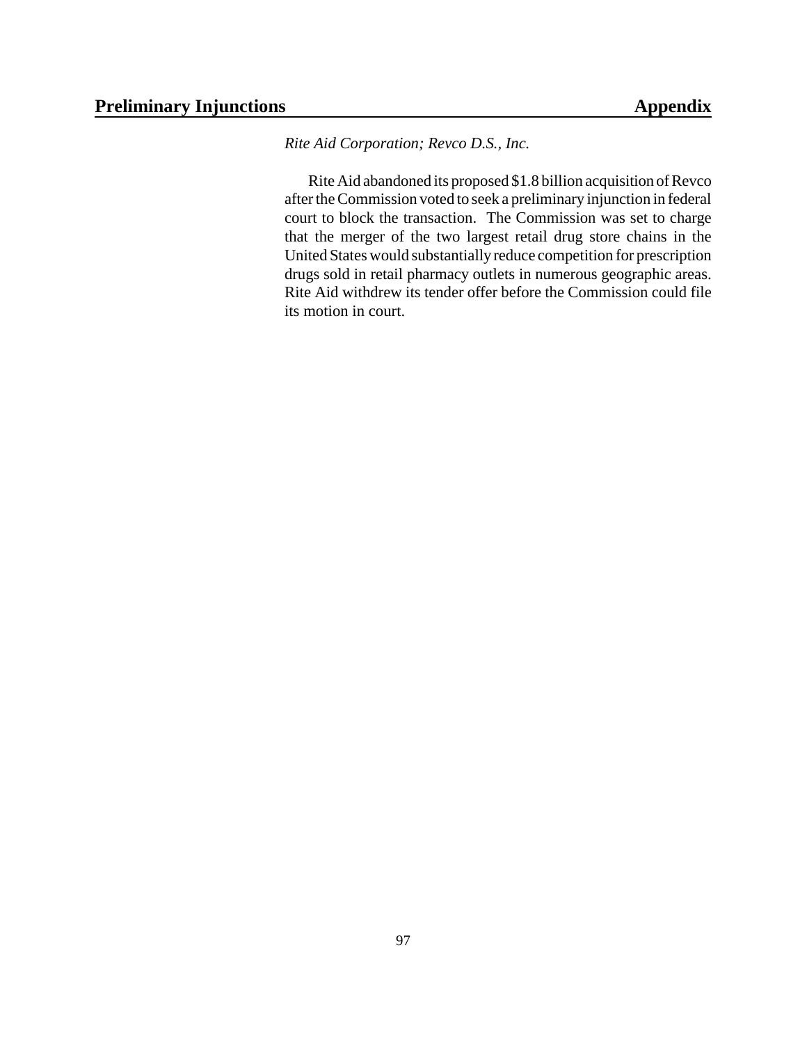*Rite Aid Corporation; Revco D.S., Inc.*

Rite Aid abandoned its proposed $1.8 billion acquisition of Revco after the Commission voted to seek a preliminary injunction in federal court to block the transaction. The Commission was set to charge that the merger of the two largest retail drug store chains in the United States would substantially reduce competition for prescription drugs sold in retail pharmacy outlets in numerous geographic areas. Rite Aid withdrew its tender offer before the Commission could file its motion in court.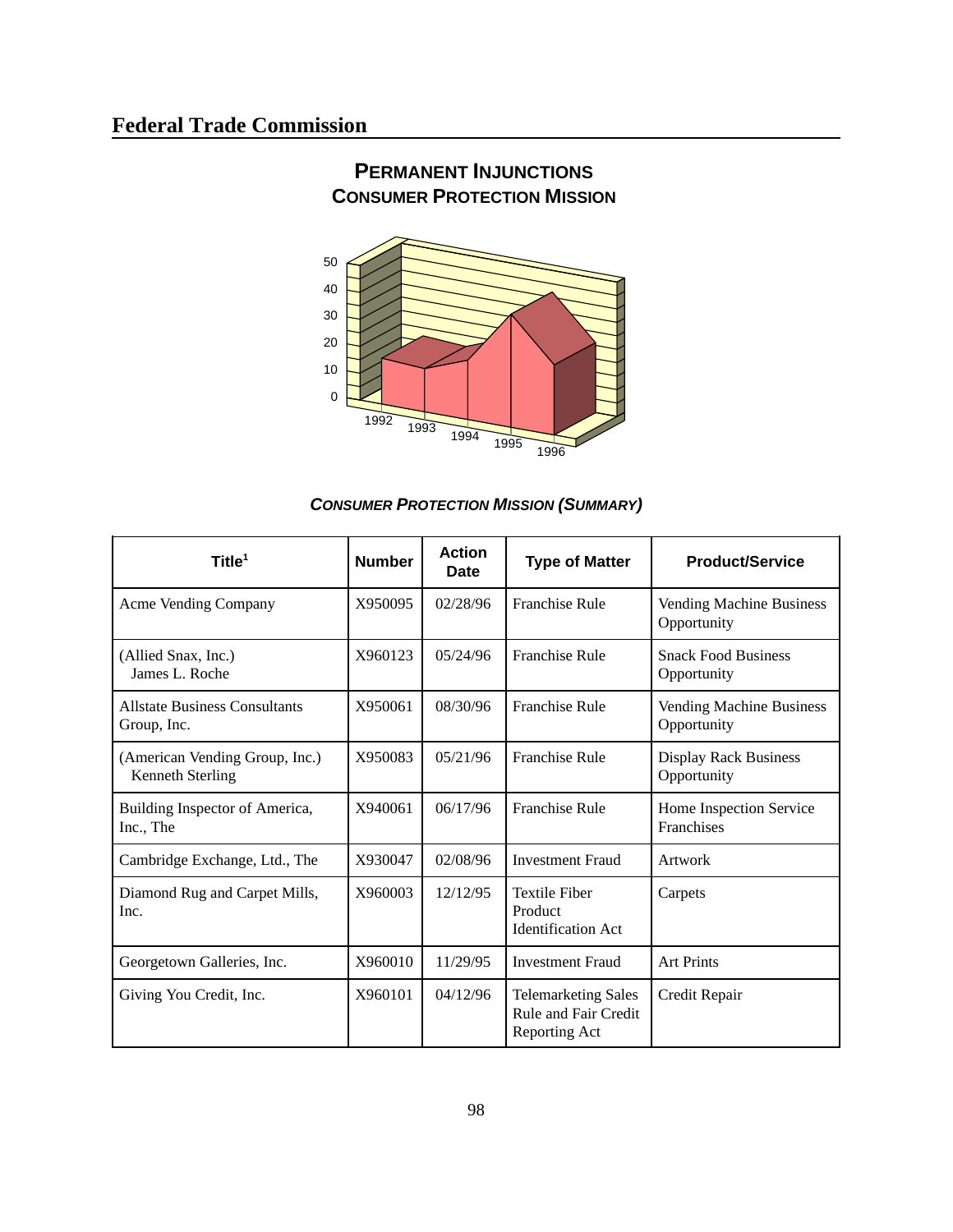## PERMANENT INJUNCTIONS
## CONSUMER PROTECTION MISSION

50
40
30
20
10
0

1992 1993 1994 1995 1996

### *CONSUMER PROTECTION MISSION (SUMMARY)*

| Title[1] | Number | Action Date | Type of Matter | Product/Service |
|---|---|---|---|---|
| Acme Vending Company | X950095 | 02/28/96 | Franchise Rule | Vending Machine Business Opportunity |
| (Allied Snax, Inc.) James L. Roche | X960123 | 05/24/96 | Franchise Rule | Snack Food Business Opportunity |
| Allstate Business Consultants Group, Inc. | X950061 | 08/30/96 | Franchise Rule | Vending Machine Business Opportunity |
| (American Vending Group, Inc.) Kenneth Sterling | X950083 | 05/21/96 | Franchise Rule | Display Rack Business Opportunity |
| Building Inspector of America, Inc., The | X940061 | 06/17/96 | Franchise Rule | Home Inspection Service Franchises |
| Cambridge Exchange, Ltd., The | X930047 | 02/08/96 | Investment Fraud | Artwork |
| Diamond Rug and Carpet Mills, Inc. | X960003 | 12/12/95 | Textile Fiber Product Identification Act | Carpets |
| Georgetown Galleries, Inc. | X960010 | 11/29/95 | Investment Fraud | Art Prints |
| Giving You Credit, Inc. | X960101 | 04/12/96 | Telemarketing Sales Rule and Fair Credit Reporting Act | Credit Repair |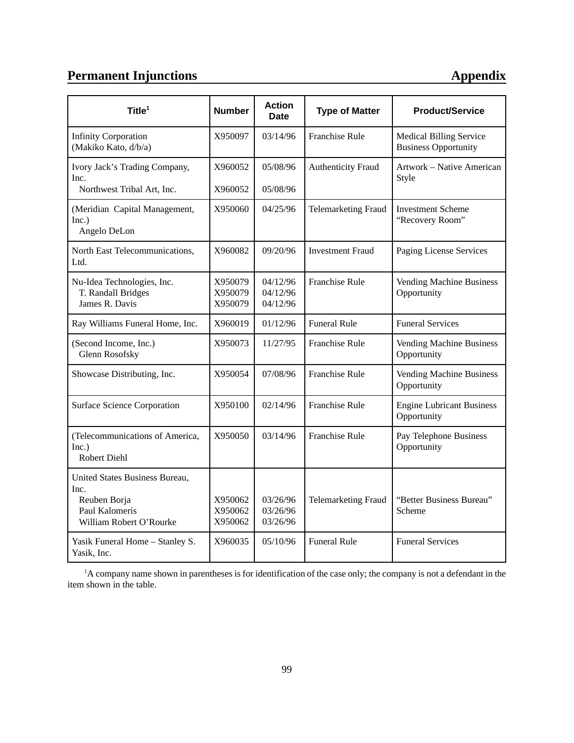## Permanent Injunctions — Appendix

| Title[1] | Number | Action Date | Type of Matter | Product/Service |
|---|---|---|---|---|
| Infinity Corporation (Makiko Kato, d/b/a) | X950097 | 03/14/96 | Franchise Rule | Medical Billing Service Business Opportunity |
| Ivory Jack's Trading Company, Inc. | X960052 | 05/08/96 | Authenticity Fraud | Artwork – Native American Style |
| Northwest Tribal Art, Inc. | X960052 | 05/08/96 | | |
| (Meridian Capital Management, Inc.) Angelo DeLon | X950060 | 04/25/96 | Telemarketing Fraud | Investment Scheme "Recovery Room" |
| North East Telecommunications, Ltd. | X960082 | 09/20/96 | Investment Fraud | Paging License Services |
| Nu-Idea Technologies, Inc. | X950079 | 04/12/96 | Franchise Rule | Vending Machine Business Opportunity |
| T. Randall Bridges | X950079 | 04/12/96 | | |
| James R. Davis | X950079 | 04/12/96 | | |
| Ray Williams Funeral Home, Inc. | X960019 | 01/12/96 | Funeral Rule | Funeral Services |
| (Second Income, Inc.) Glenn Rosofsky | X950073 | 11/27/95 | Franchise Rule | Vending Machine Business Opportunity |
| Showcase Distributing, Inc. | X950054 | 07/08/96 | Franchise Rule | Vending Machine Business Opportunity |
| Surface Science Corporation | X950100 | 02/14/96 | Franchise Rule | Engine Lubricant Business Opportunity |
| (Telecommunications of America, Inc.) Robert Diehl | X950050 | 03/14/96 | Franchise Rule | Pay Telephone Business Opportunity |
| United States Business Bureau, Inc. | | | | |
| Reuben Borja | X950062 | 03/26/96 | Telemarketing Fraud | "Better Business Bureau" Scheme |
| Paul Kalomeris | X950062 | 03/26/96 | | |
| William Robert O'Rourke | X950062 | 03/26/96 | | |
| Yasik Funeral Home – Stanley S. Yasik, Inc. | X960035 | 05/10/96 | Funeral Rule | Funeral Services |

[1]A company name shown in parentheses is for identification of the case only; the company is not a defendant in the item shown in the table.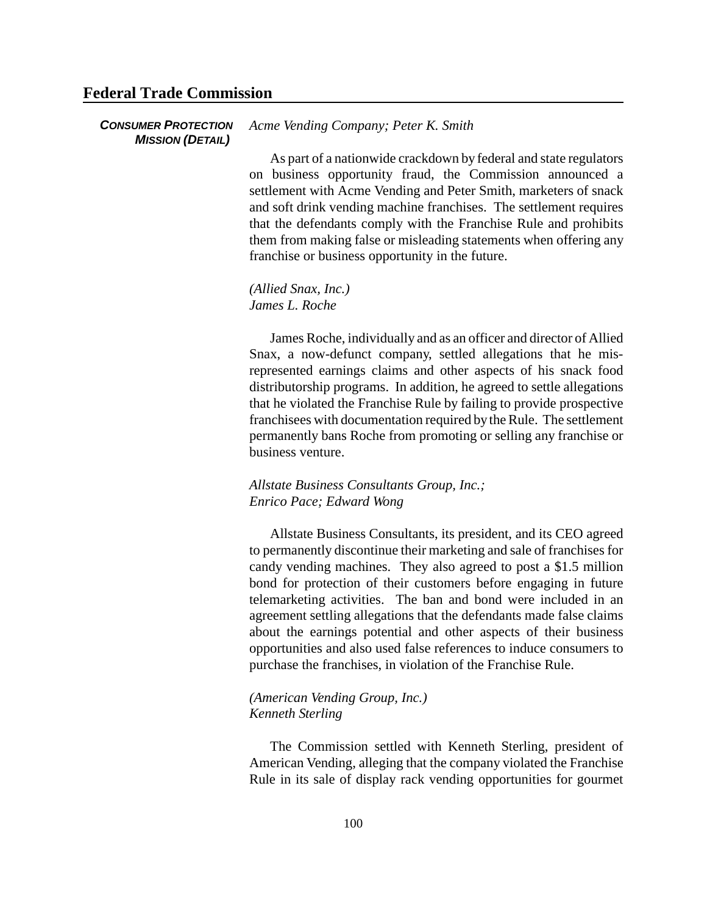*Acme Vending Company; Peter K. Smith*

As part of a nationwide crackdown by federal and state regulators on business opportunity fraud, the Commission announced a settlement with Acme Vending and Peter Smith, marketers of snack and soft drink vending machine franchises. The settlement requires that the defendants comply with the Franchise Rule and prohibits them from making false or misleading statements when offering any franchise or business opportunity in the future.

*(Allied Snax, Inc.)*
*James L. Roche*

James Roche, individually and as an officer and director of Allied Snax, a now-defunct company, settled allegations that he misrepresented earnings claims and other aspects of his snack food distributorship programs. In addition, he agreed to settle allegations that he violated the Franchise Rule by failing to provide prospective franchisees with documentation required by the Rule. The settlement permanently bans Roche from promoting or selling any franchise or business venture.

*Allstate Business Consultants Group, Inc.;*
*Enrico Pace; Edward Wong*

Allstate Business Consultants, its president, and its CEO agreed to permanently discontinue their marketing and sale of franchises for candy vending machines. They also agreed to post a $1.5 million bond for protection of their customers before engaging in future telemarketing activities. The ban and bond were included in an agreement settling allegations that the defendants made false claims about the earnings potential and other aspects of their business opportunities and also used false references to induce consumers to purchase the franchises, in violation of the Franchise Rule.

*(American Vending Group, Inc.)*
*Kenneth Sterling*

The Commission settled with Kenneth Sterling, president of American Vending, alleging that the company violated the Franchise Rule in its sale of display rack vending opportunities for gourmet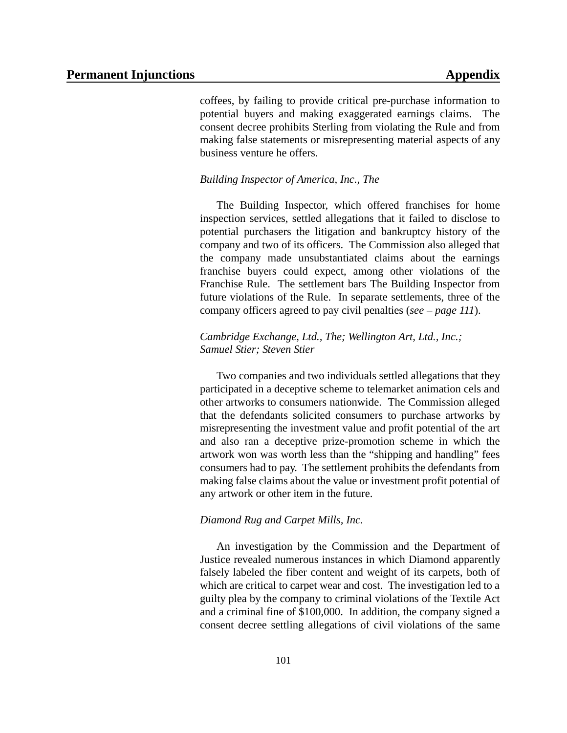coffees, by failing to provide critical pre-purchase information to potential buyers and making exaggerated earnings claims. The consent decree prohibits Sterling from violating the Rule and from making false statements or misrepresenting material aspects of any business venture he offers.

*Building Inspector of America, Inc., The*

The Building Inspector, which offered franchises for home inspection services, settled allegations that it failed to disclose to potential purchasers the litigation and bankruptcy history of the company and two of its officers. The Commission also alleged that the company made unsubstantiated claims about the earnings franchise buyers could expect, among other violations of the Franchise Rule. The settlement bars The Building Inspector from future violations of the Rule. In separate settlements, three of the company officers agreed to pay civil penalties (*see – page 111*).

*Cambridge Exchange, Ltd., The; Wellington Art, Ltd., Inc.; Samuel Stier; Steven Stier*

Two companies and two individuals settled allegations that they participated in a deceptive scheme to telemarket animation cels and other artworks to consumers nationwide. The Commission alleged that the defendants solicited consumers to purchase artworks by misrepresenting the investment value and profit potential of the art and also ran a deceptive prize-promotion scheme in which the artwork won was worth less than the "shipping and handling" fees consumers had to pay. The settlement prohibits the defendants from making false claims about the value or investment profit potential of any artwork or other item in the future.

*Diamond Rug and Carpet Mills, Inc.*

An investigation by the Commission and the Department of Justice revealed numerous instances in which Diamond apparently falsely labeled the fiber content and weight of its carpets, both of which are critical to carpet wear and cost. The investigation led to a guilty plea by the company to criminal violations of the Textile Act and a criminal fine of $100,000. In addition, the company signed a consent decree settling allegations of civil violations of the same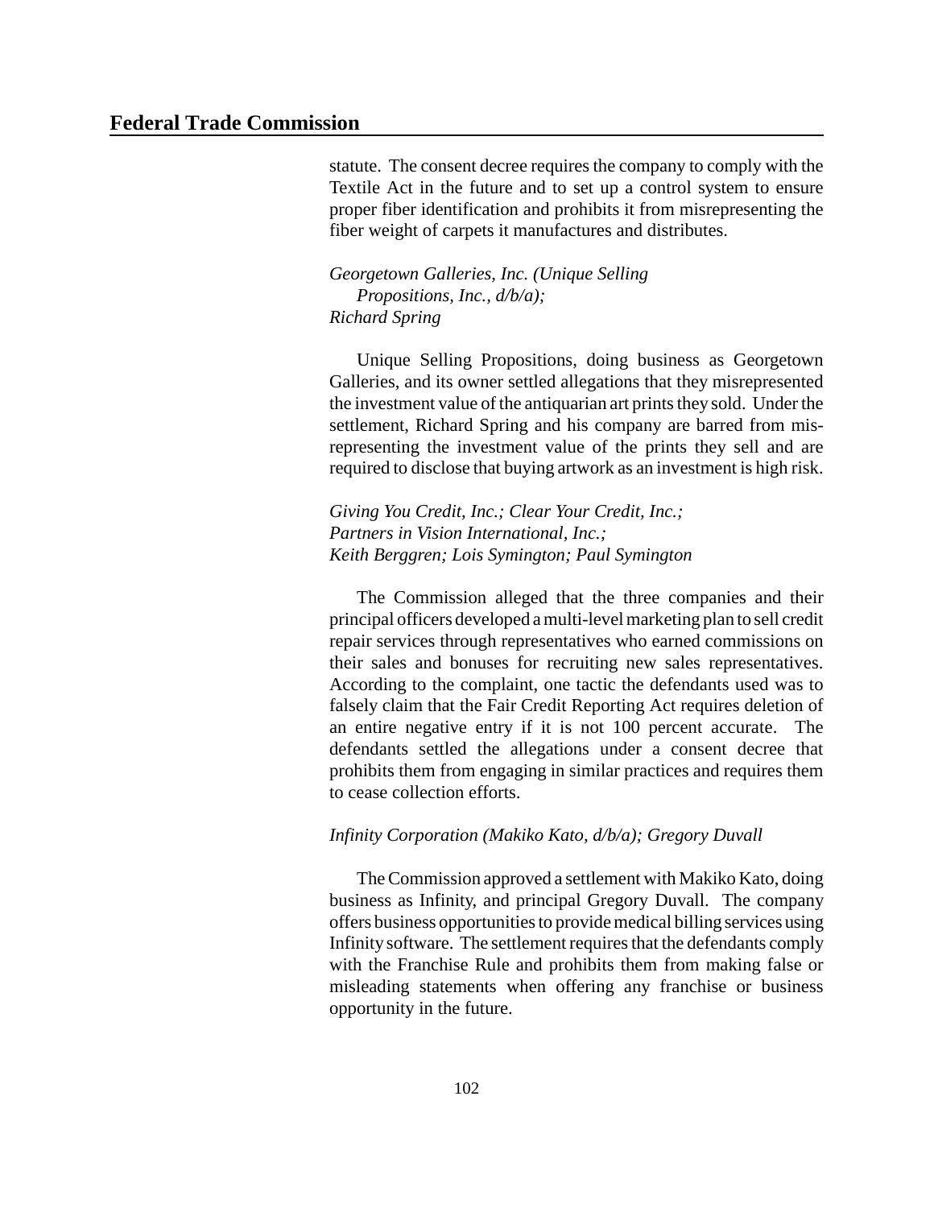statute. The consent decree requires the company to comply with the Textile Act in the future and to set up a control system to ensure proper fiber identification and prohibits it from misrepresenting the fiber weight of carpets it manufactures and distributes.

*Georgetown Galleries, Inc. (Unique Selling Propositions, Inc., d/b/a); Richard Spring*

Unique Selling Propositions, doing business as Georgetown Galleries, and its owner settled allegations that they misrepresented the investment value of the antiquarian art prints they sold. Under the settlement, Richard Spring and his company are barred from misrepresenting the investment value of the prints they sell and are required to disclose that buying artwork as an investment is high risk.

*Giving You Credit, Inc.; Clear Your Credit, Inc.; Partners in Vision International, Inc.; Keith Berggren; Lois Symington; Paul Symington*

The Commission alleged that the three companies and their principal officers developed a multi-level marketing plan to sell credit repair services through representatives who earned commissions on their sales and bonuses for recruiting new sales representatives. According to the complaint, one tactic the defendants used was to falsely claim that the Fair Credit Reporting Act requires deletion of an entire negative entry if it is not 100 percent accurate. The defendants settled the allegations under a consent decree that prohibits them from engaging in similar practices and requires them to cease collection efforts.

*Infinity Corporation (Makiko Kato, d/b/a); Gregory Duvall*

The Commission approved a settlement with Makiko Kato, doing business as Infinity, and principal Gregory Duvall. The company offers business opportunities to provide medical billing services using Infinity software. The settlement requires that the defendants comply with the Franchise Rule and prohibits them from making false or misleading statements when offering any franchise or business opportunity in the future.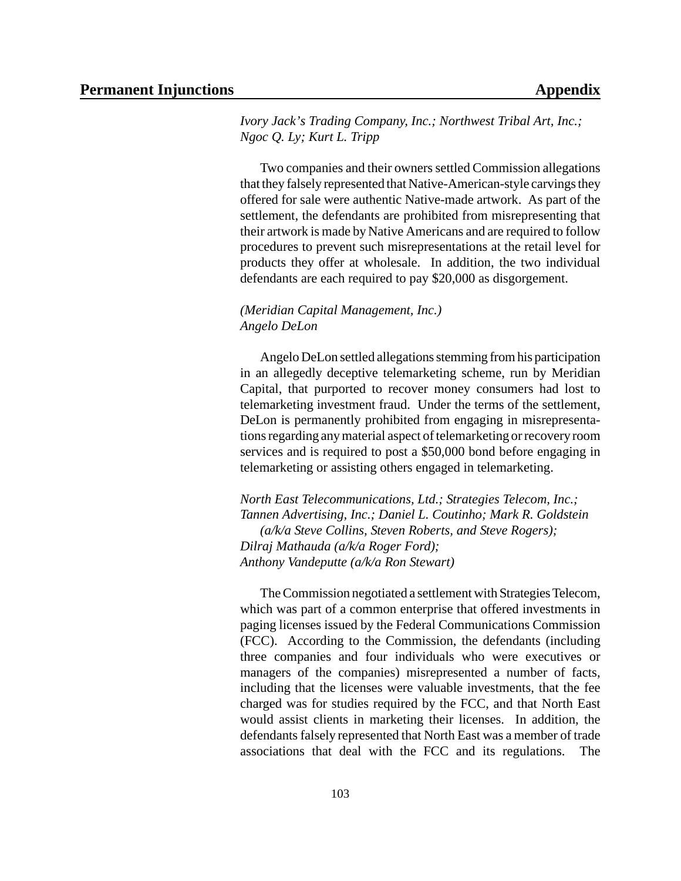*Ivory Jack's Trading Company, Inc.; Northwest Tribal Art, Inc.; Ngoc Q. Ly; Kurt L. Tripp*

Two companies and their owners settled Commission allegations that they falsely represented that Native-American-style carvings they offered for sale were authentic Native-made artwork. As part of the settlement, the defendants are prohibited from misrepresenting that their artwork is made by Native Americans and are required to follow procedures to prevent such misrepresentations at the retail level for products they offer at wholesale. In addition, the two individual defendants are each required to pay $20,000 as disgorgement.

*(Meridian Capital Management, Inc.)*
*Angelo DeLon*

Angelo DeLon settled allegations stemming from his participation in an allegedly deceptive telemarketing scheme, run by Meridian Capital, that purported to recover money consumers had lost to telemarketing investment fraud. Under the terms of the settlement, DeLon is permanently prohibited from engaging in misrepresentations regarding any material aspect of telemarketing or recovery room services and is required to post a $50,000 bond before engaging in telemarketing or assisting others engaged in telemarketing.

*North East Telecommunications, Ltd.; Strategies Telecom, Inc.; Tannen Advertising, Inc.; Daniel L. Coutinho; Mark R. Goldstein (a/k/a Steve Collins, Steven Roberts, and Steve Rogers); Dilraj Mathauda (a/k/a Roger Ford); Anthony Vandeputte (a/k/a Ron Stewart)*

The Commission negotiated a settlement with Strategies Telecom, which was part of a common enterprise that offered investments in paging licenses issued by the Federal Communications Commission (FCC). According to the Commission, the defendants (including three companies and four individuals who were executives or managers of the companies) misrepresented a number of facts, including that the licenses were valuable investments, that the fee charged was for studies required by the FCC, and that North East would assist clients in marketing their licenses. In addition, the defendants falsely represented that North East was a member of trade associations that deal with the FCC and its regulations. The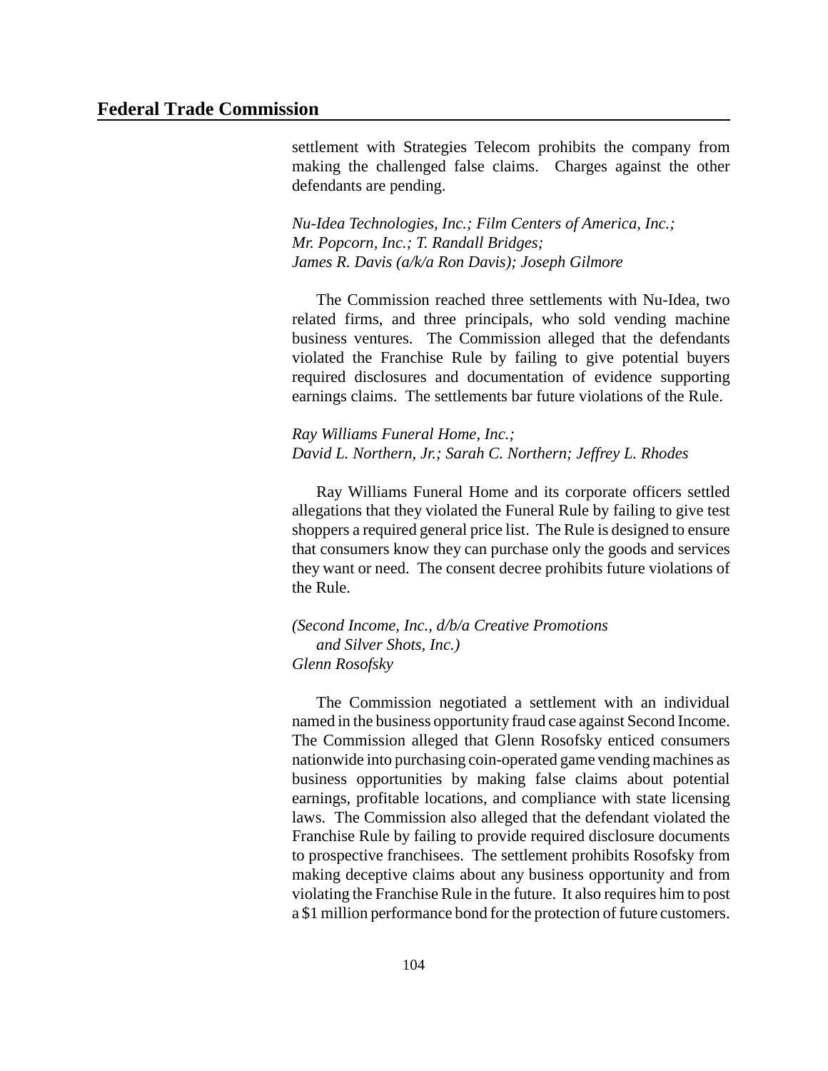settlement with Strategies Telecom prohibits the company from making the challenged false claims. Charges against the other defendants are pending.

*Nu-Idea Technologies, Inc.; Film Centers of America, Inc.; Mr. Popcorn, Inc.; T. Randall Bridges; James R. Davis (a/k/a Ron Davis); Joseph Gilmore*

The Commission reached three settlements with Nu-Idea, two related firms, and three principals, who sold vending machine business ventures. The Commission alleged that the defendants violated the Franchise Rule by failing to give potential buyers required disclosures and documentation of evidence supporting earnings claims. The settlements bar future violations of the Rule.

*Ray Williams Funeral Home, Inc.; David L. Northern, Jr.; Sarah C. Northern; Jeffrey L. Rhodes*

Ray Williams Funeral Home and its corporate officers settled allegations that they violated the Funeral Rule by failing to give test shoppers a required general price list. The Rule is designed to ensure that consumers know they can purchase only the goods and services they want or need. The consent decree prohibits future violations of the Rule.

*(Second Income, Inc., d/b/a Creative Promotions and Silver Shots, Inc.) Glenn Rosofsky*

The Commission negotiated a settlement with an individual named in the business opportunity fraud case against Second Income. The Commission alleged that Glenn Rosofsky enticed consumers nationwide into purchasing coin-operated game vending machines as business opportunities by making false claims about potential earnings, profitable locations, and compliance with state licensing laws. The Commission also alleged that the defendant violated the Franchise Rule by failing to provide required disclosure documents to prospective franchisees. The settlement prohibits Rosofsky from making deceptive claims about any business opportunity and from violating the Franchise Rule in the future. It also requires him to post a $1 million performance bond for the protection of future customers.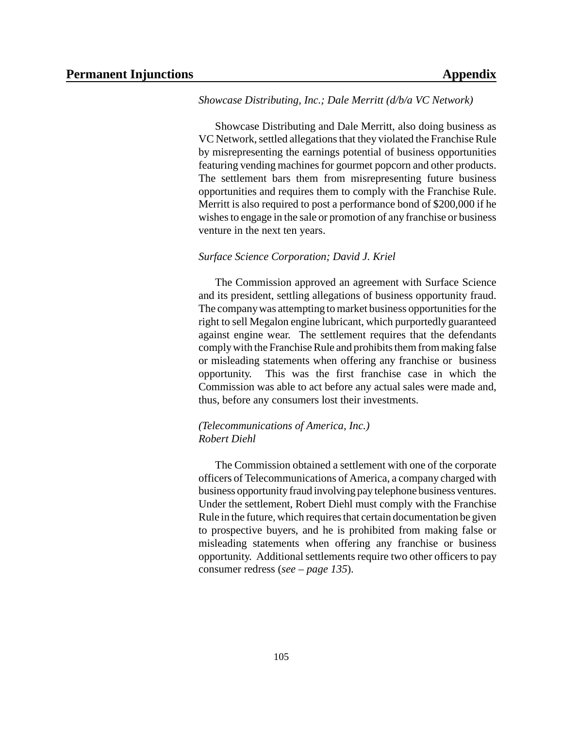*Showcase Distributing, Inc.; Dale Merritt (d/b/a VC Network)*

Showcase Distributing and Dale Merritt, also doing business as VC Network, settled allegations that they violated the Franchise Rule by misrepresenting the earnings potential of business opportunities featuring vending machines for gourmet popcorn and other products. The settlement bars them from misrepresenting future business opportunities and requires them to comply with the Franchise Rule. Merritt is also required to post a performance bond of $200,000 if he wishes to engage in the sale or promotion of any franchise or business venture in the next ten years.

*Surface Science Corporation; David J. Kriel*

The Commission approved an agreement with Surface Science and its president, settling allegations of business opportunity fraud. The company was attempting to market business opportunities for the right to sell Megalon engine lubricant, which purportedly guaranteed against engine wear. The settlement requires that the defendants comply with the Franchise Rule and prohibits them from making false or misleading statements when offering any franchise or business opportunity. This was the first franchise case in which the Commission was able to act before any actual sales were made and, thus, before any consumers lost their investments.

*(Telecommunications of America, Inc.)*
*Robert Diehl*

The Commission obtained a settlement with one of the corporate officers of Telecommunications of America, a company charged with business opportunity fraud involving pay telephone business ventures. Under the settlement, Robert Diehl must comply with the Franchise Rule in the future, which requires that certain documentation be given to prospective buyers, and he is prohibited from making false or misleading statements when offering any franchise or business opportunity. Additional settlements require two other officers to pay consumer redress (*see – page 135*).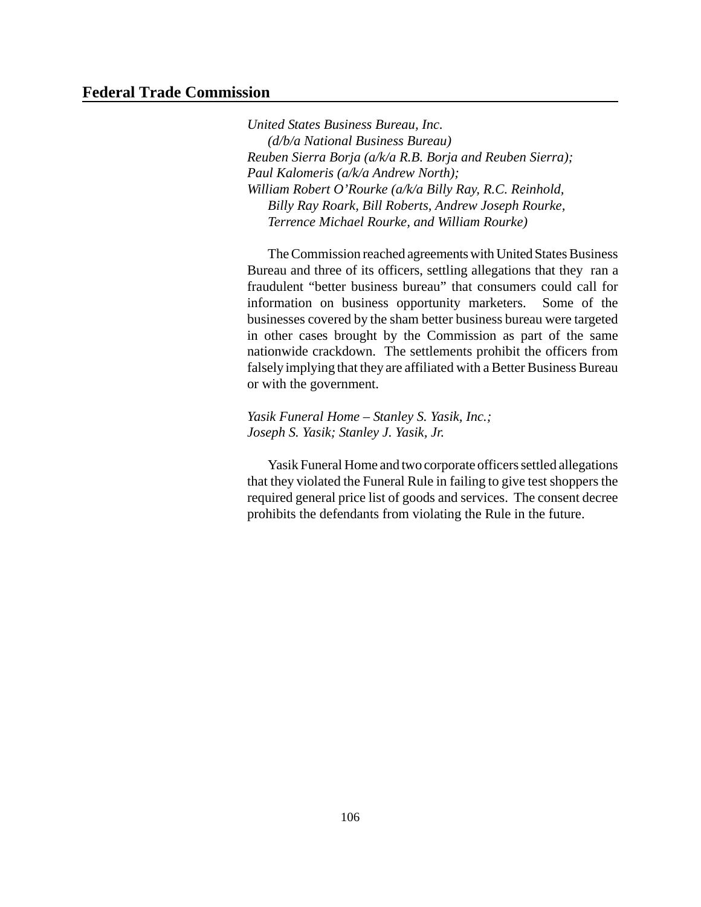*United States Business Bureau, Inc.*
*(d/b/a National Business Bureau)*
*Reuben Sierra Borja (a/k/a R.B. Borja and Reuben Sierra);*
*Paul Kalomeris (a/k/a Andrew North);*
*William Robert O'Rourke (a/k/a Billy Ray, R.C. Reinhold, Billy Ray Roark, Bill Roberts, Andrew Joseph Rourke, Terrence Michael Rourke, and William Rourke)*

The Commission reached agreements with United States Business Bureau and three of its officers, settling allegations that they ran a fraudulent "better business bureau" that consumers could call for information on business opportunity marketers. Some of the businesses covered by the sham better business bureau were targeted in other cases brought by the Commission as part of the same nationwide crackdown. The settlements prohibit the officers from falsely implying that they are affiliated with a Better Business Bureau or with the government.

*Yasik Funeral Home – Stanley S. Yasik, Inc.;*
*Joseph S. Yasik; Stanley J. Yasik, Jr.*

Yasik Funeral Home and two corporate officers settled allegations that they violated the Funeral Rule in failing to give test shoppers the required general price list of goods and services. The consent decree prohibits the defendants from violating the Rule in the future.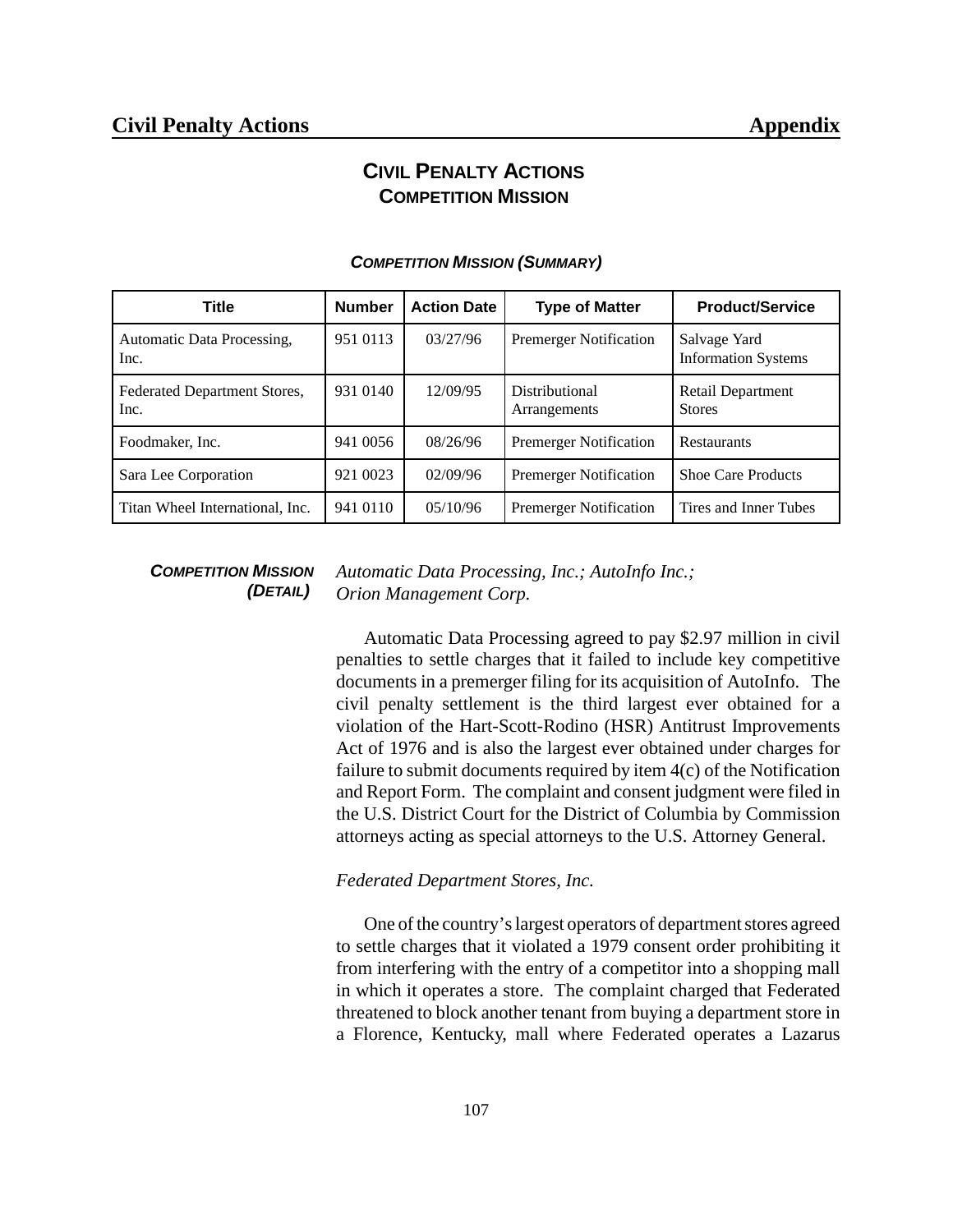# CIVIL PENALTY ACTIONS
## COMPETITION MISSION

### *COMPETITION MISSION (SUMMARY)*

| Title | Number | Action Date | Type of Matter | Product/Service |
|---|---|---|---|---|
| Automatic Data Processing, Inc. | 951 0113 | 03/27/96 | Premerger Notification | Salvage Yard Information Systems |
| Federated Department Stores, Inc. | 931 0140 | 12/09/95 | Distributional Arrangements | Retail Department Stores |
| Foodmaker, Inc. | 941 0056 | 08/26/96 | Premerger Notification | Restaurants |
| Sara Lee Corporation | 921 0023 | 02/09/96 | Premerger Notification | Shoe Care Products |
| Titan Wheel International, Inc. | 941 0110 | 05/10/96 | Premerger Notification | Tires and Inner Tubes |

### *COMPETITION MISSION (DETAIL)*

*Automatic Data Processing, Inc.; AutoInfo Inc.; Orion Management Corp.*

Automatic Data Processing agreed to pay $2.97 million in civil penalties to settle charges that it failed to include key competitive documents in a premerger filing for its acquisition of AutoInfo. The civil penalty settlement is the third largest ever obtained for a violation of the Hart-Scott-Rodino (HSR) Antitrust Improvements Act of 1976 and is also the largest ever obtained under charges for failure to submit documents required by item 4(c) of the Notification and Report Form. The complaint and consent judgment were filed in the U.S. District Court for the District of Columbia by Commission attorneys acting as special attorneys to the U.S. Attorney General.

*Federated Department Stores, Inc.*

One of the country's largest operators of department stores agreed to settle charges that it violated a 1979 consent order prohibiting it from interfering with the entry of a competitor into a shopping mall in which it operates a store. The complaint charged that Federated threatened to block another tenant from buying a department store in a Florence, Kentucky, mall where Federated operates a Lazarus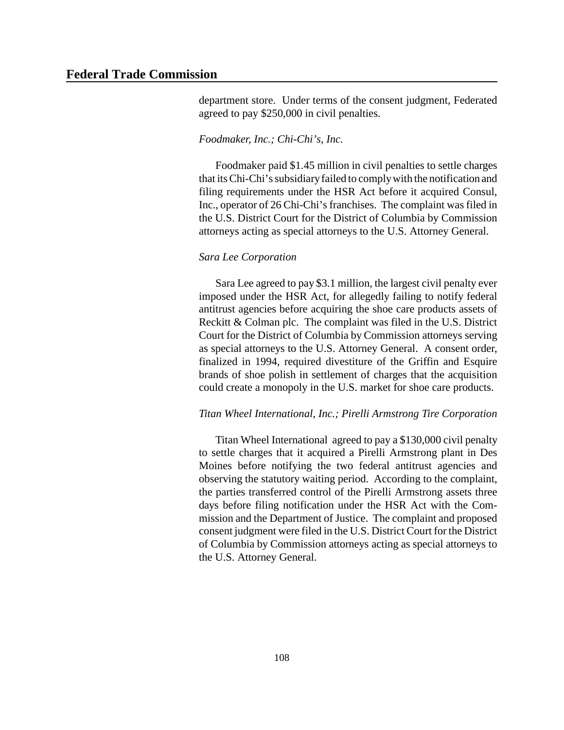department store. Under terms of the consent judgment, Federated agreed to pay $250,000 in civil penalties.

*Foodmaker, Inc.; Chi-Chi's, Inc.*

Foodmaker paid $1.45 million in civil penalties to settle charges that its Chi-Chi's subsidiary failed to comply with the notification and filing requirements under the HSR Act before it acquired Consul, Inc., operator of 26 Chi-Chi's franchises. The complaint was filed in the U.S. District Court for the District of Columbia by Commission attorneys acting as special attorneys to the U.S. Attorney General.

*Sara Lee Corporation*

Sara Lee agreed to pay $3.1 million, the largest civil penalty ever imposed under the HSR Act, for allegedly failing to notify federal antitrust agencies before acquiring the shoe care products assets of Reckitt & Colman plc. The complaint was filed in the U.S. District Court for the District of Columbia by Commission attorneys serving as special attorneys to the U.S. Attorney General. A consent order, finalized in 1994, required divestiture of the Griffin and Esquire brands of shoe polish in settlement of charges that the acquisition could create a monopoly in the U.S. market for shoe care products.

*Titan Wheel International, Inc.; Pirelli Armstrong Tire Corporation*

Titan Wheel International agreed to pay a $130,000 civil penalty to settle charges that it acquired a Pirelli Armstrong plant in Des Moines before notifying the two federal antitrust agencies and observing the statutory waiting period. According to the complaint, the parties transferred control of the Pirelli Armstrong assets three days before filing notification under the HSR Act with the Commission and the Department of Justice. The complaint and proposed consent judgment were filed in the U.S. District Court for the District of Columbia by Commission attorneys acting as special attorneys to the U.S. Attorney General.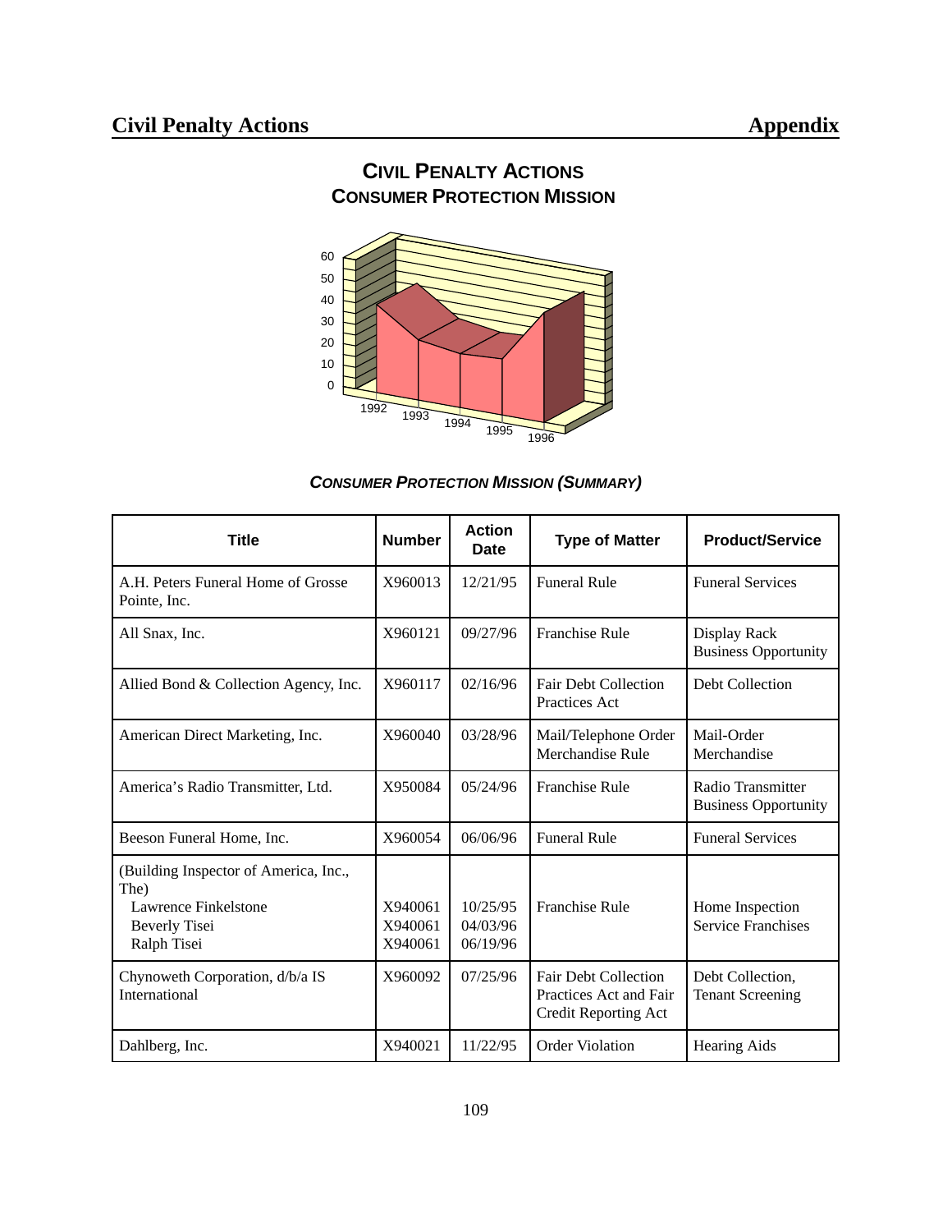## CIVIL PENALTY ACTIONS
## CONSUMER PROTECTION MISSION

60
50
40
30
20
10
0

1992 1993 1994 1995 1996

### *CONSUMER PROTECTION MISSION (SUMMARY)*

| Title | Number | Action Date | Type of Matter | Product/Service |
|---|---|---|---|---|
| A.H. Peters Funeral Home of Grosse Pointe, Inc. | X960013 | 12/21/95 | Funeral Rule | Funeral Services |
| All Snax, Inc. | X960121 | 09/27/96 | Franchise Rule | Display Rack Business Opportunity |
| Allied Bond & Collection Agency, Inc. | X960117 | 02/16/96 | Fair Debt Collection Practices Act | Debt Collection |
| American Direct Marketing, Inc. | X960040 | 03/28/96 | Mail/Telephone Order Merchandise Rule | Mail-Order Merchandise |
| America's Radio Transmitter, Ltd. | X950084 | 05/24/96 | Franchise Rule | Radio Transmitter Business Opportunity |
| Beeson Funeral Home, Inc. | X960054 | 06/06/96 | Funeral Rule | Funeral Services |
| (Building Inspector of America, Inc., The)<br>Lawrence Finkelstone<br>Beverly Tisei<br>Ralph Tisei | X940061<br>X940061<br>X940061 | 10/25/95<br>04/03/96<br>06/19/96 | Franchise Rule | Home Inspection Service Franchises |
| Chynoweth Corporation, d/b/a IS International | X960092 | 07/25/96 | Fair Debt Collection Practices Act and Fair Credit Reporting Act | Debt Collection, Tenant Screening |
| Dahlberg, Inc. | X940021 | 11/22/95 | Order Violation | Hearing Aids |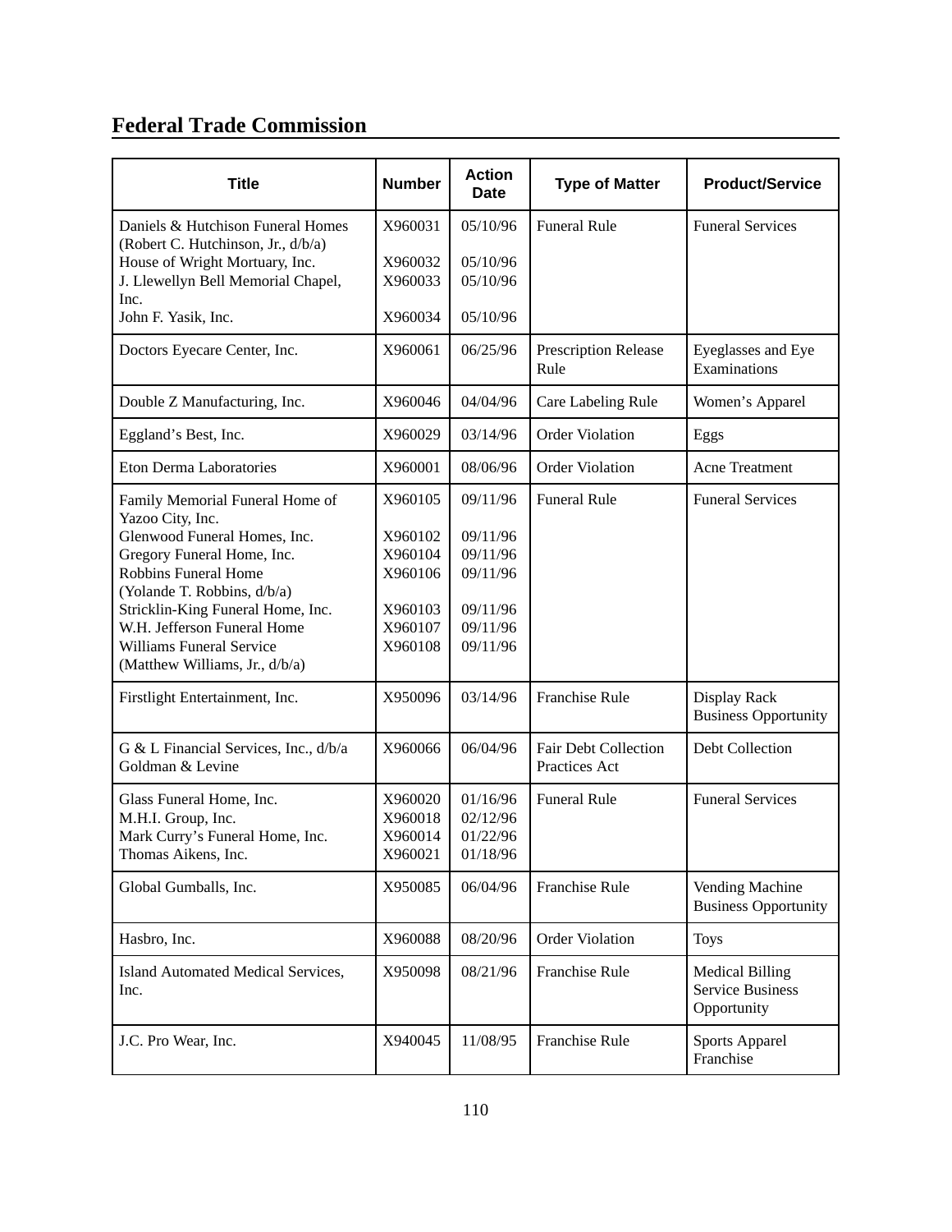## Federal Trade Commission

| Title | Number | Action Date | Type of Matter | Product/Service |
|---|---|---|---|---|
| Daniels & Hutchison Funeral Homes (Robert C. Hutchinson, Jr., d/b/a)<br>House of Wright Mortuary, Inc.<br>J. Llewellyn Bell Memorial Chapel, Inc.<br>John F. Yasik, Inc. | X960031<br><br>X960032<br>X960033<br><br>X960034 | 05/10/96<br><br>05/10/96<br>05/10/96<br><br>05/10/96 | Funeral Rule | Funeral Services |
| Doctors Eyecare Center, Inc. | X960061 | 06/25/96 | Prescription Release Rule | Eyeglasses and Eye Examinations |
| Double Z Manufacturing, Inc. | X960046 | 04/04/96 | Care Labeling Rule | Women's Apparel |
| Eggland's Best, Inc. | X960029 | 03/14/96 | Order Violation | Eggs |
| Eton Derma Laboratories | X960001 | 08/06/96 | Order Violation | Acne Treatment |
| Family Memorial Funeral Home of Yazoo City, Inc.<br>Glenwood Funeral Homes, Inc.<br>Gregory Funeral Home, Inc.<br>Robbins Funeral Home (Yolande T. Robbins, d/b/a)<br>Stricklin-King Funeral Home, Inc.<br>W.H. Jefferson Funeral Home<br>Williams Funeral Service (Matthew Williams, Jr., d/b/a) | X960105<br><br>X960102<br>X960104<br>X960106<br><br>X960103<br>X960107<br>X960108 | 09/11/96<br><br>09/11/96<br>09/11/96<br>09/11/96<br><br>09/11/96<br>09/11/96<br>09/11/96 | Funeral Rule | Funeral Services |
| Firstlight Entertainment, Inc. | X950096 | 03/14/96 | Franchise Rule | Display Rack Business Opportunity |
| G & L Financial Services, Inc., d/b/a Goldman & Levine | X960066 | 06/04/96 | Fair Debt Collection Practices Act | Debt Collection |
| Glass Funeral Home, Inc.<br>M.H.I. Group, Inc.<br>Mark Curry's Funeral Home, Inc.<br>Thomas Aikens, Inc. | X960020<br>X960018<br>X960014<br>X960021 | 01/16/96<br>02/12/96<br>01/22/96<br>01/18/96 | Funeral Rule | Funeral Services |
| Global Gumballs, Inc. | X950085 | 06/04/96 | Franchise Rule | Vending Machine Business Opportunity |
| Hasbro, Inc. | X960088 | 08/20/96 | Order Violation | Toys |
| Island Automated Medical Services, Inc. | X950098 | 08/21/96 | Franchise Rule | Medical Billing Service Business Opportunity |
| J.C. Pro Wear, Inc. | X940045 | 11/08/95 | Franchise Rule | Sports Apparel Franchise |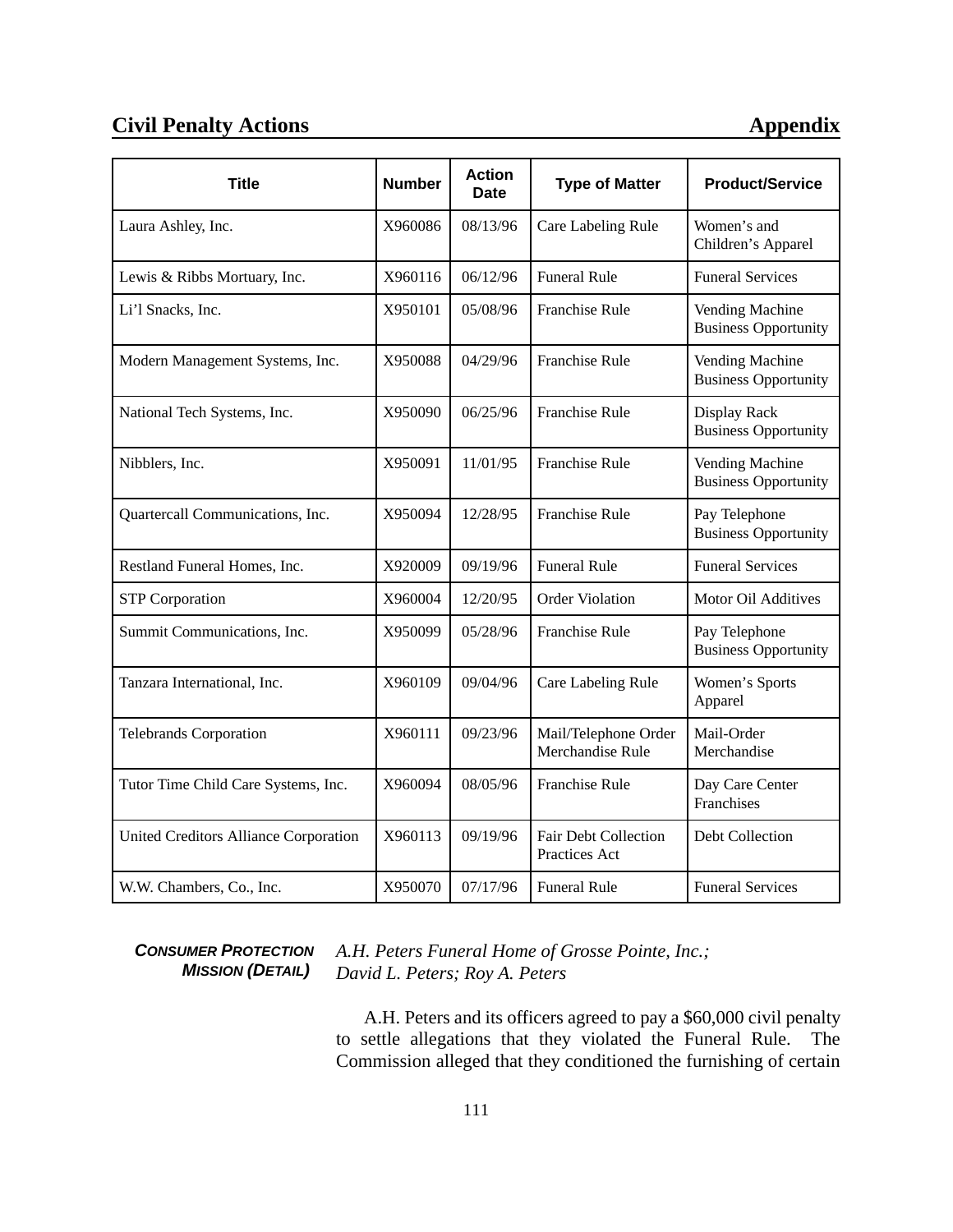| Title | Number | Action Date | Type of Matter | Product/Service |
|---|---|---|---|---|
| Laura Ashley, Inc. | X960086 | 08/13/96 | Care Labeling Rule | Women's and Children's Apparel |
| Lewis & Ribbs Mortuary, Inc. | X960116 | 06/12/96 | Funeral Rule | Funeral Services |
| Li'l Snacks, Inc. | X950101 | 05/08/96 | Franchise Rule | Vending Machine Business Opportunity |
| Modern Management Systems, Inc. | X950088 | 04/29/96 | Franchise Rule | Vending Machine Business Opportunity |
| National Tech Systems, Inc. | X950090 | 06/25/96 | Franchise Rule | Display Rack Business Opportunity |
| Nibblers, Inc. | X950091 | 11/01/95 | Franchise Rule | Vending Machine Business Opportunity |
| Quartercall Communications, Inc. | X950094 | 12/28/95 | Franchise Rule | Pay Telephone Business Opportunity |
| Restland Funeral Homes, Inc. | X920009 | 09/19/96 | Funeral Rule | Funeral Services |
| STP Corporation | X960004 | 12/20/95 | Order Violation | Motor Oil Additives |
| Summit Communications, Inc. | X950099 | 05/28/96 | Franchise Rule | Pay Telephone Business Opportunity |
| Tanzara International, Inc. | X960109 | 09/04/96 | Care Labeling Rule | Women's Sports Apparel |
| Telebrands Corporation | X960111 | 09/23/96 | Mail/Telephone Order Merchandise Rule | Mail-Order Merchandise |
| Tutor Time Child Care Systems, Inc. | X960094 | 08/05/96 | Franchise Rule | Day Care Center Franchises |
| United Creditors Alliance Corporation | X960113 | 09/19/96 | Fair Debt Collection Practices Act | Debt Collection |
| W.W. Chambers, Co., Inc. | X950070 | 07/17/96 | Funeral Rule | Funeral Services |

***CONSUMER PROTECTION MISSION (DETAIL)***

*A.H. Peters Funeral Home of Grosse Pointe, Inc.; David L. Peters; Roy A. Peters*

A.H. Peters and its officers agreed to pay a $60,000 civil penalty to settle allegations that they violated the Funeral Rule. The Commission alleged that they conditioned the furnishing of certain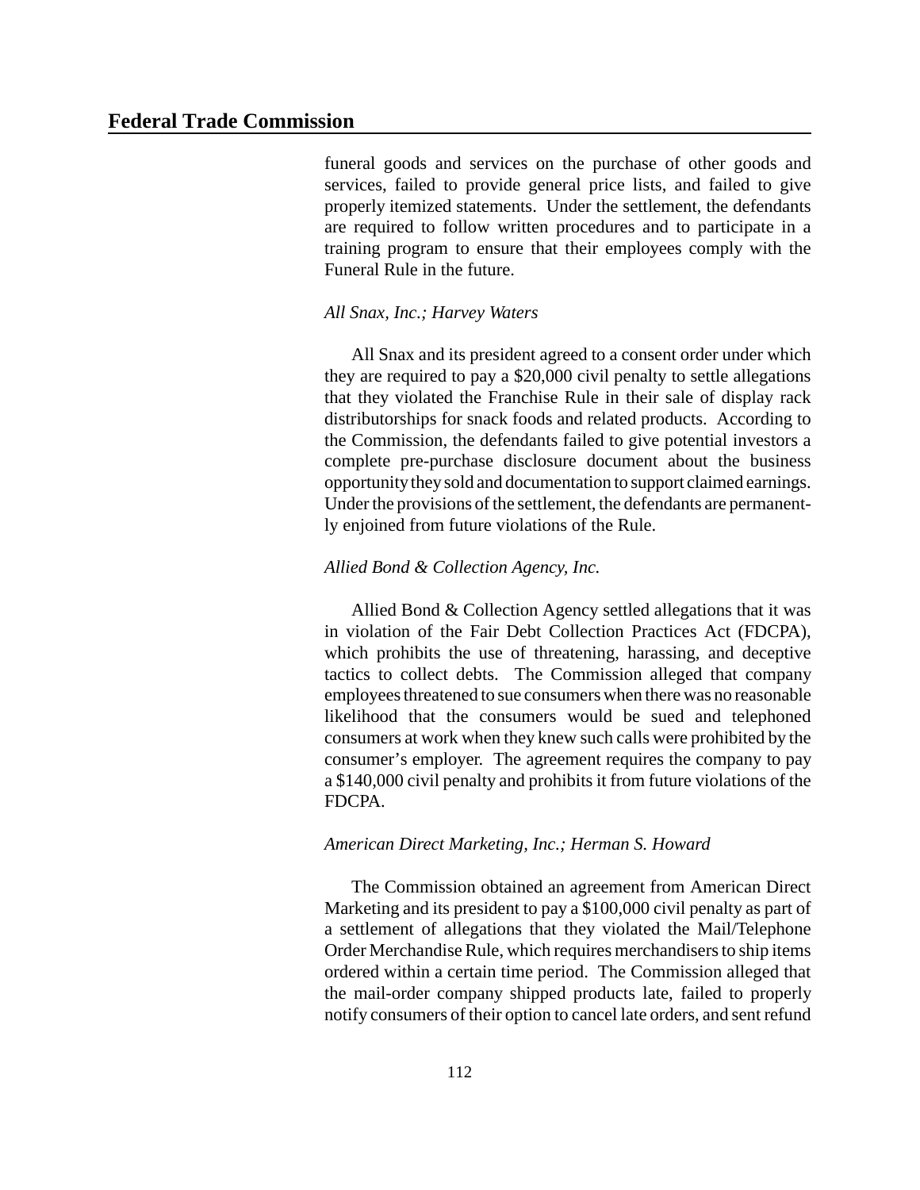funeral goods and services on the purchase of other goods and services, failed to provide general price lists, and failed to give properly itemized statements. Under the settlement, the defendants are required to follow written procedures and to participate in a training program to ensure that their employees comply with the Funeral Rule in the future.

*All Snax, Inc.; Harvey Waters*

All Snax and its president agreed to a consent order under which they are required to pay a $20,000 civil penalty to settle allegations that they violated the Franchise Rule in their sale of display rack distributorships for snack foods and related products. According to the Commission, the defendants failed to give potential investors a complete pre-purchase disclosure document about the business opportunity they sold and documentation to support claimed earnings. Under the provisions of the settlement, the defendants are permanently enjoined from future violations of the Rule.

*Allied Bond & Collection Agency, Inc.*

Allied Bond & Collection Agency settled allegations that it was in violation of the Fair Debt Collection Practices Act (FDCPA), which prohibits the use of threatening, harassing, and deceptive tactics to collect debts. The Commission alleged that company employees threatened to sue consumers when there was no reasonable likelihood that the consumers would be sued and telephoned consumers at work when they knew such calls were prohibited by the consumer's employer. The agreement requires the company to pay a $140,000 civil penalty and prohibits it from future violations of the FDCPA.

*American Direct Marketing, Inc.; Herman S. Howard*

The Commission obtained an agreement from American Direct Marketing and its president to pay a $100,000 civil penalty as part of a settlement of allegations that they violated the Mail/Telephone Order Merchandise Rule, which requires merchandisers to ship items ordered within a certain time period. The Commission alleged that the mail-order company shipped products late, failed to properly notify consumers of their option to cancel late orders, and sent refund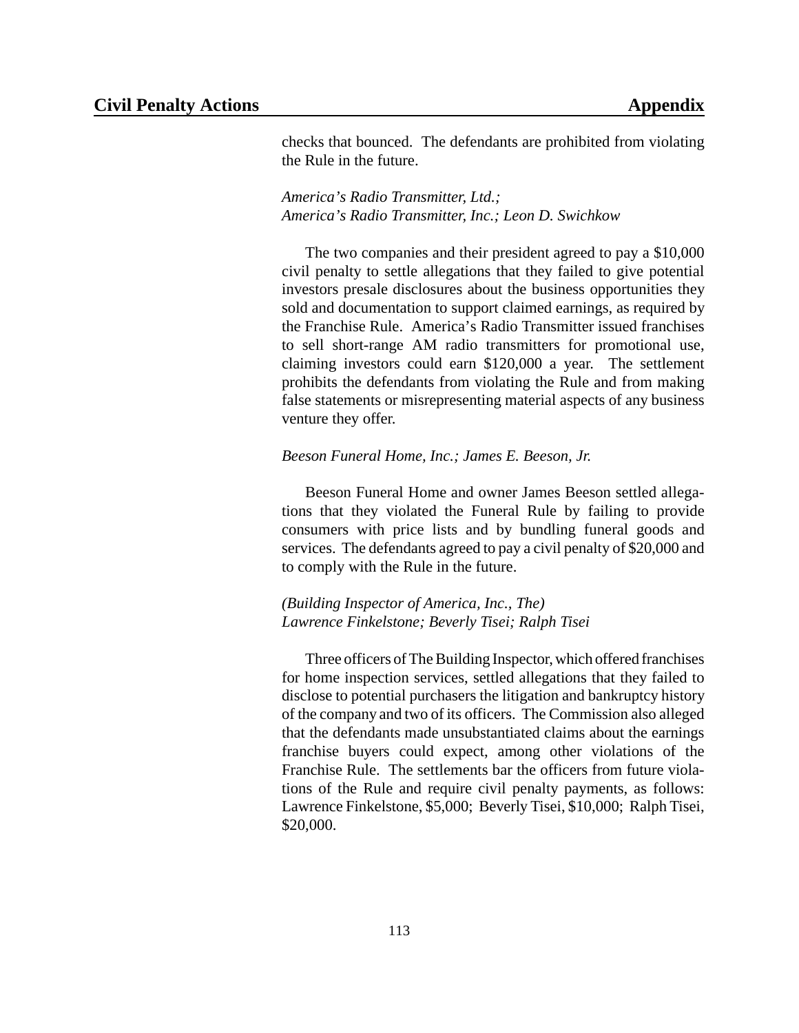checks that bounced. The defendants are prohibited from violating the Rule in the future.

*America's Radio Transmitter, Ltd.;*
*America's Radio Transmitter, Inc.; Leon D. Swichkow*

The two companies and their president agreed to pay a $10,000 civil penalty to settle allegations that they failed to give potential investors presale disclosures about the business opportunities they sold and documentation to support claimed earnings, as required by the Franchise Rule. America's Radio Transmitter issued franchises to sell short-range AM radio transmitters for promotional use, claiming investors could earn $120,000 a year. The settlement prohibits the defendants from violating the Rule and from making false statements or misrepresenting material aspects of any business venture they offer.

*Beeson Funeral Home, Inc.; James E. Beeson, Jr.*

Beeson Funeral Home and owner James Beeson settled allegations that they violated the Funeral Rule by failing to provide consumers with price lists and by bundling funeral goods and services. The defendants agreed to pay a civil penalty of $20,000 and to comply with the Rule in the future.

*(Building Inspector of America, Inc., The)*
*Lawrence Finkelstone; Beverly Tisei; Ralph Tisei*

Three officers of The Building Inspector, which offered franchises for home inspection services, settled allegations that they failed to disclose to potential purchasers the litigation and bankruptcy history of the company and two of its officers. The Commission also alleged that the defendants made unsubstantiated claims about the earnings franchise buyers could expect, among other violations of the Franchise Rule. The settlements bar the officers from future violations of the Rule and require civil penalty payments, as follows: Lawrence Finkelstone, $5,000; Beverly Tisei, $10,000; Ralph Tisei, $20,000.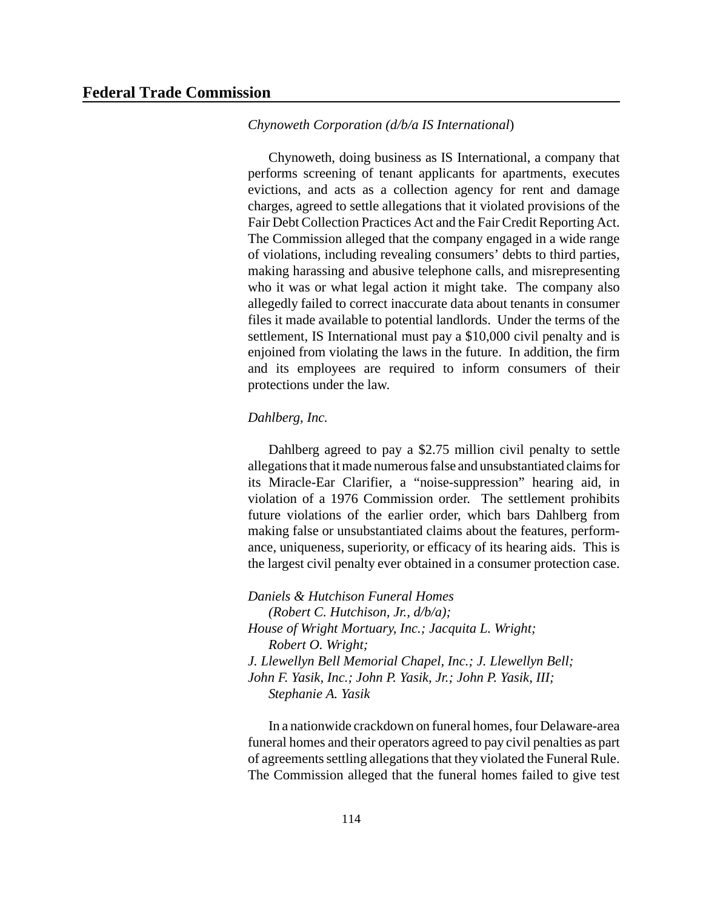*Chynoweth Corporation (d/b/a IS International*)

Chynoweth, doing business as IS International, a company that performs screening of tenant applicants for apartments, executes evictions, and acts as a collection agency for rent and damage charges, agreed to settle allegations that it violated provisions of the Fair Debt Collection Practices Act and the Fair Credit Reporting Act. The Commission alleged that the company engaged in a wide range of violations, including revealing consumers' debts to third parties, making harassing and abusive telephone calls, and misrepresenting who it was or what legal action it might take. The company also allegedly failed to correct inaccurate data about tenants in consumer files it made available to potential landlords. Under the terms of the settlement, IS International must pay a $10,000 civil penalty and is enjoined from violating the laws in the future. In addition, the firm and its employees are required to inform consumers of their protections under the law.

*Dahlberg, Inc.*

Dahlberg agreed to pay a $2.75 million civil penalty to settle allegations that it made numerous false and unsubstantiated claims for its Miracle-Ear Clarifier, a "noise-suppression" hearing aid, in violation of a 1976 Commission order. The settlement prohibits future violations of the earlier order, which bars Dahlberg from making false or unsubstantiated claims about the features, performance, uniqueness, superiority, or efficacy of its hearing aids. This is the largest civil penalty ever obtained in a consumer protection case.

*Daniels & Hutchison Funeral Homes*
*(Robert C. Hutchison, Jr., d/b/a);*
*House of Wright Mortuary, Inc.; Jacquita L. Wright;*
*Robert O. Wright;*
*J. Llewellyn Bell Memorial Chapel, Inc.; J. Llewellyn Bell;*
*John F. Yasik, Inc.; John P. Yasik, Jr.; John P. Yasik, III;*
*Stephanie A. Yasik*

In a nationwide crackdown on funeral homes, four Delaware-area funeral homes and their operators agreed to pay civil penalties as part of agreements settling allegations that they violated the Funeral Rule. The Commission alleged that the funeral homes failed to give test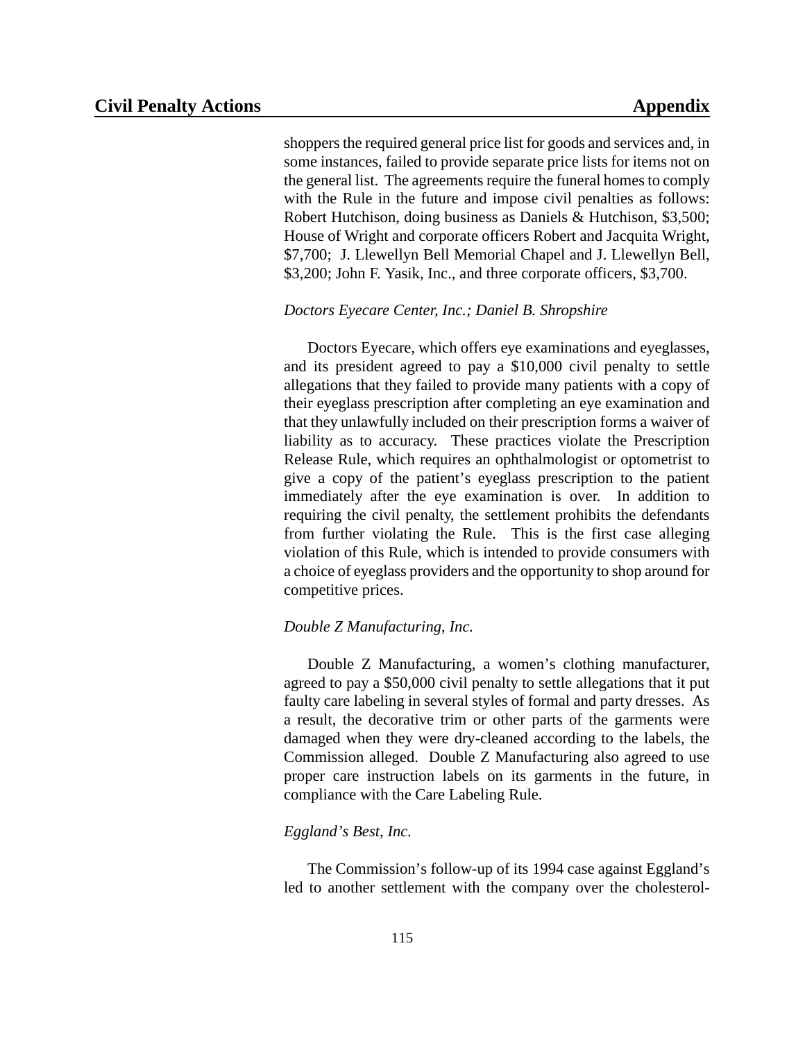shoppers the required general price list for goods and services and, in some instances, failed to provide separate price lists for items not on the general list. The agreements require the funeral homes to comply with the Rule in the future and impose civil penalties as follows: Robert Hutchison, doing business as Daniels & Hutchison, $3,500; House of Wright and corporate officers Robert and Jacquita Wright, $7,700; J. Llewellyn Bell Memorial Chapel and J. Llewellyn Bell, $3,200; John F. Yasik, Inc., and three corporate officers, $3,700.

*Doctors Eyecare Center, Inc.; Daniel B. Shropshire*

Doctors Eyecare, which offers eye examinations and eyeglasses, and its president agreed to pay a $10,000 civil penalty to settle allegations that they failed to provide many patients with a copy of their eyeglass prescription after completing an eye examination and that they unlawfully included on their prescription forms a waiver of liability as to accuracy. These practices violate the Prescription Release Rule, which requires an ophthalmologist or optometrist to give a copy of the patient's eyeglass prescription to the patient immediately after the eye examination is over. In addition to requiring the civil penalty, the settlement prohibits the defendants from further violating the Rule. This is the first case alleging violation of this Rule, which is intended to provide consumers with a choice of eyeglass providers and the opportunity to shop around for competitive prices.

*Double Z Manufacturing, Inc.*

Double Z Manufacturing, a women's clothing manufacturer, agreed to pay a $50,000 civil penalty to settle allegations that it put faulty care labeling in several styles of formal and party dresses. As a result, the decorative trim or other parts of the garments were damaged when they were dry-cleaned according to the labels, the Commission alleged. Double Z Manufacturing also agreed to use proper care instruction labels on its garments in the future, in compliance with the Care Labeling Rule.

*Eggland's Best, Inc.*

The Commission's follow-up of its 1994 case against Eggland's led to another settlement with the company over the cholesterol-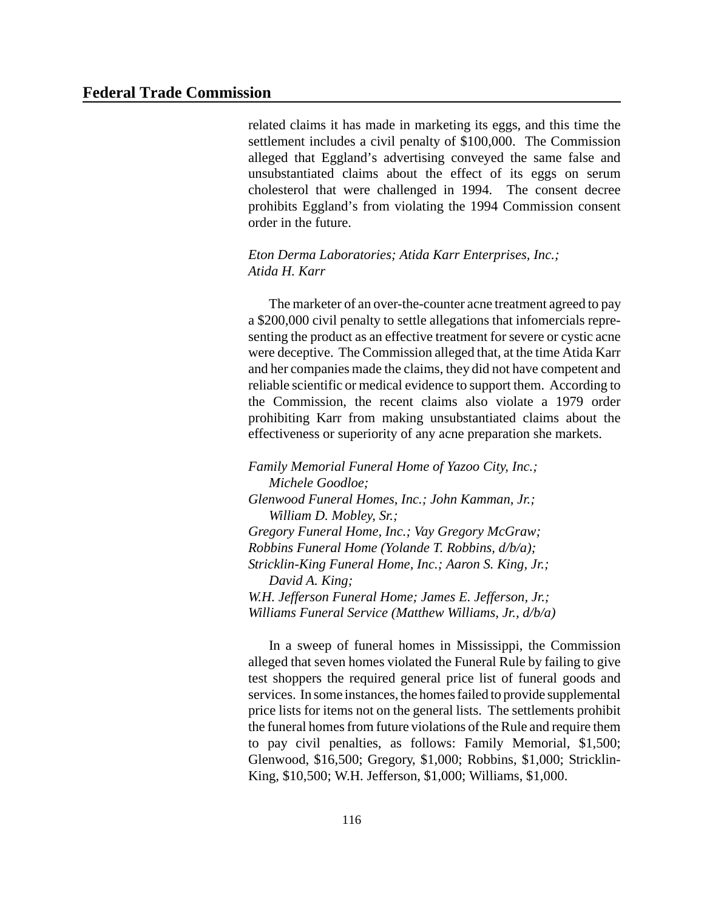related claims it has made in marketing its eggs, and this time the settlement includes a civil penalty of $100,000. The Commission alleged that Eggland's advertising conveyed the same false and unsubstantiated claims about the effect of its eggs on serum cholesterol that were challenged in 1994. The consent decree prohibits Eggland's from violating the 1994 Commission consent order in the future.

*Eton Derma Laboratories; Atida Karr Enterprises, Inc.; Atida H. Karr*

The marketer of an over-the-counter acne treatment agreed to pay a $200,000 civil penalty to settle allegations that infomercials representing the product as an effective treatment for severe or cystic acne were deceptive. The Commission alleged that, at the time Atida Karr and her companies made the claims, they did not have competent and reliable scientific or medical evidence to support them. According to the Commission, the recent claims also violate a 1979 order prohibiting Karr from making unsubstantiated claims about the effectiveness or superiority of any acne preparation she markets.

*Family Memorial Funeral Home of Yazoo City, Inc.; Michele Goodloe;*
*Glenwood Funeral Homes, Inc.; John Kamman, Jr.; William D. Mobley, Sr.;*
*Gregory Funeral Home, Inc.; Vay Gregory McGraw;*
*Robbins Funeral Home (Yolande T. Robbins, d/b/a);*
*Stricklin-King Funeral Home, Inc.; Aaron S. King, Jr.; David A. King;*
*W.H. Jefferson Funeral Home; James E. Jefferson, Jr.;*
*Williams Funeral Service (Matthew Williams, Jr., d/b/a)*

In a sweep of funeral homes in Mississippi, the Commission alleged that seven homes violated the Funeral Rule by failing to give test shoppers the required general price list of funeral goods and services. In some instances, the homes failed to provide supplemental price lists for items not on the general lists. The settlements prohibit the funeral homes from future violations of the Rule and require them to pay civil penalties, as follows: Family Memorial, $1,500; Glenwood, $16,500; Gregory, $1,000; Robbins, $1,000; Stricklin-King, $10,500; W.H. Jefferson, $1,000; Williams, $1,000.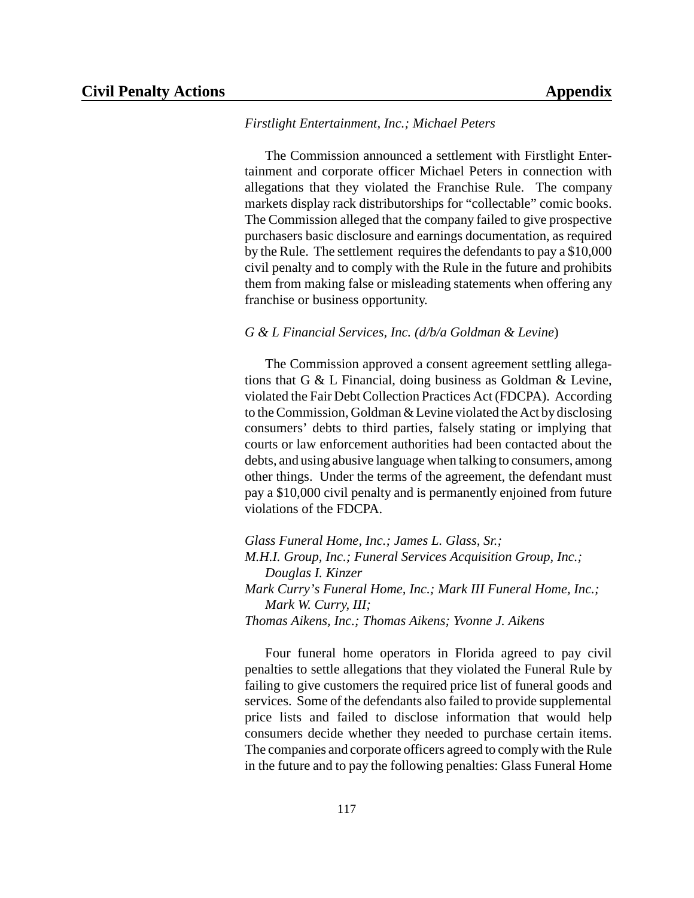*Firstlight Entertainment, Inc.; Michael Peters*

The Commission announced a settlement with Firstlight Entertainment and corporate officer Michael Peters in connection with allegations that they violated the Franchise Rule. The company markets display rack distributorships for "collectable" comic books. The Commission alleged that the company failed to give prospective purchasers basic disclosure and earnings documentation, as required by the Rule. The settlement requires the defendants to pay a $10,000 civil penalty and to comply with the Rule in the future and prohibits them from making false or misleading statements when offering any franchise or business opportunity.

*G & L Financial Services, Inc. (d/b/a Goldman & Levine*)

The Commission approved a consent agreement settling allegations that G & L Financial, doing business as Goldman & Levine, violated the Fair Debt Collection Practices Act (FDCPA). According to the Commission, Goldman & Levine violated the Act by disclosing consumers' debts to third parties, falsely stating or implying that courts or law enforcement authorities had been contacted about the debts, and using abusive language when talking to consumers, among other things. Under the terms of the agreement, the defendant must pay a $10,000 civil penalty and is permanently enjoined from future violations of the FDCPA.

*Glass Funeral Home, Inc.; James L. Glass, Sr.;*
*M.H.I. Group, Inc.; Funeral Services Acquisition Group, Inc.; Douglas I. Kinzer*
*Mark Curry's Funeral Home, Inc.; Mark III Funeral Home, Inc.; Mark W. Curry, III;*
*Thomas Aikens, Inc.; Thomas Aikens; Yvonne J. Aikens*

Four funeral home operators in Florida agreed to pay civil penalties to settle allegations that they violated the Funeral Rule by failing to give customers the required price list of funeral goods and services. Some of the defendants also failed to provide supplemental price lists and failed to disclose information that would help consumers decide whether they needed to purchase certain items. The companies and corporate officers agreed to comply with the Rule in the future and to pay the following penalties: Glass Funeral Home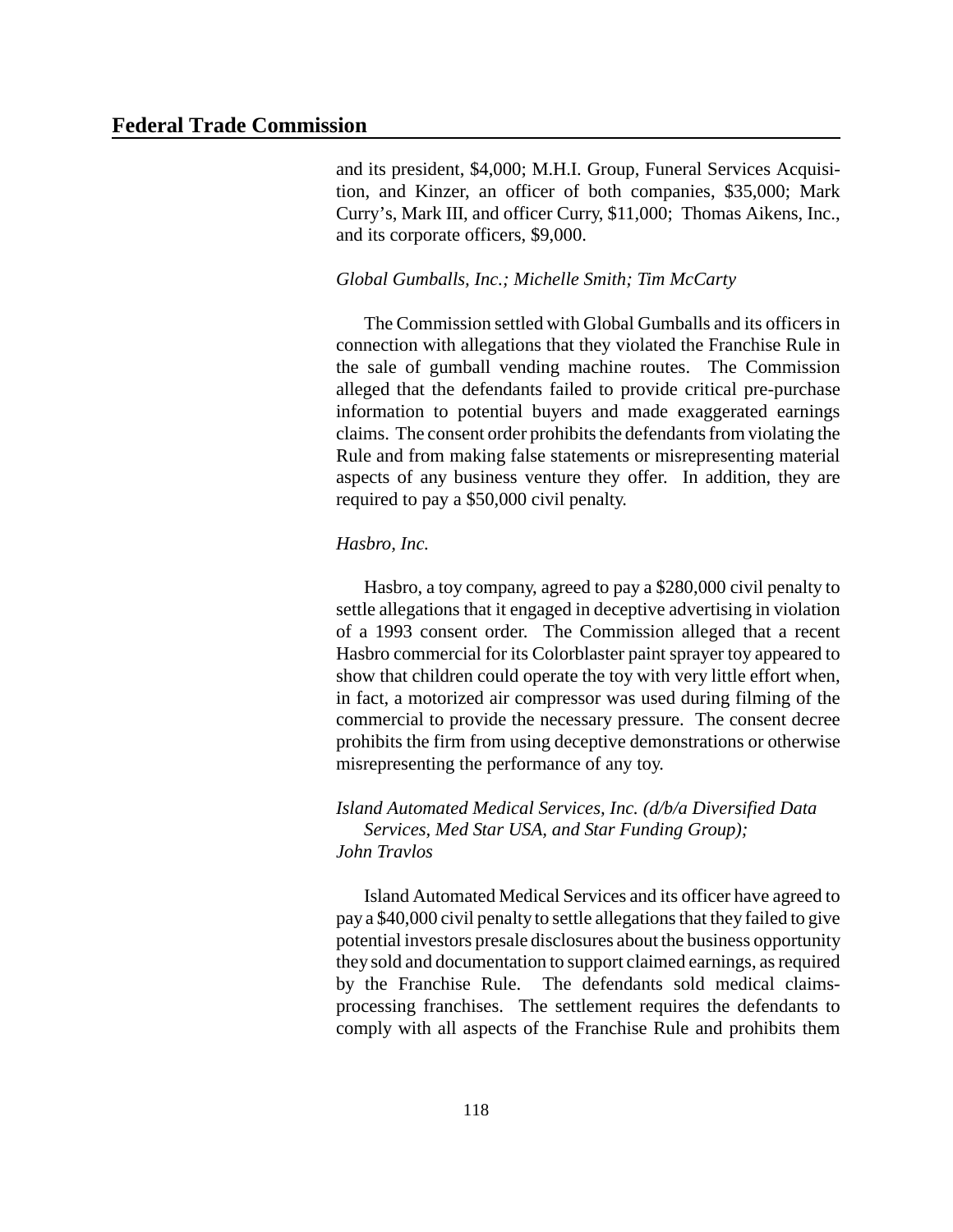and its president, $4,000; M.H.I. Group, Funeral Services Acquisition, and Kinzer, an officer of both companies, $35,000; Mark Curry's, Mark III, and officer Curry, $11,000; Thomas Aikens, Inc., and its corporate officers, $9,000.

*Global Gumballs, Inc.; Michelle Smith; Tim McCarty*

The Commission settled with Global Gumballs and its officers in connection with allegations that they violated the Franchise Rule in the sale of gumball vending machine routes. The Commission alleged that the defendants failed to provide critical pre-purchase information to potential buyers and made exaggerated earnings claims. The consent order prohibits the defendants from violating the Rule and from making false statements or misrepresenting material aspects of any business venture they offer. In addition, they are required to pay a $50,000 civil penalty.

*Hasbro, Inc.*

Hasbro, a toy company, agreed to pay a $280,000 civil penalty to settle allegations that it engaged in deceptive advertising in violation of a 1993 consent order. The Commission alleged that a recent Hasbro commercial for its Colorblaster paint sprayer toy appeared to show that children could operate the toy with very little effort when, in fact, a motorized air compressor was used during filming of the commercial to provide the necessary pressure. The consent decree prohibits the firm from using deceptive demonstrations or otherwise misrepresenting the performance of any toy.

*Island Automated Medical Services, Inc. (d/b/a Diversified Data Services, Med Star USA, and Star Funding Group); John Travlos*

Island Automated Medical Services and its officer have agreed to pay a $40,000 civil penalty to settle allegations that they failed to give potential investors presale disclosures about the business opportunity they sold and documentation to support claimed earnings, as required by the Franchise Rule. The defendants sold medical claims-processing franchises. The settlement requires the defendants to comply with all aspects of the Franchise Rule and prohibits them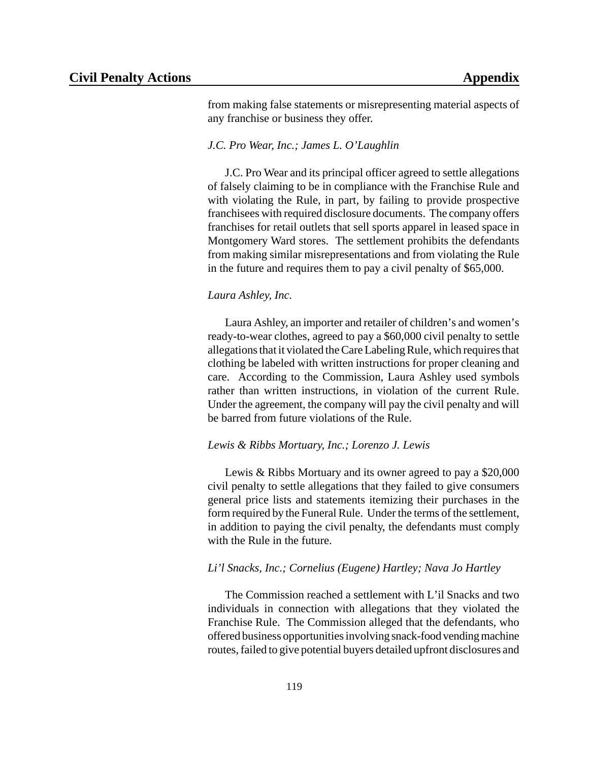from making false statements or misrepresenting material aspects of any franchise or business they offer.

*J.C. Pro Wear, Inc.; James L. O'Laughlin*

J.C. Pro Wear and its principal officer agreed to settle allegations of falsely claiming to be in compliance with the Franchise Rule and with violating the Rule, in part, by failing to provide prospective franchisees with required disclosure documents. The company offers franchises for retail outlets that sell sports apparel in leased space in Montgomery Ward stores. The settlement prohibits the defendants from making similar misrepresentations and from violating the Rule in the future and requires them to pay a civil penalty of $65,000.

*Laura Ashley, Inc.*

Laura Ashley, an importer and retailer of children's and women's ready-to-wear clothes, agreed to pay a $60,000 civil penalty to settle allegations that it violated the Care Labeling Rule, which requires that clothing be labeled with written instructions for proper cleaning and care. According to the Commission, Laura Ashley used symbols rather than written instructions, in violation of the current Rule. Under the agreement, the company will pay the civil penalty and will be barred from future violations of the Rule.

*Lewis & Ribbs Mortuary, Inc.; Lorenzo J. Lewis*

Lewis & Ribbs Mortuary and its owner agreed to pay a $20,000 civil penalty to settle allegations that they failed to give consumers general price lists and statements itemizing their purchases in the form required by the Funeral Rule. Under the terms of the settlement, in addition to paying the civil penalty, the defendants must comply with the Rule in the future.

*Li'l Snacks, Inc.; Cornelius (Eugene) Hartley; Nava Jo Hartley*

The Commission reached a settlement with L'il Snacks and two individuals in connection with allegations that they violated the Franchise Rule. The Commission alleged that the defendants, who offered business opportunities involving snack-food vending machine routes, failed to give potential buyers detailed upfront disclosures and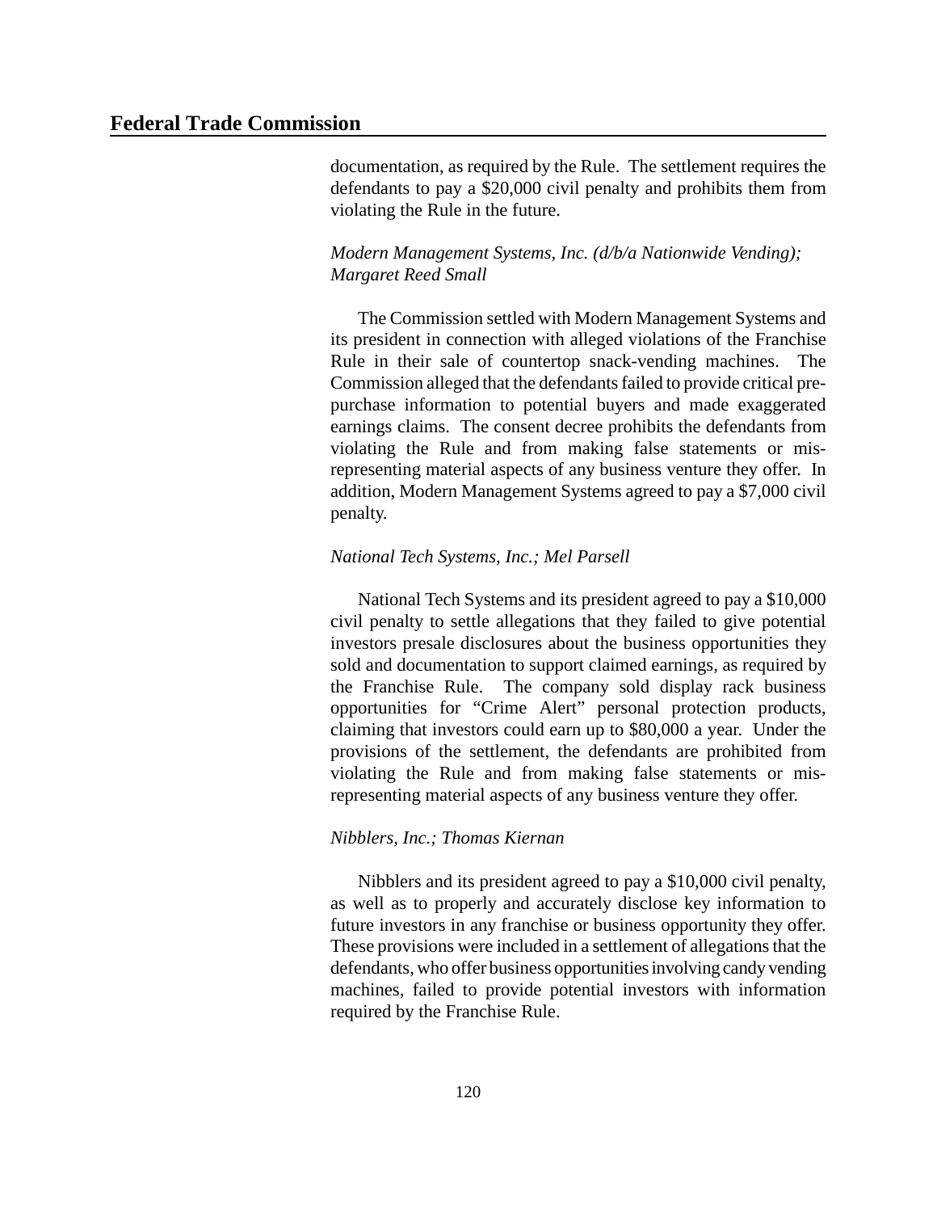documentation, as required by the Rule. The settlement requires the defendants to pay a $20,000 civil penalty and prohibits them from violating the Rule in the future.

*Modern Management Systems, Inc. (d/b/a Nationwide Vending); Margaret Reed Small*

The Commission settled with Modern Management Systems and its president in connection with alleged violations of the Franchise Rule in their sale of countertop snack-vending machines. The Commission alleged that the defendants failed to provide critical pre-purchase information to potential buyers and made exaggerated earnings claims. The consent decree prohibits the defendants from violating the Rule and from making false statements or misrepresenting material aspects of any business venture they offer. In addition, Modern Management Systems agreed to pay a $7,000 civil penalty.

*National Tech Systems, Inc.; Mel Parsell*

National Tech Systems and its president agreed to pay a $10,000 civil penalty to settle allegations that they failed to give potential investors presale disclosures about the business opportunities they sold and documentation to support claimed earnings, as required by the Franchise Rule. The company sold display rack business opportunities for "Crime Alert" personal protection products, claiming that investors could earn up to $80,000 a year. Under the provisions of the settlement, the defendants are prohibited from violating the Rule and from making false statements or misrepresenting material aspects of any business venture they offer.

*Nibblers, Inc.; Thomas Kiernan*

Nibblers and its president agreed to pay a $10,000 civil penalty, as well as to properly and accurately disclose key information to future investors in any franchise or business opportunity they offer. These provisions were included in a settlement of allegations that the defendants, who offer business opportunities involving candy vending machines, failed to provide potential investors with information required by the Franchise Rule.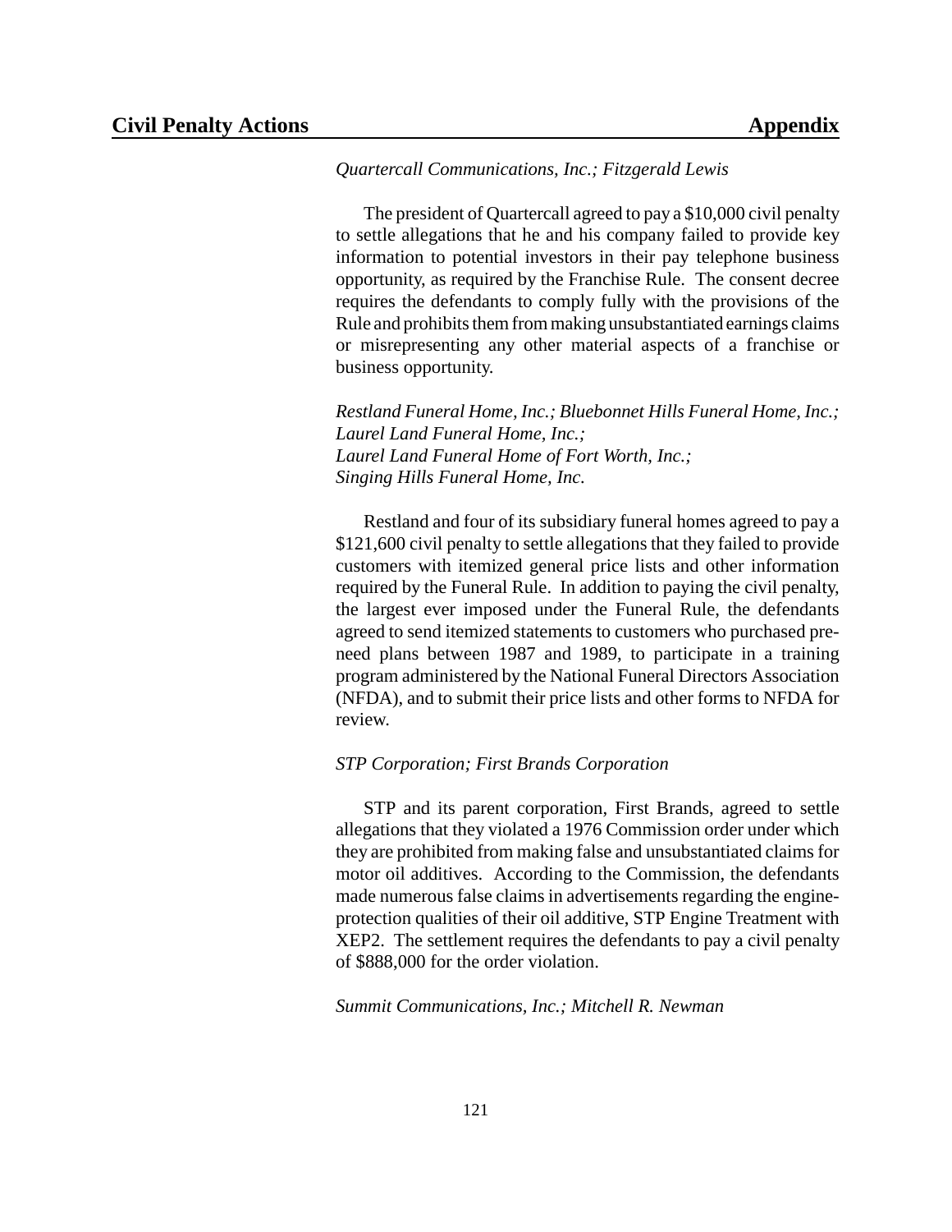*Quartercall Communications, Inc.; Fitzgerald Lewis*

The president of Quartercall agreed to pay a $10,000 civil penalty to settle allegations that he and his company failed to provide key information to potential investors in their pay telephone business opportunity, as required by the Franchise Rule. The consent decree requires the defendants to comply fully with the provisions of the Rule and prohibits them from making unsubstantiated earnings claims or misrepresenting any other material aspects of a franchise or business opportunity.

*Restland Funeral Home, Inc.; Bluebonnet Hills Funeral Home, Inc.; Laurel Land Funeral Home, Inc.; Laurel Land Funeral Home of Fort Worth, Inc.; Singing Hills Funeral Home, Inc.*

Restland and four of its subsidiary funeral homes agreed to pay a $121,600 civil penalty to settle allegations that they failed to provide customers with itemized general price lists and other information required by the Funeral Rule. In addition to paying the civil penalty, the largest ever imposed under the Funeral Rule, the defendants agreed to send itemized statements to customers who purchased pre-need plans between 1987 and 1989, to participate in a training program administered by the National Funeral Directors Association (NFDA), and to submit their price lists and other forms to NFDA for review.

*STP Corporation; First Brands Corporation*

STP and its parent corporation, First Brands, agreed to settle allegations that they violated a 1976 Commission order under which they are prohibited from making false and unsubstantiated claims for motor oil additives. According to the Commission, the defendants made numerous false claims in advertisements regarding the engine-protection qualities of their oil additive, STP Engine Treatment with XEP2. The settlement requires the defendants to pay a civil penalty of $888,000 for the order violation.

*Summit Communications, Inc.; Mitchell R. Newman*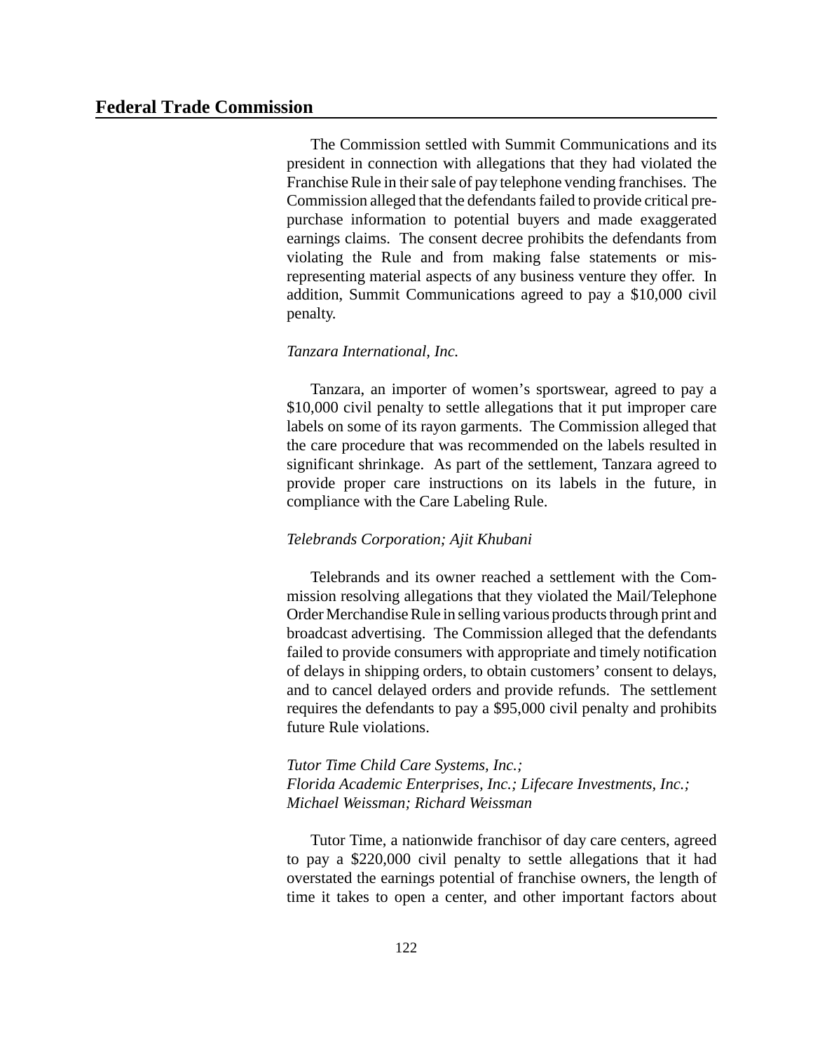The Commission settled with Summit Communications and its president in connection with allegations that they had violated the Franchise Rule in their sale of pay telephone vending franchises. The Commission alleged that the defendants failed to provide critical pre-purchase information to potential buyers and made exaggerated earnings claims. The consent decree prohibits the defendants from violating the Rule and from making false statements or misrepresenting material aspects of any business venture they offer. In addition, Summit Communications agreed to pay a $10,000 civil penalty.

*Tanzara International, Inc.*

Tanzara, an importer of women's sportswear, agreed to pay a $10,000 civil penalty to settle allegations that it put improper care labels on some of its rayon garments. The Commission alleged that the care procedure that was recommended on the labels resulted in significant shrinkage. As part of the settlement, Tanzara agreed to provide proper care instructions on its labels in the future, in compliance with the Care Labeling Rule.

*Telebrands Corporation; Ajit Khubani*

Telebrands and its owner reached a settlement with the Commission resolving allegations that they violated the Mail/Telephone Order Merchandise Rule in selling various products through print and broadcast advertising. The Commission alleged that the defendants failed to provide consumers with appropriate and timely notification of delays in shipping orders, to obtain customers' consent to delays, and to cancel delayed orders and provide refunds. The settlement requires the defendants to pay a $95,000 civil penalty and prohibits future Rule violations.

*Tutor Time Child Care Systems, Inc.;*
*Florida Academic Enterprises, Inc.; Lifecare Investments, Inc.;*
*Michael Weissman; Richard Weissman*

Tutor Time, a nationwide franchisor of day care centers, agreed to pay a $220,000 civil penalty to settle allegations that it had overstated the earnings potential of franchise owners, the length of time it takes to open a center, and other important factors about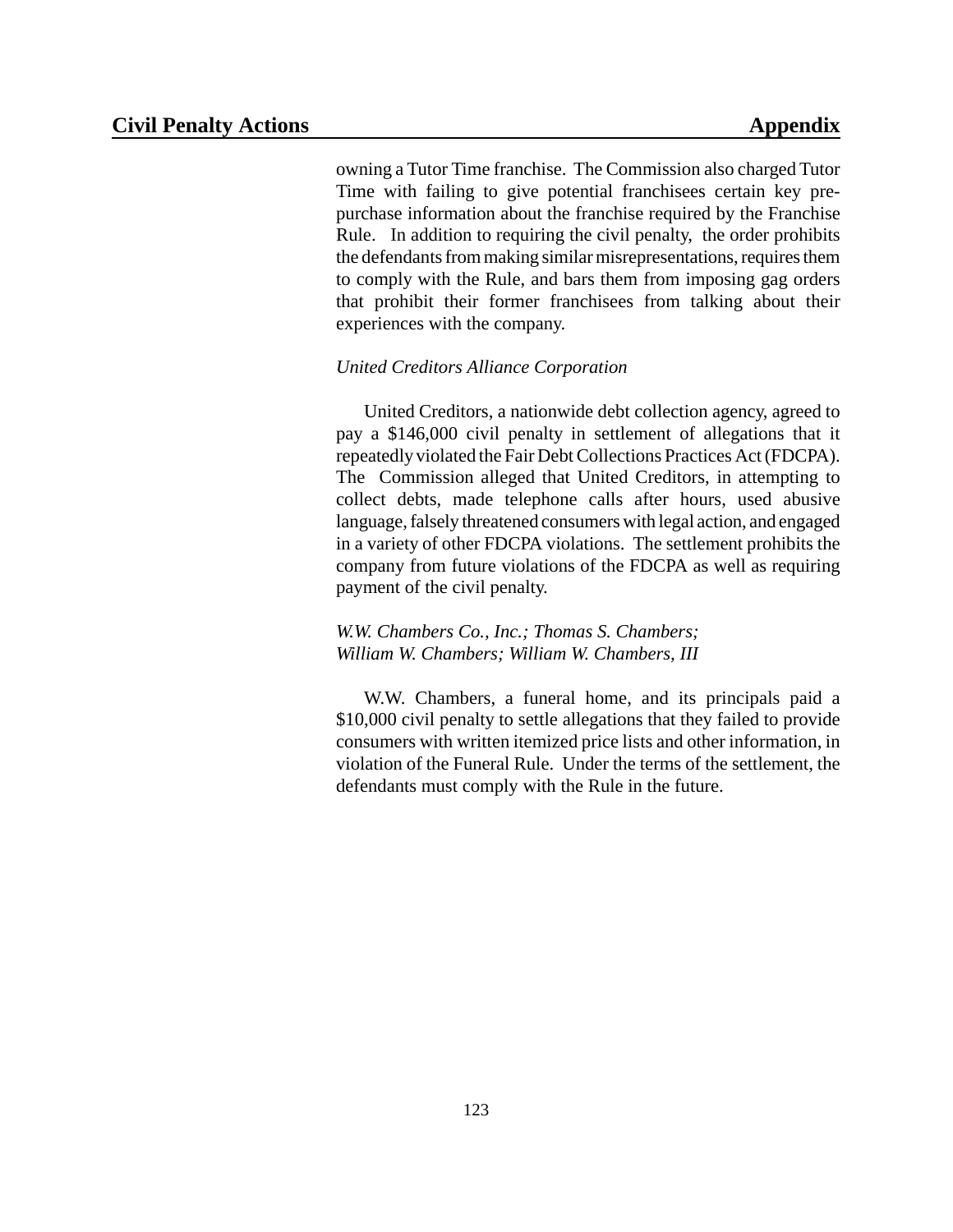owning a Tutor Time franchise. The Commission also charged Tutor Time with failing to give potential franchisees certain key pre-purchase information about the franchise required by the Franchise Rule. In addition to requiring the civil penalty, the order prohibits the defendants from making similar misrepresentations, requires them to comply with the Rule, and bars them from imposing gag orders that prohibit their former franchisees from talking about their experiences with the company.

*United Creditors Alliance Corporation*

United Creditors, a nationwide debt collection agency, agreed to pay a $146,000 civil penalty in settlement of allegations that it repeatedly violated the Fair Debt Collections Practices Act (FDCPA). The Commission alleged that United Creditors, in attempting to collect debts, made telephone calls after hours, used abusive language, falsely threatened consumers with legal action, and engaged in a variety of other FDCPA violations. The settlement prohibits the company from future violations of the FDCPA as well as requiring payment of the civil penalty.

*W.W. Chambers Co., Inc.; Thomas S. Chambers; William W. Chambers; William W. Chambers, III*

W.W. Chambers, a funeral home, and its principals paid a $10,000 civil penalty to settle allegations that they failed to provide consumers with written itemized price lists and other information, in violation of the Funeral Rule. Under the terms of the settlement, the defendants must comply with the Rule in the future.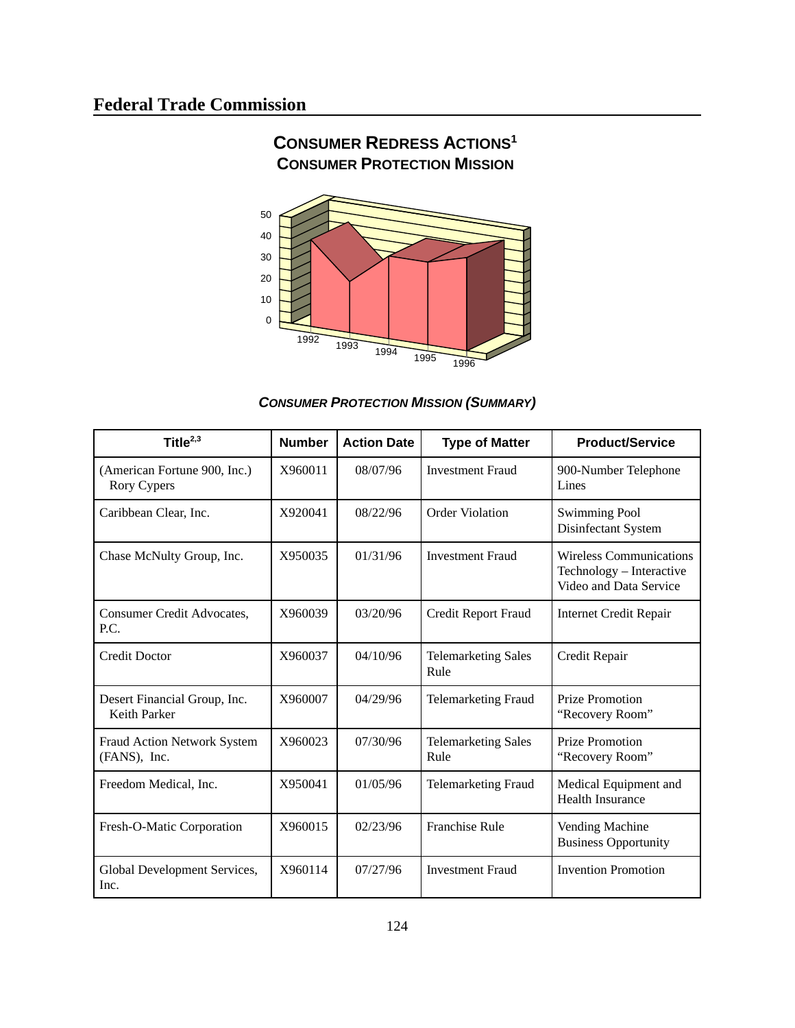## Federal Trade Commission

### Consumer Redress Actions[1]
### Consumer Protection Mission

### *Consumer Protection Mission (Summary)*

| Title[2,3] | Number | Action Date | Type of Matter | Product/Service |
|---|---|---|---|---|
| (American Fortune 900, Inc.) Rory Cypers | X960011 | 08/07/96 | Investment Fraud | 900-Number Telephone Lines |
| Caribbean Clear, Inc. | X920041 | 08/22/96 | Order Violation | Swimming Pool Disinfectant System |
| Chase McNulty Group, Inc. | X950035 | 01/31/96 | Investment Fraud | Wireless Communications Technology – Interactive Video and Data Service |
| Consumer Credit Advocates, P.C. | X960039 | 03/20/96 | Credit Report Fraud | Internet Credit Repair |
| Credit Doctor | X960037 | 04/10/96 | Telemarketing Sales Rule | Credit Repair |
| Desert Financial Group, Inc. Keith Parker | X960007 | 04/29/96 | Telemarketing Fraud | Prize Promotion "Recovery Room" |
| Fraud Action Network System (FANS), Inc. | X960023 | 07/30/96 | Telemarketing Sales Rule | Prize Promotion "Recovery Room" |
| Freedom Medical, Inc. | X950041 | 01/05/96 | Telemarketing Fraud | Medical Equipment and Health Insurance |
| Fresh-O-Matic Corporation | X960015 | 02/23/96 | Franchise Rule | Vending Machine Business Opportunity |
| Global Development Services, Inc. | X960114 | 07/27/96 | Investment Fraud | Invention Promotion |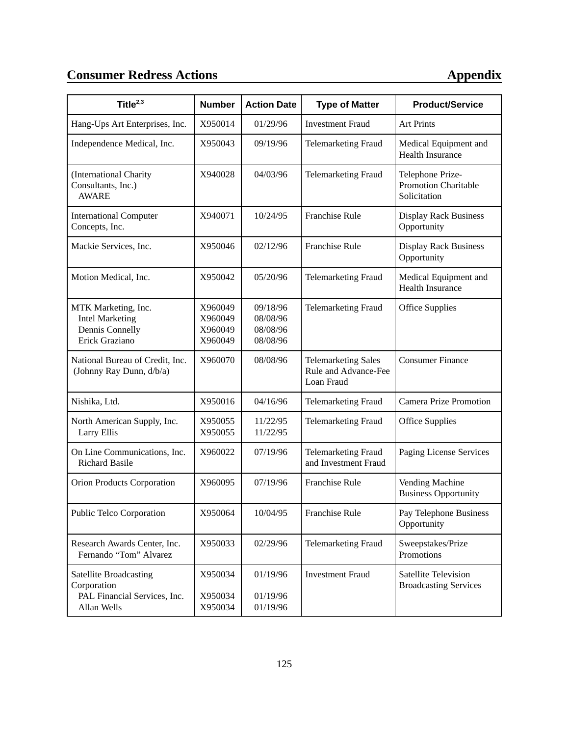## Consumer Redress Actions — Appendix

| Title[2,3] | Number | Action Date | Type of Matter | Product/Service |
|---|---|---|---|---|
| Hang-Ups Art Enterprises, Inc. | X950014 | 01/29/96 | Investment Fraud | Art Prints |
| Independence Medical, Inc. | X950043 | 09/19/96 | Telemarketing Fraud | Medical Equipment and Health Insurance |
| (International Charity Consultants, Inc.) AWARE | X940028 | 04/03/96 | Telemarketing Fraud | Telephone Prize-Promotion Charitable Solicitation |
| International Computer Concepts, Inc. | X940071 | 10/24/95 | Franchise Rule | Display Rack Business Opportunity |
| Mackie Services, Inc. | X950046 | 02/12/96 | Franchise Rule | Display Rack Business Opportunity |
| Motion Medical, Inc. | X950042 | 05/20/96 | Telemarketing Fraud | Medical Equipment and Health Insurance |
| MTK Marketing, Inc.<br>Intel Marketing<br>Dennis Connelly<br>Erick Graziano | X960049<br>X960049<br>X960049<br>X960049 | 09/18/96<br>08/08/96<br>08/08/96<br>08/08/96 | Telemarketing Fraud | Office Supplies |
| National Bureau of Credit, Inc. (Johnny Ray Dunn, d/b/a) | X960070 | 08/08/96 | Telemarketing Sales Rule and Advance-Fee Loan Fraud | Consumer Finance |
| Nishika, Ltd. | X950016 | 04/16/96 | Telemarketing Fraud | Camera Prize Promotion |
| North American Supply, Inc.<br>Larry Ellis | X950055<br>X950055 | 11/22/95<br>11/22/95 | Telemarketing Fraud | Office Supplies |
| On Line Communications, Inc.<br>Richard Basile | X960022 | 07/19/96 | Telemarketing Fraud and Investment Fraud | Paging License Services |
| Orion Products Corporation | X960095 | 07/19/96 | Franchise Rule | Vending Machine Business Opportunity |
| Public Telco Corporation | X950064 | 10/04/95 | Franchise Rule | Pay Telephone Business Opportunity |
| Research Awards Center, Inc.<br>Fernando “Tom” Alvarez | X950033 | 02/29/96 | Telemarketing Fraud | Sweepstakes/Prize Promotions |
| Satellite Broadcasting Corporation<br>PAL Financial Services, Inc.<br>Allan Wells | X950034<br>X950034<br>X950034 | 01/19/96<br>01/19/96<br>01/19/96 | Investment Fraud | Satellite Television Broadcasting Services |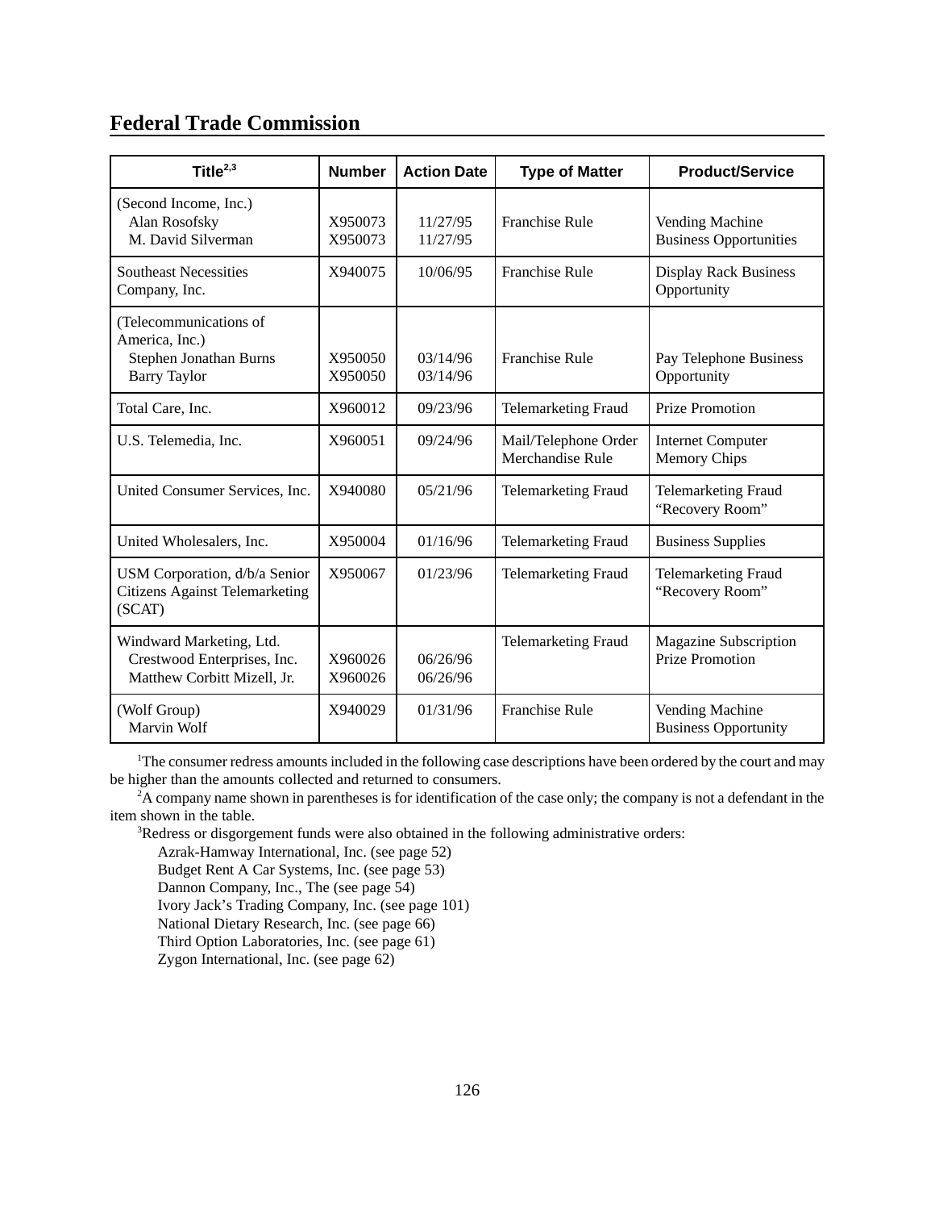## Federal Trade Commission

| Title[2,3] | Number | Action Date | Type of Matter | Product/Service |
|---|---|---|---|---|
| (Second Income, Inc.)<br>Alan Rosofsky<br>M. David Silverman | <br>X950073<br>X950073 | <br>11/27/95<br>11/27/95 | Franchise Rule | Vending Machine Business Opportunities |
| Southeast Necessities Company, Inc. | X940075 | 10/06/95 | Franchise Rule | Display Rack Business Opportunity |
| (Telecommunications of America, Inc.)<br>Stephen Jonathan Burns<br>Barry Taylor | <br>X950050<br>X950050 | <br>03/14/96<br>03/14/96 | Franchise Rule | Pay Telephone Business Opportunity |
| Total Care, Inc. | X960012 | 09/23/96 | Telemarketing Fraud | Prize Promotion |
| U.S. Telemedia, Inc. | X960051 | 09/24/96 | Mail/Telephone Order Merchandise Rule | Internet Computer Memory Chips |
| United Consumer Services, Inc. | X940080 | 05/21/96 | Telemarketing Fraud | Telemarketing Fraud "Recovery Room" |
| United Wholesalers, Inc. | X950004 | 01/16/96 | Telemarketing Fraud | Business Supplies |
| USM Corporation, d/b/a Senior Citizens Against Telemarketing (SCAT) | X950067 | 01/23/96 | Telemarketing Fraud | Telemarketing Fraud "Recovery Room" |
| Windward Marketing, Ltd.<br>Crestwood Enterprises, Inc.<br>Matthew Corbitt Mizell, Jr. | <br>X960026<br>X960026 | <br>06/26/96<br>06/26/96 | Telemarketing Fraud | Magazine Subscription Prize Promotion |
| (Wolf Group)<br>Marvin Wolf | X940029 | 01/31/96 | Franchise Rule | Vending Machine Business Opportunity |

[1]The consumer redress amounts included in the following case descriptions have been ordered by the court and may be higher than the amounts collected and returned to consumers.

[2]A company name shown in parentheses is for identification of the case only; the company is not a defendant in the item shown in the table.

[3]Redress or disgorgement funds were also obtained in the following administrative orders:

Azrak-Hamway International, Inc. (see page 52)
Budget Rent A Car Systems, Inc. (see page 53)
Dannon Company, Inc., The (see page 54)
Ivory Jack's Trading Company, Inc. (see page 101)
National Dietary Research, Inc. (see page 66)
Third Option Laboratories, Inc. (see page 61)
Zygon International, Inc. (see page 62)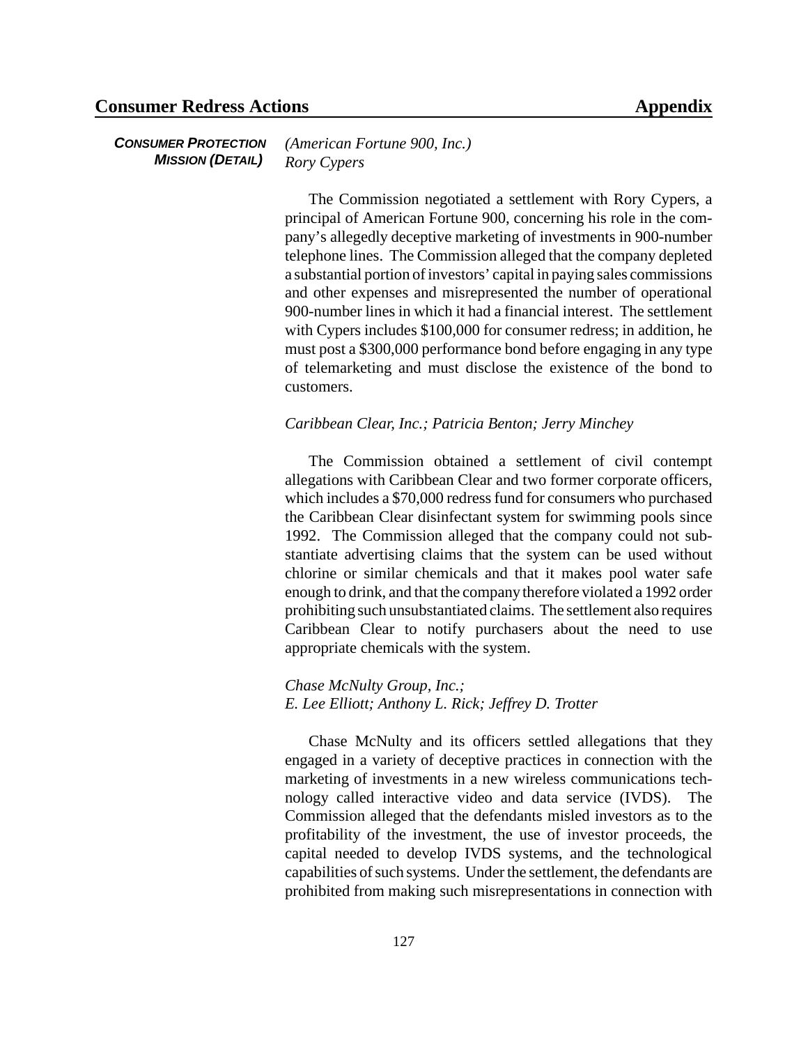*CONSUMER PROTECTION MISSION (DETAIL)*

*(American Fortune 900, Inc.)*
*Rory Cypers*

The Commission negotiated a settlement with Rory Cypers, a principal of American Fortune 900, concerning his role in the company's allegedly deceptive marketing of investments in 900-number telephone lines. The Commission alleged that the company depleted a substantial portion of investors' capital in paying sales commissions and other expenses and misrepresented the number of operational 900-number lines in which it had a financial interest. The settlement with Cypers includes $100,000 for consumer redress; in addition, he must post a $300,000 performance bond before engaging in any type of telemarketing and must disclose the existence of the bond to customers.

*Caribbean Clear, Inc.; Patricia Benton; Jerry Minchey*

The Commission obtained a settlement of civil contempt allegations with Caribbean Clear and two former corporate officers, which includes a $70,000 redress fund for consumers who purchased the Caribbean Clear disinfectant system for swimming pools since 1992. The Commission alleged that the company could not substantiate advertising claims that the system can be used without chlorine or similar chemicals and that it makes pool water safe enough to drink, and that the company therefore violated a 1992 order prohibiting such unsubstantiated claims. The settlement also requires Caribbean Clear to notify purchasers about the need to use appropriate chemicals with the system.

*Chase McNulty Group, Inc.;*
*E. Lee Elliott; Anthony L. Rick; Jeffrey D. Trotter*

Chase McNulty and its officers settled allegations that they engaged in a variety of deceptive practices in connection with the marketing of investments in a new wireless communications technology called interactive video and data service (IVDS). The Commission alleged that the defendants misled investors as to the profitability of the investment, the use of investor proceeds, the capital needed to develop IVDS systems, and the technological capabilities of such systems. Under the settlement, the defendants are prohibited from making such misrepresentations in connection with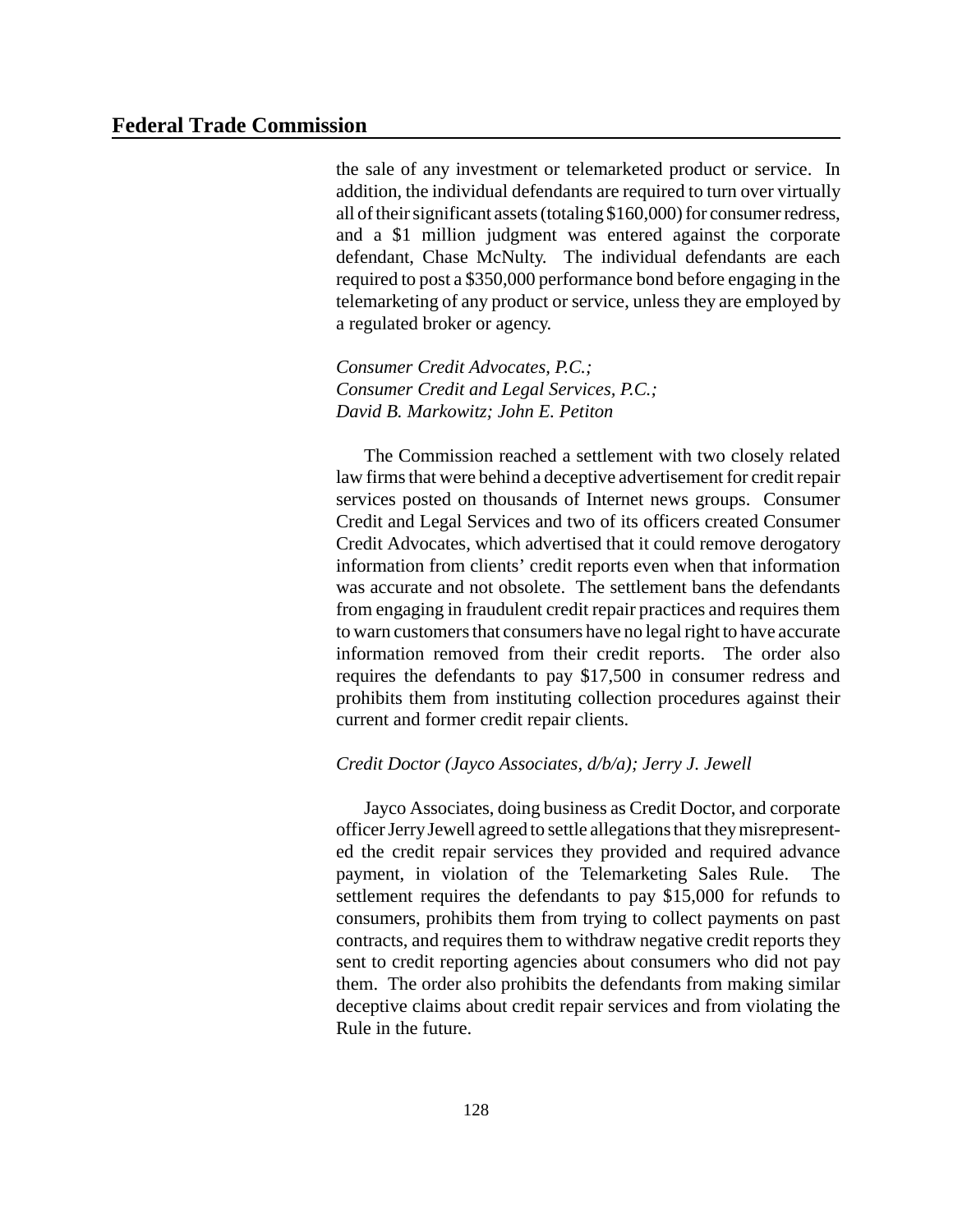the sale of any investment or telemarketed product or service. In addition, the individual defendants are required to turn over virtually all of their significant assets (totaling $160,000) for consumer redress, and a $1 million judgment was entered against the corporate defendant, Chase McNulty. The individual defendants are each required to post a $350,000 performance bond before engaging in the telemarketing of any product or service, unless they are employed by a regulated broker or agency.

*Consumer Credit Advocates, P.C.; Consumer Credit and Legal Services, P.C.; David B. Markowitz; John E. Petiton*

The Commission reached a settlement with two closely related law firms that were behind a deceptive advertisement for credit repair services posted on thousands of Internet news groups. Consumer Credit and Legal Services and two of its officers created Consumer Credit Advocates, which advertised that it could remove derogatory information from clients' credit reports even when that information was accurate and not obsolete. The settlement bans the defendants from engaging in fraudulent credit repair practices and requires them to warn customers that consumers have no legal right to have accurate information removed from their credit reports. The order also requires the defendants to pay $17,500 in consumer redress and prohibits them from instituting collection procedures against their current and former credit repair clients.

*Credit Doctor (Jayco Associates, d/b/a); Jerry J. Jewell*

Jayco Associates, doing business as Credit Doctor, and corporate officer Jerry Jewell agreed to settle allegations that they misrepresented the credit repair services they provided and required advance payment, in violation of the Telemarketing Sales Rule. The settlement requires the defendants to pay $15,000 for refunds to consumers, prohibits them from trying to collect payments on past contracts, and requires them to withdraw negative credit reports they sent to credit reporting agencies about consumers who did not pay them. The order also prohibits the defendants from making similar deceptive claims about credit repair services and from violating the Rule in the future.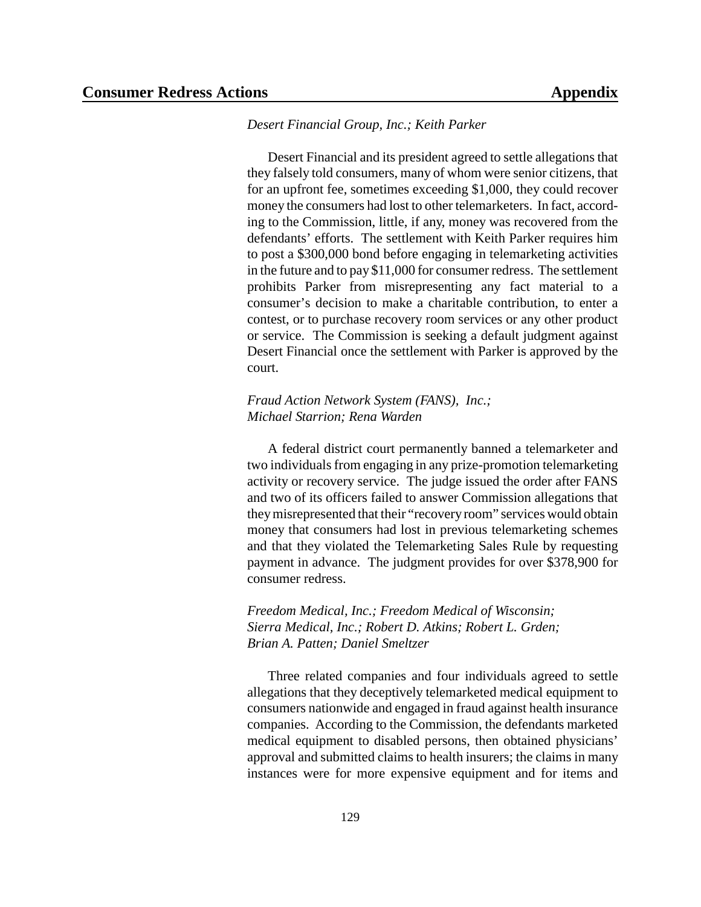*Desert Financial Group, Inc.; Keith Parker*

Desert Financial and its president agreed to settle allegations that they falsely told consumers, many of whom were senior citizens, that for an upfront fee, sometimes exceeding $1,000, they could recover money the consumers had lost to other telemarketers. In fact, according to the Commission, little, if any, money was recovered from the defendants' efforts. The settlement with Keith Parker requires him to post a $300,000 bond before engaging in telemarketing activities in the future and to pay $11,000 for consumer redress. The settlement prohibits Parker from misrepresenting any fact material to a consumer's decision to make a charitable contribution, to enter a contest, or to purchase recovery room services or any other product or service. The Commission is seeking a default judgment against Desert Financial once the settlement with Parker is approved by the court.

*Fraud Action Network System (FANS), Inc.; Michael Starrion; Rena Warden*

A federal district court permanently banned a telemarketer and two individuals from engaging in any prize-promotion telemarketing activity or recovery service. The judge issued the order after FANS and two of its officers failed to answer Commission allegations that they misrepresented that their "recovery room" services would obtain money that consumers had lost in previous telemarketing schemes and that they violated the Telemarketing Sales Rule by requesting payment in advance. The judgment provides for over $378,900 for consumer redress.

*Freedom Medical, Inc.; Freedom Medical of Wisconsin; Sierra Medical, Inc.; Robert D. Atkins; Robert L. Grden; Brian A. Patten; Daniel Smeltzer*

Three related companies and four individuals agreed to settle allegations that they deceptively telemarketed medical equipment to consumers nationwide and engaged in fraud against health insurance companies. According to the Commission, the defendants marketed medical equipment to disabled persons, then obtained physicians' approval and submitted claims to health insurers; the claims in many instances were for more expensive equipment and for items and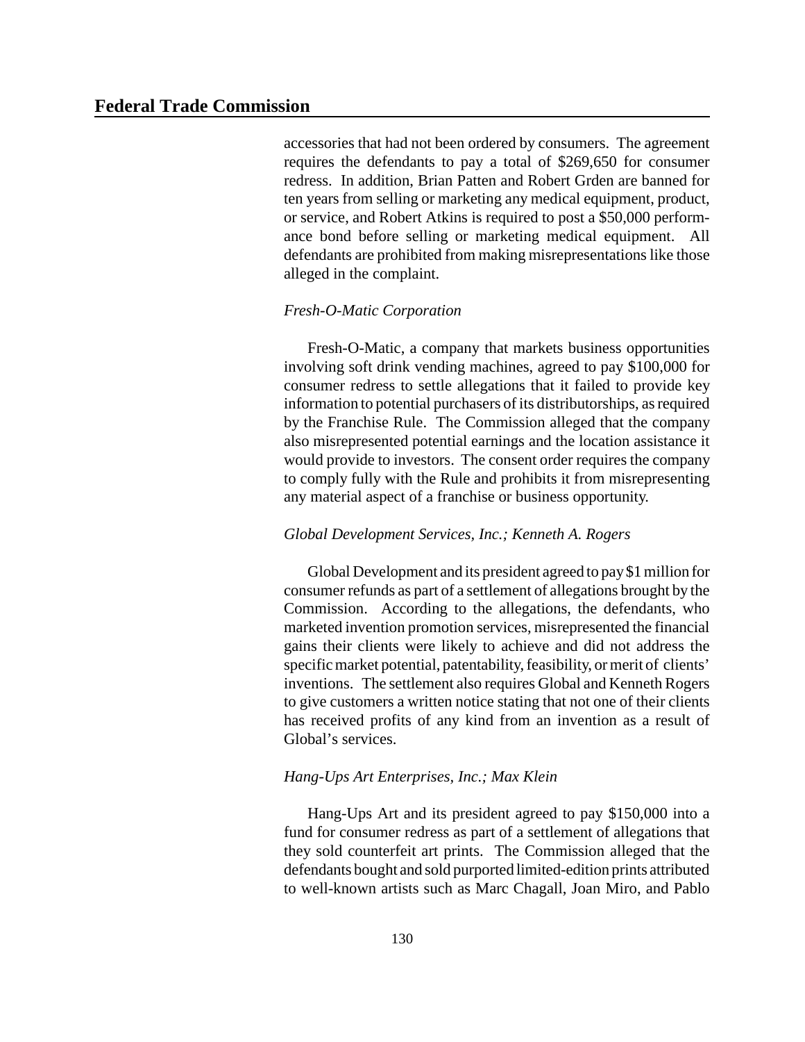accessories that had not been ordered by consumers. The agreement requires the defendants to pay a total of $269,650 for consumer redress. In addition, Brian Patten and Robert Grden are banned for ten years from selling or marketing any medical equipment, product, or service, and Robert Atkins is required to post a $50,000 performance bond before selling or marketing medical equipment. All defendants are prohibited from making misrepresentations like those alleged in the complaint.

*Fresh-O-Matic Corporation*

Fresh-O-Matic, a company that markets business opportunities involving soft drink vending machines, agreed to pay $100,000 for consumer redress to settle allegations that it failed to provide key information to potential purchasers of its distributorships, as required by the Franchise Rule. The Commission alleged that the company also misrepresented potential earnings and the location assistance it would provide to investors. The consent order requires the company to comply fully with the Rule and prohibits it from misrepresenting any material aspect of a franchise or business opportunity.

*Global Development Services, Inc.; Kenneth A. Rogers*

Global Development and its president agreed to pay $1 million for consumer refunds as part of a settlement of allegations brought by the Commission. According to the allegations, the defendants, who marketed invention promotion services, misrepresented the financial gains their clients were likely to achieve and did not address the specific market potential, patentability, feasibility, or merit of clients' inventions. The settlement also requires Global and Kenneth Rogers to give customers a written notice stating that not one of their clients has received profits of any kind from an invention as a result of Global's services.

*Hang-Ups Art Enterprises, Inc.; Max Klein*

Hang-Ups Art and its president agreed to pay $150,000 into a fund for consumer redress as part of a settlement of allegations that they sold counterfeit art prints. The Commission alleged that the defendants bought and sold purported limited-edition prints attributed to well-known artists such as Marc Chagall, Joan Miro, and Pablo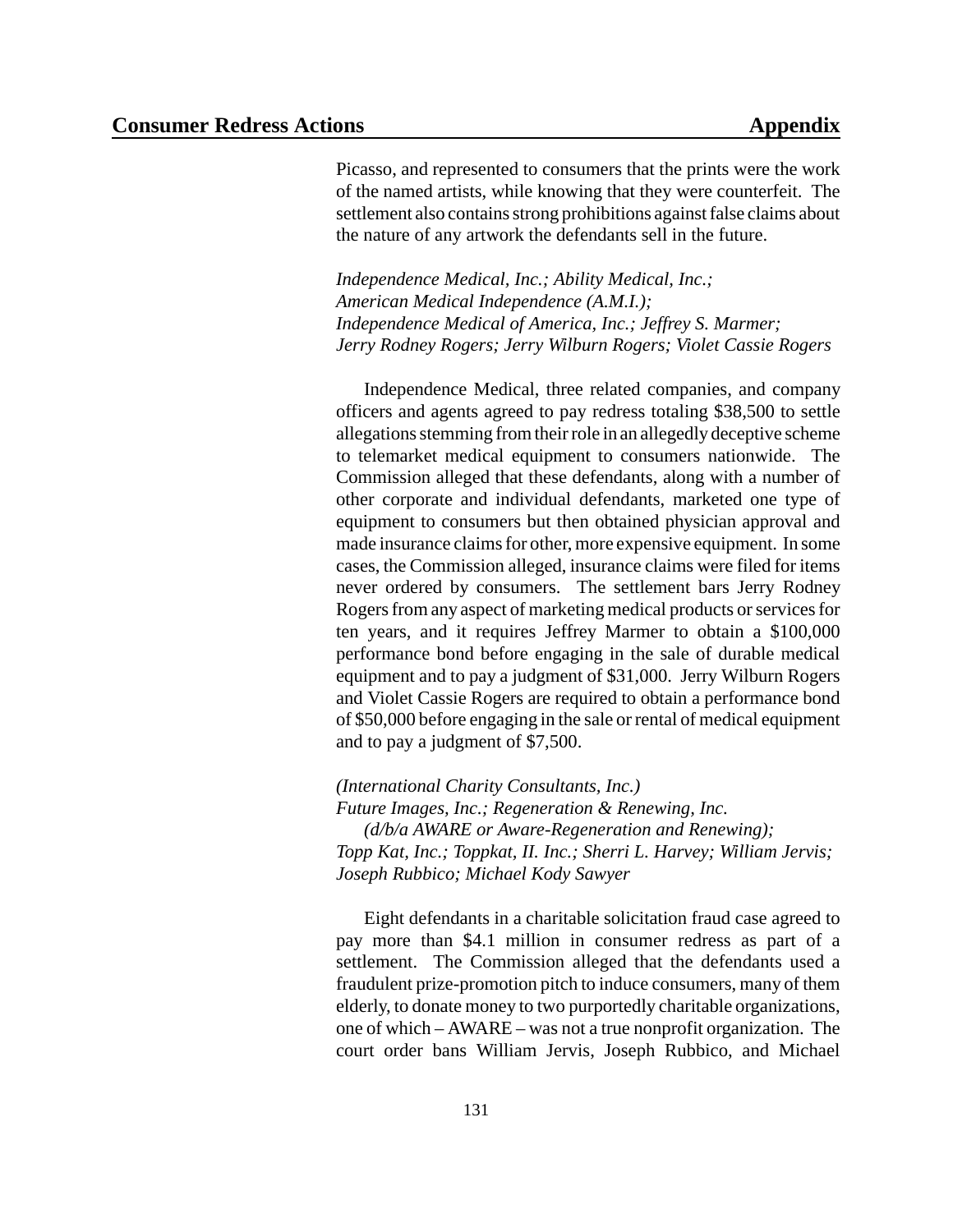Picasso, and represented to consumers that the prints were the work of the named artists, while knowing that they were counterfeit. The settlement also contains strong prohibitions against false claims about the nature of any artwork the defendants sell in the future.

*Independence Medical, Inc.; Ability Medical, Inc.;*
*American Medical Independence (A.M.I.);*
*Independence Medical of America, Inc.; Jeffrey S. Marmer;*
*Jerry Rodney Rogers; Jerry Wilburn Rogers; Violet Cassie Rogers*

Independence Medical, three related companies, and company officers and agents agreed to pay redress totaling $38,500 to settle allegations stemming from their role in an allegedly deceptive scheme to telemarket medical equipment to consumers nationwide. The Commission alleged that these defendants, along with a number of other corporate and individual defendants, marketed one type of equipment to consumers but then obtained physician approval and made insurance claims for other, more expensive equipment. In some cases, the Commission alleged, insurance claims were filed for items never ordered by consumers. The settlement bars Jerry Rodney Rogers from any aspect of marketing medical products or services for ten years, and it requires Jeffrey Marmer to obtain a $100,000 performance bond before engaging in the sale of durable medical equipment and to pay a judgment of $31,000. Jerry Wilburn Rogers and Violet Cassie Rogers are required to obtain a performance bond of $50,000 before engaging in the sale or rental of medical equipment and to pay a judgment of $7,500.

*(International Charity Consultants, Inc.)*
*Future Images, Inc.; Regeneration & Renewing, Inc.*
*(d/b/a AWARE or Aware-Regeneration and Renewing);*
*Topp Kat, Inc.; Toppkat, II. Inc.; Sherri L. Harvey; William Jervis;*
*Joseph Rubbico; Michael Kody Sawyer*

Eight defendants in a charitable solicitation fraud case agreed to pay more than $4.1 million in consumer redress as part of a settlement. The Commission alleged that the defendants used a fraudulent prize-promotion pitch to induce consumers, many of them elderly, to donate money to two purportedly charitable organizations, one of which – AWARE – was not a true nonprofit organization. The court order bans William Jervis, Joseph Rubbico, and Michael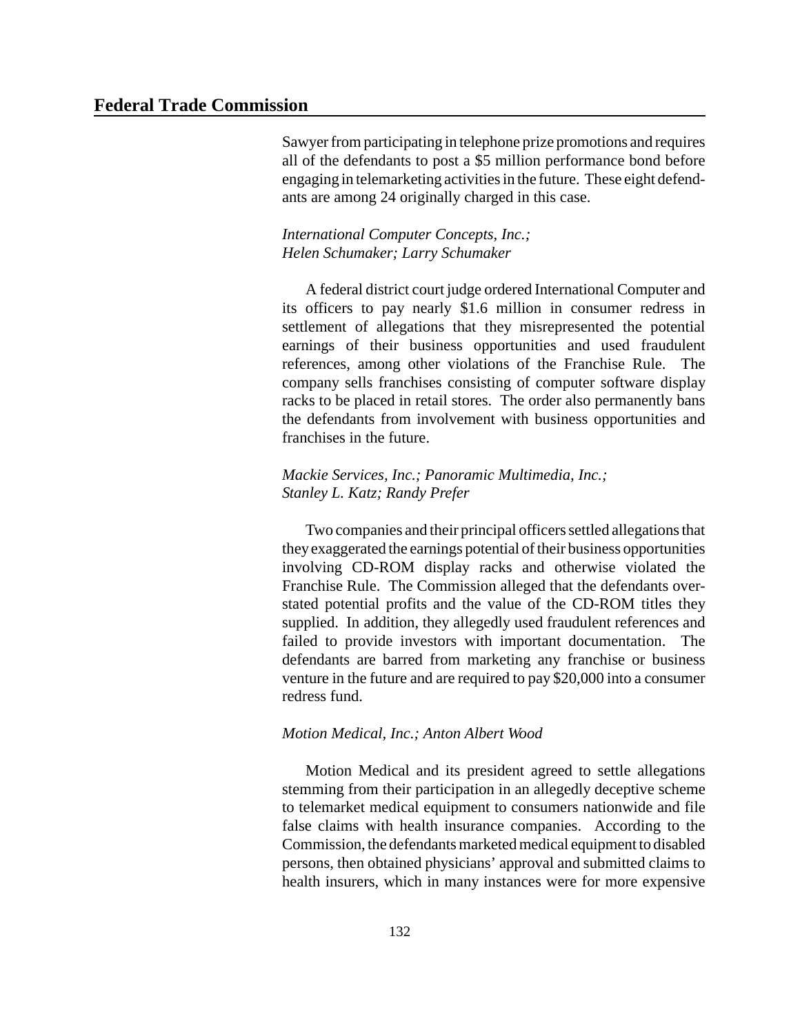Sawyer from participating in telephone prize promotions and requires all of the defendants to post a $5 million performance bond before engaging in telemarketing activities in the future. These eight defendants are among 24 originally charged in this case.

*International Computer Concepts, Inc.; Helen Schumaker; Larry Schumaker*

A federal district court judge ordered International Computer and its officers to pay nearly $1.6 million in consumer redress in settlement of allegations that they misrepresented the potential earnings of their business opportunities and used fraudulent references, among other violations of the Franchise Rule. The company sells franchises consisting of computer software display racks to be placed in retail stores. The order also permanently bans the defendants from involvement with business opportunities and franchises in the future.

*Mackie Services, Inc.; Panoramic Multimedia, Inc.; Stanley L. Katz; Randy Prefer*

Two companies and their principal officers settled allegations that they exaggerated the earnings potential of their business opportunities involving CD-ROM display racks and otherwise violated the Franchise Rule. The Commission alleged that the defendants overstated potential profits and the value of the CD-ROM titles they supplied. In addition, they allegedly used fraudulent references and failed to provide investors with important documentation. The defendants are barred from marketing any franchise or business venture in the future and are required to pay $20,000 into a consumer redress fund.

*Motion Medical, Inc.; Anton Albert Wood*

Motion Medical and its president agreed to settle allegations stemming from their participation in an allegedly deceptive scheme to telemarket medical equipment to consumers nationwide and file false claims with health insurance companies. According to the Commission, the defendants marketed medical equipment to disabled persons, then obtained physicians' approval and submitted claims to health insurers, which in many instances were for more expensive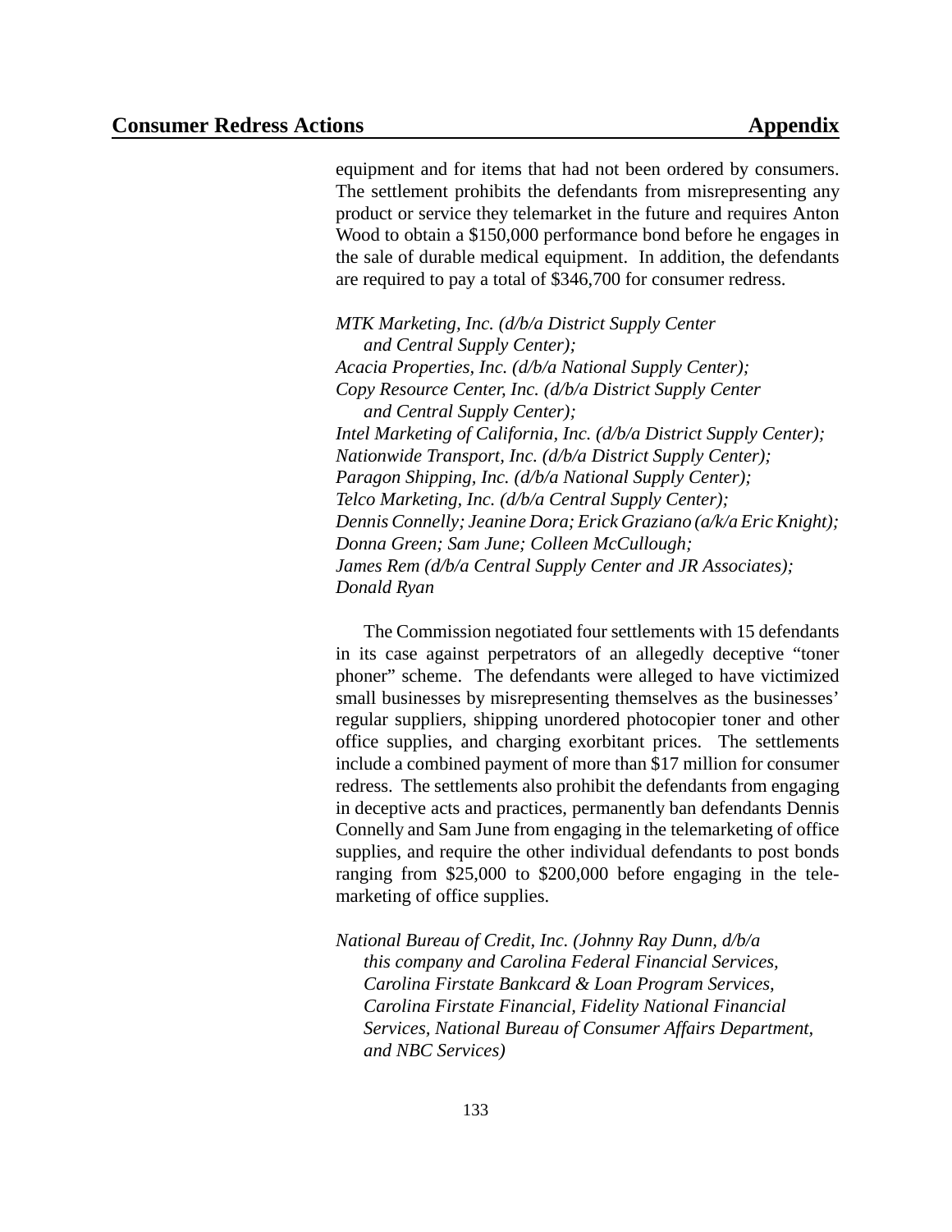equipment and for items that had not been ordered by consumers. The settlement prohibits the defendants from misrepresenting any product or service they telemarket in the future and requires Anton Wood to obtain a $150,000 performance bond before he engages in the sale of durable medical equipment. In addition, the defendants are required to pay a total of $346,700 for consumer redress.

*MTK Marketing, Inc. (d/b/a District Supply Center and Central Supply Center);*
*Acacia Properties, Inc. (d/b/a National Supply Center);*
*Copy Resource Center, Inc. (d/b/a District Supply Center and Central Supply Center);*
*Intel Marketing of California, Inc. (d/b/a District Supply Center);*
*Nationwide Transport, Inc. (d/b/a District Supply Center);*
*Paragon Shipping, Inc. (d/b/a National Supply Center);*
*Telco Marketing, Inc. (d/b/a Central Supply Center);*
*Dennis Connelly; Jeanine Dora; Erick Graziano (a/k/a Eric Knight);*
*Donna Green; Sam June; Colleen McCullough;*
*James Rem (d/b/a Central Supply Center and JR Associates);*
*Donald Ryan*

The Commission negotiated four settlements with 15 defendants in its case against perpetrators of an allegedly deceptive "toner phoner" scheme. The defendants were alleged to have victimized small businesses by misrepresenting themselves as the businesses' regular suppliers, shipping unordered photocopier toner and other office supplies, and charging exorbitant prices. The settlements include a combined payment of more than $17 million for consumer redress. The settlements also prohibit the defendants from engaging in deceptive acts and practices, permanently ban defendants Dennis Connelly and Sam June from engaging in the telemarketing of office supplies, and require the other individual defendants to post bonds ranging from $25,000 to $200,000 before engaging in the telemarketing of office supplies.

*National Bureau of Credit, Inc. (Johnny Ray Dunn, d/b/a this company and Carolina Federal Financial Services, Carolina Firstate Bankcard & Loan Program Services, Carolina Firstate Financial, Fidelity National Financial Services, National Bureau of Consumer Affairs Department, and NBC Services)*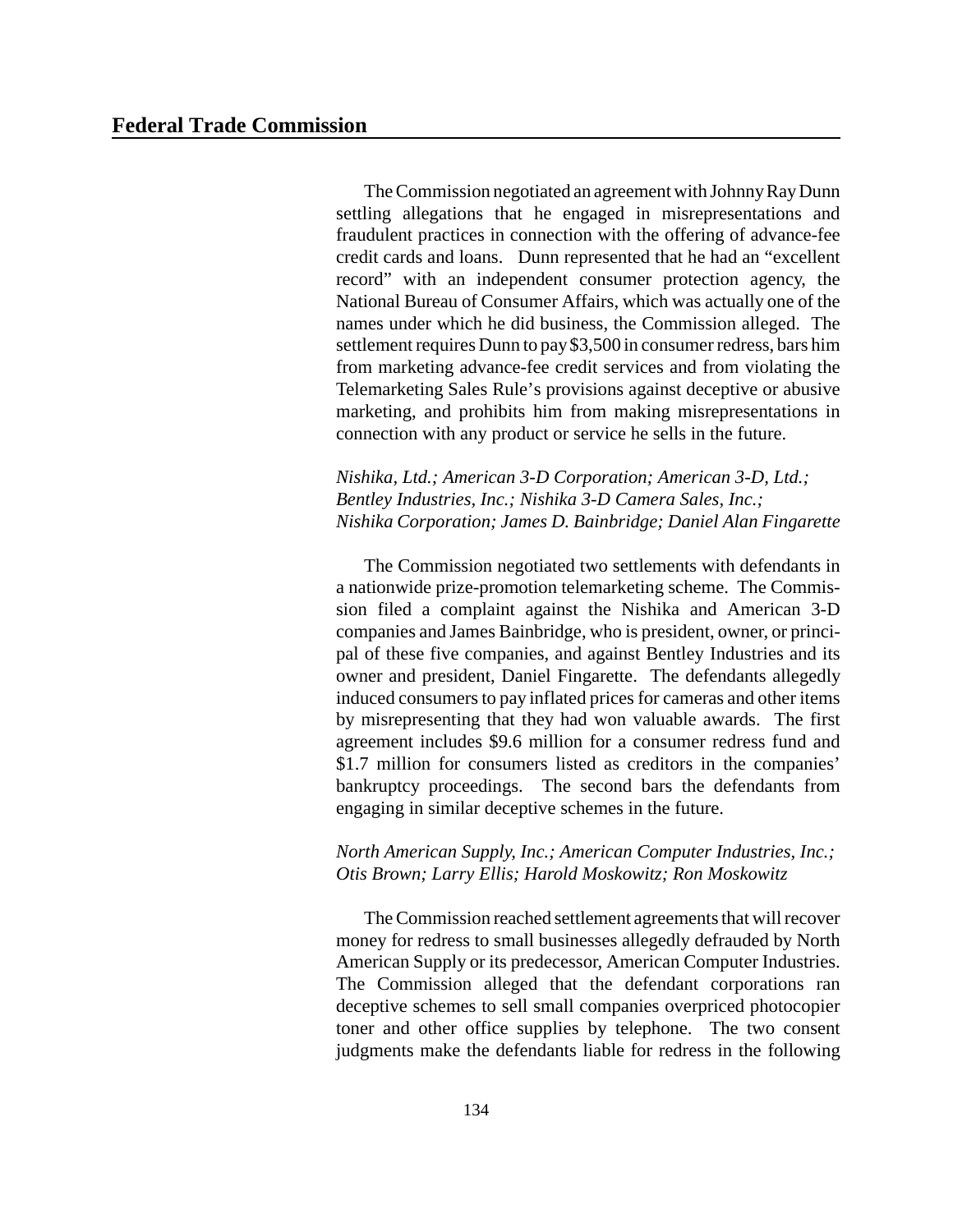The Commission negotiated an agreement with Johnny Ray Dunn settling allegations that he engaged in misrepresentations and fraudulent practices in connection with the offering of advance-fee credit cards and loans. Dunn represented that he had an "excellent record" with an independent consumer protection agency, the National Bureau of Consumer Affairs, which was actually one of the names under which he did business, the Commission alleged. The settlement requires Dunn to pay $3,500 in consumer redress, bars him from marketing advance-fee credit services and from violating the Telemarketing Sales Rule's provisions against deceptive or abusive marketing, and prohibits him from making misrepresentations in connection with any product or service he sells in the future.

*Nishika, Ltd.; American 3-D Corporation; American 3-D, Ltd.; Bentley Industries, Inc.; Nishika 3-D Camera Sales, Inc.; Nishika Corporation; James D. Bainbridge; Daniel Alan Fingarette*

The Commission negotiated two settlements with defendants in a nationwide prize-promotion telemarketing scheme. The Commission filed a complaint against the Nishika and American 3-D companies and James Bainbridge, who is president, owner, or principal of these five companies, and against Bentley Industries and its owner and president, Daniel Fingarette. The defendants allegedly induced consumers to pay inflated prices for cameras and other items by misrepresenting that they had won valuable awards. The first agreement includes $9.6 million for a consumer redress fund and $1.7 million for consumers listed as creditors in the companies' bankruptcy proceedings. The second bars the defendants from engaging in similar deceptive schemes in the future.

*North American Supply, Inc.; American Computer Industries, Inc.; Otis Brown; Larry Ellis; Harold Moskowitz; Ron Moskowitz*

The Commission reached settlement agreements that will recover money for redress to small businesses allegedly defrauded by North American Supply or its predecessor, American Computer Industries. The Commission alleged that the defendant corporations ran deceptive schemes to sell small companies overpriced photocopier toner and other office supplies by telephone. The two consent judgments make the defendants liable for redress in the following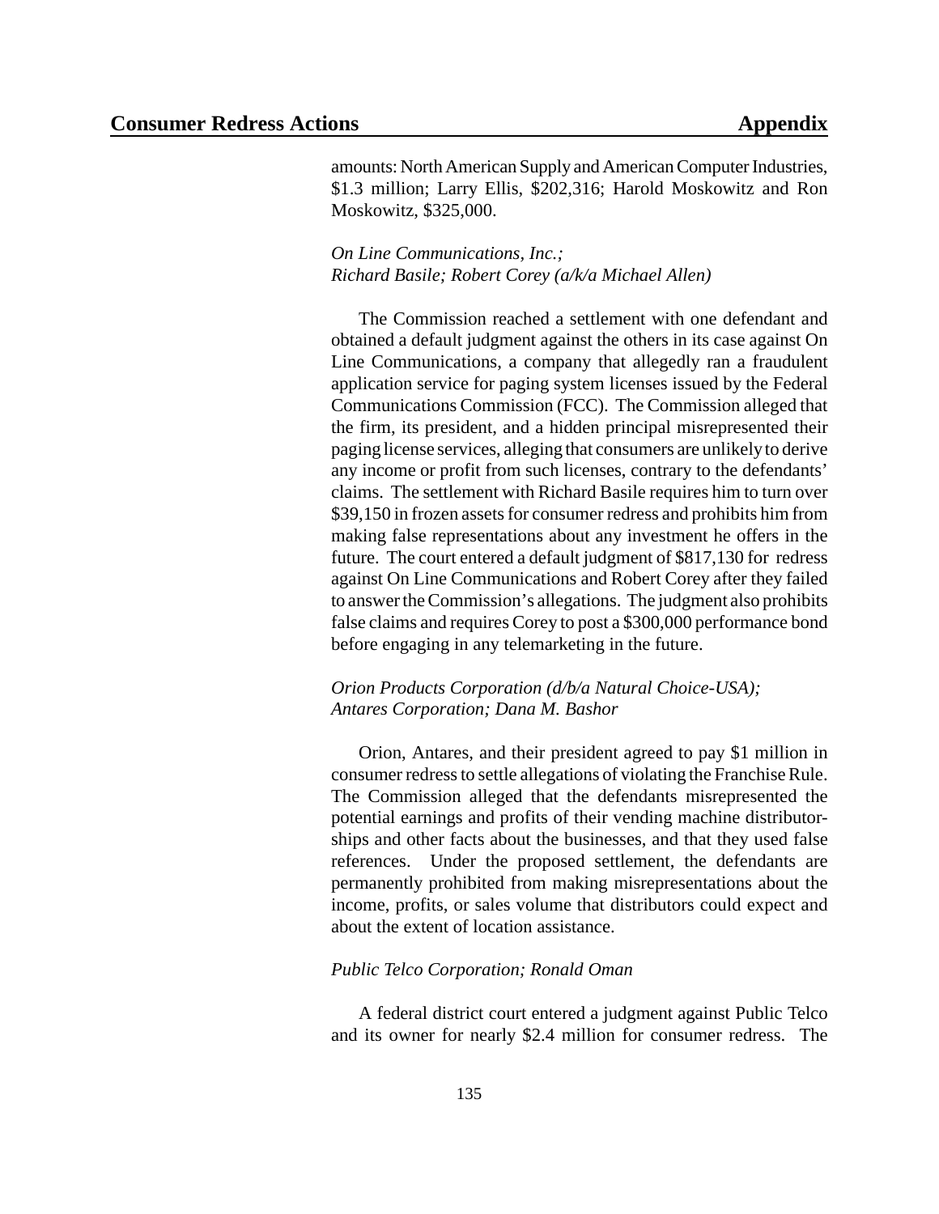amounts: North American Supply and American Computer Industries, $1.3 million; Larry Ellis, $202,316; Harold Moskowitz and Ron Moskowitz, $325,000.

*On Line Communications, Inc.;*
*Richard Basile; Robert Corey (a/k/a Michael Allen)*

The Commission reached a settlement with one defendant and obtained a default judgment against the others in its case against On Line Communications, a company that allegedly ran a fraudulent application service for paging system licenses issued by the Federal Communications Commission (FCC). The Commission alleged that the firm, its president, and a hidden principal misrepresented their paging license services, alleging that consumers are unlikely to derive any income or profit from such licenses, contrary to the defendants' claims. The settlement with Richard Basile requires him to turn over $39,150 in frozen assets for consumer redress and prohibits him from making false representations about any investment he offers in the future. The court entered a default judgment of $817,130 for redress against On Line Communications and Robert Corey after they failed to answer the Commission's allegations. The judgment also prohibits false claims and requires Corey to post a $300,000 performance bond before engaging in any telemarketing in the future.

*Orion Products Corporation (d/b/a Natural Choice-USA);*
*Antares Corporation; Dana M. Bashor*

Orion, Antares, and their president agreed to pay $1 million in consumer redress to settle allegations of violating the Franchise Rule. The Commission alleged that the defendants misrepresented the potential earnings and profits of their vending machine distributorships and other facts about the businesses, and that they used false references. Under the proposed settlement, the defendants are permanently prohibited from making misrepresentations about the income, profits, or sales volume that distributors could expect and about the extent of location assistance.

*Public Telco Corporation; Ronald Oman*

A federal district court entered a judgment against Public Telco and its owner for nearly $2.4 million for consumer redress. The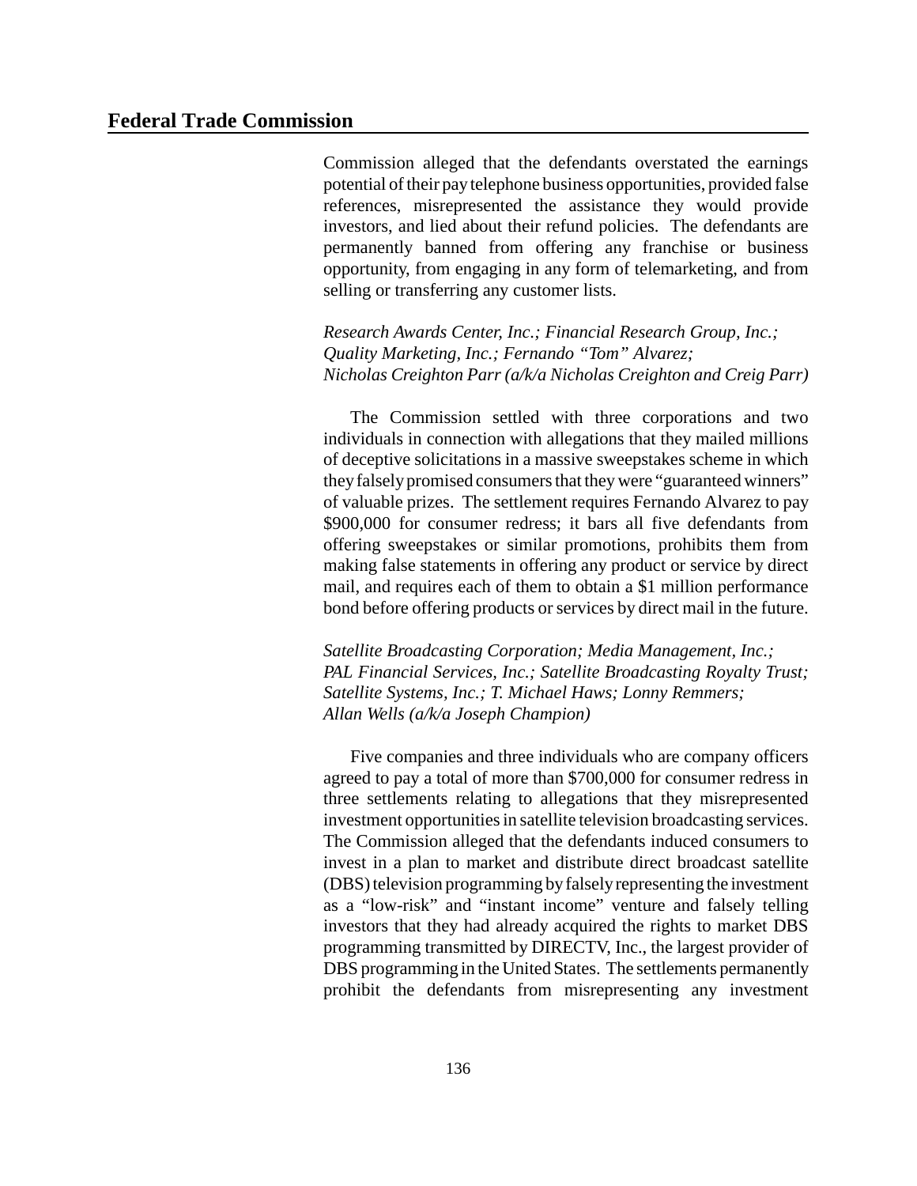Commission alleged that the defendants overstated the earnings potential of their pay telephone business opportunities, provided false references, misrepresented the assistance they would provide investors, and lied about their refund policies. The defendants are permanently banned from offering any franchise or business opportunity, from engaging in any form of telemarketing, and from selling or transferring any customer lists.

*Research Awards Center, Inc.; Financial Research Group, Inc.; Quality Marketing, Inc.; Fernando "Tom" Alvarez; Nicholas Creighton Parr (a/k/a Nicholas Creighton and Creig Parr)*

The Commission settled with three corporations and two individuals in connection with allegations that they mailed millions of deceptive solicitations in a massive sweepstakes scheme in which they falsely promised consumers that they were "guaranteed winners" of valuable prizes. The settlement requires Fernando Alvarez to pay $900,000 for consumer redress; it bars all five defendants from offering sweepstakes or similar promotions, prohibits them from making false statements in offering any product or service by direct mail, and requires each of them to obtain a $1 million performance bond before offering products or services by direct mail in the future.

*Satellite Broadcasting Corporation; Media Management, Inc.; PAL Financial Services, Inc.; Satellite Broadcasting Royalty Trust; Satellite Systems, Inc.; T. Michael Haws; Lonny Remmers; Allan Wells (a/k/a Joseph Champion)*

Five companies and three individuals who are company officers agreed to pay a total of more than $700,000 for consumer redress in three settlements relating to allegations that they misrepresented investment opportunities in satellite television broadcasting services. The Commission alleged that the defendants induced consumers to invest in a plan to market and distribute direct broadcast satellite (DBS) television programming by falsely representing the investment as a "low-risk" and "instant income" venture and falsely telling investors that they had already acquired the rights to market DBS programming transmitted by DIRECTV, Inc., the largest provider of DBS programming in the United States. The settlements permanently prohibit the defendants from misrepresenting any investment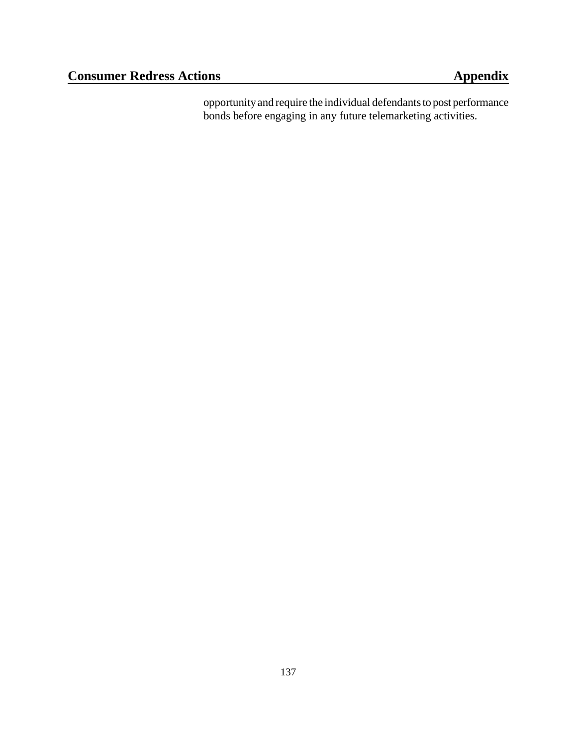opportunity and require the individual defendants to post performance bonds before engaging in any future telemarketing activities.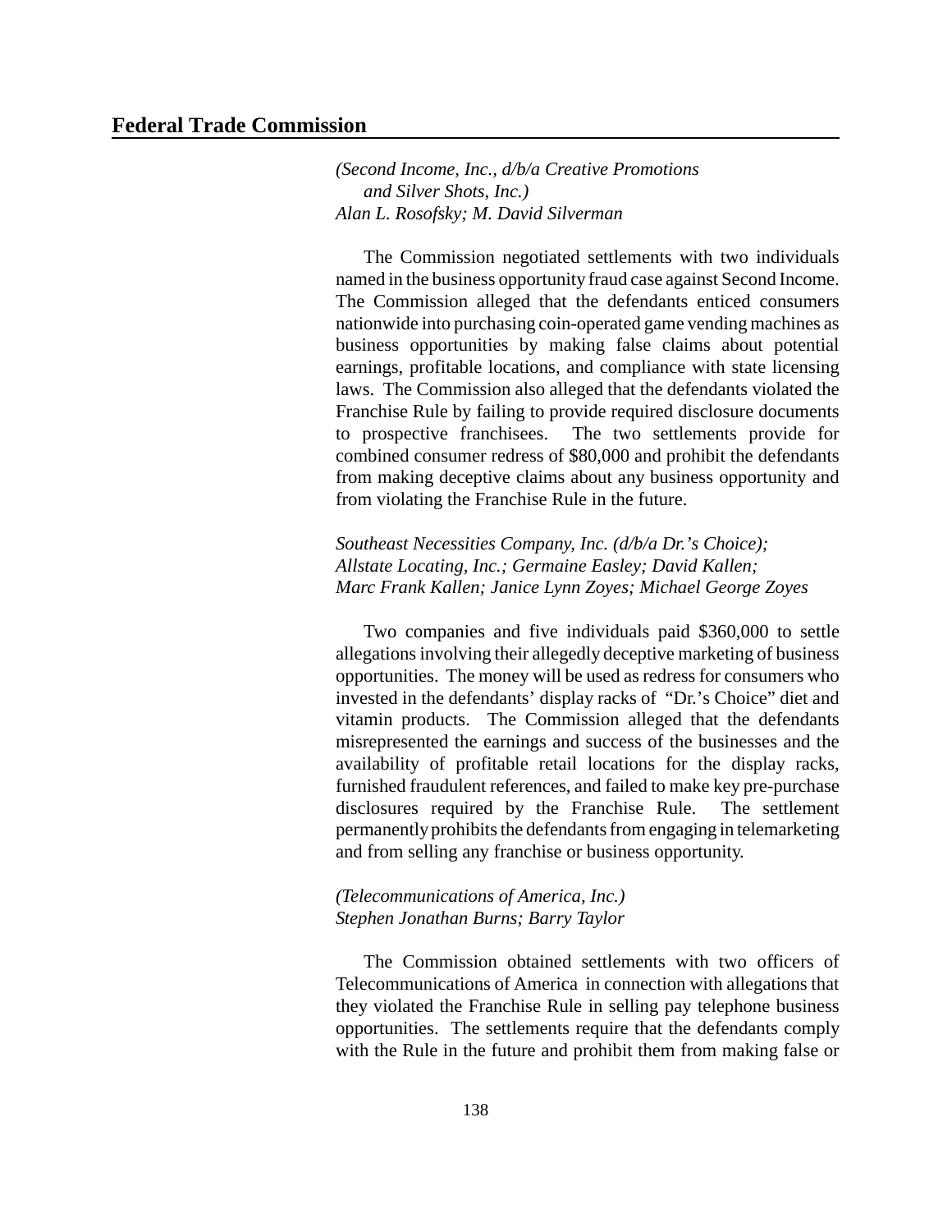*(Second Income, Inc., d/b/a Creative Promotions and Silver Shots, Inc.)*
*Alan L. Rosofsky; M. David Silverman*

The Commission negotiated settlements with two individuals named in the business opportunity fraud case against Second Income. The Commission alleged that the defendants enticed consumers nationwide into purchasing coin-operated game vending machines as business opportunities by making false claims about potential earnings, profitable locations, and compliance with state licensing laws. The Commission also alleged that the defendants violated the Franchise Rule by failing to provide required disclosure documents to prospective franchisees. The two settlements provide for combined consumer redress of $80,000 and prohibit the defendants from making deceptive claims about any business opportunity and from violating the Franchise Rule in the future.

*Southeast Necessities Company, Inc. (d/b/a Dr.'s Choice); Allstate Locating, Inc.; Germaine Easley; David Kallen; Marc Frank Kallen; Janice Lynn Zoyes; Michael George Zoyes*

Two companies and five individuals paid $360,000 to settle allegations involving their allegedly deceptive marketing of business opportunities. The money will be used as redress for consumers who invested in the defendants' display racks of "Dr.'s Choice" diet and vitamin products. The Commission alleged that the defendants misrepresented the earnings and success of the businesses and the availability of profitable retail locations for the display racks, furnished fraudulent references, and failed to make key pre-purchase disclosures required by the Franchise Rule. The settlement permanently prohibits the defendants from engaging in telemarketing and from selling any franchise or business opportunity.

*(Telecommunications of America, Inc.)*
*Stephen Jonathan Burns; Barry Taylor*

The Commission obtained settlements with two officers of Telecommunications of America in connection with allegations that they violated the Franchise Rule in selling pay telephone business opportunities. The settlements require that the defendants comply with the Rule in the future and prohibit them from making false or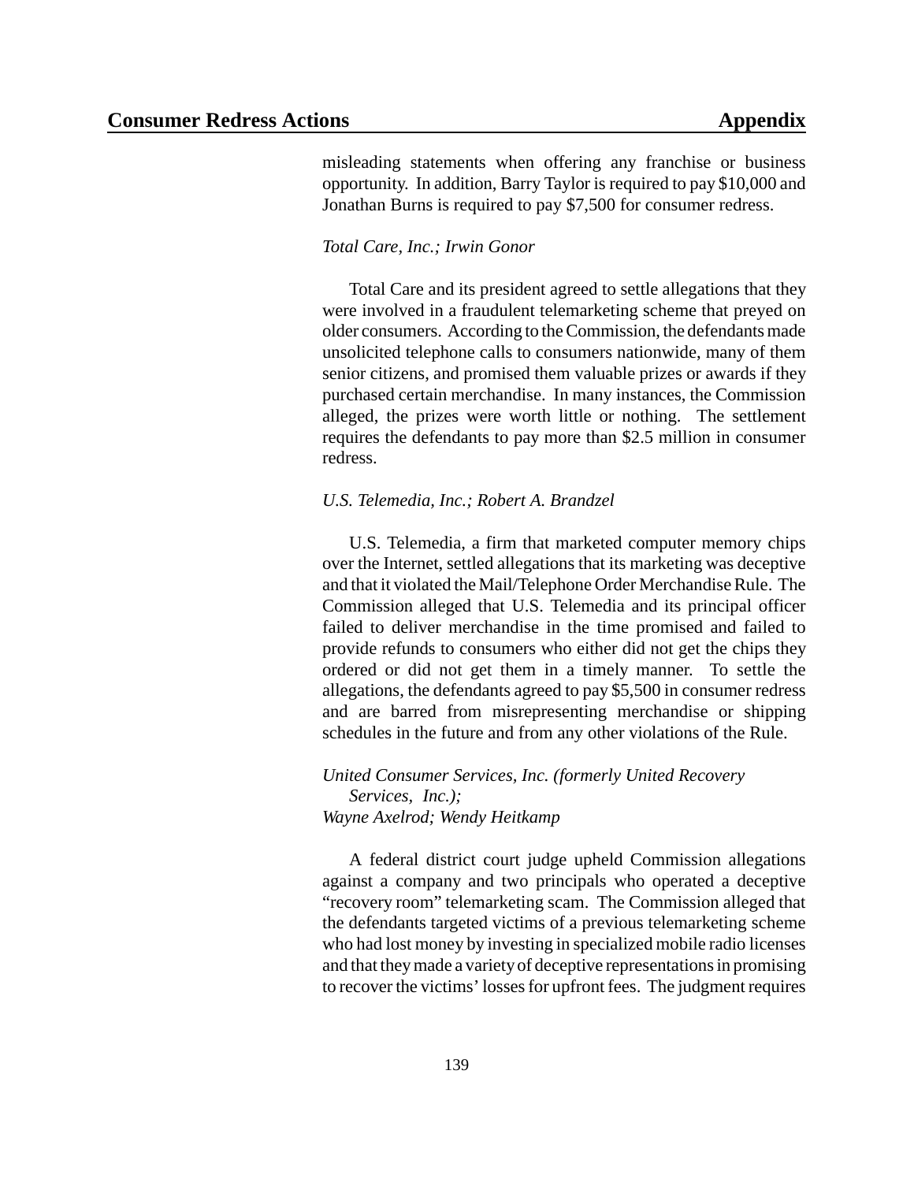misleading statements when offering any franchise or business opportunity. In addition, Barry Taylor is required to pay $10,000 and Jonathan Burns is required to pay $7,500 for consumer redress.

*Total Care, Inc.; Irwin Gonor*

Total Care and its president agreed to settle allegations that they were involved in a fraudulent telemarketing scheme that preyed on older consumers. According to the Commission, the defendants made unsolicited telephone calls to consumers nationwide, many of them senior citizens, and promised them valuable prizes or awards if they purchased certain merchandise. In many instances, the Commission alleged, the prizes were worth little or nothing. The settlement requires the defendants to pay more than $2.5 million in consumer redress.

*U.S. Telemedia, Inc.; Robert A. Brandzel*

U.S. Telemedia, a firm that marketed computer memory chips over the Internet, settled allegations that its marketing was deceptive and that it violated the Mail/Telephone Order Merchandise Rule. The Commission alleged that U.S. Telemedia and its principal officer failed to deliver merchandise in the time promised and failed to provide refunds to consumers who either did not get the chips they ordered or did not get them in a timely manner. To settle the allegations, the defendants agreed to pay $5,500 in consumer redress and are barred from misrepresenting merchandise or shipping schedules in the future and from any other violations of the Rule.

*United Consumer Services, Inc. (formerly United Recovery Services, Inc.); Wayne Axelrod; Wendy Heitkamp*

A federal district court judge upheld Commission allegations against a company and two principals who operated a deceptive "recovery room" telemarketing scam. The Commission alleged that the defendants targeted victims of a previous telemarketing scheme who had lost money by investing in specialized mobile radio licenses and that they made a variety of deceptive representations in promising to recover the victims' losses for upfront fees. The judgment requires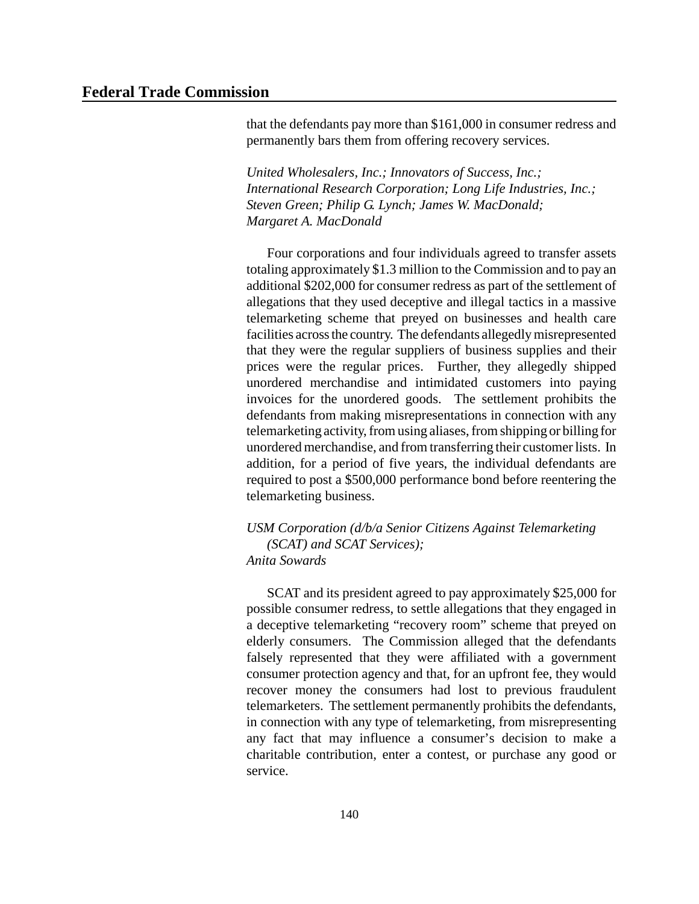that the defendants pay more than $161,000 in consumer redress and permanently bars them from offering recovery services.

*United Wholesalers, Inc.; Innovators of Success, Inc.; International Research Corporation; Long Life Industries, Inc.; Steven Green; Philip G. Lynch; James W. MacDonald; Margaret A. MacDonald*

Four corporations and four individuals agreed to transfer assets totaling approximately $1.3 million to the Commission and to pay an additional $202,000 for consumer redress as part of the settlement of allegations that they used deceptive and illegal tactics in a massive telemarketing scheme that preyed on businesses and health care facilities across the country. The defendants allegedly misrepresented that they were the regular suppliers of business supplies and their prices were the regular prices. Further, they allegedly shipped unordered merchandise and intimidated customers into paying invoices for the unordered goods. The settlement prohibits the defendants from making misrepresentations in connection with any telemarketing activity, from using aliases, from shipping or billing for unordered merchandise, and from transferring their customer lists. In addition, for a period of five years, the individual defendants are required to post a $500,000 performance bond before reentering the telemarketing business.

*USM Corporation (d/b/a Senior Citizens Against Telemarketing (SCAT) and SCAT Services); Anita Sowards*

SCAT and its president agreed to pay approximately $25,000 for possible consumer redress, to settle allegations that they engaged in a deceptive telemarketing "recovery room" scheme that preyed on elderly consumers. The Commission alleged that the defendants falsely represented that they were affiliated with a government consumer protection agency and that, for an upfront fee, they would recover money the consumers had lost to previous fraudulent telemarketers. The settlement permanently prohibits the defendants, in connection with any type of telemarketing, from misrepresenting any fact that may influence a consumer's decision to make a charitable contribution, enter a contest, or purchase any good or service.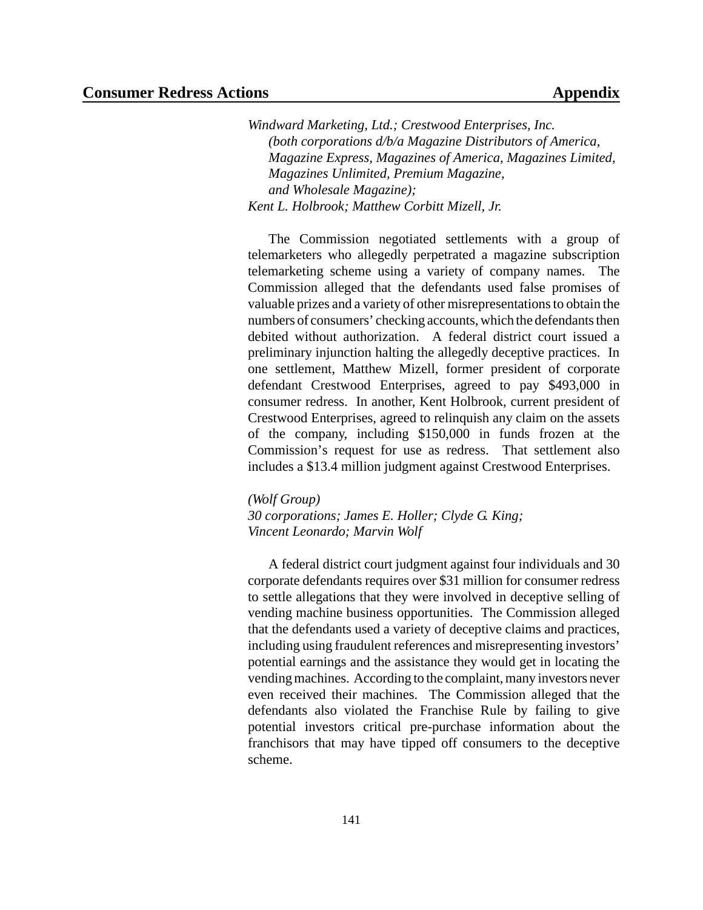*Windward Marketing, Ltd.; Crestwood Enterprises, Inc.*
*(both corporations d/b/a Magazine Distributors of America, Magazine Express, Magazines of America, Magazines Limited, Magazines Unlimited, Premium Magazine, and Wholesale Magazine);*
*Kent L. Holbrook; Matthew Corbitt Mizell, Jr.*

The Commission negotiated settlements with a group of telemarketers who allegedly perpetrated a magazine subscription telemarketing scheme using a variety of company names. The Commission alleged that the defendants used false promises of valuable prizes and a variety of other misrepresentations to obtain the numbers of consumers' checking accounts, which the defendants then debited without authorization. A federal district court issued a preliminary injunction halting the allegedly deceptive practices. In one settlement, Matthew Mizell, former president of corporate defendant Crestwood Enterprises, agreed to pay $493,000 in consumer redress. In another, Kent Holbrook, current president of Crestwood Enterprises, agreed to relinquish any claim on the assets of the company, including $150,000 in funds frozen at the Commission's request for use as redress. That settlement also includes a $13.4 million judgment against Crestwood Enterprises.

*(Wolf Group)*
*30 corporations; James E. Holler; Clyde G. King; Vincent Leonardo; Marvin Wolf*

A federal district court judgment against four individuals and 30 corporate defendants requires over $31 million for consumer redress to settle allegations that they were involved in deceptive selling of vending machine business opportunities. The Commission alleged that the defendants used a variety of deceptive claims and practices, including using fraudulent references and misrepresenting investors' potential earnings and the assistance they would get in locating the vending machines. According to the complaint, many investors never even received their machines. The Commission alleged that the defendants also violated the Franchise Rule by failing to give potential investors critical pre-purchase information about the franchisors that may have tipped off consumers to the deceptive scheme.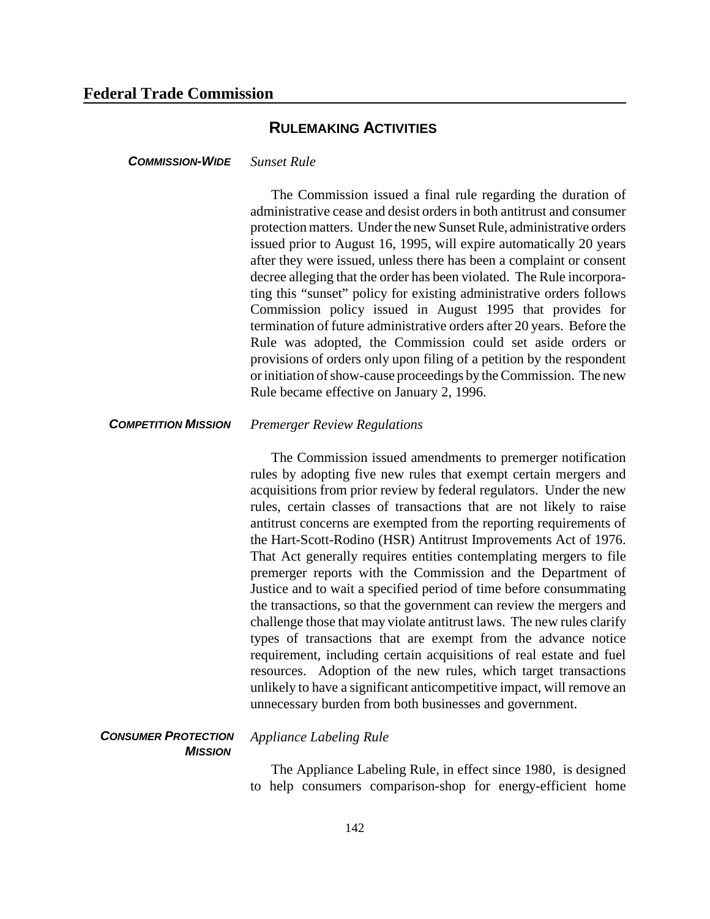## RULEMAKING ACTIVITIES

***COMMISSION-WIDE***

*Sunset Rule*

The Commission issued a final rule regarding the duration of administrative cease and desist orders in both antitrust and consumer protection matters. Under the new Sunset Rule, administrative orders issued prior to August 16, 1995, will expire automatically 20 years after they were issued, unless there has been a complaint or consent decree alleging that the order has been violated. The Rule incorporating this "sunset" policy for existing administrative orders follows Commission policy issued in August 1995 that provides for termination of future administrative orders after 20 years. Before the Rule was adopted, the Commission could set aside orders or provisions of orders only upon filing of a petition by the respondent or initiation of show-cause proceedings by the Commission. The new Rule became effective on January 2, 1996.

***COMPETITION MISSION***

*Premerger Review Regulations*

The Commission issued amendments to premerger notification rules by adopting five new rules that exempt certain mergers and acquisitions from prior review by federal regulators. Under the new rules, certain classes of transactions that are not likely to raise antitrust concerns are exempted from the reporting requirements of the Hart-Scott-Rodino (HSR) Antitrust Improvements Act of 1976. That Act generally requires entities contemplating mergers to file premerger reports with the Commission and the Department of Justice and to wait a specified period of time before consummating the transactions, so that the government can review the mergers and challenge those that may violate antitrust laws. The new rules clarify types of transactions that are exempt from the advance notice requirement, including certain acquisitions of real estate and fuel resources. Adoption of the new rules, which target transactions unlikely to have a significant anticompetitive impact, will remove an unnecessary burden from both businesses and government.

***CONSUMER PROTECTION MISSION***

*Appliance Labeling Rule*

The Appliance Labeling Rule, in effect since 1980, is designed to help consumers comparison-shop for energy-efficient home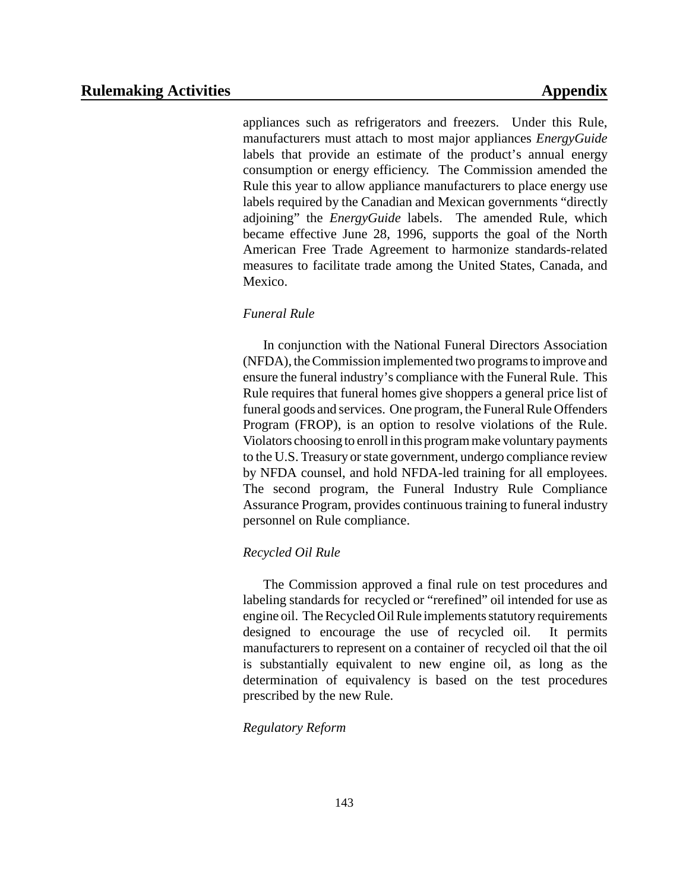appliances such as refrigerators and freezers. Under this Rule, manufacturers must attach to most major appliances *EnergyGuide* labels that provide an estimate of the product's annual energy consumption or energy efficiency. The Commission amended the Rule this year to allow appliance manufacturers to place energy use labels required by the Canadian and Mexican governments "directly adjoining" the *EnergyGuide* labels. The amended Rule, which became effective June 28, 1996, supports the goal of the North American Free Trade Agreement to harmonize standards-related measures to facilitate trade among the United States, Canada, and Mexico.

*Funeral Rule*

In conjunction with the National Funeral Directors Association (NFDA), the Commission implemented two programs to improve and ensure the funeral industry's compliance with the Funeral Rule. This Rule requires that funeral homes give shoppers a general price list of funeral goods and services. One program, the Funeral Rule Offenders Program (FROP), is an option to resolve violations of the Rule. Violators choosing to enroll in this program make voluntary payments to the U.S. Treasury or state government, undergo compliance review by NFDA counsel, and hold NFDA-led training for all employees. The second program, the Funeral Industry Rule Compliance Assurance Program, provides continuous training to funeral industry personnel on Rule compliance.

*Recycled Oil Rule*

The Commission approved a final rule on test procedures and labeling standards for recycled or "rerefined" oil intended for use as engine oil. The Recycled Oil Rule implements statutory requirements designed to encourage the use of recycled oil. It permits manufacturers to represent on a container of recycled oil that the oil is substantially equivalent to new engine oil, as long as the determination of equivalency is based on the test procedures prescribed by the new Rule.

*Regulatory Reform*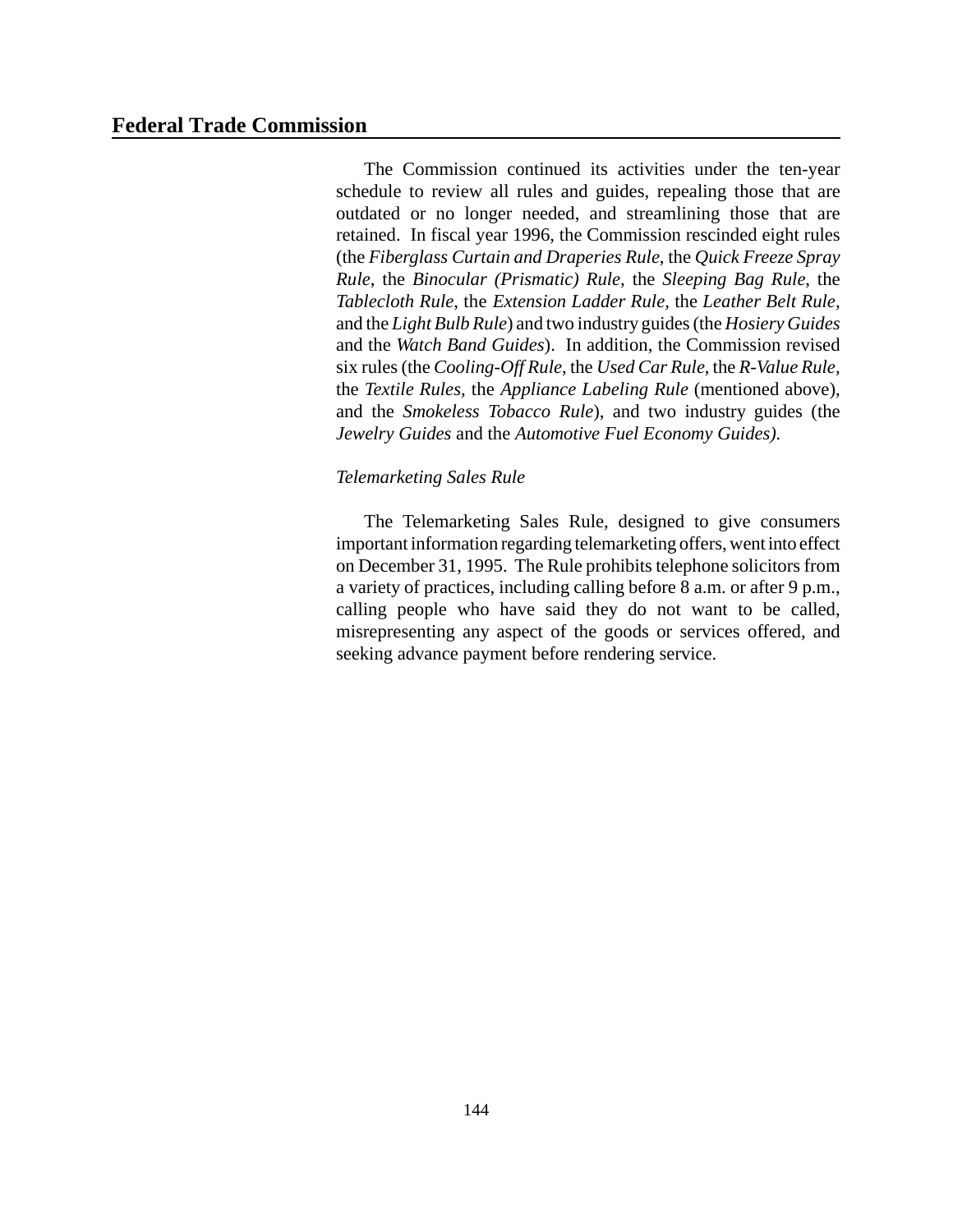The Commission continued its activities under the ten-year schedule to review all rules and guides, repealing those that are outdated or no longer needed, and streamlining those that are retained. In fiscal year 1996, the Commission rescinded eight rules (the *Fiberglass Curtain and Draperies Rule*, the *Quick Freeze Spray Rule*, the *Binocular (Prismatic) Rule*, the *Sleeping Bag Rule*, the *Tablecloth Rule*, the *Extension Ladder Rule*, the *Leather Belt Rule*, and the *Light Bulb Rule*) and two industry guides (the *Hosiery Guides* and the *Watch Band Guides*). In addition, the Commission revised six rules (the *Cooling-Off Rule*, the *Used Car Rule*, the *R-Value Rule*, the *Textile Rules*, the *Appliance Labeling Rule* (mentioned above), and the *Smokeless Tobacco Rule*), and two industry guides (the *Jewelry Guides* and the *Automotive Fuel Economy Guides).*

*Telemarketing Sales Rule*

The Telemarketing Sales Rule, designed to give consumers important information regarding telemarketing offers, went into effect on December 31, 1995. The Rule prohibits telephone solicitors from a variety of practices, including calling before 8 a.m. or after 9 p.m., calling people who have said they do not want to be called, misrepresenting any aspect of the goods or services offered, and seeking advance payment before rendering service.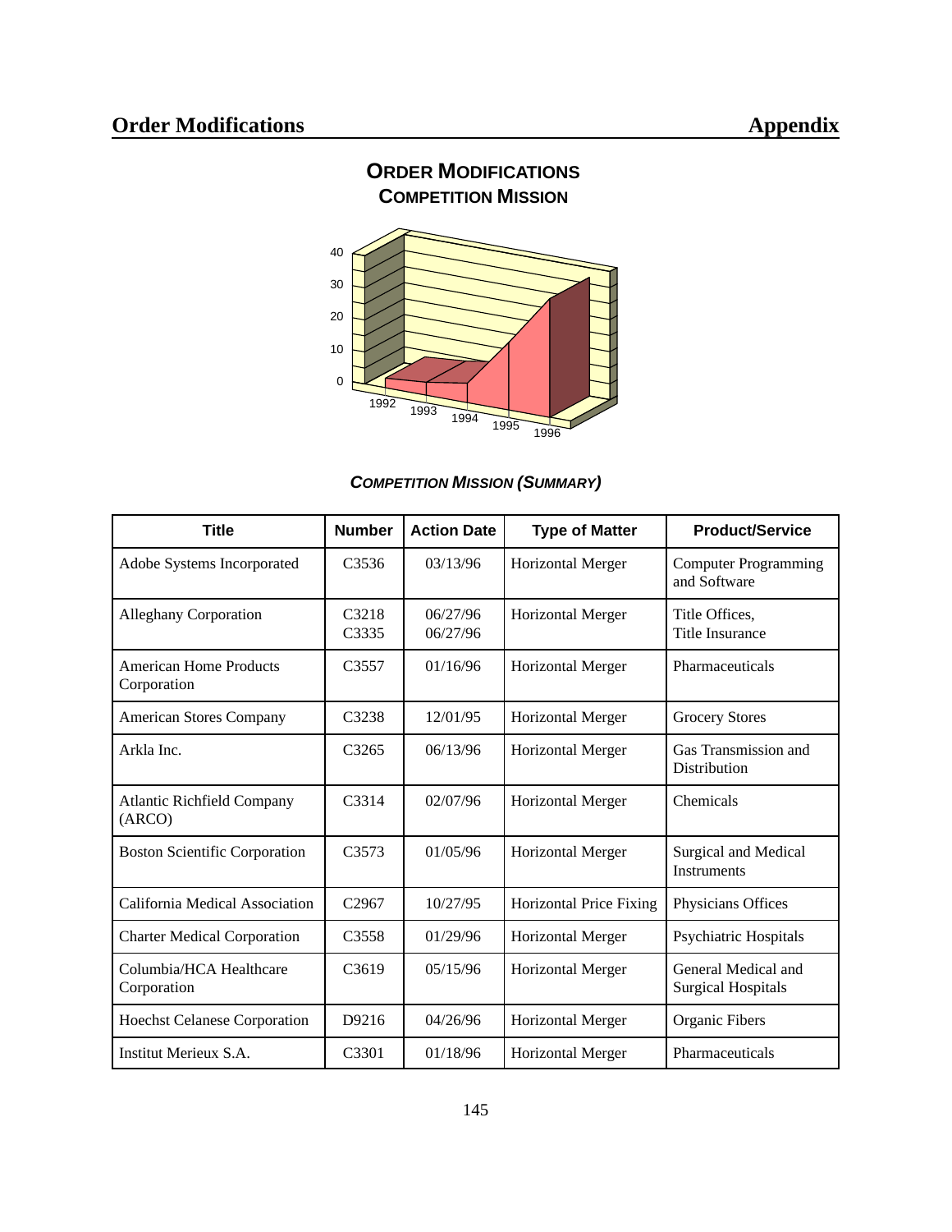## ORDER MODIFICATIONS
### COMPETITION MISSION

### *COMPETITION MISSION (SUMMARY)*

| Title | Number | Action Date | Type of Matter | Product/Service |
|---|---|---|---|---|
| Adobe Systems Incorporated | C3536 | 03/13/96 | Horizontal Merger | Computer Programming and Software |
| Alleghany Corporation | C3218<br>C3335 | 06/27/96<br>06/27/96 | Horizontal Merger | Title Offices,<br>Title Insurance |
| American Home Products Corporation | C3557 | 01/16/96 | Horizontal Merger | Pharmaceuticals |
| American Stores Company | C3238 | 12/01/95 | Horizontal Merger | Grocery Stores |
| Arkla Inc. | C3265 | 06/13/96 | Horizontal Merger | Gas Transmission and Distribution |
| Atlantic Richfield Company (ARCO) | C3314 | 02/07/96 | Horizontal Merger | Chemicals |
| Boston Scientific Corporation | C3573 | 01/05/96 | Horizontal Merger | Surgical and Medical Instruments |
| California Medical Association | C2967 | 10/27/95 | Horizontal Price Fixing | Physicians Offices |
| Charter Medical Corporation | C3558 | 01/29/96 | Horizontal Merger | Psychiatric Hospitals |
| Columbia/HCA Healthcare Corporation | C3619 | 05/15/96 | Horizontal Merger | General Medical and Surgical Hospitals |
| Hoechst Celanese Corporation | D9216 | 04/26/96 | Horizontal Merger | Organic Fibers |
| Institut Merieux S.A. | C3301 | 01/18/96 | Horizontal Merger | Pharmaceuticals |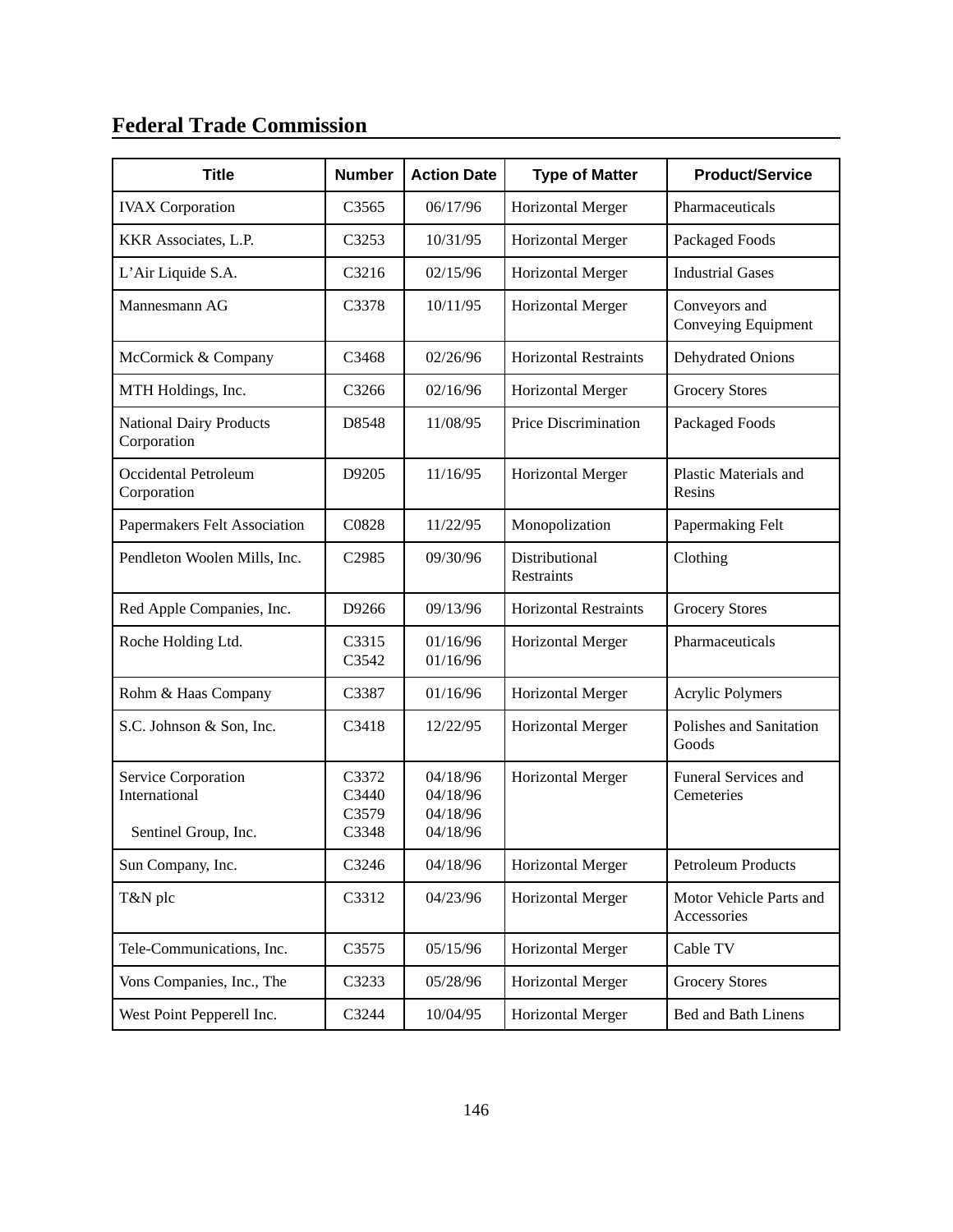## Federal Trade Commission

| Title | Number | Action Date | Type of Matter | Product/Service |
|---|---|---|---|---|
| IVAX Corporation | C3565 | 06/17/96 | Horizontal Merger | Pharmaceuticals |
| KKR Associates, L.P. | C3253 | 10/31/95 | Horizontal Merger | Packaged Foods |
| L'Air Liquide S.A. | C3216 | 02/15/96 | Horizontal Merger | Industrial Gases |
| Mannesmann AG | C3378 | 10/11/95 | Horizontal Merger | Conveyors and Conveying Equipment |
| McCormick & Company | C3468 | 02/26/96 | Horizontal Restraints | Dehydrated Onions |
| MTH Holdings, Inc. | C3266 | 02/16/96 | Horizontal Merger | Grocery Stores |
| National Dairy Products Corporation | D8548 | 11/08/95 | Price Discrimination | Packaged Foods |
| Occidental Petroleum Corporation | D9205 | 11/16/95 | Horizontal Merger | Plastic Materials and Resins |
| Papermakers Felt Association | C0828 | 11/22/95 | Monopolization | Papermaking Felt |
| Pendleton Woolen Mills, Inc. | C2985 | 09/30/96 | Distributional Restraints | Clothing |
| Red Apple Companies, Inc. | D9266 | 09/13/96 | Horizontal Restraints | Grocery Stores |
| Roche Holding Ltd. | C3315<br>C3542 | 01/16/96<br>01/16/96 | Horizontal Merger | Pharmaceuticals |
| Rohm & Haas Company | C3387 | 01/16/96 | Horizontal Merger | Acrylic Polymers |
| S.C. Johnson & Son, Inc. | C3418 | 12/22/95 | Horizontal Merger | Polishes and Sanitation Goods |
| Service Corporation International<br><br>Sentinel Group, Inc. | C3372<br>C3440<br>C3579<br>C3348 | 04/18/96<br>04/18/96<br>04/18/96<br>04/18/96 | Horizontal Merger | Funeral Services and Cemeteries |
| Sun Company, Inc. | C3246 | 04/18/96 | Horizontal Merger | Petroleum Products |
| T&N plc | C3312 | 04/23/96 | Horizontal Merger | Motor Vehicle Parts and Accessories |
| Tele-Communications, Inc. | C3575 | 05/15/96 | Horizontal Merger | Cable TV |
| Vons Companies, Inc., The | C3233 | 05/28/96 | Horizontal Merger | Grocery Stores |
| West Point Pepperell Inc. | C3244 | 10/04/95 | Horizontal Merger | Bed and Bath Linens |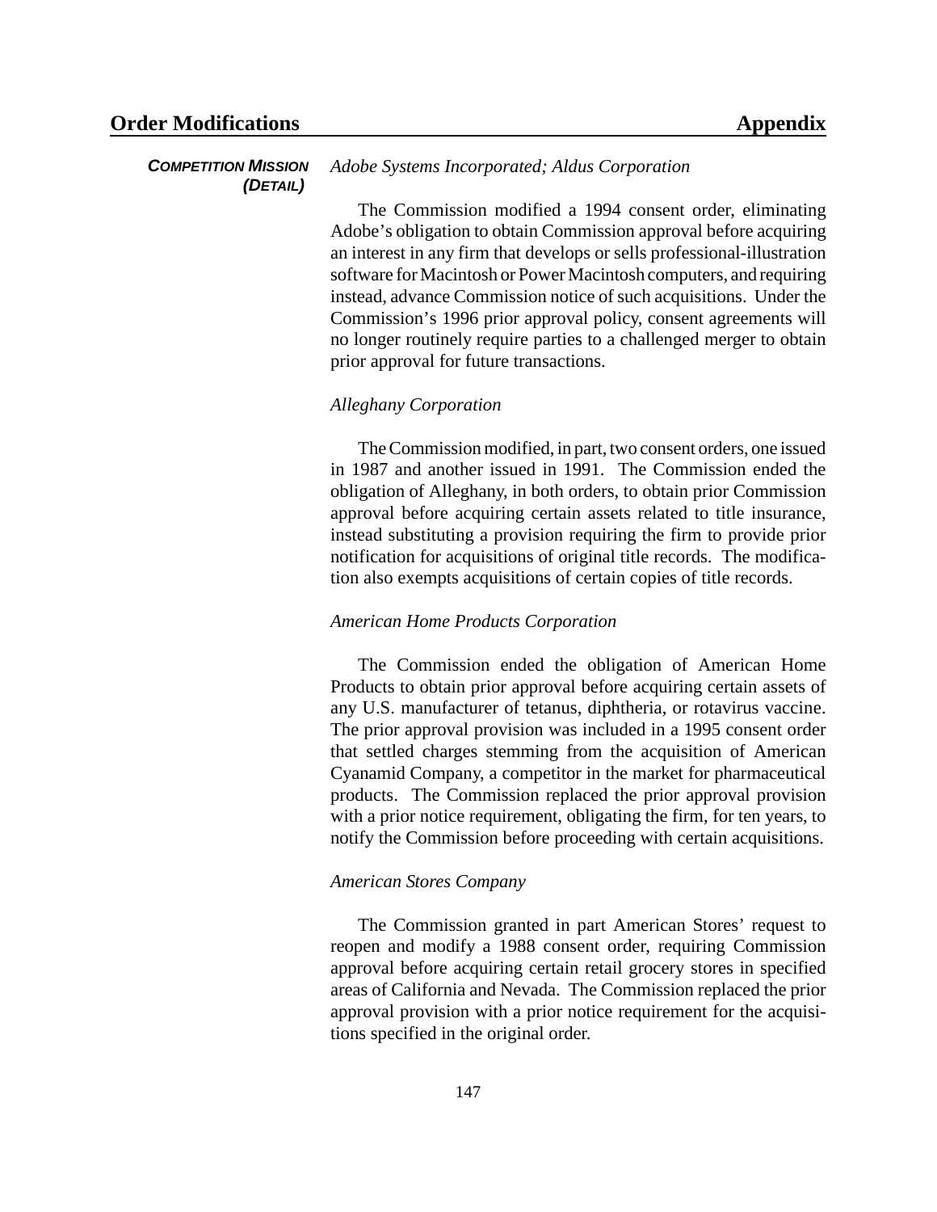**COMPETITION MISSION (DETAIL)**

*Adobe Systems Incorporated; Aldus Corporation*

The Commission modified a 1994 consent order, eliminating Adobe's obligation to obtain Commission approval before acquiring an interest in any firm that develops or sells professional-illustration software for Macintosh or Power Macintosh computers, and requiring instead, advance Commission notice of such acquisitions. Under the Commission's 1996 prior approval policy, consent agreements will no longer routinely require parties to a challenged merger to obtain prior approval for future transactions.

*Alleghany Corporation*

The Commission modified, in part, two consent orders, one issued in 1987 and another issued in 1991. The Commission ended the obligation of Alleghany, in both orders, to obtain prior Commission approval before acquiring certain assets related to title insurance, instead substituting a provision requiring the firm to provide prior notification for acquisitions of original title records. The modification also exempts acquisitions of certain copies of title records.

*American Home Products Corporation*

The Commission ended the obligation of American Home Products to obtain prior approval before acquiring certain assets of any U.S. manufacturer of tetanus, diphtheria, or rotavirus vaccine. The prior approval provision was included in a 1995 consent order that settled charges stemming from the acquisition of American Cyanamid Company, a competitor in the market for pharmaceutical products. The Commission replaced the prior approval provision with a prior notice requirement, obligating the firm, for ten years, to notify the Commission before proceeding with certain acquisitions.

*American Stores Company*

The Commission granted in part American Stores' request to reopen and modify a 1988 consent order, requiring Commission approval before acquiring certain retail grocery stores in specified areas of California and Nevada. The Commission replaced the prior approval provision with a prior notice requirement for the acquisitions specified in the original order.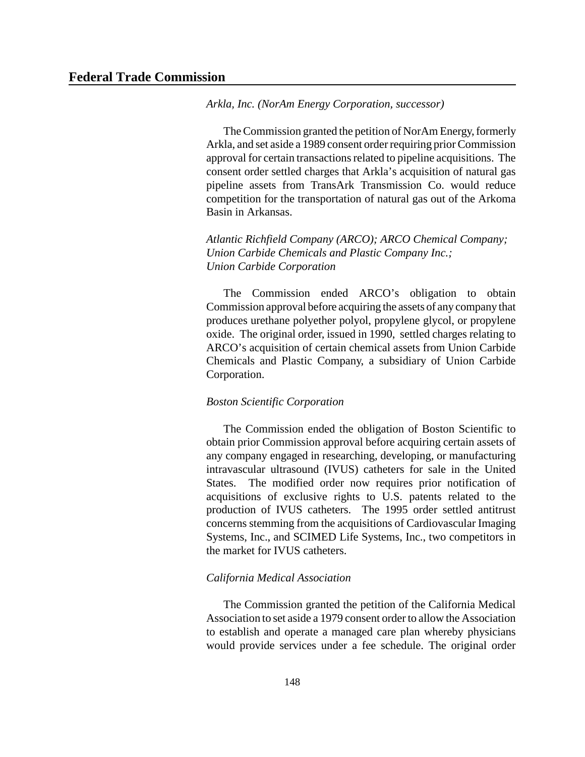*Arkla, Inc. (NorAm Energy Corporation, successor)*

The Commission granted the petition of NorAm Energy, formerly Arkla, and set aside a 1989 consent order requiring prior Commission approval for certain transactions related to pipeline acquisitions. The consent order settled charges that Arkla's acquisition of natural gas pipeline assets from TransArk Transmission Co. would reduce competition for the transportation of natural gas out of the Arkoma Basin in Arkansas.

*Atlantic Richfield Company (ARCO); ARCO Chemical Company; Union Carbide Chemicals and Plastic Company Inc.; Union Carbide Corporation*

The Commission ended ARCO's obligation to obtain Commission approval before acquiring the assets of any company that produces urethane polyether polyol, propylene glycol, or propylene oxide. The original order, issued in 1990, settled charges relating to ARCO's acquisition of certain chemical assets from Union Carbide Chemicals and Plastic Company, a subsidiary of Union Carbide Corporation.

*Boston Scientific Corporation*

The Commission ended the obligation of Boston Scientific to obtain prior Commission approval before acquiring certain assets of any company engaged in researching, developing, or manufacturing intravascular ultrasound (IVUS) catheters for sale in the United States. The modified order now requires prior notification of acquisitions of exclusive rights to U.S. patents related to the production of IVUS catheters. The 1995 order settled antitrust concerns stemming from the acquisitions of Cardiovascular Imaging Systems, Inc., and SCIMED Life Systems, Inc., two competitors in the market for IVUS catheters.

*California Medical Association*

The Commission granted the petition of the California Medical Association to set aside a 1979 consent order to allow the Association to establish and operate a managed care plan whereby physicians would provide services under a fee schedule. The original order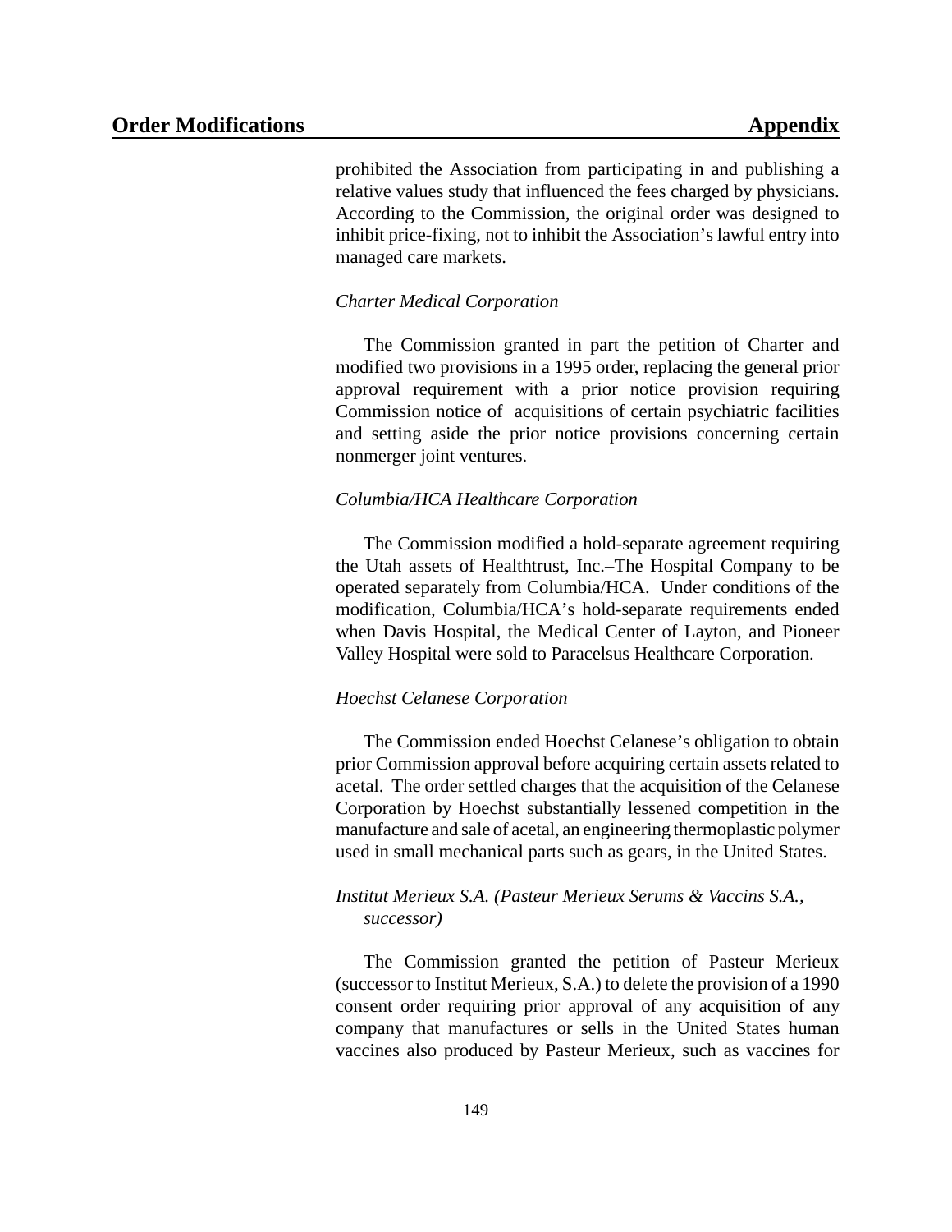prohibited the Association from participating in and publishing a relative values study that influenced the fees charged by physicians. According to the Commission, the original order was designed to inhibit price-fixing, not to inhibit the Association's lawful entry into managed care markets.

*Charter Medical Corporation*

The Commission granted in part the petition of Charter and modified two provisions in a 1995 order, replacing the general prior approval requirement with a prior notice provision requiring Commission notice of acquisitions of certain psychiatric facilities and setting aside the prior notice provisions concerning certain nonmerger joint ventures.

*Columbia/HCA Healthcare Corporation*

The Commission modified a hold-separate agreement requiring the Utah assets of Healthtrust, Inc.–The Hospital Company to be operated separately from Columbia/HCA. Under conditions of the modification, Columbia/HCA's hold-separate requirements ended when Davis Hospital, the Medical Center of Layton, and Pioneer Valley Hospital were sold to Paracelsus Healthcare Corporation.

*Hoechst Celanese Corporation*

The Commission ended Hoechst Celanese's obligation to obtain prior Commission approval before acquiring certain assets related to acetal. The order settled charges that the acquisition of the Celanese Corporation by Hoechst substantially lessened competition in the manufacture and sale of acetal, an engineering thermoplastic polymer used in small mechanical parts such as gears, in the United States.

*Institut Merieux S.A. (Pasteur Merieux Serums & Vaccins S.A., successor)*

The Commission granted the petition of Pasteur Merieux (successor to Institut Merieux, S.A.) to delete the provision of a 1990 consent order requiring prior approval of any acquisition of any company that manufactures or sells in the United States human vaccines also produced by Pasteur Merieux, such as vaccines for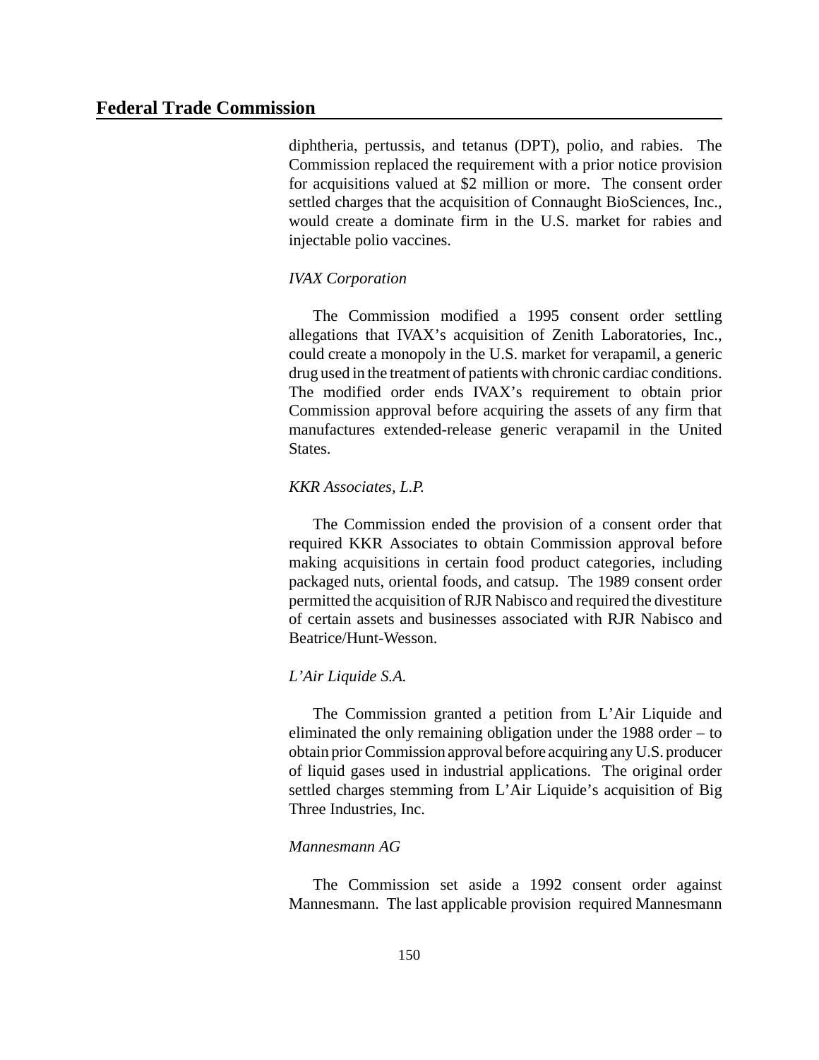diphtheria, pertussis, and tetanus (DPT), polio, and rabies. The Commission replaced the requirement with a prior notice provision for acquisitions valued at $2 million or more. The consent order settled charges that the acquisition of Connaught BioSciences, Inc., would create a dominate firm in the U.S. market for rabies and injectable polio vaccines.

*IVAX Corporation*

The Commission modified a 1995 consent order settling allegations that IVAX's acquisition of Zenith Laboratories, Inc., could create a monopoly in the U.S. market for verapamil, a generic drug used in the treatment of patients with chronic cardiac conditions. The modified order ends IVAX's requirement to obtain prior Commission approval before acquiring the assets of any firm that manufactures extended-release generic verapamil in the United States.

*KKR Associates, L.P.*

The Commission ended the provision of a consent order that required KKR Associates to obtain Commission approval before making acquisitions in certain food product categories, including packaged nuts, oriental foods, and catsup. The 1989 consent order permitted the acquisition of RJR Nabisco and required the divestiture of certain assets and businesses associated with RJR Nabisco and Beatrice/Hunt-Wesson.

*L'Air Liquide S.A.*

The Commission granted a petition from L'Air Liquide and eliminated the only remaining obligation under the 1988 order – to obtain prior Commission approval before acquiring any U.S. producer of liquid gases used in industrial applications. The original order settled charges stemming from L'Air Liquide's acquisition of Big Three Industries, Inc.

*Mannesmann AG*

The Commission set aside a 1992 consent order against Mannesmann. The last applicable provision required Mannesmann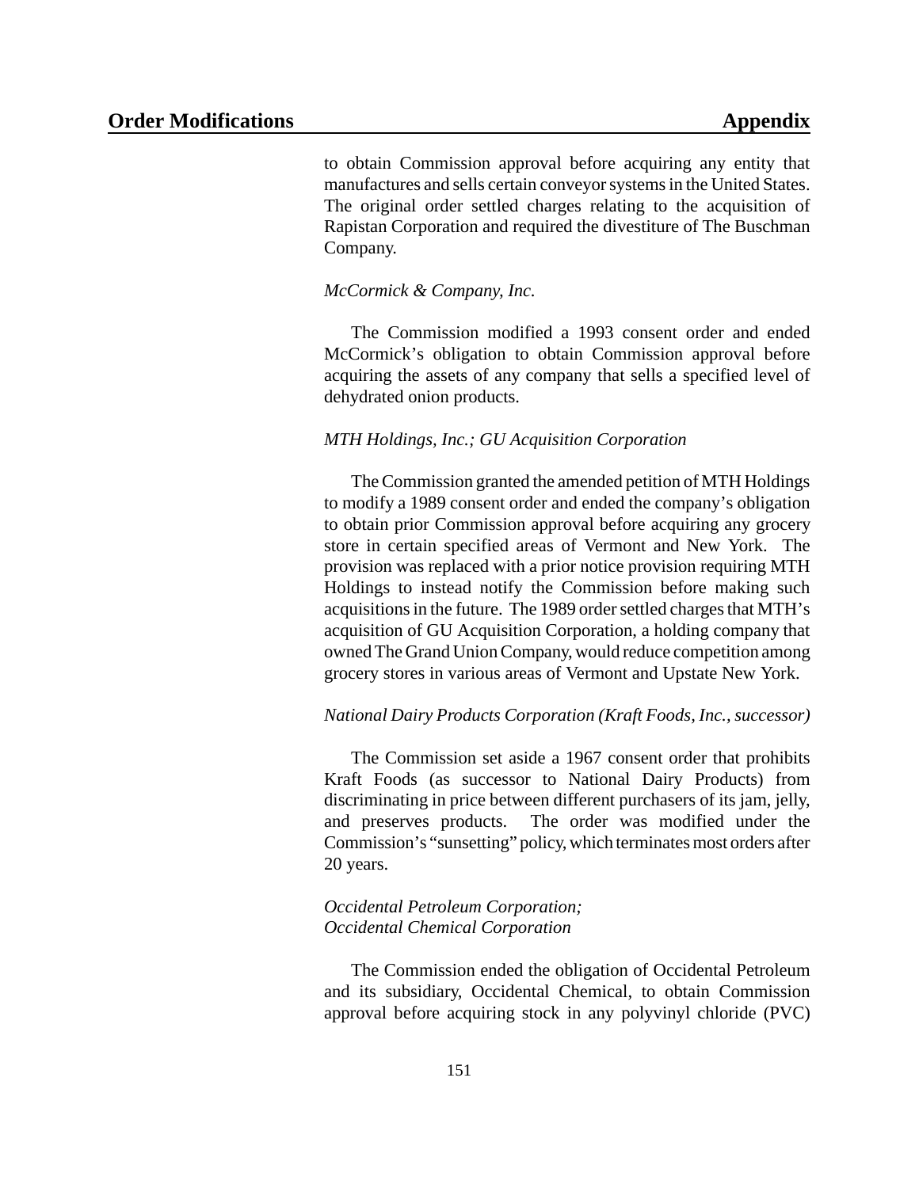to obtain Commission approval before acquiring any entity that manufactures and sells certain conveyor systems in the United States. The original order settled charges relating to the acquisition of Rapistan Corporation and required the divestiture of The Buschman Company.

*McCormick & Company, Inc.*

The Commission modified a 1993 consent order and ended McCormick's obligation to obtain Commission approval before acquiring the assets of any company that sells a specified level of dehydrated onion products.

*MTH Holdings, Inc.; GU Acquisition Corporation*

The Commission granted the amended petition of MTH Holdings to modify a 1989 consent order and ended the company's obligation to obtain prior Commission approval before acquiring any grocery store in certain specified areas of Vermont and New York. The provision was replaced with a prior notice provision requiring MTH Holdings to instead notify the Commission before making such acquisitions in the future. The 1989 order settled charges that MTH's acquisition of GU Acquisition Corporation, a holding company that owned The Grand Union Company, would reduce competition among grocery stores in various areas of Vermont and Upstate New York.

*National Dairy Products Corporation (Kraft Foods, Inc., successor)*

The Commission set aside a 1967 consent order that prohibits Kraft Foods (as successor to National Dairy Products) from discriminating in price between different purchasers of its jam, jelly, and preserves products. The order was modified under the Commission's "sunsetting" policy, which terminates most orders after 20 years.

*Occidental Petroleum Corporation;*
*Occidental Chemical Corporation*

The Commission ended the obligation of Occidental Petroleum and its subsidiary, Occidental Chemical, to obtain Commission approval before acquiring stock in any polyvinyl chloride (PVC)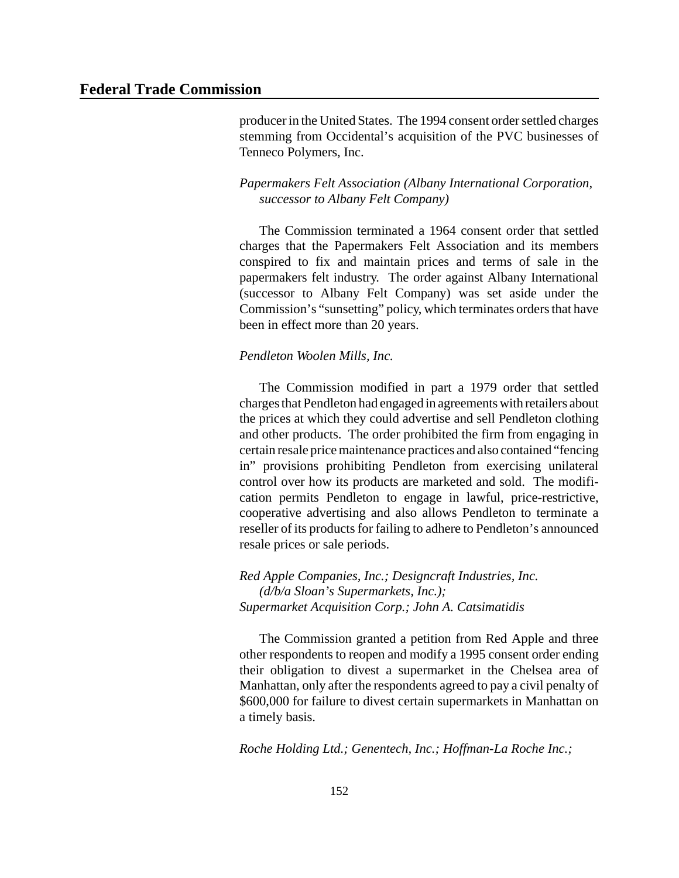producer in the United States. The 1994 consent order settled charges stemming from Occidental's acquisition of the PVC businesses of Tenneco Polymers, Inc.

*Papermakers Felt Association (Albany International Corporation, successor to Albany Felt Company)*

The Commission terminated a 1964 consent order that settled charges that the Papermakers Felt Association and its members conspired to fix and maintain prices and terms of sale in the papermakers felt industry. The order against Albany International (successor to Albany Felt Company) was set aside under the Commission's "sunsetting" policy, which terminates orders that have been in effect more than 20 years.

*Pendleton Woolen Mills, Inc.*

The Commission modified in part a 1979 order that settled charges that Pendleton had engaged in agreements with retailers about the prices at which they could advertise and sell Pendleton clothing and other products. The order prohibited the firm from engaging in certain resale price maintenance practices and also contained "fencing in" provisions prohibiting Pendleton from exercising unilateral control over how its products are marketed and sold. The modification permits Pendleton to engage in lawful, price-restrictive, cooperative advertising and also allows Pendleton to terminate a reseller of its products for failing to adhere to Pendleton's announced resale prices or sale periods.

*Red Apple Companies, Inc.; Designcraft Industries, Inc. (d/b/a Sloan's Supermarkets, Inc.); Supermarket Acquisition Corp.; John A. Catsimatidis*

The Commission granted a petition from Red Apple and three other respondents to reopen and modify a 1995 consent order ending their obligation to divest a supermarket in the Chelsea area of Manhattan, only after the respondents agreed to pay a civil penalty of $600,000 for failure to divest certain supermarkets in Manhattan on a timely basis.

*Roche Holding Ltd.; Genentech, Inc.; Hoffman-La Roche Inc.;*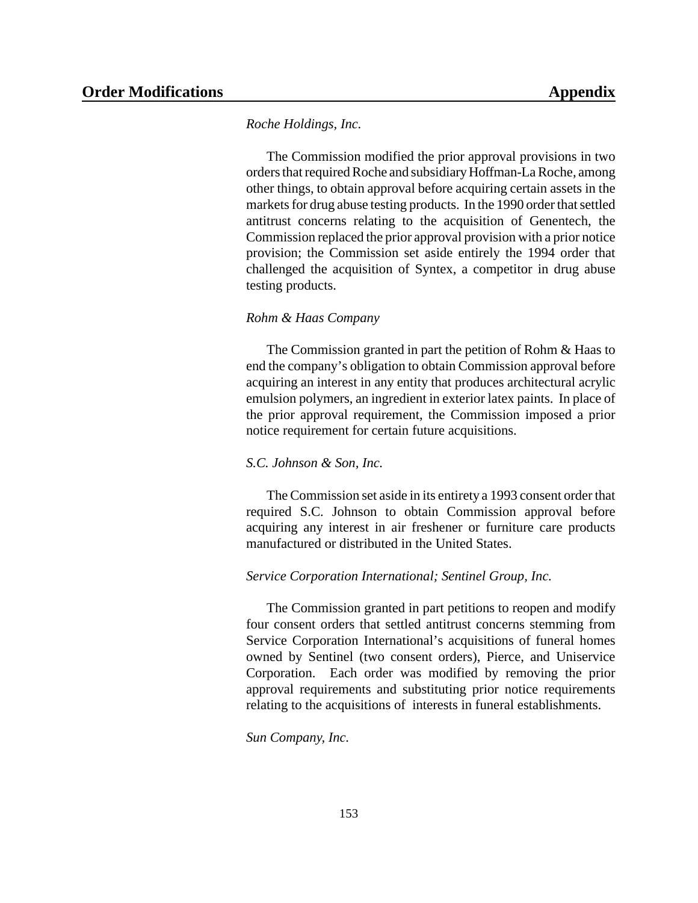*Roche Holdings, Inc.*

The Commission modified the prior approval provisions in two orders that required Roche and subsidiary Hoffman-La Roche, among other things, to obtain approval before acquiring certain assets in the markets for drug abuse testing products. In the 1990 order that settled antitrust concerns relating to the acquisition of Genentech, the Commission replaced the prior approval provision with a prior notice provision; the Commission set aside entirely the 1994 order that challenged the acquisition of Syntex, a competitor in drug abuse testing products.

*Rohm & Haas Company*

The Commission granted in part the petition of Rohm & Haas to end the company's obligation to obtain Commission approval before acquiring an interest in any entity that produces architectural acrylic emulsion polymers, an ingredient in exterior latex paints. In place of the prior approval requirement, the Commission imposed a prior notice requirement for certain future acquisitions.

*S.C. Johnson & Son, Inc.*

The Commission set aside in its entirety a 1993 consent order that required S.C. Johnson to obtain Commission approval before acquiring any interest in air freshener or furniture care products manufactured or distributed in the United States.

*Service Corporation International; Sentinel Group, Inc.*

The Commission granted in part petitions to reopen and modify four consent orders that settled antitrust concerns stemming from Service Corporation International's acquisitions of funeral homes owned by Sentinel (two consent orders), Pierce, and Uniservice Corporation. Each order was modified by removing the prior approval requirements and substituting prior notice requirements relating to the acquisitions of interests in funeral establishments.

*Sun Company, Inc.*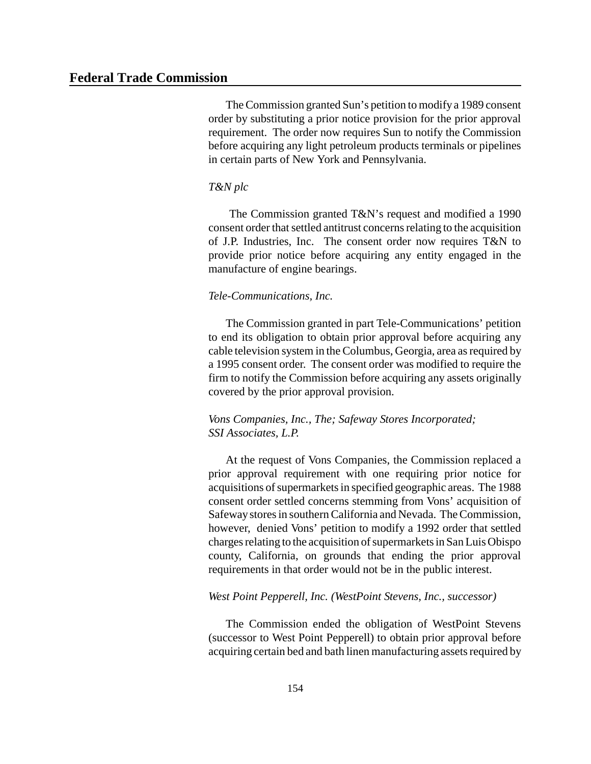The Commission granted Sun's petition to modify a 1989 consent order by substituting a prior notice provision for the prior approval requirement. The order now requires Sun to notify the Commission before acquiring any light petroleum products terminals or pipelines in certain parts of New York and Pennsylvania.

*T&N plc*

The Commission granted T&N's request and modified a 1990 consent order that settled antitrust concerns relating to the acquisition of J.P. Industries, Inc. The consent order now requires T&N to provide prior notice before acquiring any entity engaged in the manufacture of engine bearings.

*Tele-Communications, Inc.*

The Commission granted in part Tele-Communications' petition to end its obligation to obtain prior approval before acquiring any cable television system in the Columbus, Georgia, area as required by a 1995 consent order. The consent order was modified to require the firm to notify the Commission before acquiring any assets originally covered by the prior approval provision.

*Vons Companies, Inc., The; Safeway Stores Incorporated; SSI Associates, L.P.*

At the request of Vons Companies, the Commission replaced a prior approval requirement with one requiring prior notice for acquisitions of supermarkets in specified geographic areas. The 1988 consent order settled concerns stemming from Vons' acquisition of Safeway stores in southern California and Nevada. The Commission, however, denied Vons' petition to modify a 1992 order that settled charges relating to the acquisition of supermarkets in San Luis Obispo county, California, on grounds that ending the prior approval requirements in that order would not be in the public interest.

*West Point Pepperell, Inc. (WestPoint Stevens, Inc., successor)*

The Commission ended the obligation of WestPoint Stevens (successor to West Point Pepperell) to obtain prior approval before acquiring certain bed and bath linen manufacturing assets required by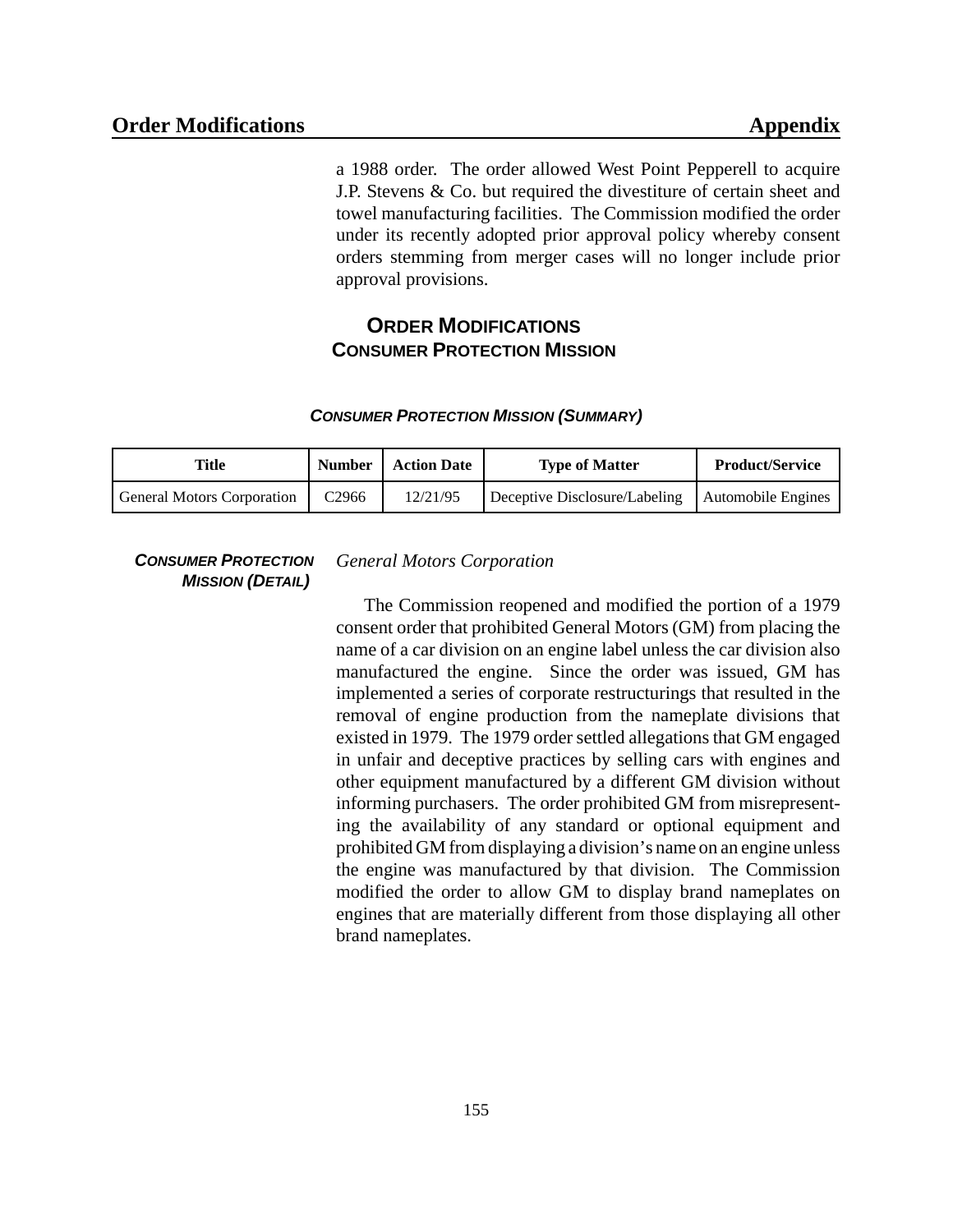a 1988 order. The order allowed West Point Pepperell to acquire J.P. Stevens & Co. but required the divestiture of certain sheet and towel manufacturing facilities. The Commission modified the order under its recently adopted prior approval policy whereby consent orders stemming from merger cases will no longer include prior approval provisions.

## ORDER MODIFICATIONS
## CONSUMER PROTECTION MISSION

#### *CONSUMER PROTECTION MISSION (SUMMARY)*

| Title | Number | Action Date | Type of Matter | Product/Service |
|---|---|---|---|---|
| General Motors Corporation | C2966 | 12/21/95 | Deceptive Disclosure/Labeling | Automobile Engines |

***CONSUMER PROTECTION MISSION (DETAIL)***

*General Motors Corporation*

The Commission reopened and modified the portion of a 1979 consent order that prohibited General Motors (GM) from placing the name of a car division on an engine label unless the car division also manufactured the engine. Since the order was issued, GM has implemented a series of corporate restructurings that resulted in the removal of engine production from the nameplate divisions that existed in 1979. The 1979 order settled allegations that GM engaged in unfair and deceptive practices by selling cars with engines and other equipment manufactured by a different GM division without informing purchasers. The order prohibited GM from misrepresenting the availability of any standard or optional equipment and prohibited GM from displaying a division's name on an engine unless the engine was manufactured by that division. The Commission modified the order to allow GM to display brand nameplates on engines that are materially different from those displaying all other brand nameplates.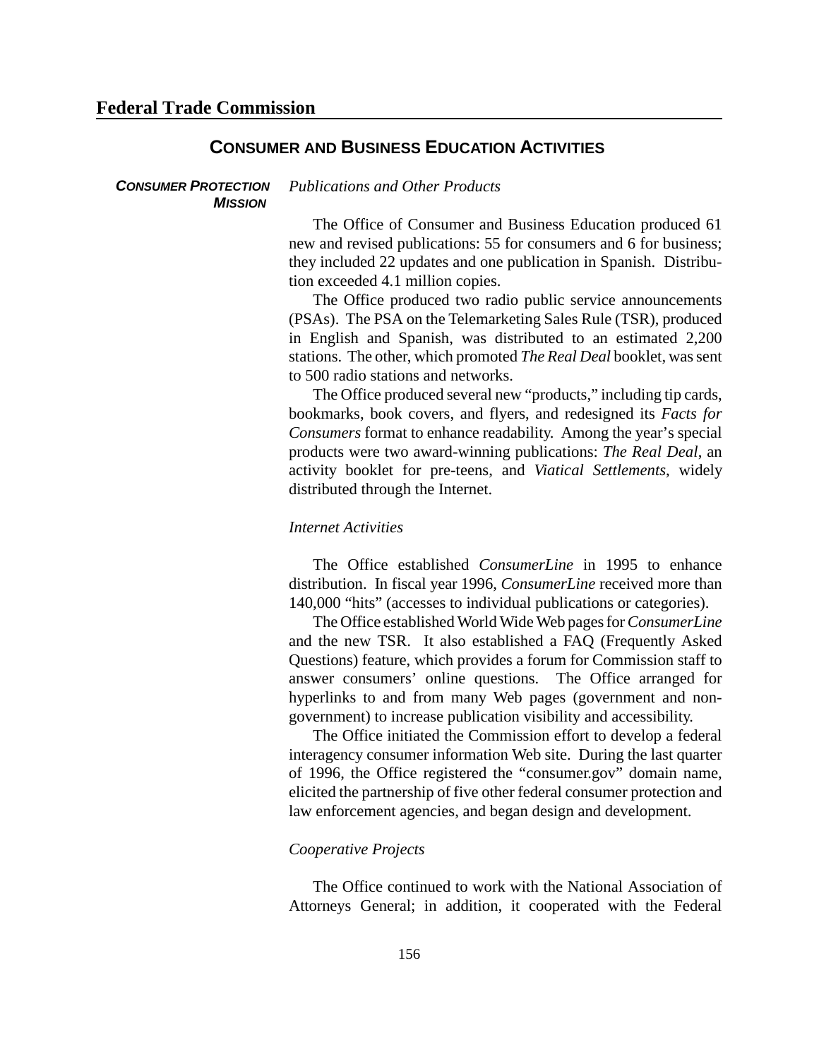## CONSUMER AND BUSINESS EDUCATION ACTIVITIES

***CONSUMER PROTECTION MISSION***

*Publications and Other Products*

The Office of Consumer and Business Education produced 61 new and revised publications: 55 for consumers and 6 for business; they included 22 updates and one publication in Spanish. Distribution exceeded 4.1 million copies.

The Office produced two radio public service announcements (PSAs). The PSA on the Telemarketing Sales Rule (TSR), produced in English and Spanish, was distributed to an estimated 2,200 stations. The other, which promoted *The Real Deal* booklet, was sent to 500 radio stations and networks.

The Office produced several new "products," including tip cards, bookmarks, book covers, and flyers, and redesigned its *Facts for Consumers* format to enhance readability. Among the year's special products were two award-winning publications: *The Real Deal*, an activity booklet for pre-teens, and *Viatical Settlements*, widely distributed through the Internet.

*Internet Activities*

The Office established *ConsumerLine* in 1995 to enhance distribution. In fiscal year 1996, *ConsumerLine* received more than 140,000 "hits" (accesses to individual publications or categories).

The Office established World Wide Web pages for *ConsumerLine* and the new TSR. It also established a FAQ (Frequently Asked Questions) feature, which provides a forum for Commission staff to answer consumers' online questions. The Office arranged for hyperlinks to and from many Web pages (government and non-government) to increase publication visibility and accessibility.

The Office initiated the Commission effort to develop a federal interagency consumer information Web site. During the last quarter of 1996, the Office registered the "consumer.gov" domain name, elicited the partnership of five other federal consumer protection and law enforcement agencies, and began design and development.

*Cooperative Projects*

The Office continued to work with the National Association of Attorneys General; in addition, it cooperated with the Federal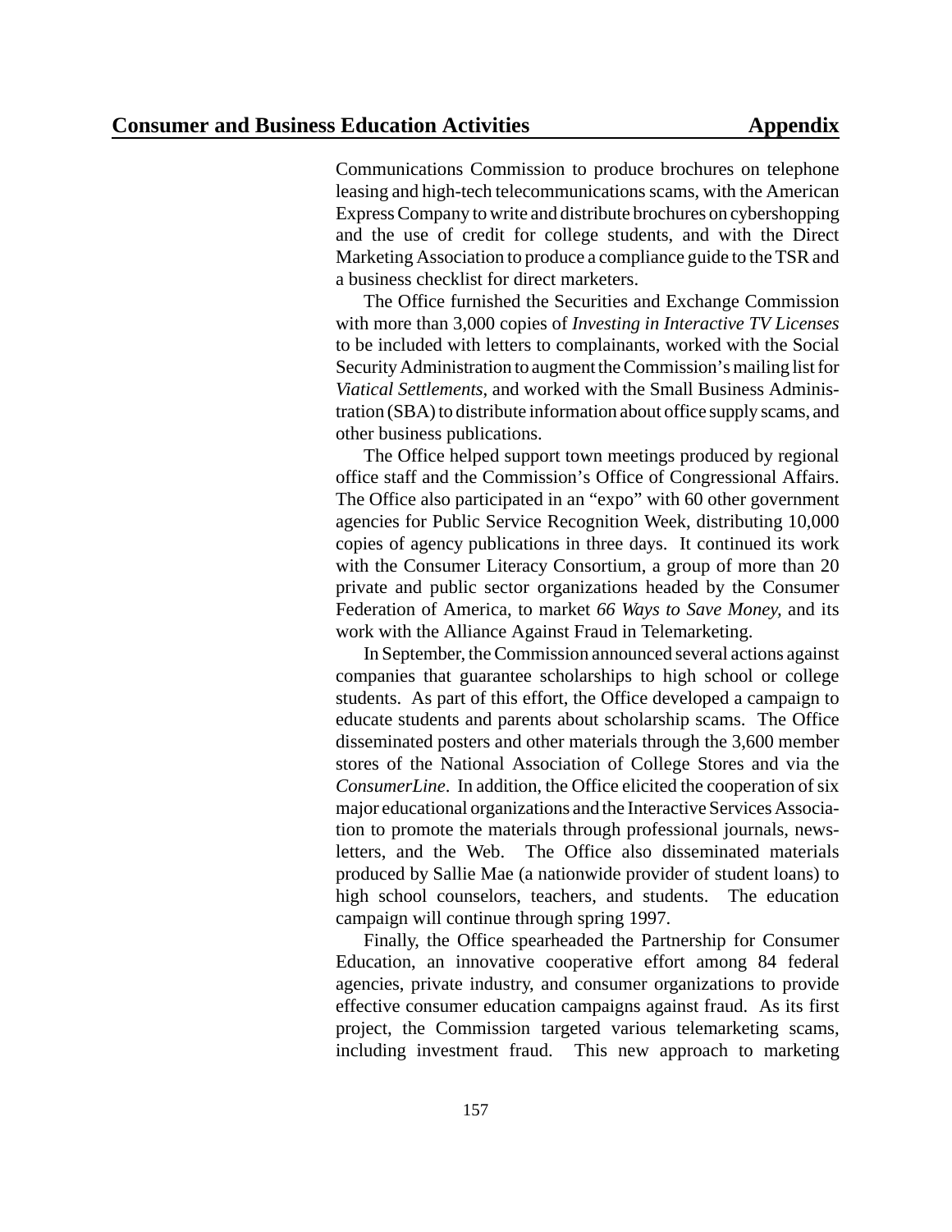Communications Commission to produce brochures on telephone leasing and high-tech telecommunications scams, with the American Express Company to write and distribute brochures on cybershopping and the use of credit for college students, and with the Direct Marketing Association to produce a compliance guide to the TSR and a business checklist for direct marketers.

The Office furnished the Securities and Exchange Commission with more than 3,000 copies of *Investing in Interactive TV Licenses* to be included with letters to complainants, worked with the Social Security Administration to augment the Commission's mailing list for *Viatical Settlements*, and worked with the Small Business Administration (SBA) to distribute information about office supply scams, and other business publications.

The Office helped support town meetings produced by regional office staff and the Commission's Office of Congressional Affairs. The Office also participated in an "expo" with 60 other government agencies for Public Service Recognition Week, distributing 10,000 copies of agency publications in three days. It continued its work with the Consumer Literacy Consortium, a group of more than 20 private and public sector organizations headed by the Consumer Federation of America, to market *66 Ways to Save Money*, and its work with the Alliance Against Fraud in Telemarketing.

In September, the Commission announced several actions against companies that guarantee scholarships to high school or college students. As part of this effort, the Office developed a campaign to educate students and parents about scholarship scams. The Office disseminated posters and other materials through the 3,600 member stores of the National Association of College Stores and via the *ConsumerLine*. In addition, the Office elicited the cooperation of six major educational organizations and the Interactive Services Association to promote the materials through professional journals, newsletters, and the Web. The Office also disseminated materials produced by Sallie Mae (a nationwide provider of student loans) to high school counselors, teachers, and students. The education campaign will continue through spring 1997.

Finally, the Office spearheaded the Partnership for Consumer Education, an innovative cooperative effort among 84 federal agencies, private industry, and consumer organizations to provide effective consumer education campaigns against fraud. As its first project, the Commission targeted various telemarketing scams, including investment fraud. This new approach to marketing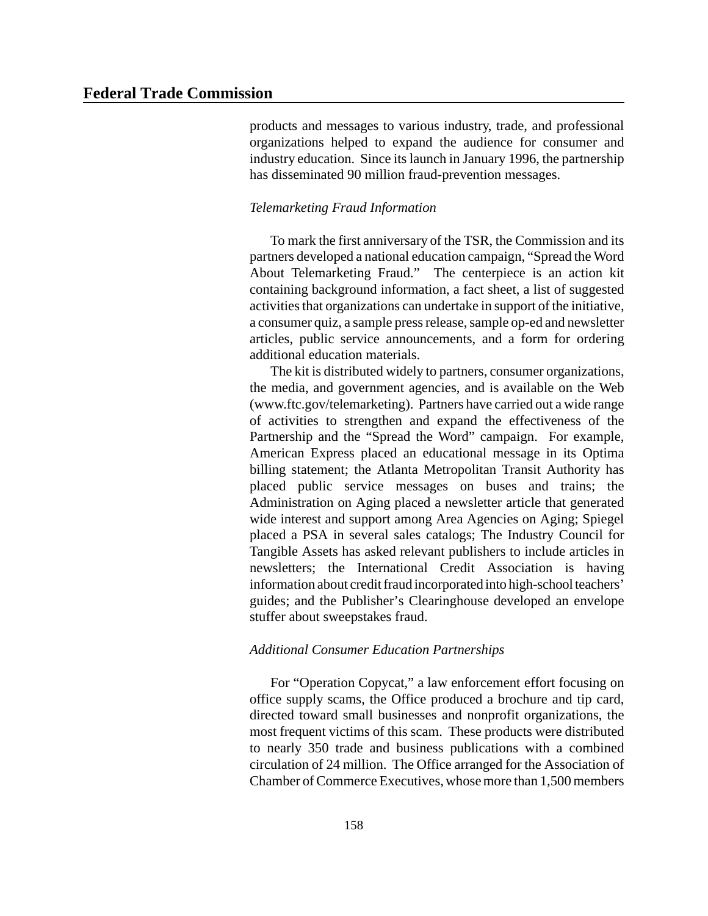products and messages to various industry, trade, and professional organizations helped to expand the audience for consumer and industry education. Since its launch in January 1996, the partnership has disseminated 90 million fraud-prevention messages.

*Telemarketing Fraud Information*

To mark the first anniversary of the TSR, the Commission and its partners developed a national education campaign, "Spread the Word About Telemarketing Fraud." The centerpiece is an action kit containing background information, a fact sheet, a list of suggested activities that organizations can undertake in support of the initiative, a consumer quiz, a sample press release, sample op-ed and newsletter articles, public service announcements, and a form for ordering additional education materials.

The kit is distributed widely to partners, consumer organizations, the media, and government agencies, and is available on the Web (www.ftc.gov/telemarketing). Partners have carried out a wide range of activities to strengthen and expand the effectiveness of the Partnership and the "Spread the Word" campaign. For example, American Express placed an educational message in its Optima billing statement; the Atlanta Metropolitan Transit Authority has placed public service messages on buses and trains; the Administration on Aging placed a newsletter article that generated wide interest and support among Area Agencies on Aging; Spiegel placed a PSA in several sales catalogs; The Industry Council for Tangible Assets has asked relevant publishers to include articles in newsletters; the International Credit Association is having information about credit fraud incorporated into high-school teachers' guides; and the Publisher's Clearinghouse developed an envelope stuffer about sweepstakes fraud.

*Additional Consumer Education Partnerships*

For "Operation Copycat," a law enforcement effort focusing on office supply scams, the Office produced a brochure and tip card, directed toward small businesses and nonprofit organizations, the most frequent victims of this scam. These products were distributed to nearly 350 trade and business publications with a combined circulation of 24 million. The Office arranged for the Association of Chamber of Commerce Executives, whose more than 1,500 members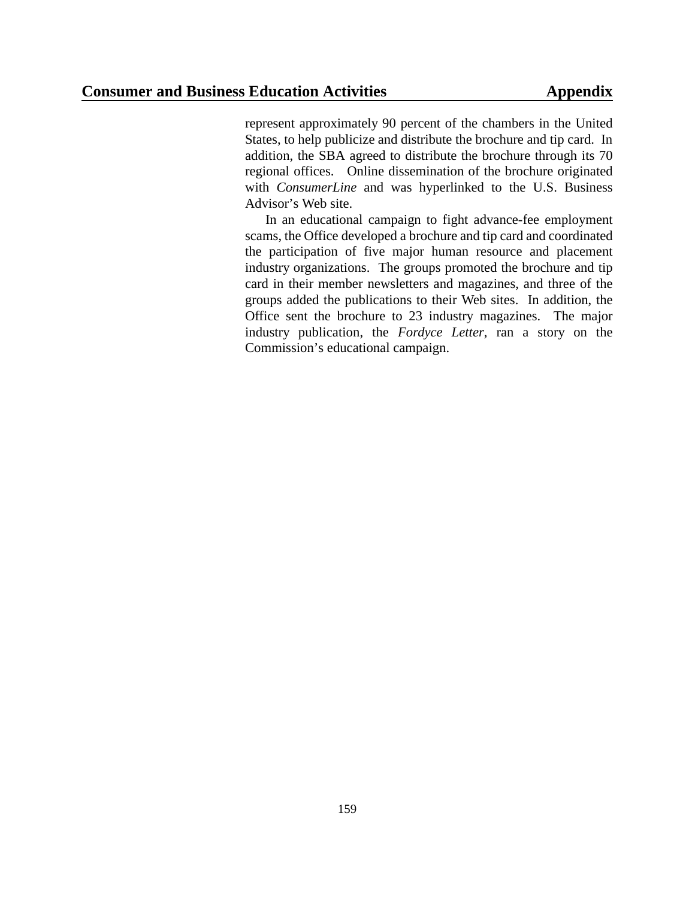represent approximately 90 percent of the chambers in the United States, to help publicize and distribute the brochure and tip card. In addition, the SBA agreed to distribute the brochure through its 70 regional offices. Online dissemination of the brochure originated with *ConsumerLine* and was hyperlinked to the U.S. Business Advisor's Web site.

In an educational campaign to fight advance-fee employment scams, the Office developed a brochure and tip card and coordinated the participation of five major human resource and placement industry organizations. The groups promoted the brochure and tip card in their member newsletters and magazines, and three of the groups added the publications to their Web sites. In addition, the Office sent the brochure to 23 industry magazines. The major industry publication, the *Fordyce Letter*, ran a story on the Commission's educational campaign.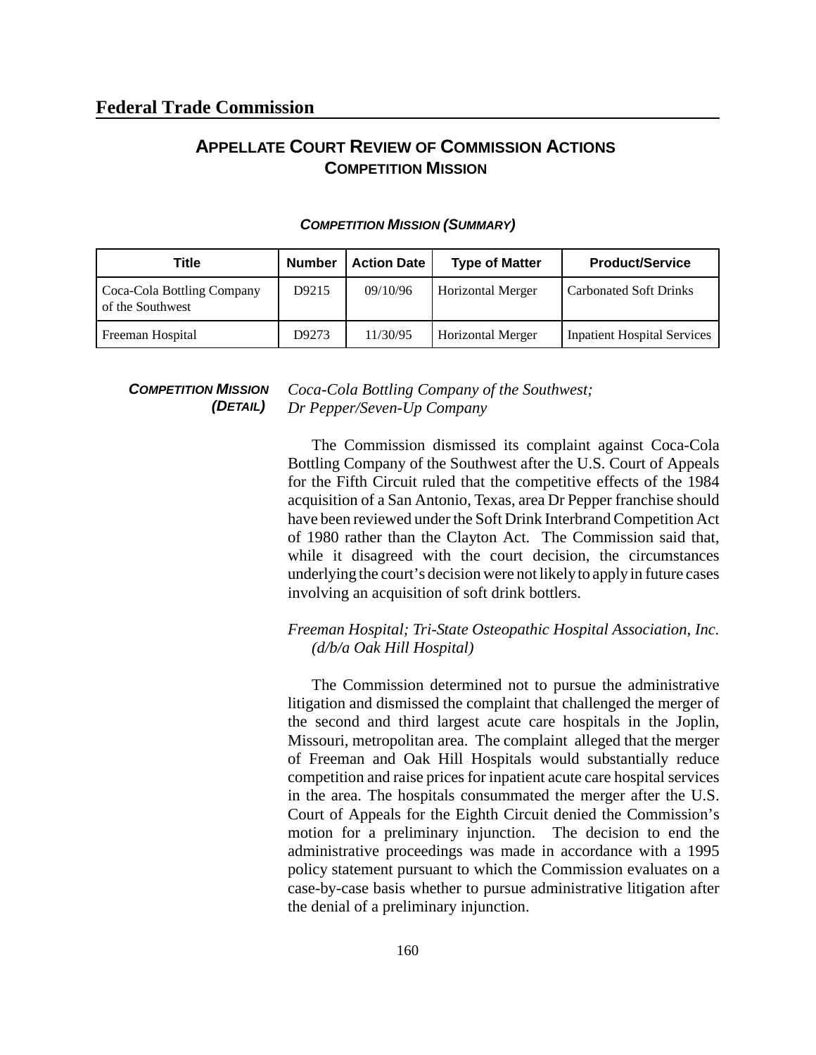# Federal Trade Commission

## APPELLATE COURT REVIEW OF COMMISSION ACTIONS
## COMPETITION MISSION

***COMPETITION MISSION (SUMMARY)***

| Title | Number | Action Date | Type of Matter | Product/Service |
|---|---|---|---|---|
| Coca-Cola Bottling Company of the Southwest | D9215 | 09/10/96 | Horizontal Merger | Carbonated Soft Drinks |
| Freeman Hospital | D9273 | 11/30/95 | Horizontal Merger | Inpatient Hospital Services |

***COMPETITION MISSION (DETAIL)***

*Coca-Cola Bottling Company of the Southwest; Dr Pepper/Seven-Up Company*

The Commission dismissed its complaint against Coca-Cola Bottling Company of the Southwest after the U.S. Court of Appeals for the Fifth Circuit ruled that the competitive effects of the 1984 acquisition of a San Antonio, Texas, area Dr Pepper franchise should have been reviewed under the Soft Drink Interbrand Competition Act of 1980 rather than the Clayton Act. The Commission said that, while it disagreed with the court decision, the circumstances underlying the court's decision were not likely to apply in future cases involving an acquisition of soft drink bottlers.

*Freeman Hospital; Tri-State Osteopathic Hospital Association, Inc. (d/b/a Oak Hill Hospital)*

The Commission determined not to pursue the administrative litigation and dismissed the complaint that challenged the merger of the second and third largest acute care hospitals in the Joplin, Missouri, metropolitan area. The complaint alleged that the merger of Freeman and Oak Hill Hospitals would substantially reduce competition and raise prices for inpatient acute care hospital services in the area. The hospitals consummated the merger after the U.S. Court of Appeals for the Eighth Circuit denied the Commission's motion for a preliminary injunction. The decision to end the administrative proceedings was made in accordance with a 1995 policy statement pursuant to which the Commission evaluates on a case-by-case basis whether to pursue administrative litigation after the denial of a preliminary injunction.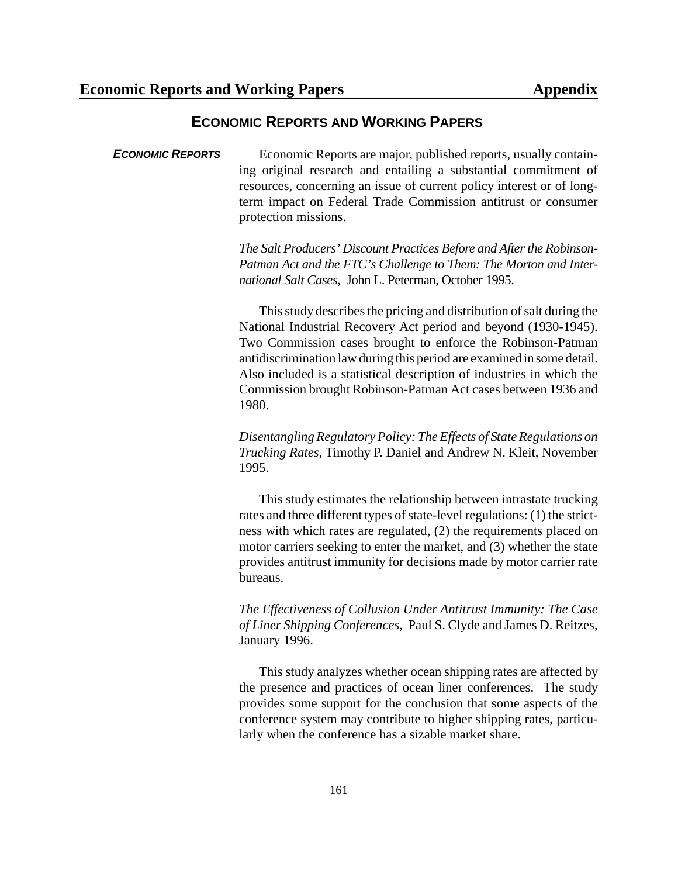## ECONOMIC REPORTS AND WORKING PAPERS

***ECONOMIC REPORTS***

Economic Reports are major, published reports, usually containing original research and entailing a substantial commitment of resources, concerning an issue of current policy interest or of long-term impact on Federal Trade Commission antitrust or consumer protection missions.

*The Salt Producers' Discount Practices Before and After the Robinson-Patman Act and the FTC's Challenge to Them: The Morton and International Salt Cases*, John L. Peterman, October 1995.

This study describes the pricing and distribution of salt during the National Industrial Recovery Act period and beyond (1930-1945). Two Commission cases brought to enforce the Robinson-Patman antidiscrimination law during this period are examined in some detail. Also included is a statistical description of industries in which the Commission brought Robinson-Patman Act cases between 1936 and 1980.

*Disentangling Regulatory Policy: The Effects of State Regulations on Trucking Rates*, Timothy P. Daniel and Andrew N. Kleit, November 1995.

This study estimates the relationship between intrastate trucking rates and three different types of state-level regulations: (1) the strictness with which rates are regulated, (2) the requirements placed on motor carriers seeking to enter the market, and (3) whether the state provides antitrust immunity for decisions made by motor carrier rate bureaus.

*The Effectiveness of Collusion Under Antitrust Immunity: The Case of Liner Shipping Conferences*, Paul S. Clyde and James D. Reitzes, January 1996.

This study analyzes whether ocean shipping rates are affected by the presence and practices of ocean liner conferences. The study provides some support for the conclusion that some aspects of the conference system may contribute to higher shipping rates, particularly when the conference has a sizable market share.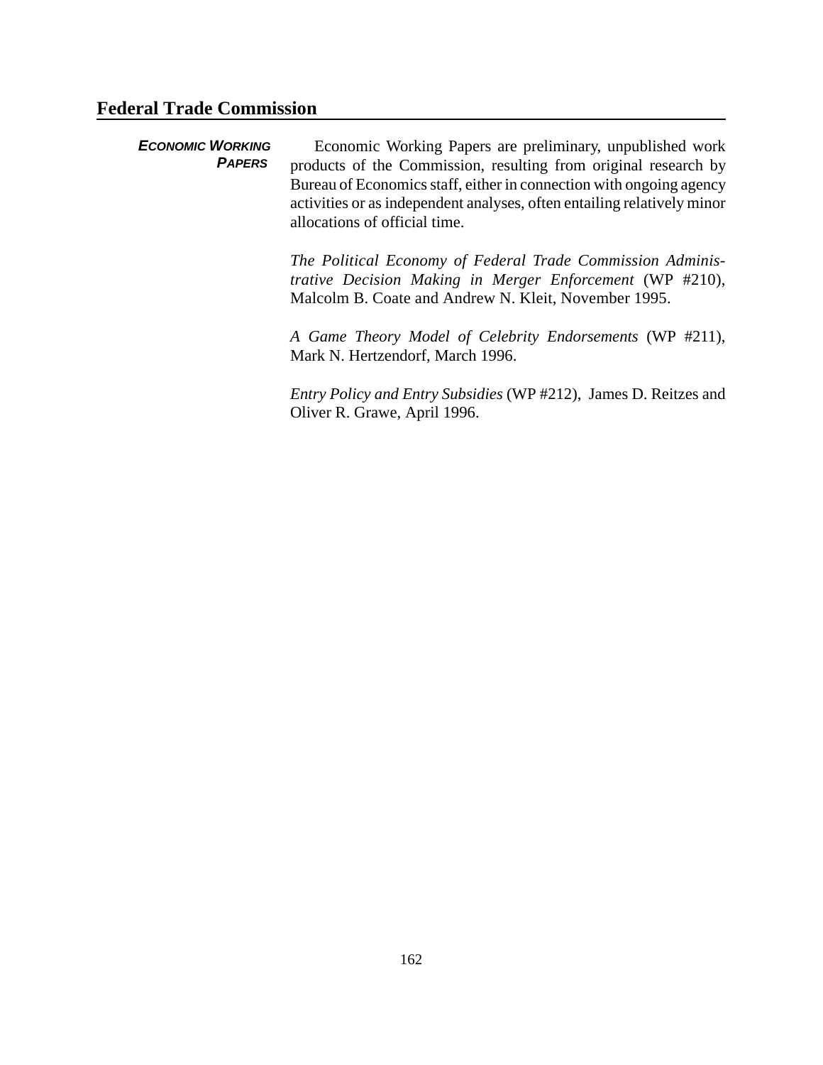## Federal Trade Commission

***ECONOMIC WORKING PAPERS***

Economic Working Papers are preliminary, unpublished work products of the Commission, resulting from original research by Bureau of Economics staff, either in connection with ongoing agency activities or as independent analyses, often entailing relatively minor allocations of official time.

*The Political Economy of Federal Trade Commission Administrative Decision Making in Merger Enforcement* (WP #210), Malcolm B. Coate and Andrew N. Kleit, November 1995.

*A Game Theory Model of Celebrity Endorsements* (WP #211), Mark N. Hertzendorf, March 1996.

*Entry Policy and Entry Subsidies* (WP #212), James D. Reitzes and Oliver R. Grawe, April 1996.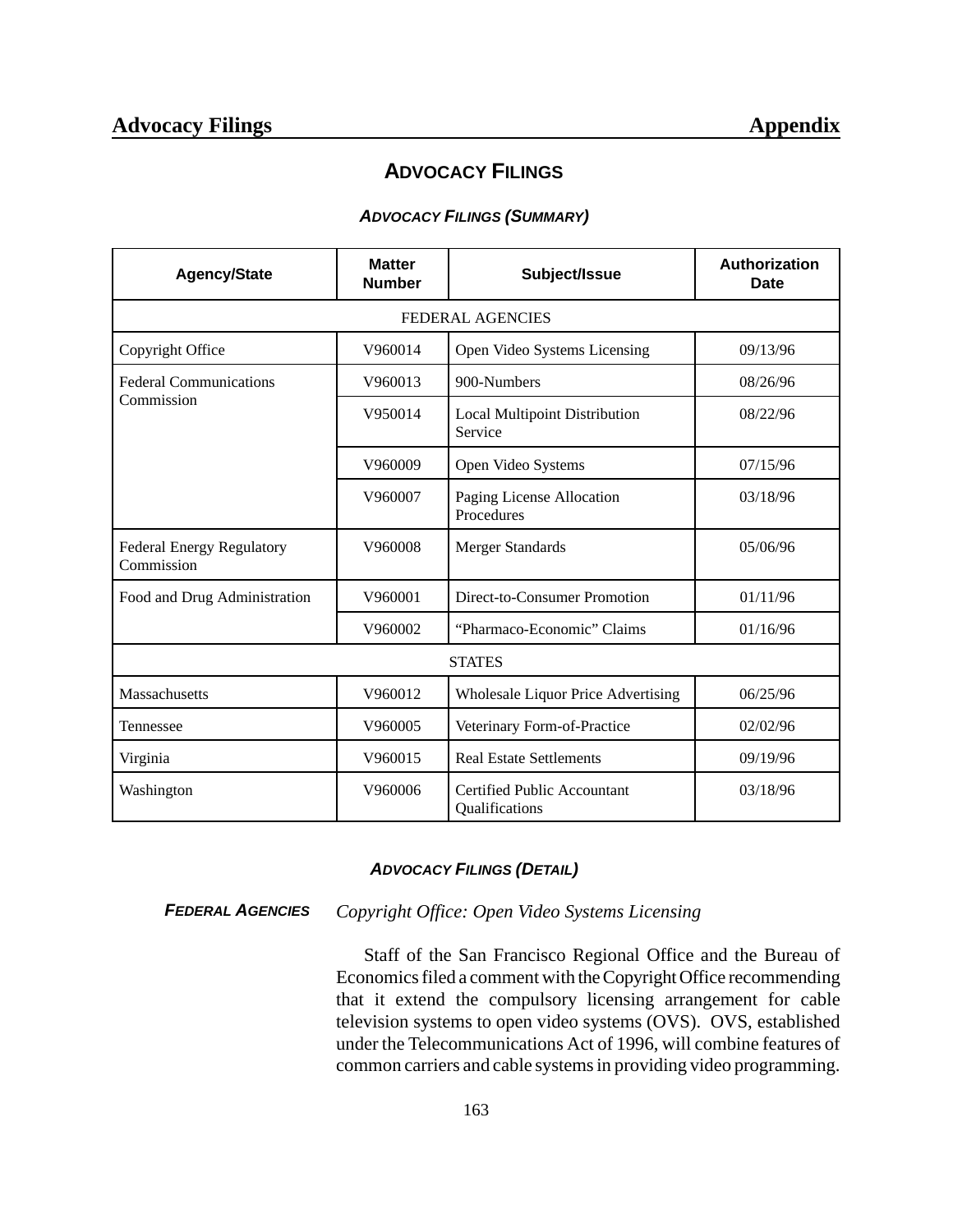# ADVOCACY FILINGS

## *ADVOCACY FILINGS (SUMMARY)*

| Agency/State | Matter Number | Subject/Issue | Authorization Date |
|---|---|---|---|
| FEDERAL AGENCIES | | | |
| Copyright Office | V960014 | Open Video Systems Licensing | 09/13/96 |
| Federal Communications Commission | V960013 | 900-Numbers | 08/26/96 |
| | V950014 | Local Multipoint Distribution Service | 08/22/96 |
| | V960009 | Open Video Systems | 07/15/96 |
| | V960007 | Paging License Allocation Procedures | 03/18/96 |
| Federal Energy Regulatory Commission | V960008 | Merger Standards | 05/06/96 |
| Food and Drug Administration | V960001 | Direct-to-Consumer Promotion | 01/11/96 |
| | V960002 | "Pharmaco-Economic" Claims | 01/16/96 |
| STATES | | | |
| Massachusetts | V960012 | Wholesale Liquor Price Advertising | 06/25/96 |
| Tennessee | V960005 | Veterinary Form-of-Practice | 02/02/96 |
| Virginia | V960015 | Real Estate Settlements | 09/19/96 |
| Washington | V960006 | Certified Public Accountant Qualifications | 03/18/96 |

## *ADVOCACY FILINGS (DETAIL)*

### *FEDERAL AGENCIES*

*Copyright Office: Open Video Systems Licensing*

Staff of the San Francisco Regional Office and the Bureau of Economics filed a comment with the Copyright Office recommending that it extend the compulsory licensing arrangement for cable television systems to open video systems (OVS). OVS, established under the Telecommunications Act of 1996, will combine features of common carriers and cable systems in providing video programming.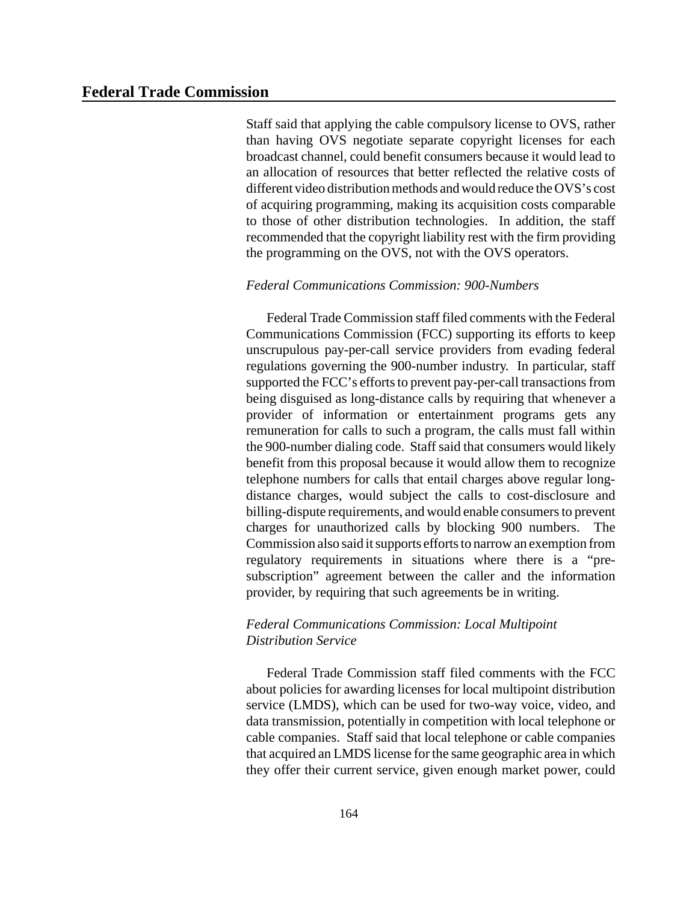Staff said that applying the cable compulsory license to OVS, rather than having OVS negotiate separate copyright licenses for each broadcast channel, could benefit consumers because it would lead to an allocation of resources that better reflected the relative costs of different video distribution methods and would reduce the OVS's cost of acquiring programming, making its acquisition costs comparable to those of other distribution technologies. In addition, the staff recommended that the copyright liability rest with the firm providing the programming on the OVS, not with the OVS operators.

*Federal Communications Commission: 900-Numbers*

Federal Trade Commission staff filed comments with the Federal Communications Commission (FCC) supporting its efforts to keep unscrupulous pay-per-call service providers from evading federal regulations governing the 900-number industry. In particular, staff supported the FCC's efforts to prevent pay-per-call transactions from being disguised as long-distance calls by requiring that whenever a provider of information or entertainment programs gets any remuneration for calls to such a program, the calls must fall within the 900-number dialing code. Staff said that consumers would likely benefit from this proposal because it would allow them to recognize telephone numbers for calls that entail charges above regular long-distance charges, would subject the calls to cost-disclosure and billing-dispute requirements, and would enable consumers to prevent charges for unauthorized calls by blocking 900 numbers. The Commission also said it supports efforts to narrow an exemption from regulatory requirements in situations where there is a "pre-subscription" agreement between the caller and the information provider, by requiring that such agreements be in writing.

*Federal Communications Commission: Local Multipoint Distribution Service*

Federal Trade Commission staff filed comments with the FCC about policies for awarding licenses for local multipoint distribution service (LMDS), which can be used for two-way voice, video, and data transmission, potentially in competition with local telephone or cable companies. Staff said that local telephone or cable companies that acquired an LMDS license for the same geographic area in which they offer their current service, given enough market power, could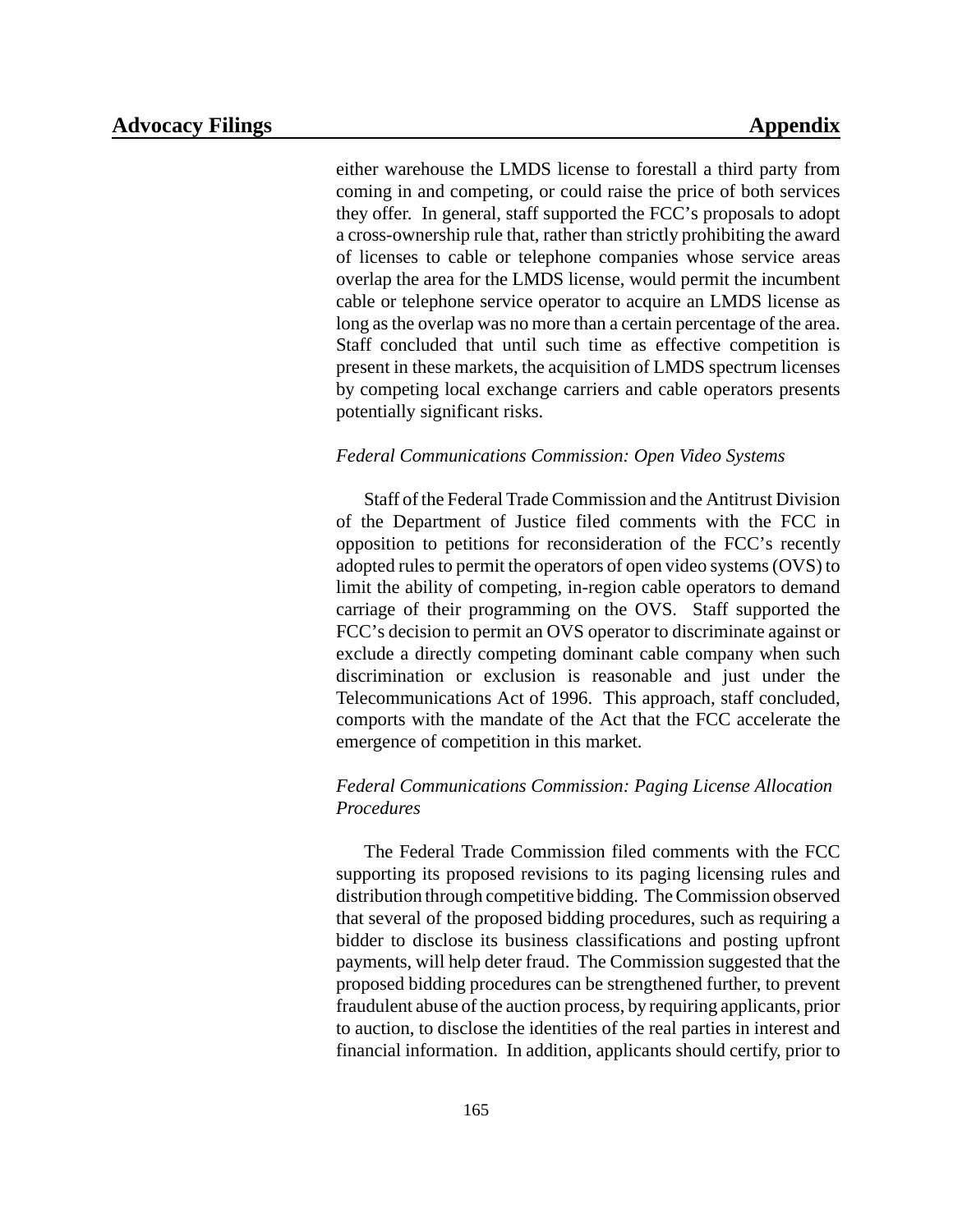either warehouse the LMDS license to forestall a third party from coming in and competing, or could raise the price of both services they offer. In general, staff supported the FCC's proposals to adopt a cross-ownership rule that, rather than strictly prohibiting the award of licenses to cable or telephone companies whose service areas overlap the area for the LMDS license, would permit the incumbent cable or telephone service operator to acquire an LMDS license as long as the overlap was no more than a certain percentage of the area. Staff concluded that until such time as effective competition is present in these markets, the acquisition of LMDS spectrum licenses by competing local exchange carriers and cable operators presents potentially significant risks.

*Federal Communications Commission: Open Video Systems*

Staff of the Federal Trade Commission and the Antitrust Division of the Department of Justice filed comments with the FCC in opposition to petitions for reconsideration of the FCC's recently adopted rules to permit the operators of open video systems (OVS) to limit the ability of competing, in-region cable operators to demand carriage of their programming on the OVS. Staff supported the FCC's decision to permit an OVS operator to discriminate against or exclude a directly competing dominant cable company when such discrimination or exclusion is reasonable and just under the Telecommunications Act of 1996. This approach, staff concluded, comports with the mandate of the Act that the FCC accelerate the emergence of competition in this market.

*Federal Communications Commission: Paging License Allocation Procedures*

The Federal Trade Commission filed comments with the FCC supporting its proposed revisions to its paging licensing rules and distribution through competitive bidding. The Commission observed that several of the proposed bidding procedures, such as requiring a bidder to disclose its business classifications and posting upfront payments, will help deter fraud. The Commission suggested that the proposed bidding procedures can be strengthened further, to prevent fraudulent abuse of the auction process, by requiring applicants, prior to auction, to disclose the identities of the real parties in interest and financial information. In addition, applicants should certify, prior to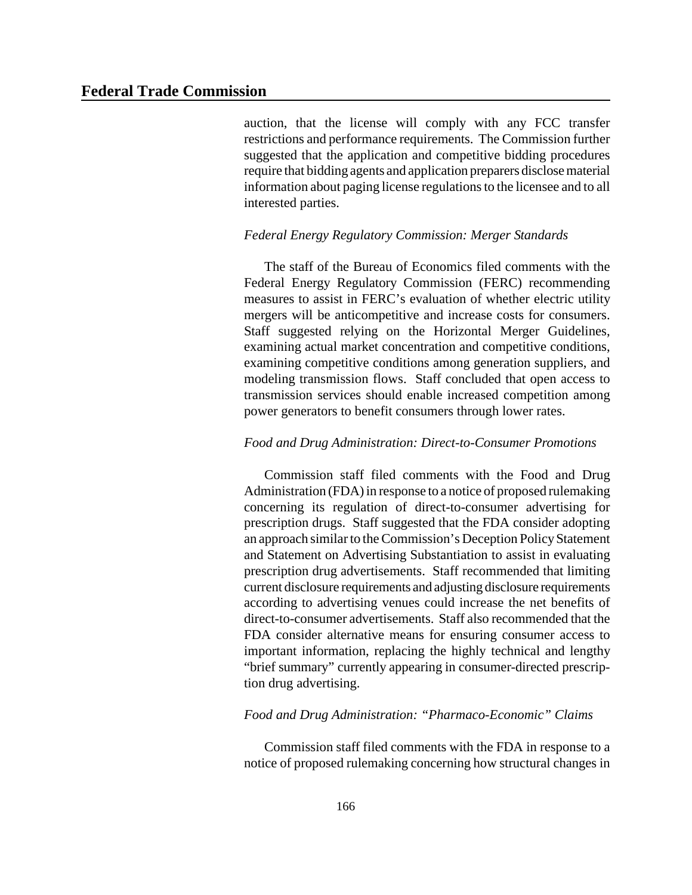auction, that the license will comply with any FCC transfer restrictions and performance requirements. The Commission further suggested that the application and competitive bidding procedures require that bidding agents and application preparers disclose material information about paging license regulations to the licensee and to all interested parties.

*Federal Energy Regulatory Commission: Merger Standards*

The staff of the Bureau of Economics filed comments with the Federal Energy Regulatory Commission (FERC) recommending measures to assist in FERC's evaluation of whether electric utility mergers will be anticompetitive and increase costs for consumers. Staff suggested relying on the Horizontal Merger Guidelines, examining actual market concentration and competitive conditions, examining competitive conditions among generation suppliers, and modeling transmission flows. Staff concluded that open access to transmission services should enable increased competition among power generators to benefit consumers through lower rates.

*Food and Drug Administration: Direct-to-Consumer Promotions*

Commission staff filed comments with the Food and Drug Administration (FDA) in response to a notice of proposed rulemaking concerning its regulation of direct-to-consumer advertising for prescription drugs. Staff suggested that the FDA consider adopting an approach similar to the Commission's Deception Policy Statement and Statement on Advertising Substantiation to assist in evaluating prescription drug advertisements. Staff recommended that limiting current disclosure requirements and adjusting disclosure requirements according to advertising venues could increase the net benefits of direct-to-consumer advertisements. Staff also recommended that the FDA consider alternative means for ensuring consumer access to important information, replacing the highly technical and lengthy "brief summary" currently appearing in consumer-directed prescription drug advertising.

*Food and Drug Administration: "Pharmaco-Economic" Claims*

Commission staff filed comments with the FDA in response to a notice of proposed rulemaking concerning how structural changes in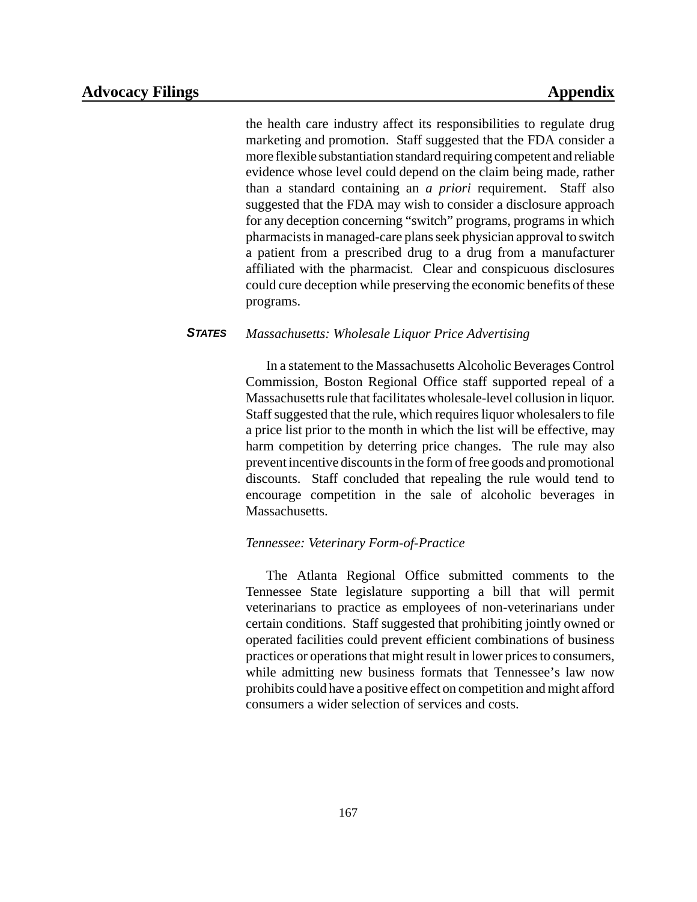the health care industry affect its responsibilities to regulate drug marketing and promotion. Staff suggested that the FDA consider a more flexible substantiation standard requiring competent and reliable evidence whose level could depend on the claim being made, rather than a standard containing an *a priori* requirement. Staff also suggested that the FDA may wish to consider a disclosure approach for any deception concerning "switch" programs, programs in which pharmacists in managed-care plans seek physician approval to switch a patient from a prescribed drug to a drug from a manufacturer affiliated with the pharmacist. Clear and conspicuous disclosures could cure deception while preserving the economic benefits of these programs.

***STATES***

*Massachusetts: Wholesale Liquor Price Advertising*

In a statement to the Massachusetts Alcoholic Beverages Control Commission, Boston Regional Office staff supported repeal of a Massachusetts rule that facilitates wholesale-level collusion in liquor. Staff suggested that the rule, which requires liquor wholesalers to file a price list prior to the month in which the list will be effective, may harm competition by deterring price changes. The rule may also prevent incentive discounts in the form of free goods and promotional discounts. Staff concluded that repealing the rule would tend to encourage competition in the sale of alcoholic beverages in Massachusetts.

*Tennessee: Veterinary Form-of-Practice*

The Atlanta Regional Office submitted comments to the Tennessee State legislature supporting a bill that will permit veterinarians to practice as employees of non-veterinarians under certain conditions. Staff suggested that prohibiting jointly owned or operated facilities could prevent efficient combinations of business practices or operations that might result in lower prices to consumers, while admitting new business formats that Tennessee's law now prohibits could have a positive effect on competition and might afford consumers a wider selection of services and costs.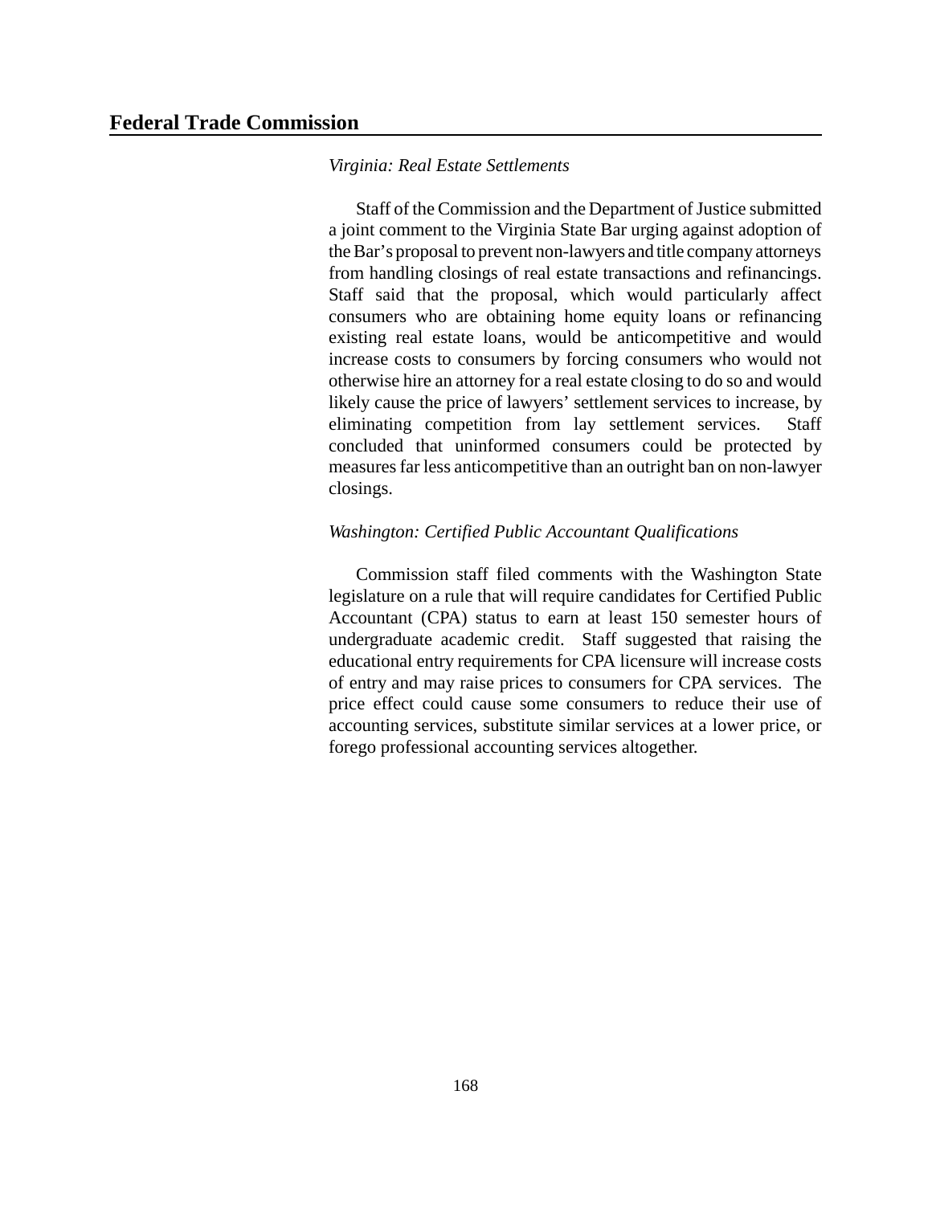*Virginia: Real Estate Settlements*

Staff of the Commission and the Department of Justice submitted a joint comment to the Virginia State Bar urging against adoption of the Bar's proposal to prevent non-lawyers and title company attorneys from handling closings of real estate transactions and refinancings. Staff said that the proposal, which would particularly affect consumers who are obtaining home equity loans or refinancing existing real estate loans, would be anticompetitive and would increase costs to consumers by forcing consumers who would not otherwise hire an attorney for a real estate closing to do so and would likely cause the price of lawyers' settlement services to increase, by eliminating competition from lay settlement services. Staff concluded that uninformed consumers could be protected by measures far less anticompetitive than an outright ban on non-lawyer closings.

*Washington: Certified Public Accountant Qualifications*

Commission staff filed comments with the Washington State legislature on a rule that will require candidates for Certified Public Accountant (CPA) status to earn at least 150 semester hours of undergraduate academic credit. Staff suggested that raising the educational entry requirements for CPA licensure will increase costs of entry and may raise prices to consumers for CPA services. The price effect could cause some consumers to reduce their use of accounting services, substitute similar services at a lower price, or forego professional accounting services altogether.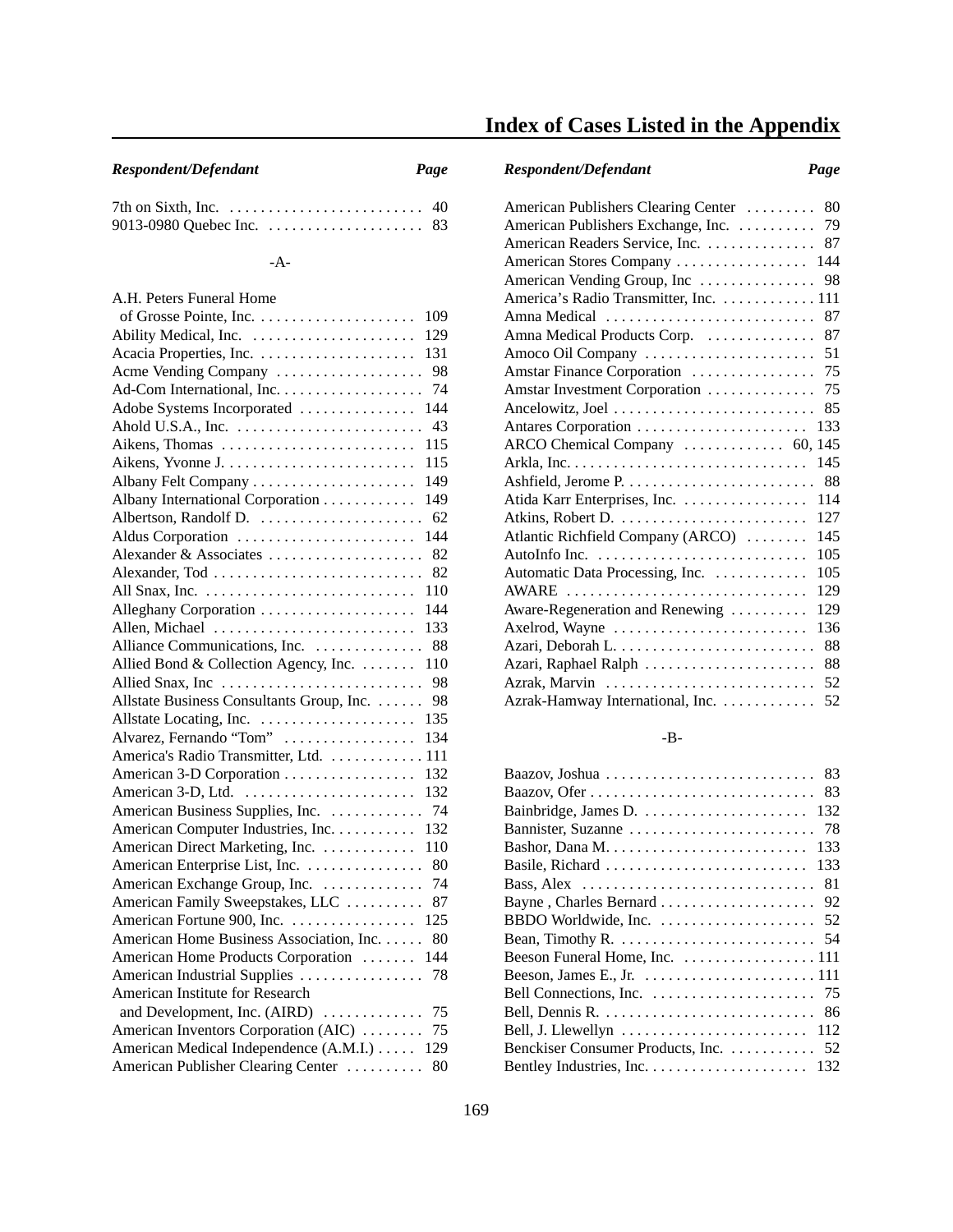# Index of Cases Listed in the Appendix

| *Respondent/Defendant* | *Page* |
|---|---|
| 7th on Sixth, Inc. | 40 |
| 9013-0980 Quebec Inc. | 83 |

-A-

| *Respondent/Defendant* | *Page* |
|---|---|
| A.H. Peters Funeral Home of Grosse Pointe, Inc. | 109 |
| Ability Medical, Inc. | 129 |
| Acacia Properties, Inc. | 131 |
| Acme Vending Company | 98 |
| Ad-Com International, Inc. | 74 |
| Adobe Systems Incorporated | 144 |
| Ahold U.S.A., Inc. | 43 |
| Aikens, Thomas | 115 |
| Aikens, Yvonne J. | 115 |
| Albany Felt Company | 149 |
| Albany International Corporation | 149 |
| Albertson, Randolf D. | 62 |
| Aldus Corporation | 144 |
| Alexander & Associates | 82 |
| Alexander, Tod | 82 |
| All Snax, Inc. | 110 |
| Alleghany Corporation | 144 |
| Allen, Michael | 133 |
| Alliance Communications, Inc. | 88 |
| Allied Bond & Collection Agency, Inc. | 110 |
| Allied Snax, Inc | 98 |
| Allstate Business Consultants Group, Inc. | 98 |
| Allstate Locating, Inc. | 135 |
| Alvarez, Fernando “Tom” | 134 |
| America's Radio Transmitter, Ltd. | 111 |
| American 3-D Corporation | 132 |
| American 3-D, Ltd. | 132 |
| American Business Supplies, Inc. | 74 |
| American Computer Industries, Inc. | 132 |
| American Direct Marketing, Inc. | 110 |
| American Enterprise List, Inc. | 80 |
| American Exchange Group, Inc. | 74 |
| American Family Sweepstakes, LLC | 87 |
| American Fortune 900, Inc. | 125 |
| American Home Business Association, Inc. | 80 |
| American Home Products Corporation | 144 |
| American Industrial Supplies | 78 |
| American Institute for Research and Development, Inc. (AIRD) | 75 |
| American Inventors Corporation (AIC) | 75 |
| American Medical Independence (A.M.I.) | 129 |
| American Publisher Clearing Center | 80 |
| American Publishers Clearing Center | 80 |
| American Publishers Exchange, Inc. | 79 |
| American Readers Service, Inc. | 87 |
| American Stores Company | 144 |
| American Vending Group, Inc | 98 |
| America’s Radio Transmitter, Inc. | 111 |
| Amna Medical | 87 |
| Amna Medical Products Corp. | 87 |
| Amoco Oil Company | 51 |
| Amstar Finance Corporation | 75 |
| Amstar Investment Corporation | 75 |
| Ancelowitz, Joel | 85 |
| Antares Corporation | 133 |
| ARCO Chemical Company | 60, 145 |
| Arkla, Inc. | 145 |
| Ashfield, Jerome P. | 88 |
| Atida Karr Enterprises, Inc. | 114 |
| Atkins, Robert D. | 127 |
| Atlantic Richfield Company (ARCO) | 145 |
| AutoInfo Inc. | 105 |
| Automatic Data Processing, Inc. | 105 |
| AWARE | 129 |
| Aware-Regeneration and Renewing | 129 |
| Axelrod, Wayne | 136 |
| Azari, Deborah L. | 88 |
| Azari, Raphael Ralph | 88 |
| Azrak, Marvin | 52 |
| Azrak-Hamway International, Inc. | 52 |

-B-

| *Respondent/Defendant* | *Page* |
|---|---|
| Baazov, Joshua | 83 |
| Baazov, Ofer | 83 |
| Bainbridge, James D. | 132 |
| Bannister, Suzanne | 78 |
| Bashor, Dana M. | 133 |
| Basile, Richard | 133 |
| Bass, Alex | 81 |
| Bayne , Charles Bernard | 92 |
| BBDO Worldwide, Inc. | 52 |
| Bean, Timothy R. | 54 |
| Beeson Funeral Home, Inc. | 111 |
| Beeson, James E., Jr. | 111 |
| Bell Connections, Inc. | 75 |
| Bell, Dennis R. | 86 |
| Bell, J. Llewellyn | 112 |
| Benckiser Consumer Products, Inc. | 52 |
| Bentley Industries, Inc. | 132 |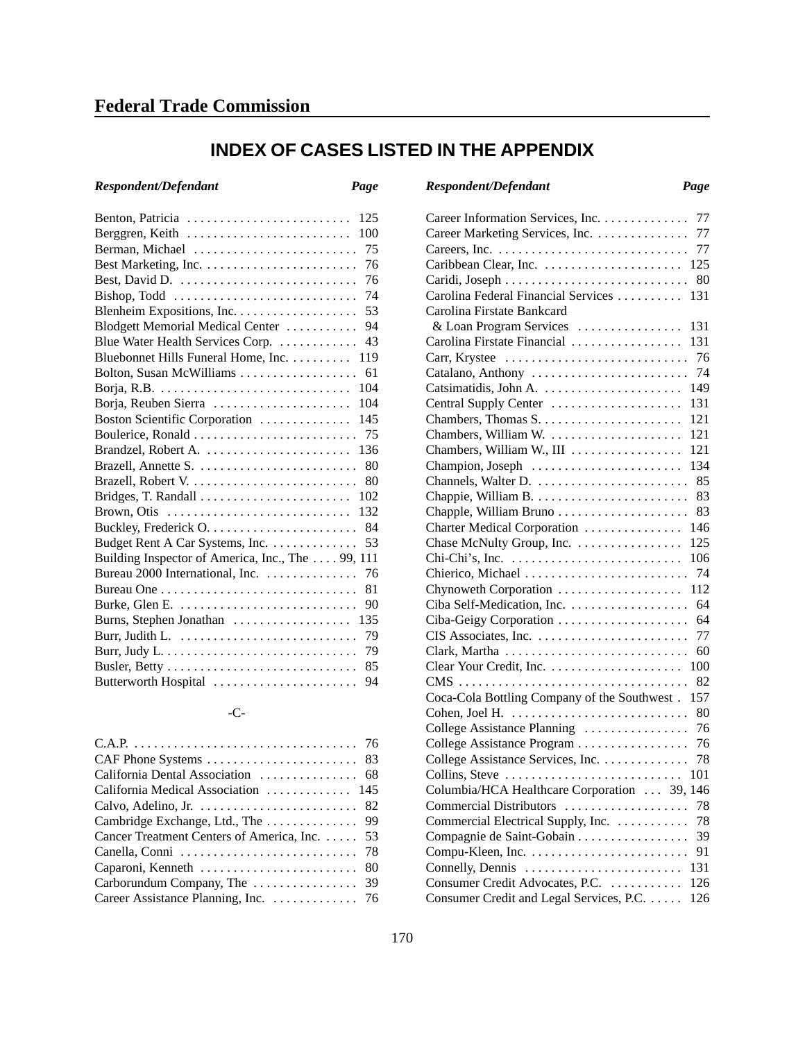# Federal Trade Commission

## INDEX OF CASES LISTED IN THE APPENDIX

| *Respondent/Defendant* | *Page* |
|---|---|
| Benton, Patricia | 125 |
| Berggren, Keith | 100 |
| Berman, Michael | 75 |
| Best Marketing, Inc. | 76 |
| Best, David D. | 76 |
| Bishop, Todd | 74 |
| Blenheim Expositions, Inc. | 53 |
| Blodgett Memorial Medical Center | 94 |
| Blue Water Health Services Corp. | 43 |
| Bluebonnet Hills Funeral Home, Inc. | 119 |
| Bolton, Susan McWilliams | 61 |
| Borja, R.B. | 104 |
| Borja, Reuben Sierra | 104 |
| Boston Scientific Corporation | 145 |
| Boulerice, Ronald | 75 |
| Brandzel, Robert A. | 136 |
| Brazell, Annette S. | 80 |
| Brazell, Robert V. | 80 |
| Bridges, T. Randall | 102 |
| Brown, Otis | 132 |
| Buckley, Frederick O. | 84 |
| Budget Rent A Car Systems, Inc. | 53 |
| Building Inspector of America, Inc., The | 99, 111 |
| Bureau 2000 International, Inc. | 76 |
| Bureau One | 81 |
| Burke, Glen E. | 90 |
| Burns, Stephen Jonathan | 135 |
| Burr, Judith L. | 79 |
| Burr, Judy L. | 79 |
| Busler, Betty | 85 |
| Butterworth Hospital | 94 |

-C-

| *Respondent/Defendant* | *Page* |
|---|---|
| C.A.P. | 76 |
| CAF Phone Systems | 83 |
| California Dental Association | 68 |
| California Medical Association | 145 |
| Calvo, Adelino, Jr. | 82 |
| Cambridge Exchange, Ltd., The | 99 |
| Cancer Treatment Centers of America, Inc. | 53 |
| Canella, Conni | 78 |
| Caparoni, Kenneth | 80 |
| Carborundum Company, The | 39 |
| Career Assistance Planning, Inc. | 76 |
| Career Information Services, Inc. | 77 |
| Career Marketing Services, Inc. | 77 |
| Careers, Inc. | 77 |
| Caribbean Clear, Inc. | 125 |
| Caridi, Joseph | 80 |
| Carolina Federal Financial Services | 131 |
| Carolina Firstate Bankcard & Loan Program Services | 131 |
| Carolina Firstate Financial | 131 |
| Carr, Krystee | 76 |
| Catalano, Anthony | 74 |
| Catsimatidis, John A. | 149 |
| Central Supply Center | 131 |
| Chambers, Thomas S. | 121 |
| Chambers, William W. | 121 |
| Chambers, William W., III | 121 |
| Champion, Joseph | 134 |
| Channels, Walter D. | 85 |
| Chappie, William B. | 83 |
| Chapple, William Bruno | 83 |
| Charter Medical Corporation | 146 |
| Chase McNulty Group, Inc. | 125 |
| Chi-Chi's, Inc. | 106 |
| Chierico, Michael | 74 |
| Chynoweth Corporation | 112 |
| Ciba Self-Medication, Inc. | 64 |
| Ciba-Geigy Corporation | 64 |
| CIS Associates, Inc. | 77 |
| Clark, Martha | 60 |
| Clear Your Credit, Inc. | 100 |
| CMS | 82 |
| Coca-Cola Bottling Company of the Southwest | 157 |
| Cohen, Joel H. | 80 |
| College Assistance Planning | 76 |
| College Assistance Program | 76 |
| College Assistance Services, Inc. | 78 |
| Collins, Steve | 101 |
| Columbia/HCA Healthcare Corporation | 39, 146 |
| Commercial Distributors | 78 |
| Commercial Electrical Supply, Inc. | 78 |
| Compagnie de Saint-Gobain | 39 |
| Compu-Kleen, Inc. | 91 |
| Connelly, Dennis | 131 |
| Consumer Credit Advocates, P.C. | 126 |
| Consumer Credit and Legal Services, P.C. | 126 |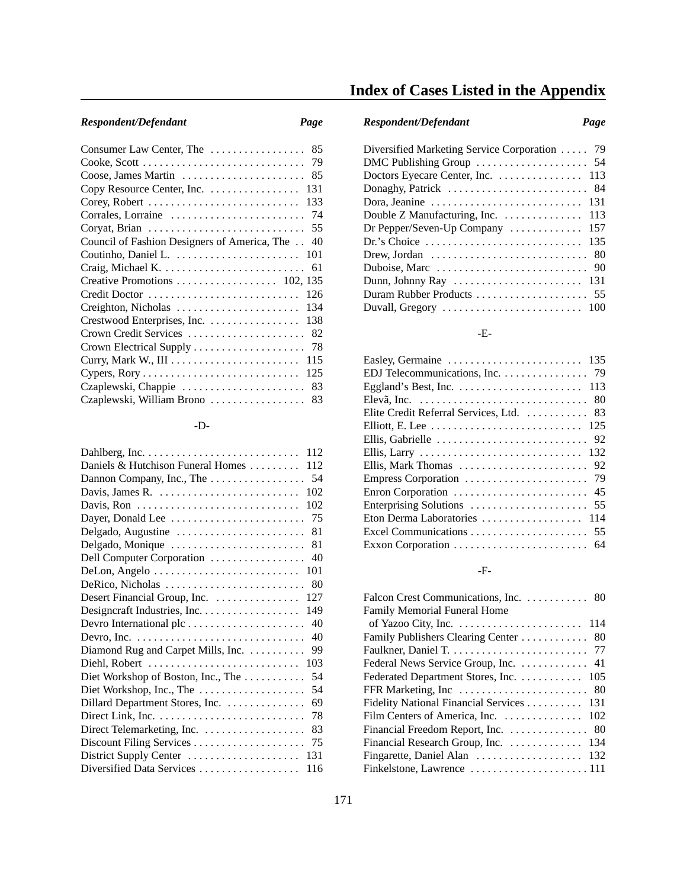# Index of Cases Listed in the Appendix

| Respondent/Defendant | Page |
|---|---|
| Consumer Law Center, The | 85 |
| Cooke, Scott | 79 |
| Coose, James Martin | 85 |
| Copy Resource Center, Inc. | 131 |
| Corey, Robert | 133 |
| Corrales, Lorraine | 74 |
| Coryat, Brian | 55 |
| Council of Fashion Designers of America, The | 40 |
| Coutinho, Daniel L. | 101 |
| Craig, Michael K. | 61 |
| Creative Promotions | 102, 135 |
| Credit Doctor | 126 |
| Creighton, Nicholas | 134 |
| Crestwood Enterprises, Inc. | 138 |
| Crown Credit Services | 82 |
| Crown Electrical Supply | 78 |
| Curry, Mark W., III | 115 |
| Cypers, Rory | 125 |
| Czaplewski, Chappie | 83 |
| Czaplewski, William Brono | 83 |

-D-

| Respondent/Defendant | Page |
|---|---|
| Dahlberg, Inc. | 112 |
| Daniels & Hutchison Funeral Homes | 112 |
| Dannon Company, Inc., The | 54 |
| Davis, James R. | 102 |
| Davis, Ron | 102 |
| Dayer, Donald Lee | 75 |
| Delgado, Augustine | 81 |
| Delgado, Monique | 81 |
| Dell Computer Corporation | 40 |
| DeLon, Angelo | 101 |
| DeRico, Nicholas | 80 |
| Desert Financial Group, Inc. | 127 |
| Designcraft Industries, Inc. | 149 |
| Devro International plc | 40 |
| Devro, Inc. | 40 |
| Diamond Rug and Carpet Mills, Inc. | 99 |
| Diehl, Robert | 103 |
| Diet Workshop of Boston, Inc., The | 54 |
| Diet Workshop, Inc., The | 54 |
| Dillard Department Stores, Inc. | 69 |
| Direct Link, Inc. | 78 |
| Direct Telemarketing, Inc. | 83 |
| Discount Filing Services | 75 |
| District Supply Center | 131 |
| Diversified Data Services | 116 |
| Diversified Marketing Service Corporation | 79 |
| DMC Publishing Group | 54 |
| Doctors Eyecare Center, Inc. | 113 |
| Donaghy, Patrick | 84 |
| Dora, Jeanine | 131 |
| Double Z Manufacturing, Inc. | 113 |
| Dr Pepper/Seven-Up Company | 157 |
| Dr.'s Choice | 135 |
| Drew, Jordan | 80 |
| Duboise, Marc | 90 |
| Dunn, Johnny Ray | 131 |
| Duram Rubber Products | 55 |
| Duvall, Gregory | 100 |

-E-

| Respondent/Defendant | Page |
|---|---|
| Easley, Germaine | 135 |
| EDJ Telecommunications, Inc. | 79 |
| Eggland's Best, Inc. | 113 |
| Elevã, Inc. | 80 |
| Elite Credit Referral Services, Ltd. | 83 |
| Elliott, E. Lee | 125 |
| Ellis, Gabrielle | 92 |
| Ellis, Larry | 132 |
| Ellis, Mark Thomas | 92 |
| Empress Corporation | 79 |
| Enron Corporation | 45 |
| Enterprising Solutions | 55 |
| Eton Derma Laboratories | 114 |
| Excel Communications | 55 |
| Exxon Corporation | 64 |

-F-

| Respondent/Defendant | Page |
|---|---|
| Falcon Crest Communications, Inc. | 80 |
| Family Memorial Funeral Home of Yazoo City, Inc. | 114 |
| Family Publishers Clearing Center | 80 |
| Faulkner, Daniel T. | 77 |
| Federal News Service Group, Inc. | 41 |
| Federated Department Stores, Inc. | 105 |
| FFR Marketing, Inc | 80 |
| Fidelity National Financial Services | 131 |
| Film Centers of America, Inc. | 102 |
| Financial Freedom Report, Inc. | 80 |
| Financial Research Group, Inc. | 134 |
| Fingarette, Daniel Alan | 132 |
| Finkelstone, Lawrence | 111 |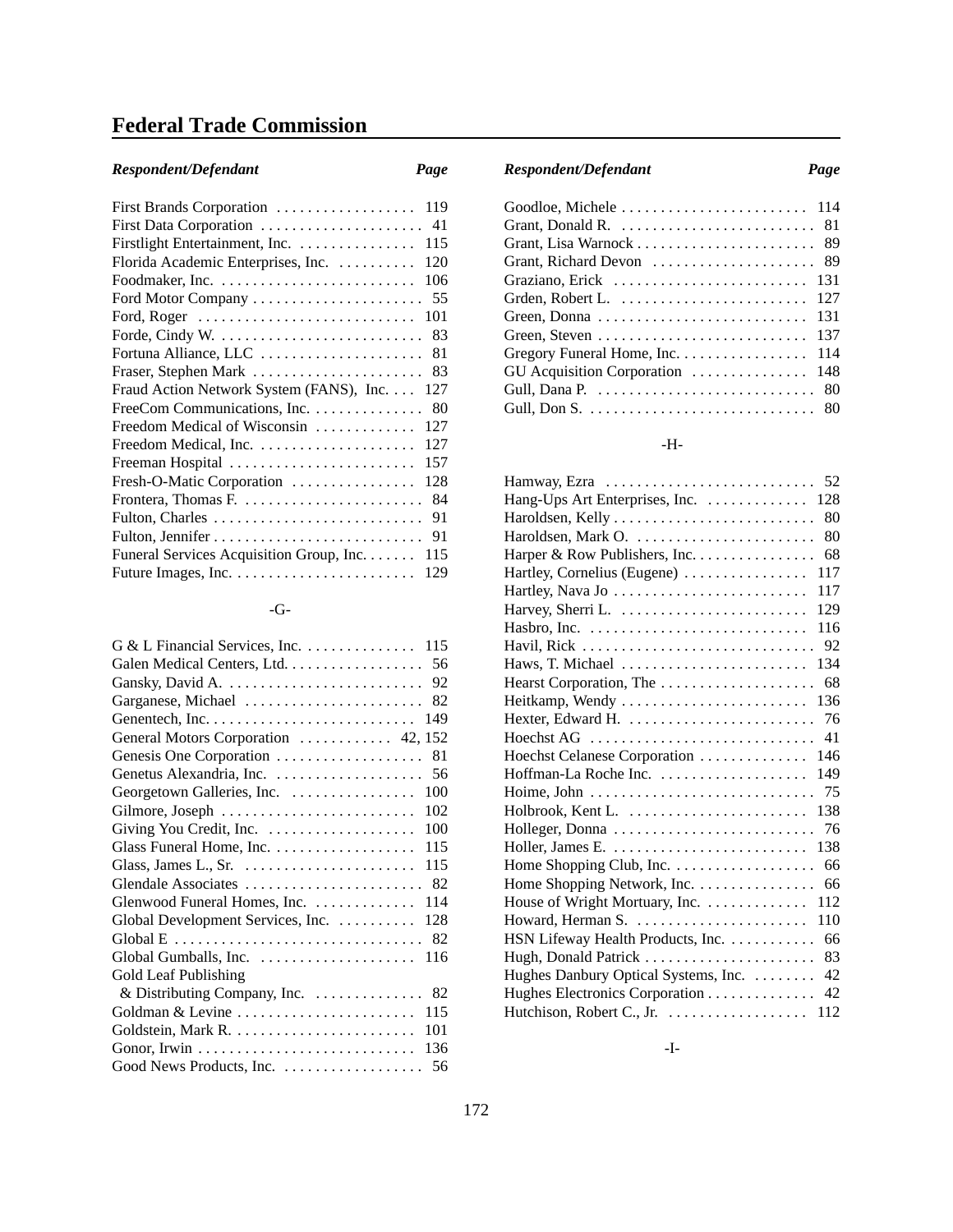## Federal Trade Commission

| Respondent/Defendant | Page |
| --- | --- |
| First Brands Corporation | 119 |
| First Data Corporation | 41 |
| Firstlight Entertainment, Inc. | 115 |
| Florida Academic Enterprises, Inc. | 120 |
| Foodmaker, Inc. | 106 |
| Ford Motor Company | 55 |
| Ford, Roger | 101 |
| Forde, Cindy W. | 83 |
| Fortuna Alliance, LLC | 81 |
| Fraser, Stephen Mark | 83 |
| Fraud Action Network System (FANS), Inc. | 127 |
| FreeCom Communications, Inc. | 80 |
| Freedom Medical of Wisconsin | 127 |
| Freedom Medical, Inc. | 127 |
| Freeman Hospital | 157 |
| Fresh-O-Matic Corporation | 128 |
| Frontera, Thomas F. | 84 |
| Fulton, Charles | 91 |
| Fulton, Jennifer | 91 |
| Funeral Services Acquisition Group, Inc. | 115 |
| Future Images, Inc. | 129 |

-G-

| Respondent/Defendant | Page |
| --- | --- |
| G & L Financial Services, Inc. | 115 |
| Galen Medical Centers, Ltd. | 56 |
| Gansky, David A. | 92 |
| Garganese, Michael | 82 |
| Genentech, Inc. | 149 |
| General Motors Corporation | 42, 152 |
| Genesis One Corporation | 81 |
| Genetus Alexandria, Inc. | 56 |
| Georgetown Galleries, Inc. | 100 |
| Gilmore, Joseph | 102 |
| Giving You Credit, Inc. | 100 |
| Glass Funeral Home, Inc. | 115 |
| Glass, James L., Sr. | 115 |
| Glendale Associates | 82 |
| Glenwood Funeral Homes, Inc. | 114 |
| Global Development Services, Inc. | 128 |
| Global E | 82 |
| Global Gumballs, Inc. | 116 |
| Gold Leaf Publishing & Distributing Company, Inc. | 82 |
| Goldman & Levine | 115 |
| Goldstein, Mark R. | 101 |
| Gonor, Irwin | 136 |
| Good News Products, Inc. | 56 |
| Goodloe, Michele | 114 |
| Grant, Donald R. | 81 |
| Grant, Lisa Warnock | 89 |
| Grant, Richard Devon | 89 |
| Graziano, Erick | 131 |
| Grden, Robert L. | 127 |
| Green, Donna | 131 |
| Green, Steven | 137 |
| Gregory Funeral Home, Inc. | 114 |
| GU Acquisition Corporation | 148 |
| Gull, Dana P. | 80 |
| Gull, Don S. | 80 |

-H-

| Respondent/Defendant | Page |
| --- | --- |
| Hamway, Ezra | 52 |
| Hang-Ups Art Enterprises, Inc. | 128 |
| Haroldsen, Kelly | 80 |
| Haroldsen, Mark O. | 80 |
| Harper & Row Publishers, Inc. | 68 |
| Hartley, Cornelius (Eugene) | 117 |
| Hartley, Nava Jo | 117 |
| Harvey, Sherri L. | 129 |
| Hasbro, Inc. | 116 |
| Havil, Rick | 92 |
| Haws, T. Michael | 134 |
| Hearst Corporation, The | 68 |
| Heitkamp, Wendy | 136 |
| Hexter, Edward H. | 76 |
| Hoechst AG | 41 |
| Hoechst Celanese Corporation | 146 |
| Hoffman-La Roche Inc. | 149 |
| Hoime, John | 75 |
| Holbrook, Kent L. | 138 |
| Holleger, Donna | 76 |
| Holler, James E. | 138 |
| Home Shopping Club, Inc. | 66 |
| Home Shopping Network, Inc. | 66 |
| House of Wright Mortuary, Inc. | 112 |
| Howard, Herman S. | 110 |
| HSN Lifeway Health Products, Inc. | 66 |
| Hugh, Donald Patrick | 83 |
| Hughes Danbury Optical Systems, Inc. | 42 |
| Hughes Electronics Corporation | 42 |
| Hutchison, Robert C., Jr. | 112 |

-I-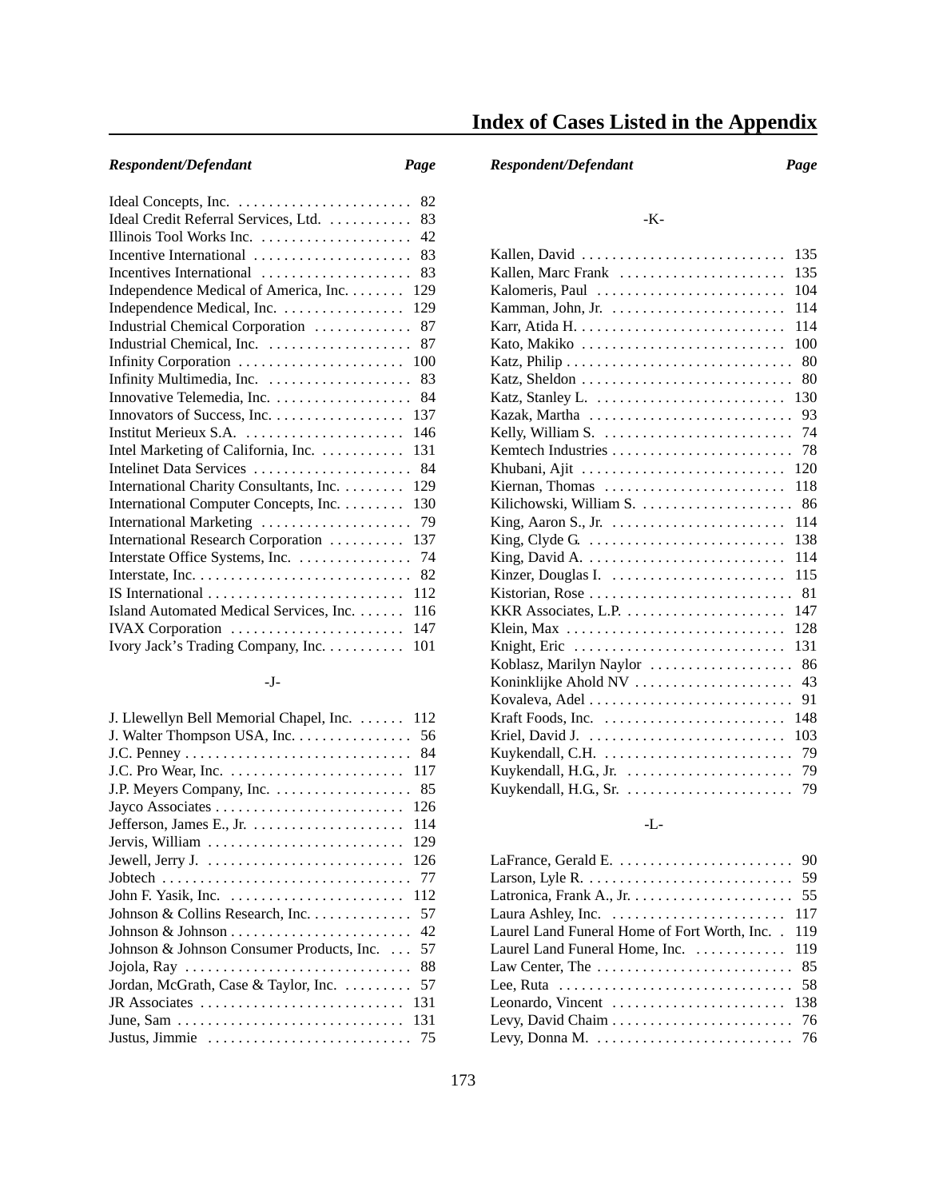# Index of Cases Listed in the Appendix

| Respondent/Defendant | Page |
|---|---|
| Ideal Concepts, Inc. | 82 |
| Ideal Credit Referral Services, Ltd. | 83 |
| Illinois Tool Works Inc. | 42 |
| Incentive International | 83 |
| Incentives International | 83 |
| Independence Medical of America, Inc. | 129 |
| Independence Medical, Inc. | 129 |
| Industrial Chemical Corporation | 87 |
| Industrial Chemical, Inc. | 87 |
| Infinity Corporation | 100 |
| Infinity Multimedia, Inc. | 83 |
| Innovative Telemedia, Inc. | 84 |
| Innovators of Success, Inc. | 137 |
| Institut Merieux S.A. | 146 |
| Intel Marketing of California, Inc. | 131 |
| Intelinet Data Services | 84 |
| International Charity Consultants, Inc. | 129 |
| International Computer Concepts, Inc. | 130 |
| International Marketing | 79 |
| International Research Corporation | 137 |
| Interstate Office Systems, Inc. | 74 |
| Interstate, Inc. | 82 |
| IS International | 112 |
| Island Automated Medical Services, Inc. | 116 |
| IVAX Corporation | 147 |
| Ivory Jack's Trading Company, Inc. | 101 |

-J-

| Respondent/Defendant | Page |
|---|---|
| J. Llewellyn Bell Memorial Chapel, Inc. | 112 |
| J. Walter Thompson USA, Inc. | 56 |
| J.C. Penney | 84 |
| J.C. Pro Wear, Inc. | 117 |
| J.P. Meyers Company, Inc. | 85 |
| Jayco Associates | 126 |
| Jefferson, James E., Jr. | 114 |
| Jervis, William | 129 |
| Jewell, Jerry J. | 126 |
| Jobtech | 77 |
| John F. Yasik, Inc. | 112 |
| Johnson & Collins Research, Inc. | 57 |
| Johnson & Johnson | 42 |
| Johnson & Johnson Consumer Products, Inc. | 57 |
| Jojola, Ray | 88 |
| Jordan, McGrath, Case & Taylor, Inc. | 57 |
| JR Associates | 131 |
| June, Sam | 131 |
| Justus, Jimmie | 75 |

-K-

| Respondent/Defendant | Page |
|---|---|
| Kallen, David | 135 |
| Kallen, Marc Frank | 135 |
| Kalomeris, Paul | 104 |
| Kamman, John, Jr. | 114 |
| Karr, Atida H. | 114 |
| Kato, Makiko | 100 |
| Katz, Philip | 80 |
| Katz, Sheldon | 80 |
| Katz, Stanley L. | 130 |
| Kazak, Martha | 93 |
| Kelly, William S. | 74 |
| Kemtech Industries | 78 |
| Khubani, Ajit | 120 |
| Kiernan, Thomas | 118 |
| Kilichowski, William S. | 86 |
| King, Aaron S., Jr. | 114 |
| King, Clyde G. | 138 |
| King, David A. | 114 |
| Kinzer, Douglas I. | 115 |
| Kistorian, Rose | 81 |
| KKR Associates, L.P. | 147 |
| Klein, Max | 128 |
| Knight, Eric | 131 |
| Koblasz, Marilyn Naylor | 86 |
| Koninklijke Ahold NV | 43 |
| Kovaleva, Adel | 91 |
| Kraft Foods, Inc. | 148 |
| Kriel, David J. | 103 |
| Kuykendall, C.H. | 79 |
| Kuykendall, H.G., Jr. | 79 |
| Kuykendall, H.G., Sr. | 79 |

-L-

| Respondent/Defendant | Page |
|---|---|
| LaFrance, Gerald E. | 90 |
| Larson, Lyle R. | 59 |
| Latronica, Frank A., Jr. | 55 |
| Laura Ashley, Inc. | 117 |
| Laurel Land Funeral Home of Fort Worth, Inc. | 119 |
| Laurel Land Funeral Home, Inc. | 119 |
| Law Center, The | 85 |
| Lee, Ruta | 58 |
| Leonardo, Vincent | 138 |
| Levy, David Chaim | 76 |
| Levy, Donna M. | 76 |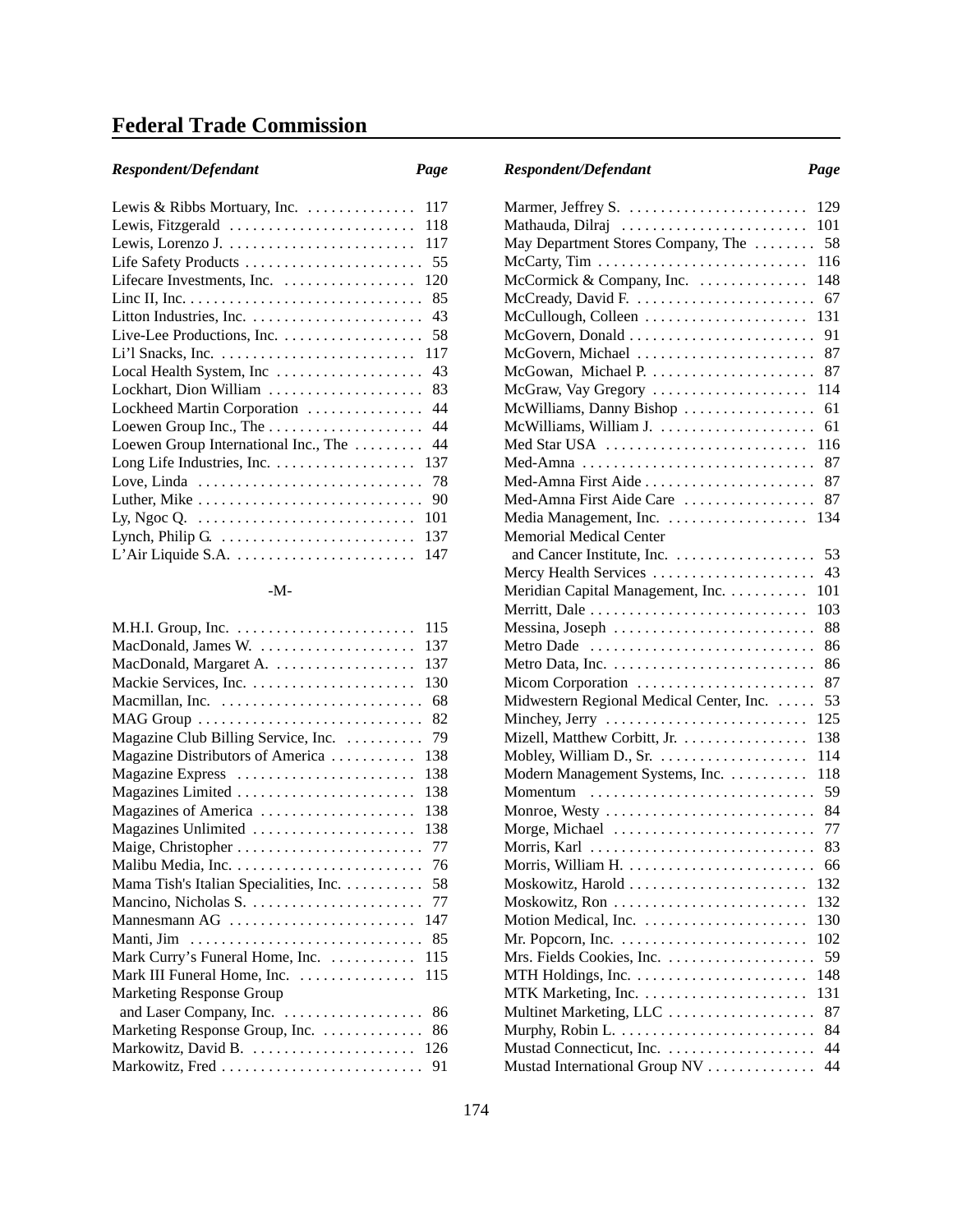# Federal Trade Commission

| Respondent/Defendant | Page |
|---|---|
| Lewis & Ribbs Mortuary, Inc. | 117 |
| Lewis, Fitzgerald | 118 |
| Lewis, Lorenzo J. | 117 |
| Life Safety Products | 55 |
| Lifecare Investments, Inc. | 120 |
| Linc II, Inc. | 85 |
| Litton Industries, Inc. | 43 |
| Live-Lee Productions, Inc. | 58 |
| Li'l Snacks, Inc. | 117 |
| Local Health System, Inc | 43 |
| Lockhart, Dion William | 83 |
| Lockheed Martin Corporation | 44 |
| Loewen Group Inc., The | 44 |
| Loewen Group International Inc., The | 44 |
| Long Life Industries, Inc. | 137 |
| Love, Linda | 78 |
| Luther, Mike | 90 |
| Ly, Ngoc Q. | 101 |
| Lynch, Philip G. | 137 |
| L'Air Liquide S.A. | 147 |

-M-

| Respondent/Defendant | Page |
|---|---|
| M.H.I. Group, Inc. | 115 |
| MacDonald, James W. | 137 |
| MacDonald, Margaret A. | 137 |
| Mackie Services, Inc. | 130 |
| Macmillan, Inc. | 68 |
| MAG Group | 82 |
| Magazine Club Billing Service, Inc. | 79 |
| Magazine Distributors of America | 138 |
| Magazine Express | 138 |
| Magazines Limited | 138 |
| Magazines of America | 138 |
| Magazines Unlimited | 138 |
| Maige, Christopher | 77 |
| Malibu Media, Inc. | 76 |
| Mama Tish's Italian Specialities, Inc. | 58 |
| Mancino, Nicholas S. | 77 |
| Mannesmann AG | 147 |
| Manti, Jim | 85 |
| Mark Curry's Funeral Home, Inc. | 115 |
| Mark III Funeral Home, Inc. | 115 |
| Marketing Response Group and Laser Company, Inc. | 86 |
| Marketing Response Group, Inc. | 86 |
| Markowitz, David B. | 126 |
| Markowitz, Fred | 91 |
| Marmer, Jeffrey S. | 129 |
| Mathauda, Dilraj | 101 |
| May Department Stores Company, The | 58 |
| McCarty, Tim | 116 |
| McCormick & Company, Inc. | 148 |
| McCready, David F. | 67 |
| McCullough, Colleen | 131 |
| McGovern, Donald | 91 |
| McGovern, Michael | 87 |
| McGowan, Michael P. | 87 |
| McGraw, Vay Gregory | 114 |
| McWilliams, Danny Bishop | 61 |
| McWilliams, William J. | 61 |
| Med Star USA | 116 |
| Med-Amna | 87 |
| Med-Amna First Aide | 87 |
| Med-Amna First Aide Care | 87 |
| Media Management, Inc. | 134 |
| Memorial Medical Center and Cancer Institute, Inc. | 53 |
| Mercy Health Services | 43 |
| Meridian Capital Management, Inc. | 101 |
| Merritt, Dale | 103 |
| Messina, Joseph | 88 |
| Metro Dade | 86 |
| Metro Data, Inc. | 86 |
| Micom Corporation | 87 |
| Midwestern Regional Medical Center, Inc. | 53 |
| Minchey, Jerry | 125 |
| Mizell, Matthew Corbitt, Jr. | 138 |
| Mobley, William D., Sr. | 114 |
| Modern Management Systems, Inc. | 118 |
| Momentum | 59 |
| Monroe, Westy | 84 |
| Morge, Michael | 77 |
| Morris, Karl | 83 |
| Morris, William H. | 66 |
| Moskowitz, Harold | 132 |
| Moskowitz, Ron | 132 |
| Motion Medical, Inc. | 130 |
| Mr. Popcorn, Inc. | 102 |
| Mrs. Fields Cookies, Inc. | 59 |
| MTH Holdings, Inc. | 148 |
| MTK Marketing, Inc. | 131 |
| Multinet Marketing, LLC | 87 |
| Murphy, Robin L. | 84 |
| Mustad Connecticut, Inc. | 44 |
| Mustad International Group NV | 44 |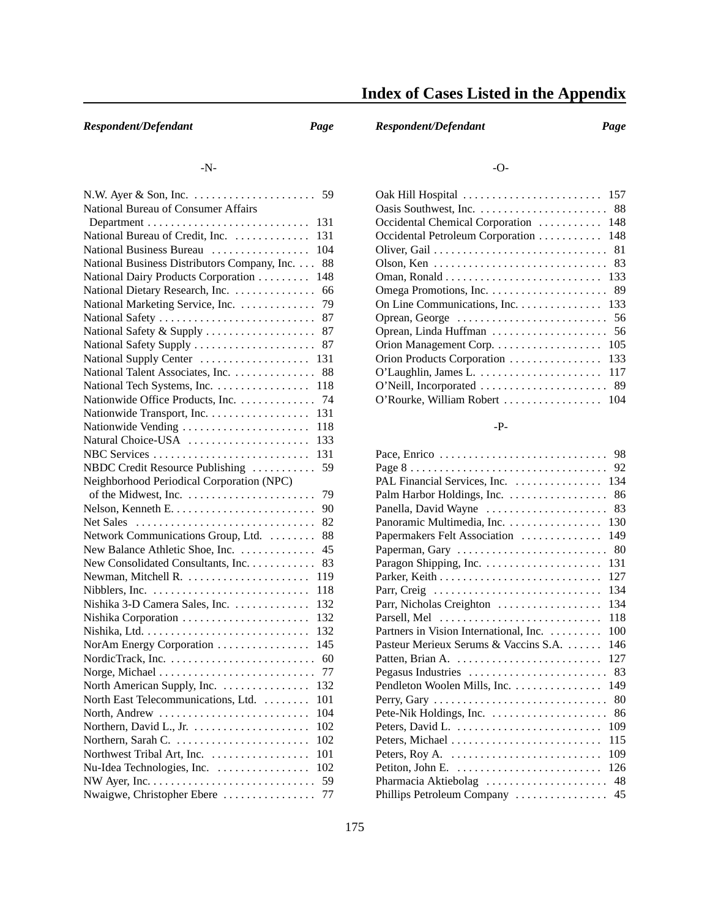# Index of Cases Listed in the Appendix

| Respondent/Defendant | Page |
|---|---|
| **-N-** | |
| N.W. Ayer & Son, Inc. | 59 |
| National Bureau of Consumer Affairs Department | 131 |
| National Bureau of Credit, Inc. | 131 |
| National Business Bureau | 104 |
| National Business Distributors Company, Inc. | 88 |
| National Dairy Products Corporation | 148 |
| National Dietary Research, Inc. | 66 |
| National Marketing Service, Inc. | 79 |
| National Safety | 87 |
| National Safety & Supply | 87 |
| National Safety Supply | 87 |
| National Supply Center | 131 |
| National Talent Associates, Inc. | 88 |
| National Tech Systems, Inc. | 118 |
| Nationwide Office Products, Inc. | 74 |
| Nationwide Transport, Inc. | 131 |
| Nationwide Vending | 118 |
| Natural Choice-USA | 133 |
| NBC Services | 131 |
| NBDC Credit Resource Publishing | 59 |
| Neighborhood Periodical Corporation (NPC) of the Midwest, Inc. | 79 |
| Nelson, Kenneth E. | 90 |
| Net Sales | 82 |
| Network Communications Group, Ltd. | 88 |
| New Balance Athletic Shoe, Inc. | 45 |
| New Consolidated Consultants, Inc. | 83 |
| Newman, Mitchell R. | 119 |
| Nibblers, Inc. | 118 |
| Nishika 3-D Camera Sales, Inc. | 132 |
| Nishika Corporation | 132 |
| Nishika, Ltd. | 132 |
| NorAm Energy Corporation | 145 |
| NordicTrack, Inc. | 60 |
| Norge, Michael | 77 |
| North American Supply, Inc. | 132 |
| North East Telecommunications, Ltd. | 101 |
| North, Andrew | 104 |
| Northern, David L., Jr. | 102 |
| Northern, Sarah C. | 102 |
| Northwest Tribal Art, Inc. | 101 |
| Nu-Idea Technologies, Inc. | 102 |
| NW Ayer, Inc. | 59 |
| Nwaigwe, Christopher Ebere | 77 |
| **-O-** | |
| Oak Hill Hospital | 157 |
| Oasis Southwest, Inc. | 88 |
| Occidental Chemical Corporation | 148 |
| Occidental Petroleum Corporation | 148 |
| Oliver, Gail | 81 |
| Olson, Ken | 83 |
| Oman, Ronald | 133 |
| Omega Promotions, Inc. | 89 |
| On Line Communications, Inc. | 133 |
| Oprean, George | 56 |
| Oprean, Linda Huffman | 56 |
| Orion Management Corp. | 105 |
| Orion Products Corporation | 133 |
| O'Laughlin, James L. | 117 |
| O'Neill, Incorporated | 89 |
| O'Rourke, William Robert | 104 |
| **-P-** | |
| Pace, Enrico | 98 |
| Page 8 | 92 |
| PAL Financial Services, Inc. | 134 |
| Palm Harbor Holdings, Inc. | 86 |
| Panella, David Wayne | 83 |
| Panoramic Multimedia, Inc. | 130 |
| Papermakers Felt Association | 149 |
| Paperman, Gary | 80 |
| Paragon Shipping, Inc. | 131 |
| Parker, Keith | 127 |
| Parr, Creig | 134 |
| Parr, Nicholas Creighton | 134 |
| Parsell, Mel | 118 |
| Partners in Vision International, Inc. | 100 |
| Pasteur Merieux Serums & Vaccins S.A. | 146 |
| Patten, Brian A. | 127 |
| Pegasus Industries | 83 |
| Pendleton Woolen Mills, Inc. | 149 |
| Perry, Gary | 80 |
| Pete-Nik Holdings, Inc. | 86 |
| Peters, David L. | 109 |
| Peters, Michael | 115 |
| Peters, Roy A. | 109 |
| Petiton, John E. | 126 |
| Pharmacia Aktiebolag | 48 |
| Phillips Petroleum Company | 45 |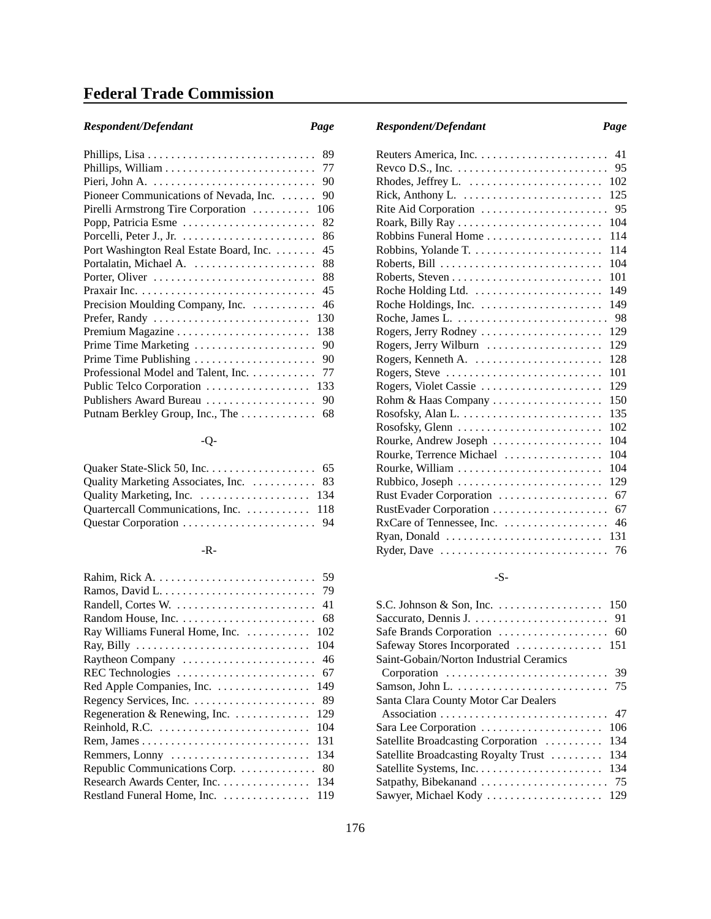# Federal Trade Commission

| *Respondent/Defendant* | *Page* |
| --- | --- |
| Phillips, Lisa | 89 |
| Phillips, William | 77 |
| Pieri, John A. | 90 |
| Pioneer Communications of Nevada, Inc. | 90 |
| Pirelli Armstrong Tire Corporation | 106 |
| Popp, Patricia Esme | 82 |
| Porcelli, Peter J., Jr. | 86 |
| Port Washington Real Estate Board, Inc. | 45 |
| Portalatin, Michael A. | 88 |
| Porter, Oliver | 88 |
| Praxair Inc. | 45 |
| Precision Moulding Company, Inc. | 46 |
| Prefer, Randy | 130 |
| Premium Magazine | 138 |
| Prime Time Marketing | 90 |
| Prime Time Publishing | 90 |
| Professional Model and Talent, Inc. | 77 |
| Public Telco Corporation | 133 |
| Publishers Award Bureau | 90 |
| Putnam Berkley Group, Inc., The | 68 |

-Q-

| *Respondent/Defendant* | *Page* |
| --- | --- |
| Quaker State-Slick 50, Inc. | 65 |
| Quality Marketing Associates, Inc. | 83 |
| Quality Marketing, Inc. | 134 |
| Quartercall Communications, Inc. | 118 |
| Questar Corporation | 94 |

-R-

| *Respondent/Defendant* | *Page* |
| --- | --- |
| Rahim, Rick A. | 59 |
| Ramos, David L. | 79 |
| Randell, Cortes W. | 41 |
| Random House, Inc. | 68 |
| Ray Williams Funeral Home, Inc. | 102 |
| Ray, Billy | 104 |
| Raytheon Company | 46 |
| REC Technologies | 67 |
| Red Apple Companies, Inc. | 149 |
| Regency Services, Inc. | 89 |
| Regeneration & Renewing, Inc. | 129 |
| Reinhold, R.C. | 104 |
| Rem, James | 131 |
| Remmers, Lonny | 134 |
| Republic Communications Corp. | 80 |
| Research Awards Center, Inc. | 134 |
| Restland Funeral Home, Inc. | 119 |
| Reuters America, Inc. | 41 |
| Revco D.S., Inc. | 95 |
| Rhodes, Jeffrey L. | 102 |
| Rick, Anthony L. | 125 |
| Rite Aid Corporation | 95 |
| Roark, Billy Ray | 104 |
| Robbins Funeral Home | 114 |
| Robbins, Yolande T. | 114 |
| Roberts, Bill | 104 |
| Roberts, Steven | 101 |
| Roche Holding Ltd. | 149 |
| Roche Holdings, Inc. | 149 |
| Roche, James L. | 98 |
| Rogers, Jerry Rodney | 129 |
| Rogers, Jerry Wilburn | 129 |
| Rogers, Kenneth A. | 128 |
| Rogers, Steve | 101 |
| Rogers, Violet Cassie | 129 |
| Rohm & Haas Company | 150 |
| Rosofsky, Alan L. | 135 |
| Rosofsky, Glenn | 102 |
| Rourke, Andrew Joseph | 104 |
| Rourke, Terrence Michael | 104 |
| Rourke, William | 104 |
| Rubbico, Joseph | 129 |
| Rust Evader Corporation | 67 |
| RustEvader Corporation | 67 |
| RxCare of Tennessee, Inc. | 46 |
| Ryan, Donald | 131 |
| Ryder, Dave | 76 |

-S-

| *Respondent/Defendant* | *Page* |
| --- | --- |
| S.C. Johnson & Son, Inc. | 150 |
| Saccurato, Dennis J. | 91 |
| Safe Brands Corporation | 60 |
| Safeway Stores Incorporated | 151 |
| Saint-Gobain/Norton Industrial Ceramics Corporation | 39 |
| Samson, John L. | 75 |
| Santa Clara County Motor Car Dealers Association | 47 |
| Sara Lee Corporation | 106 |
| Satellite Broadcasting Corporation | 134 |
| Satellite Broadcasting Royalty Trust | 134 |
| Satellite Systems, Inc. | 134 |
| Satpathy, Bibekanand | 75 |
| Sawyer, Michael Kody | 129 |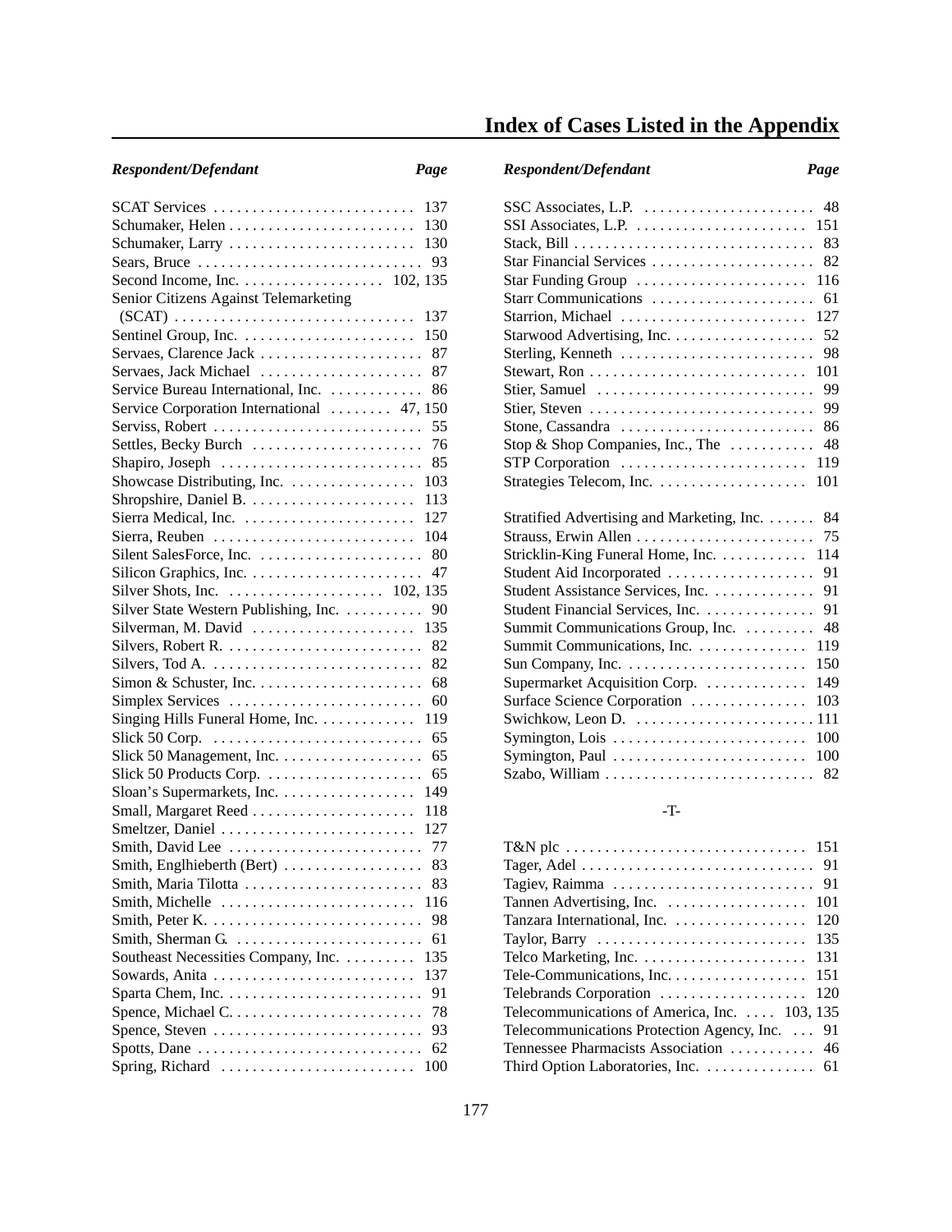# Index of Cases Listed in the Appendix

| Respondent/Defendant | Page |
|---|---|
| SCAT Services | 137 |
| Schumaker, Helen | 130 |
| Schumaker, Larry | 130 |
| Sears, Bruce | 93 |
| Second Income, Inc. | 102, 135 |
| Senior Citizens Against Telemarketing (SCAT) | 137 |
| Sentinel Group, Inc. | 150 |
| Servaes, Clarence Jack | 87 |
| Servaes, Jack Michael | 87 |
| Service Bureau International, Inc. | 86 |
| Service Corporation International | 47, 150 |
| Serviss, Robert | 55 |
| Settles, Becky Burch | 76 |
| Shapiro, Joseph | 85 |
| Showcase Distributing, Inc. | 103 |
| Shropshire, Daniel B. | 113 |
| Sierra Medical, Inc. | 127 |
| Sierra, Reuben | 104 |
| Silent SalesForce, Inc. | 80 |
| Silicon Graphics, Inc. | 47 |
| Silver Shots, Inc. | 102, 135 |
| Silver State Western Publishing, Inc. | 90 |
| Silverman, M. David | 135 |
| Silvers, Robert R. | 82 |
| Silvers, Tod A. | 82 |
| Simon & Schuster, Inc. | 68 |
| Simplex Services | 60 |
| Singing Hills Funeral Home, Inc. | 119 |
| Slick 50 Corp. | 65 |
| Slick 50 Management, Inc. | 65 |
| Slick 50 Products Corp. | 65 |
| Sloan's Supermarkets, Inc. | 149 |
| Small, Margaret Reed | 118 |
| Smeltzer, Daniel | 127 |
| Smith, David Lee | 77 |
| Smith, Englhieberth (Bert) | 83 |
| Smith, Maria Tilotta | 83 |
| Smith, Michelle | 116 |
| Smith, Peter K. | 98 |
| Smith, Sherman G. | 61 |
| Southeast Necessities Company, Inc. | 135 |
| Sowards, Anita | 137 |
| Sparta Chem, Inc. | 91 |
| Spence, Michael C. | 78 |
| Spence, Steven | 93 |
| Spotts, Dane | 62 |
| Spring, Richard | 100 |
| SSC Associates, L.P. | 48 |
| SSI Associates, L.P. | 151 |
| Stack, Bill | 83 |
| Star Financial Services | 82 |
| Star Funding Group | 116 |
| Starr Communications | 61 |
| Starrion, Michael | 127 |
| Starwood Advertising, Inc. | 52 |
| Sterling, Kenneth | 98 |
| Stewart, Ron | 101 |
| Stier, Samuel | 99 |
| Stier, Steven | 99 |
| Stone, Cassandra | 86 |
| Stop & Shop Companies, Inc., The | 48 |
| STP Corporation | 119 |
| Strategies Telecom, Inc. | 101 |
| Stratified Advertising and Marketing, Inc. | 84 |
| Strauss, Erwin Allen | 75 |
| Stricklin-King Funeral Home, Inc. | 114 |
| Student Aid Incorporated | 91 |
| Student Assistance Services, Inc. | 91 |
| Student Financial Services, Inc. | 91 |
| Summit Communications Group, Inc. | 48 |
| Summit Communications, Inc. | 119 |
| Sun Company, Inc. | 150 |
| Supermarket Acquisition Corp. | 149 |
| Surface Science Corporation | 103 |
| Swichkow, Leon D. | 111 |
| Symington, Lois | 100 |
| Symington, Paul | 100 |
| Szabo, William | 82 |

-T-

| Respondent/Defendant | Page |
|---|---|
| T&N plc | 151 |
| Tager, Adel | 91 |
| Tagiev, Raimma | 91 |
| Tannen Advertising, Inc. | 101 |
| Tanzara International, Inc. | 120 |
| Taylor, Barry | 135 |
| Telco Marketing, Inc. | 131 |
| Tele-Communications, Inc. | 151 |
| Telebrands Corporation | 120 |
| Telecommunications of America, Inc. | 103, 135 |
| Telecommunications Protection Agency, Inc. | 91 |
| Tennessee Pharmacists Association | 46 |
| Third Option Laboratories, Inc. | 61 |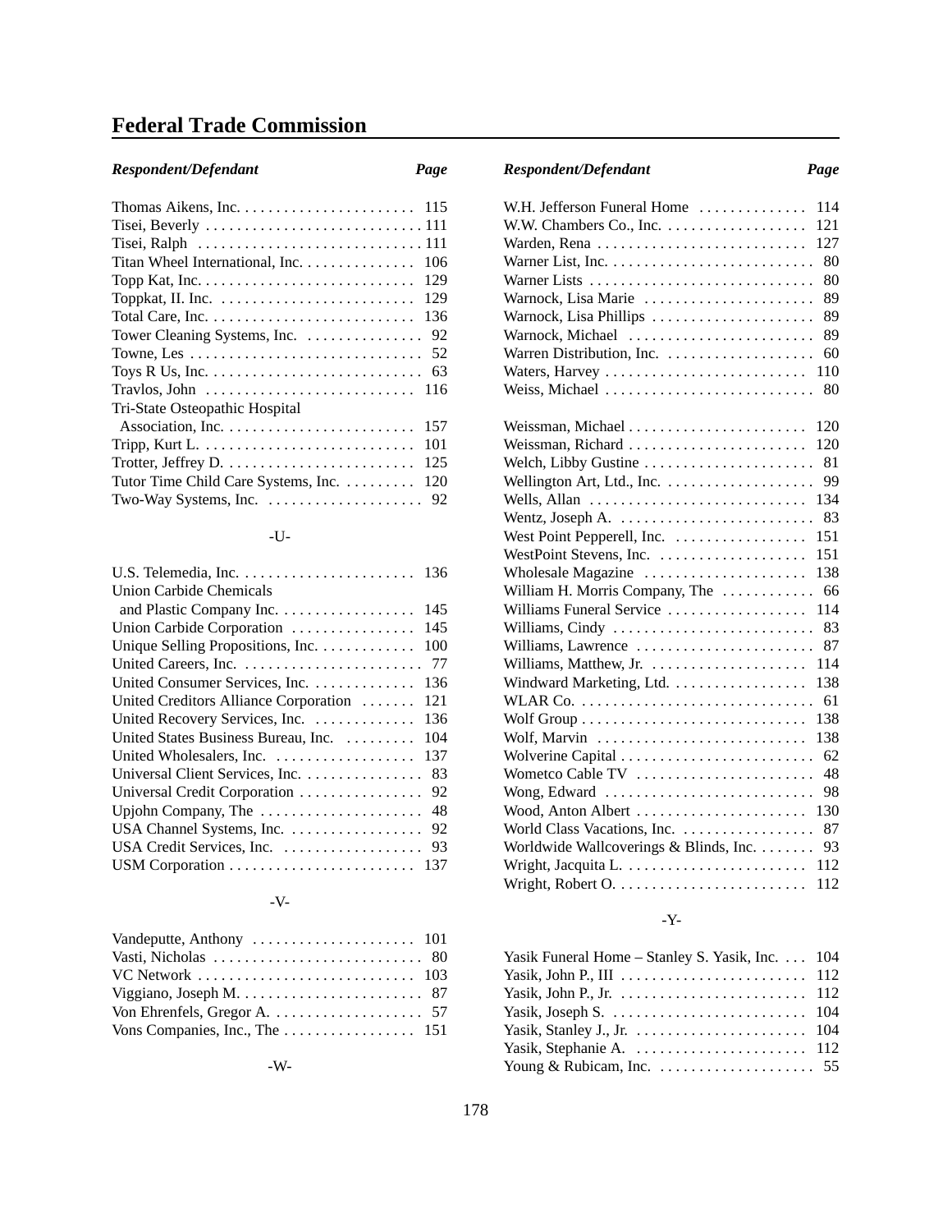## Federal Trade Commission

| *Respondent/Defendant* | *Page* |
|---|---|
| Thomas Aikens, Inc. | 115 |
| Tisei, Beverly | 111 |
| Tisei, Ralph | 111 |
| Titan Wheel International, Inc. | 106 |
| Topp Kat, Inc. | 129 |
| Toppkat, II. Inc. | 129 |
| Total Care, Inc. | 136 |
| Tower Cleaning Systems, Inc. | 92 |
| Towne, Les | 52 |
| Toys R Us, Inc. | 63 |
| Travlos, John | 116 |
| Tri-State Osteopathic Hospital Association, Inc. | 157 |
| Tripp, Kurt L. | 101 |
| Trotter, Jeffrey D. | 125 |
| Tutor Time Child Care Systems, Inc. | 120 |
| Two-Way Systems, Inc. | 92 |

-U-

| *Respondent/Defendant* | *Page* |
|---|---|
| U.S. Telemedia, Inc. | 136 |
| Union Carbide Chemicals and Plastic Company Inc. | 145 |
| Union Carbide Corporation | 145 |
| Unique Selling Propositions, Inc. | 100 |
| United Careers, Inc. | 77 |
| United Consumer Services, Inc. | 136 |
| United Creditors Alliance Corporation | 121 |
| United Recovery Services, Inc. | 136 |
| United States Business Bureau, Inc. | 104 |
| United Wholesalers, Inc. | 137 |
| Universal Client Services, Inc. | 83 |
| Universal Credit Corporation | 92 |
| Upjohn Company, The | 48 |
| USA Channel Systems, Inc. | 92 |
| USA Credit Services, Inc. | 93 |
| USM Corporation | 137 |

-V-

| *Respondent/Defendant* | *Page* |
|---|---|
| Vandeputte, Anthony | 101 |
| Vasti, Nicholas | 80 |
| VC Network | 103 |
| Viggiano, Joseph M. | 87 |
| Von Ehrenfels, Gregor A. | 57 |
| Vons Companies, Inc., The | 151 |

-W-

| *Respondent/Defendant* | *Page* |
|---|---|
| W.H. Jefferson Funeral Home | 114 |
| W.W. Chambers Co., Inc. | 121 |
| Warden, Rena | 127 |
| Warner List, Inc. | 80 |
| Warner Lists | 80 |
| Warnock, Lisa Marie | 89 |
| Warnock, Lisa Phillips | 89 |
| Warnock, Michael | 89 |
| Warren Distribution, Inc. | 60 |
| Waters, Harvey | 110 |
| Weiss, Michael | 80 |
| Weissman, Michael | 120 |
| Weissman, Richard | 120 |
| Welch, Libby Gustine | 81 |
| Wellington Art, Ltd., Inc. | 99 |
| Wells, Allan | 134 |
| Wentz, Joseph A. | 83 |
| West Point Pepperell, Inc. | 151 |
| WestPoint Stevens, Inc. | 151 |
| Wholesale Magazine | 138 |
| William H. Morris Company, The | 66 |
| Williams Funeral Service | 114 |
| Williams, Cindy | 83 |
| Williams, Lawrence | 87 |
| Williams, Matthew, Jr. | 114 |
| Windward Marketing, Ltd. | 138 |
| WLAR Co. | 61 |
| Wolf Group | 138 |
| Wolf, Marvin | 138 |
| Wolverine Capital | 62 |
| Wometco Cable TV | 48 |
| Wong, Edward | 98 |
| Wood, Anton Albert | 130 |
| World Class Vacations, Inc. | 87 |
| Worldwide Wallcoverings & Blinds, Inc. | 93 |
| Wright, Jacquita L. | 112 |
| Wright, Robert O. | 112 |

-Y-

| *Respondent/Defendant* | *Page* |
|---|---|
| Yasik Funeral Home – Stanley S. Yasik, Inc. | 104 |
| Yasik, John P., III | 112 |
| Yasik, John P., Jr. | 112 |
| Yasik, Joseph S. | 104 |
| Yasik, Stanley J., Jr. | 104 |
| Yasik, Stephanie A. | 112 |
| Young & Rubicam, Inc. | 55 |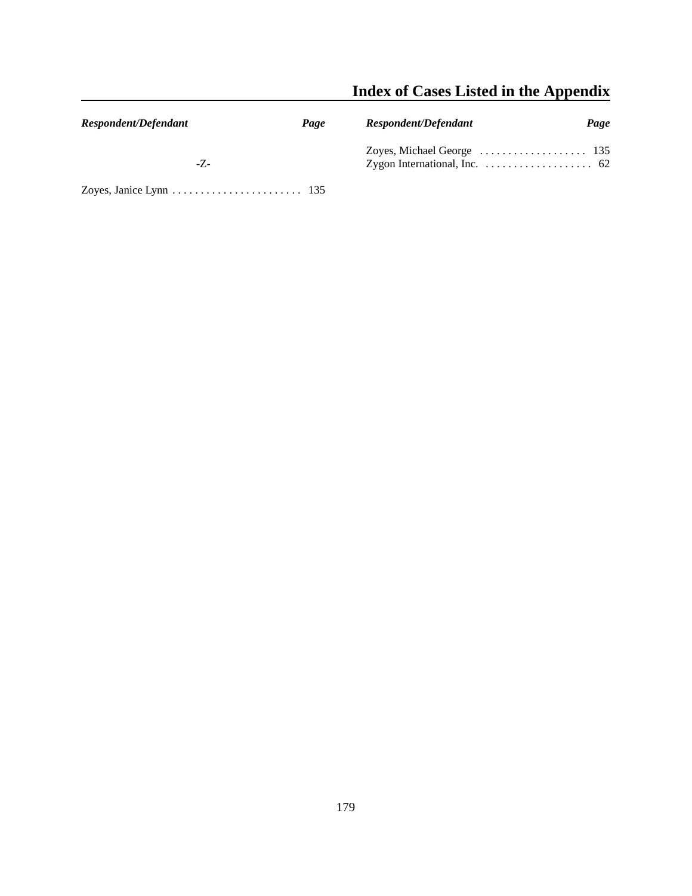# Index of Cases Listed in the Appendix

| *Respondent/Defendant* | *Page* |
| --- | --- |
| **-Z-** | |
| Zoyes, Janice Lynn | 135 |
| Zoyes, Michael George | 135 |
| Zygon International, Inc. | 62 |